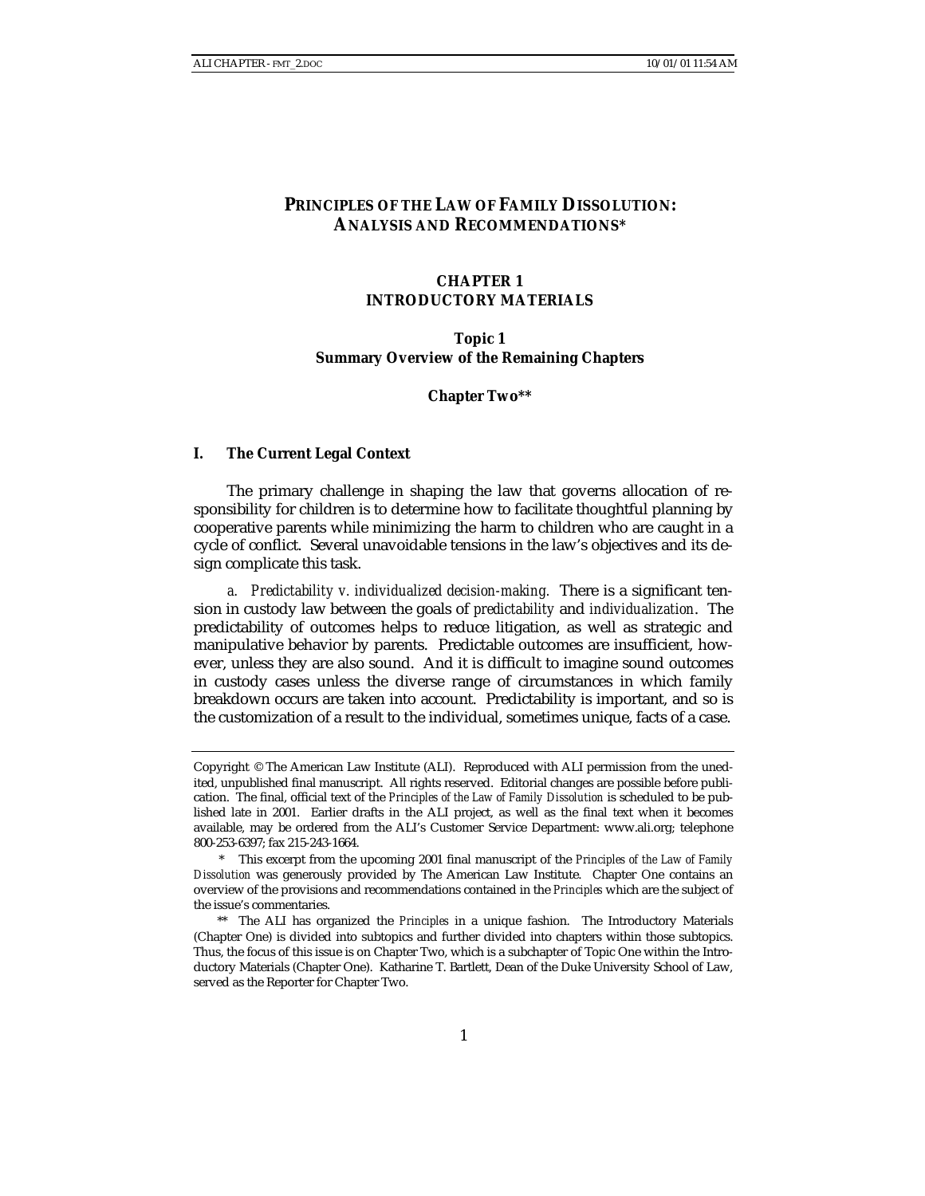# PRINCIPLES OF THE LAW OF FAMILY DISSOLUTION: ANALYSIS AND RECOMMENDATIONS*

## CHAPTER 1
## INTRODUCTORY MATERIALS

### Topic 1
### Summary Overview of the Remaining Chapters

#### Chapter Two**

### I. The Current Legal Context

The primary challenge in shaping the law that governs allocation of responsibility for children is to determine how to facilitate thoughtful planning by cooperative parents while minimizing the harm to children who are caught in a cycle of conflict. Several unavoidable tensions in the law's objectives and its design complicate this task.

*a. Predictability v. individualized decision-making.* There is a significant tension in custody law between the goals of *predictability* and *individualization*. The predictability of outcomes helps to reduce litigation, as well as strategic and manipulative behavior by parents. Predictable outcomes are insufficient, however, unless they are also sound. And it is difficult to imagine sound outcomes in custody cases unless the diverse range of circumstances in which family breakdown occurs are taken into account. Predictability is important, and so is the customization of a result to the individual, sometimes unique, facts of a case.

---

Copyright © The American Law Institute (ALI). Reproduced with ALI permission from the unedited, unpublished final manuscript. All rights reserved. Editorial changes are possible before publication. The final, official text of the *Principles of the Law of Family Dissolution* is scheduled to be published late in 2001. Earlier drafts in the ALI project, as well as the final text when it becomes available, may be ordered from the ALI's Customer Service Department: www.ali.org; telephone 800-253-6397; fax 215-243-1664.

\* This excerpt from the upcoming 2001 final manuscript of the *Principles of the Law of Family Dissolution* was generously provided by The American Law Institute. Chapter One contains an overview of the provisions and recommendations contained in the *Principles* which are the subject of the issue's commentaries.

\*\* The ALI has organized the *Principles* in a unique fashion. The Introductory Materials (Chapter One) is divided into subtopics and further divided into chapters within those subtopics. Thus, the focus of this issue is on Chapter Two, which is a subchapter of Topic One within the Introductory Materials (Chapter One). Katharine T. Bartlett, Dean of the Duke University School of Law, served as the Reporter for Chapter Two.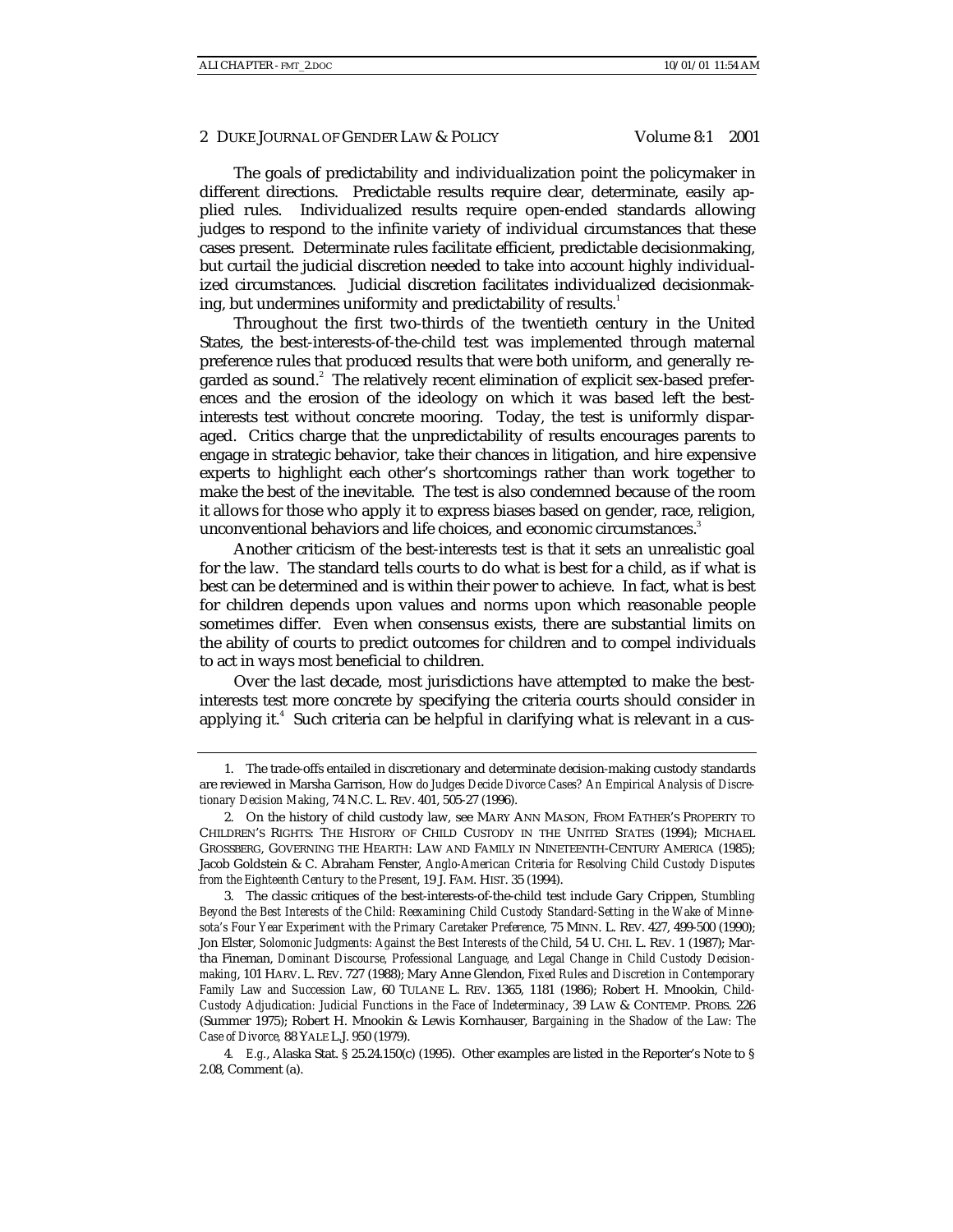The goals of predictability and individualization point the policymaker in different directions. Predictable results require clear, determinate, easily applied rules. Individualized results require open-ended standards allowing judges to respond to the infinite variety of individual circumstances that these cases present. Determinate rules facilitate efficient, predictable decisionmaking, but curtail the judicial discretion needed to take into account highly individualized circumstances. Judicial discretion facilitates individualized decisionmaking, but undermines uniformity and predictability of results.[1]

Throughout the first two-thirds of the twentieth century in the United States, the best-interests-of-the-child test was implemented through maternal preference rules that produced results that were both uniform, and generally regarded as sound.[2] The relatively recent elimination of explicit sex-based preferences and the erosion of the ideology on which it was based left the best-interests test without concrete mooring. Today, the test is uniformly disparaged. Critics charge that the unpredictability of results encourages parents to engage in strategic behavior, take their chances in litigation, and hire expensive experts to highlight each other's shortcomings rather than work together to make the best of the inevitable. The test is also condemned because of the room it allows for those who apply it to express biases based on gender, race, religion, unconventional behaviors and life choices, and economic circumstances.[3]

Another criticism of the best-interests test is that it sets an unrealistic goal for the law. The standard tells courts to do what is best for a child, as if what is best can be determined and is within their power to achieve. In fact, what is best for children depends upon values and norms upon which reasonable people sometimes differ. Even when consensus exists, there are substantial limits on the ability of courts to predict outcomes for children and to compel individuals to act in ways most beneficial to children.

Over the last decade, most jurisdictions have attempted to make the best-interests test more concrete by specifying the criteria courts should consider in applying it.[4] Such criteria can be helpful in clarifying what is relevant in a cus-

---

1. The trade-offs entailed in discretionary and determinate decision-making custody standards are reviewed in Marsha Garrison, *How do Judges Decide Divorce Cases? An Empirical Analysis of Discretionary Decision Making*, 74 N.C. L. REV. 401, 505-27 (1996).

2. On the history of child custody law, see MARY ANN MASON, FROM FATHER'S PROPERTY TO CHILDREN'S RIGHTS: THE HISTORY OF CHILD CUSTODY IN THE UNITED STATES (1994); MICHAEL GROSSBERG, GOVERNING THE HEARTH: LAW AND FAMILY IN NINETEENTH-CENTURY AMERICA (1985); Jacob Goldstein & C. Abraham Fenster, *Anglo-American Criteria for Resolving Child Custody Disputes from the Eighteenth Century to the Present*, 19 J. FAM. HIST. 35 (1994).

3. The classic critiques of the best-interests-of-the-child test include Gary Crippen, *Stumbling Beyond the Best Interests of the Child: Reexamining Child Custody Standard-Setting in the Wake of Minnesota's Four Year Experiment with the Primary Caretaker Preference*, 75 MINN. L. REV. 427, 499-500 (1990); Jon Elster, *Solomonic Judgments: Against the Best Interests of the Child*, 54 U. CHI. L. REV. 1 (1987); Martha Fineman, *Dominant Discourse, Professional Language, and Legal Change in Child Custody Decisionmaking*, 101 HARV. L. REV. 727 (1988); Mary Anne Glendon, *Fixed Rules and Discretion in Contemporary Family Law and Succession Law*, 60 TULANE L. REV. 1365, 1181 (1986); Robert H. Mnookin, *Child-Custody Adjudication: Judicial Functions in the Face of Indeterminacy*, 39 LAW & CONTEMP. PROBS. 226 (Summer 1975); Robert H. Mnookin & Lewis Kornhauser, *Bargaining in the Shadow of the Law: The Case of Divorce*, 88 YALE L.J. 950 (1979).

4. *E.g.*, Alaska Stat. § 25.24.150(c) (1995). Other examples are listed in the Reporter's Note to § 2.08, Comment (a).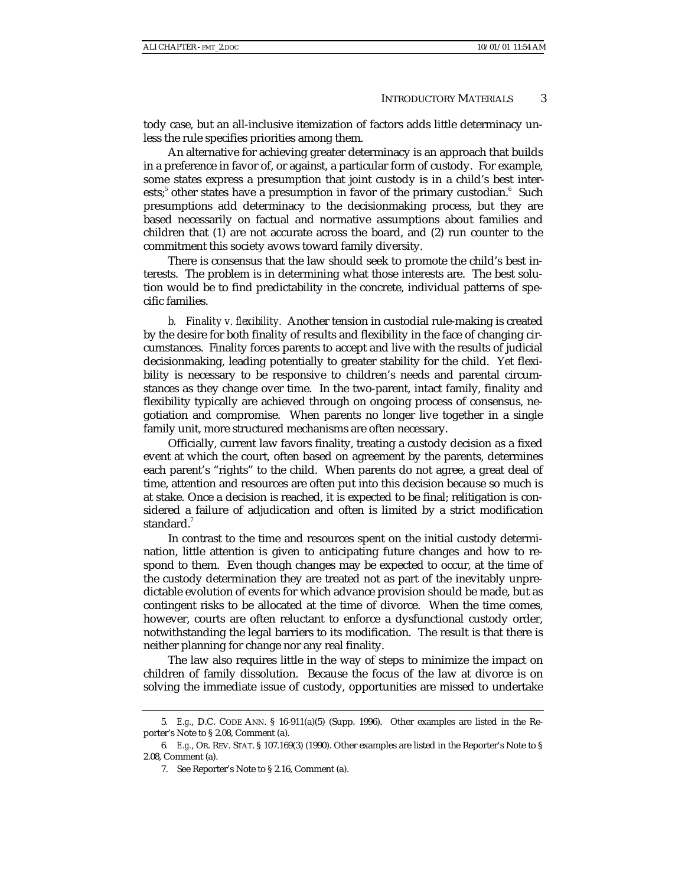tody case, but an all-inclusive itemization of factors adds little determinacy unless the rule specifies priorities among them.

An alternative for achieving greater determinacy is an approach that builds in a preference in favor of, or against, a particular form of custody. For example, some states express a presumption that joint custody is in a child's best interests;[5] other states have a presumption in favor of the primary custodian.[6] Such presumptions add determinacy to the decisionmaking process, but they are based necessarily on factual and normative assumptions about families and children that (1) are not accurate across the board, and (2) run counter to the commitment this society avows toward family diversity.

There is consensus that the law should seek to promote the child's best interests. The problem is in determining what those interests are. The best solution would be to find predictability in the concrete, individual patterns of specific families.

*b. Finality v. flexibility.* Another tension in custodial rule-making is created by the desire for both finality of results and flexibility in the face of changing circumstances. Finality forces parents to accept and live with the results of judicial decisionmaking, leading potentially to greater stability for the child. Yet flexibility is necessary to be responsive to children's needs and parental circumstances as they change over time. In the two-parent, intact family, finality and flexibility typically are achieved through on ongoing process of consensus, negotiation and compromise. When parents no longer live together in a single family unit, more structured mechanisms are often necessary.

Officially, current law favors finality, treating a custody decision as a fixed event at which the court, often based on agreement by the parents, determines each parent's "rights" to the child. When parents do not agree, a great deal of time, attention and resources are often put into this decision because so much is at stake. Once a decision is reached, it is expected to be final; relitigation is considered a failure of adjudication and often is limited by a strict modification standard.[7]

In contrast to the time and resources spent on the initial custody determination, little attention is given to anticipating future changes and how to respond to them. Even though changes may be expected to occur, at the time of the custody determination they are treated not as part of the inevitably unpredictable evolution of events for which advance provision should be made, but as contingent risks to be allocated at the time of divorce. When the time comes, however, courts are often reluctant to enforce a dysfunctional custody order, notwithstanding the legal barriers to its modification. The result is that there is neither planning for change nor any real finality.

The law also requires little in the way of steps to minimize the impact on children of family dissolution. Because the focus of the law at divorce is on solving the immediate issue of custody, opportunities are missed to undertake

---

5. *E.g.*, D.C. CODE ANN. § 16-911(a)(5) (Supp. 1996). Other examples are listed in the Reporter's Note to § 2.08, Comment (a).

6. *E.g.*, OR. REV. STAT. § 107.169(3) (1990). Other examples are listed in the Reporter's Note to § 2.08, Comment (a).

7. See Reporter's Note to § 2.16, Comment (a).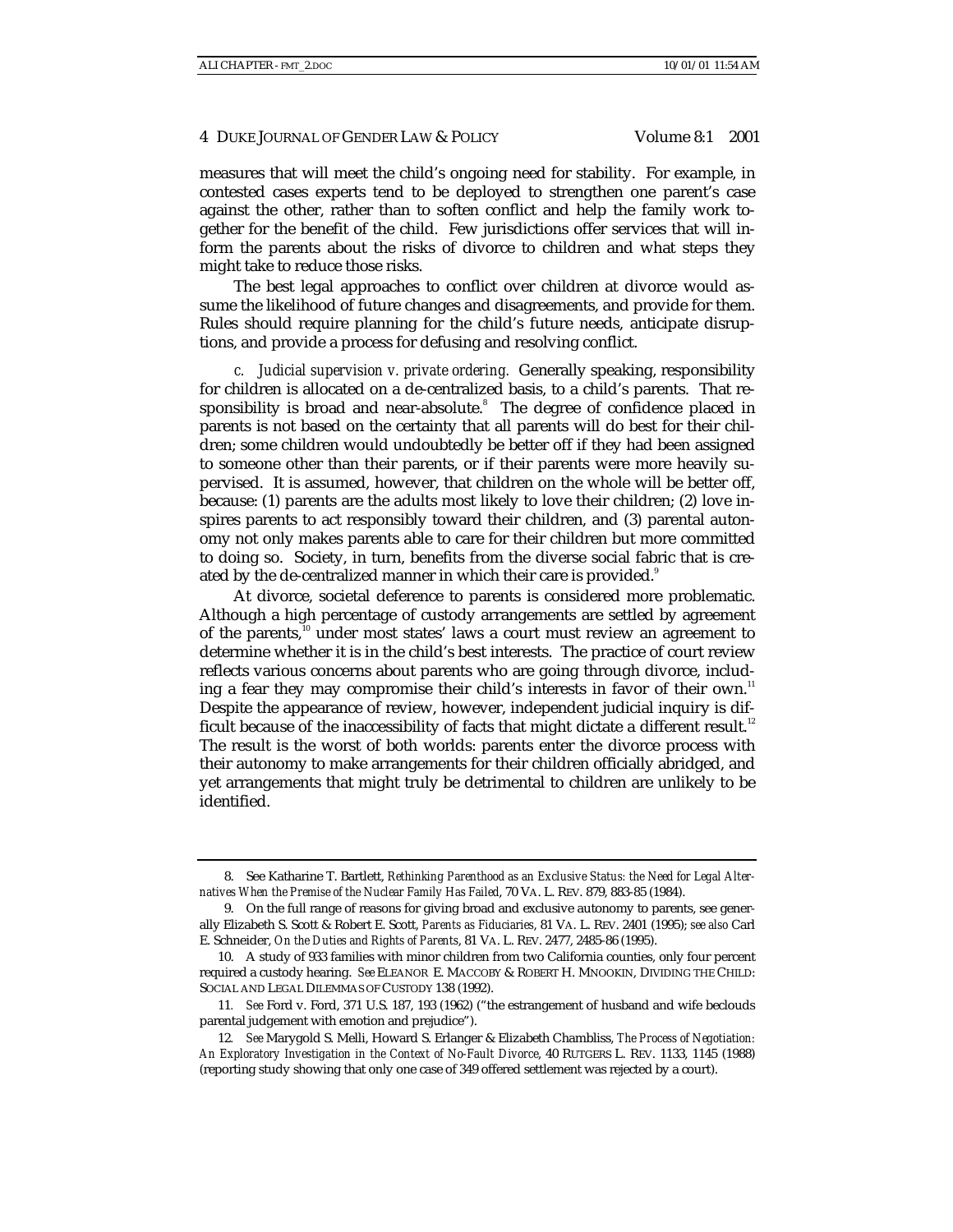measures that will meet the child's ongoing need for stability. For example, in contested cases experts tend to be deployed to strengthen one parent's case against the other, rather than to soften conflict and help the family work together for the benefit of the child. Few jurisdictions offer services that will inform the parents about the risks of divorce to children and what steps they might take to reduce those risks.

The best legal approaches to conflict over children at divorce would assume the likelihood of future changes and disagreements, and provide for them. Rules should require planning for the child's future needs, anticipate disruptions, and provide a process for defusing and resolving conflict.

*c. Judicial supervision v. private ordering.* Generally speaking, responsibility for children is allocated on a de-centralized basis, to a child's parents. That responsibility is broad and near-absolute.[8] The degree of confidence placed in parents is not based on the certainty that all parents will do best for their children; some children would undoubtedly be better off if they had been assigned to someone other than their parents, or if their parents were more heavily supervised. It is assumed, however, that children on the whole will be better off, because: (1) parents are the adults most likely to love their children; (2) love inspires parents to act responsibly toward their children, and (3) parental autonomy not only makes parents able to care for their children but more committed to doing so. Society, in turn, benefits from the diverse social fabric that is created by the de-centralized manner in which their care is provided.[9]

At divorce, societal deference to parents is considered more problematic. Although a high percentage of custody arrangements are settled by agreement of the parents,[10] under most states' laws a court must review an agreement to determine whether it is in the child's best interests. The practice of court review reflects various concerns about parents who are going through divorce, including a fear they may compromise their child's interests in favor of their own.[11] Despite the appearance of review, however, independent judicial inquiry is difficult because of the inaccessibility of facts that might dictate a different result.[12] The result is the worst of both worlds: parents enter the divorce process with their autonomy to make arrangements for their children officially abridged, and yet arrangements that might truly be detrimental to children are unlikely to be identified.

---

8. See Katharine T. Bartlett, *Rethinking Parenthood as an Exclusive Status: the Need for Legal Alternatives When the Premise of the Nuclear Family Has Failed*, 70 VA. L. REV. 879, 883-85 (1984).

9. On the full range of reasons for giving broad and exclusive autonomy to parents, see generally Elizabeth S. Scott & Robert E. Scott, *Parents as Fiduciaries*, 81 VA. L. REV. 2401 (1995); *see also* Carl E. Schneider, *On the Duties and Rights of Parents*, 81 VA. L. REV. 2477, 2485-86 (1995).

10. A study of 933 families with minor children from two California counties, only four percent required a custody hearing. *See* ELEANOR E. MACCOBY & ROBERT H. MNOOKIN, DIVIDING THE CHILD: SOCIAL AND LEGAL DILEMMAS OF CUSTODY 138 (1992).

11. *See* Ford v. Ford, 371 U.S. 187, 193 (1962) ("the estrangement of husband and wife beclouds parental judgement with emotion and prejudice").

12. *See* Marygold S. Melli, Howard S. Erlanger & Elizabeth Chambliss, *The Process of Negotiation: An Exploratory Investigation in the Context of No-Fault Divorce*, 40 RUTGERS L. REV. 1133, 1145 (1988) (reporting study showing that only one case of 349 offered settlement was rejected by a court).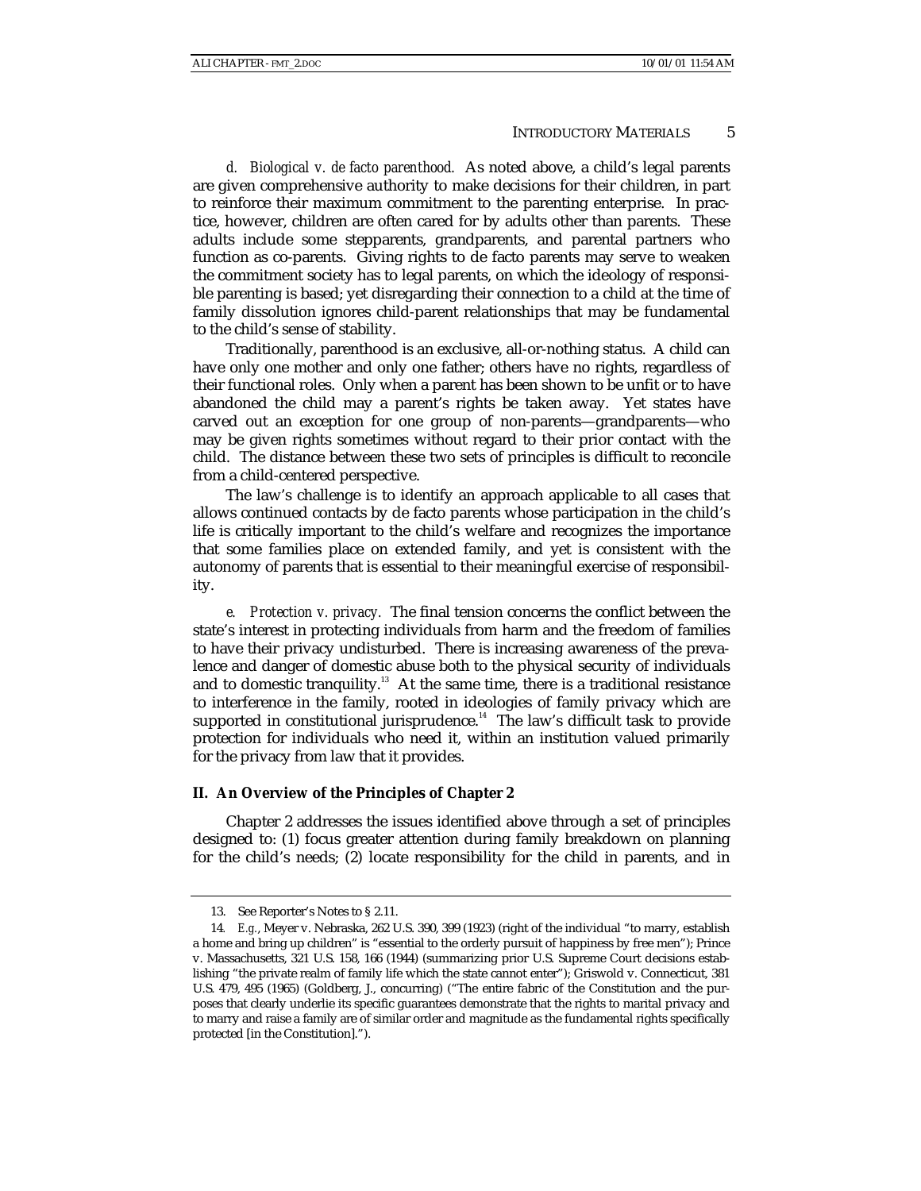*d. Biological v. de facto parenthood.* As noted above, a child's legal parents are given comprehensive authority to make decisions for their children, in part to reinforce their maximum commitment to the parenting enterprise. In practice, however, children are often cared for by adults other than parents. These adults include some stepparents, grandparents, and parental partners who function as co-parents. Giving rights to de facto parents may serve to weaken the commitment society has to legal parents, on which the ideology of responsible parenting is based; yet disregarding their connection to a child at the time of family dissolution ignores child-parent relationships that may be fundamental to the child's sense of stability.

Traditionally, parenthood is an exclusive, all-or-nothing status. A child can have only one mother and only one father; others have no rights, regardless of their functional roles. Only when a parent has been shown to be unfit or to have abandoned the child may a parent's rights be taken away. Yet states have carved out an exception for one group of non-parents—grandparents—who may be given rights sometimes without regard to their prior contact with the child. The distance between these two sets of principles is difficult to reconcile from a child-centered perspective.

The law's challenge is to identify an approach applicable to all cases that allows continued contacts by de facto parents whose participation in the child's life is critically important to the child's welfare and recognizes the importance that some families place on extended family, and yet is consistent with the autonomy of parents that is essential to their meaningful exercise of responsibility.

*e. Protection v. privacy.* The final tension concerns the conflict between the state's interest in protecting individuals from harm and the freedom of families to have their privacy undisturbed. There is increasing awareness of the prevalence and danger of domestic abuse both to the physical security of individuals and to domestic tranquility.[13] At the same time, there is a traditional resistance to interference in the family, rooted in ideologies of family privacy which are supported in constitutional jurisprudence.[14] The law's difficult task to provide protection for individuals who need it, within an institution valued primarily for the privacy from law that it provides.

## II. An Overview of the Principles of Chapter 2

Chapter 2 addresses the issues identified above through a set of principles designed to: (1) focus greater attention during family breakdown on planning for the child's needs; (2) locate responsibility for the child in parents, and in

---

13. See Reporter's Notes to § 2.11.

14. *E.g.*, Meyer v. Nebraska, 262 U.S. 390, 399 (1923) (right of the individual "to marry, establish a home and bring up children" is "essential to the orderly pursuit of happiness by free men"); Prince v. Massachusetts, 321 U.S. 158, 166 (1944) (summarizing prior U.S. Supreme Court decisions establishing "the private realm of family life which the state cannot enter"); Griswold v. Connecticut, 381 U.S. 479, 495 (1965) (Goldberg, J., concurring) ("The entire fabric of the Constitution and the purposes that clearly underlie its specific guarantees demonstrate that the rights to marital privacy and to marry and raise a family are of similar order and magnitude as the fundamental rights specifically protected [in the Constitution].").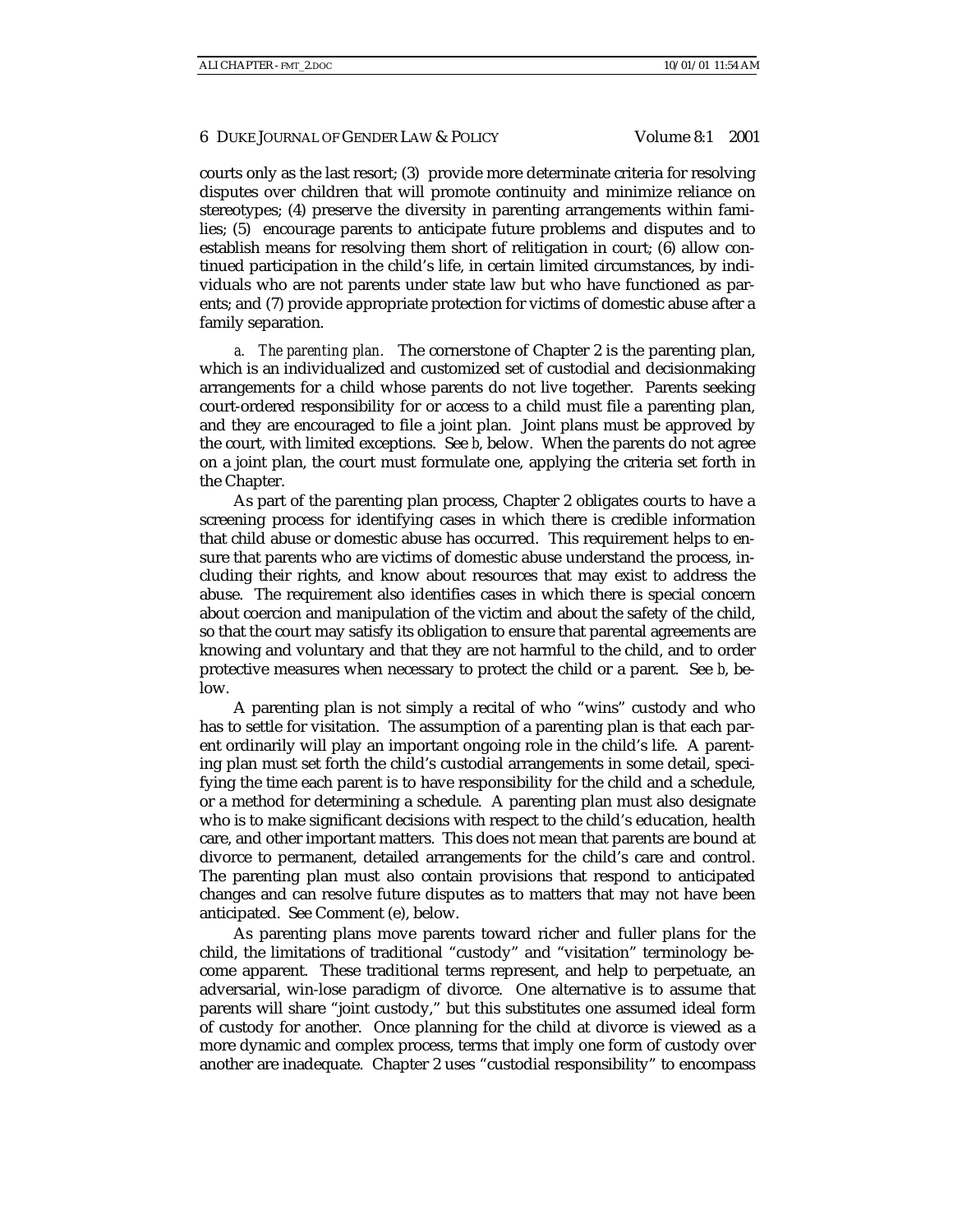courts only as the last resort; (3) provide more determinate criteria for resolving disputes over children that will promote continuity and minimize reliance on stereotypes; (4) preserve the diversity in parenting arrangements within families; (5) encourage parents to anticipate future problems and disputes and to establish means for resolving them short of relitigation in court; (6) allow continued participation in the child's life, in certain limited circumstances, by individuals who are not parents under state law but who have functioned as parents; and (7) provide appropriate protection for victims of domestic abuse after a family separation.

*a. The parenting plan.* The cornerstone of Chapter 2 is the parenting plan, which is an individualized and customized set of custodial and decisionmaking arrangements for a child whose parents do not live together. Parents seeking court-ordered responsibility for or access to a child must file a parenting plan, and they are encouraged to file a joint plan. Joint plans must be approved by the court, with limited exceptions. See *b*, below. When the parents do not agree on a joint plan, the court must formulate one, applying the criteria set forth in the Chapter.

As part of the parenting plan process, Chapter 2 obligates courts to have a screening process for identifying cases in which there is credible information that child abuse or domestic abuse has occurred. This requirement helps to ensure that parents who are victims of domestic abuse understand the process, including their rights, and know about resources that may exist to address the abuse. The requirement also identifies cases in which there is special concern about coercion and manipulation of the victim and about the safety of the child, so that the court may satisfy its obligation to ensure that parental agreements are knowing and voluntary and that they are not harmful to the child, and to order protective measures when necessary to protect the child or a parent. See *b*, below.

A parenting plan is not simply a recital of who "wins" custody and who has to settle for visitation. The assumption of a parenting plan is that each parent ordinarily will play an important ongoing role in the child's life. A parenting plan must set forth the child's custodial arrangements in some detail, specifying the time each parent is to have responsibility for the child and a schedule, or a method for determining a schedule. A parenting plan must also designate who is to make significant decisions with respect to the child's education, health care, and other important matters. This does not mean that parents are bound at divorce to permanent, detailed arrangements for the child's care and control. The parenting plan must also contain provisions that respond to anticipated changes and can resolve future disputes as to matters that may not have been anticipated. See Comment (e), below.

As parenting plans move parents toward richer and fuller plans for the child, the limitations of traditional "custody" and "visitation" terminology become apparent. These traditional terms represent, and help to perpetuate, an adversarial, win-lose paradigm of divorce. One alternative is to assume that parents will share "joint custody," but this substitutes one assumed ideal form of custody for another. Once planning for the child at divorce is viewed as a more dynamic and complex process, terms that imply one form of custody over another are inadequate. Chapter 2 uses "custodial responsibility" to encompass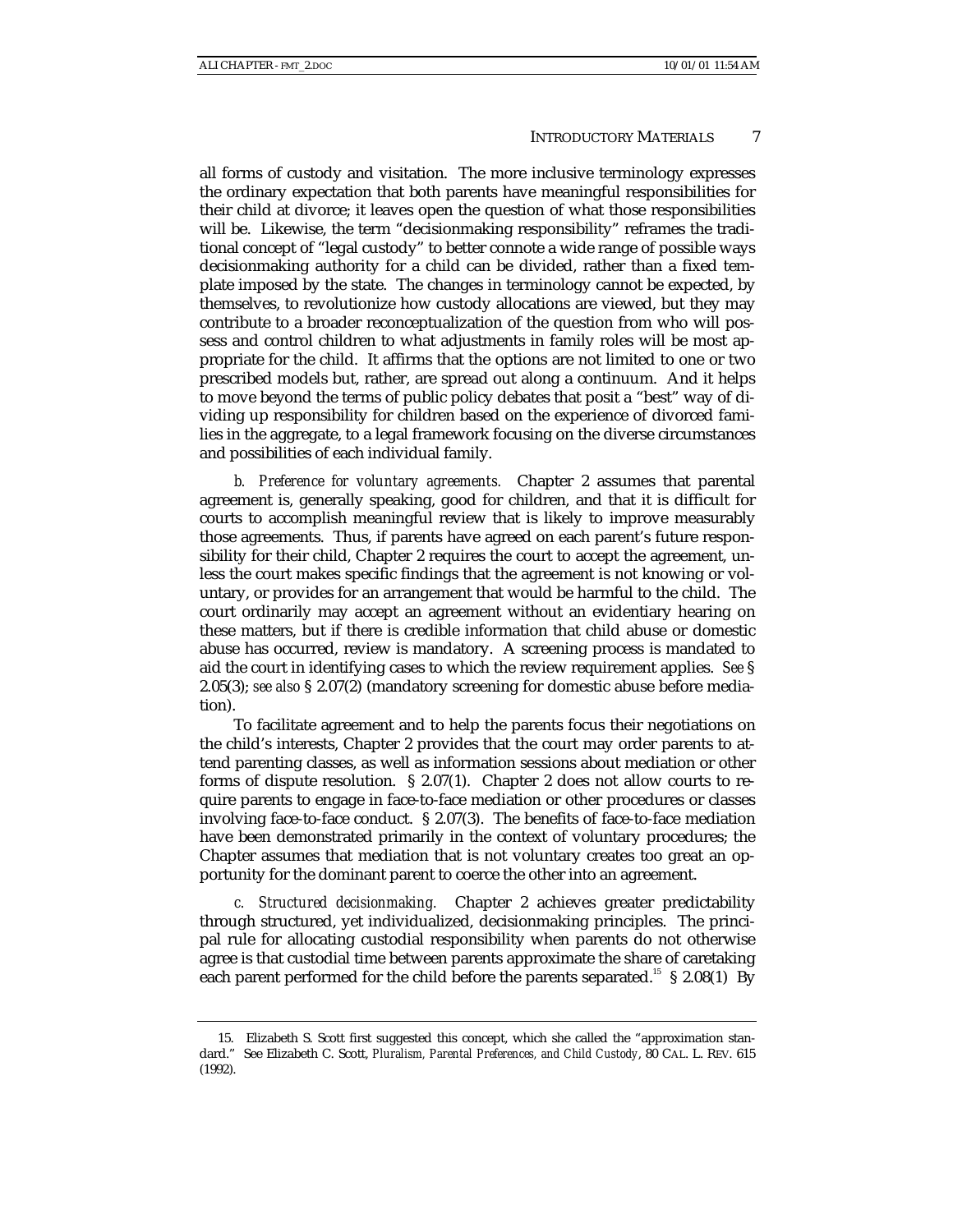all forms of custody and visitation. The more inclusive terminology expresses the ordinary expectation that both parents have meaningful responsibilities for their child at divorce; it leaves open the question of what those responsibilities will be. Likewise, the term "decisionmaking responsibility" reframes the traditional concept of "legal custody" to better connote a wide range of possible ways decisionmaking authority for a child can be divided, rather than a fixed template imposed by the state. The changes in terminology cannot be expected, by themselves, to revolutionize how custody allocations are viewed, but they may contribute to a broader reconceptualization of the question from who will possess and control children to what adjustments in family roles will be most appropriate for the child. It affirms that the options are not limited to one or two prescribed models but, rather, are spread out along a continuum. And it helps to move beyond the terms of public policy debates that posit a "best" way of dividing up responsibility for children based on the experience of divorced families in the aggregate, to a legal framework focusing on the diverse circumstances and possibilities of each individual family.

*b. Preference for voluntary agreements.* Chapter 2 assumes that parental agreement is, generally speaking, good for children, and that it is difficult for courts to accomplish meaningful review that is likely to improve measurably those agreements. Thus, if parents have agreed on each parent's future responsibility for their child, Chapter 2 requires the court to accept the agreement, unless the court makes specific findings that the agreement is not knowing or voluntary, or provides for an arrangement that would be harmful to the child. The court ordinarily may accept an agreement without an evidentiary hearing on these matters, but if there is credible information that child abuse or domestic abuse has occurred, review is mandatory. A screening process is mandated to aid the court in identifying cases to which the review requirement applies. *See* § 2.05(3); *see also* § 2.07(2) (mandatory screening for domestic abuse before mediation).

To facilitate agreement and to help the parents focus their negotiations on the child's interests, Chapter 2 provides that the court may order parents to attend parenting classes, as well as information sessions about mediation or other forms of dispute resolution. § 2.07(1). Chapter 2 does not allow courts to require parents to engage in face-to-face mediation or other procedures or classes involving face-to-face conduct. § 2.07(3). The benefits of face-to-face mediation have been demonstrated primarily in the context of voluntary procedures; the Chapter assumes that mediation that is not voluntary creates too great an opportunity for the dominant parent to coerce the other into an agreement.

*c. Structured decisionmaking.* Chapter 2 achieves greater predictability through structured, yet individualized, decisionmaking principles. The principal rule for allocating custodial responsibility when parents do not otherwise agree is that custodial time between parents approximate the share of caretaking each parent performed for the child before the parents separated.[15] § 2.08(1) By

---

15. Elizabeth S. Scott first suggested this concept, which she called the "approximation standard." See Elizabeth C. Scott, *Pluralism, Parental Preferences, and Child Custody*, 80 CAL. L. REV. 615 (1992).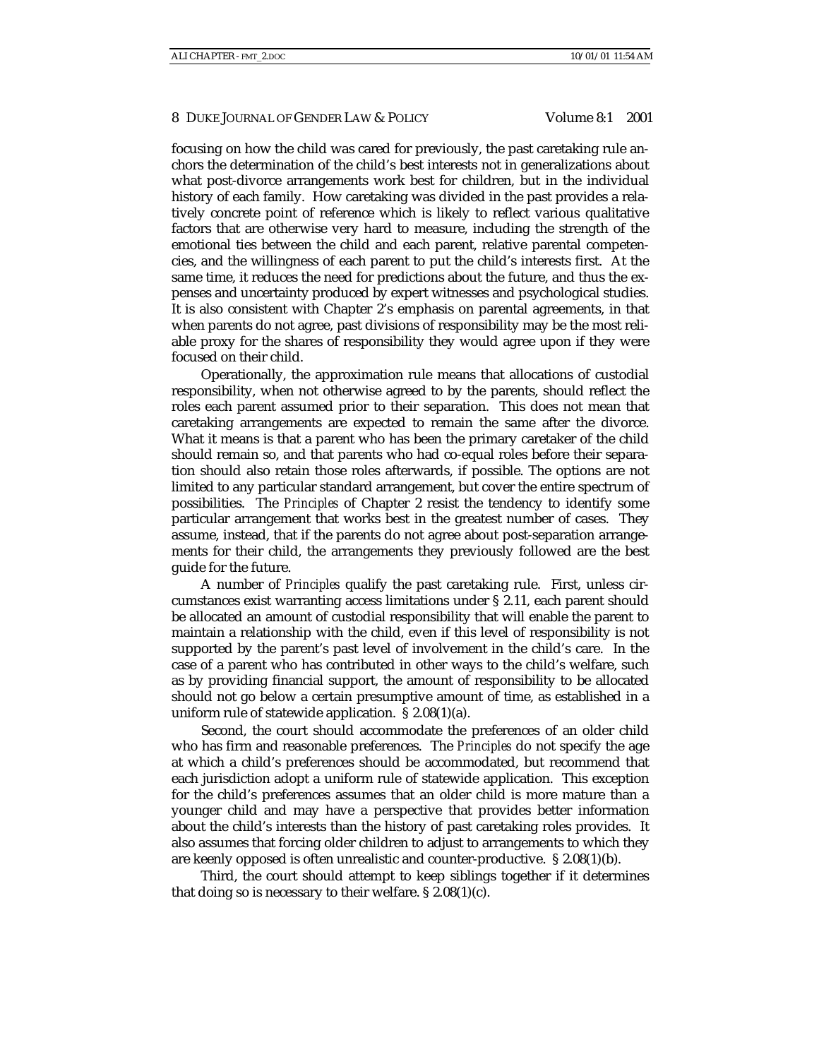focusing on how the child was cared for previously, the past caretaking rule anchors the determination of the child's best interests not in generalizations about what post-divorce arrangements work best for children, but in the individual history of each family. How caretaking was divided in the past provides a relatively concrete point of reference which is likely to reflect various qualitative factors that are otherwise very hard to measure, including the strength of the emotional ties between the child and each parent, relative parental competencies, and the willingness of each parent to put the child's interests first. At the same time, it reduces the need for predictions about the future, and thus the expenses and uncertainty produced by expert witnesses and psychological studies. It is also consistent with Chapter 2's emphasis on parental agreements, in that when parents do not agree, past divisions of responsibility may be the most reliable proxy for the shares of responsibility they would agree upon if they were focused on their child.

Operationally, the approximation rule means that allocations of custodial responsibility, when not otherwise agreed to by the parents, should reflect the roles each parent assumed prior to their separation. This does not mean that caretaking arrangements are expected to remain the same after the divorce. What it means is that a parent who has been the primary caretaker of the child should remain so, and that parents who had co-equal roles before their separation should also retain those roles afterwards, if possible. The options are not limited to any particular standard arrangement, but cover the entire spectrum of possibilities. The *Principles* of Chapter 2 resist the tendency to identify some particular arrangement that works best in the greatest number of cases. They assume, instead, that if the parents do not agree about post-separation arrangements for their child, the arrangements they previously followed are the best guide for the future.

A number of *Principles* qualify the past caretaking rule. First, unless circumstances exist warranting access limitations under § 2.11, each parent should be allocated an amount of custodial responsibility that will enable the parent to maintain a relationship with the child, even if this level of responsibility is not supported by the parent's past level of involvement in the child's care. In the case of a parent who has contributed in other ways to the child's welfare, such as by providing financial support, the amount of responsibility to be allocated should not go below a certain presumptive amount of time, as established in a uniform rule of statewide application. § 2.08(1)(a).

Second, the court should accommodate the preferences of an older child who has firm and reasonable preferences. The *Principles* do not specify the age at which a child's preferences should be accommodated, but recommend that each jurisdiction adopt a uniform rule of statewide application. This exception for the child's preferences assumes that an older child is more mature than a younger child and may have a perspective that provides better information about the child's interests than the history of past caretaking roles provides. It also assumes that forcing older children to adjust to arrangements to which they are keenly opposed is often unrealistic and counter-productive. § 2.08(1)(b).

Third, the court should attempt to keep siblings together if it determines that doing so is necessary to their welfare. § 2.08(1)(c).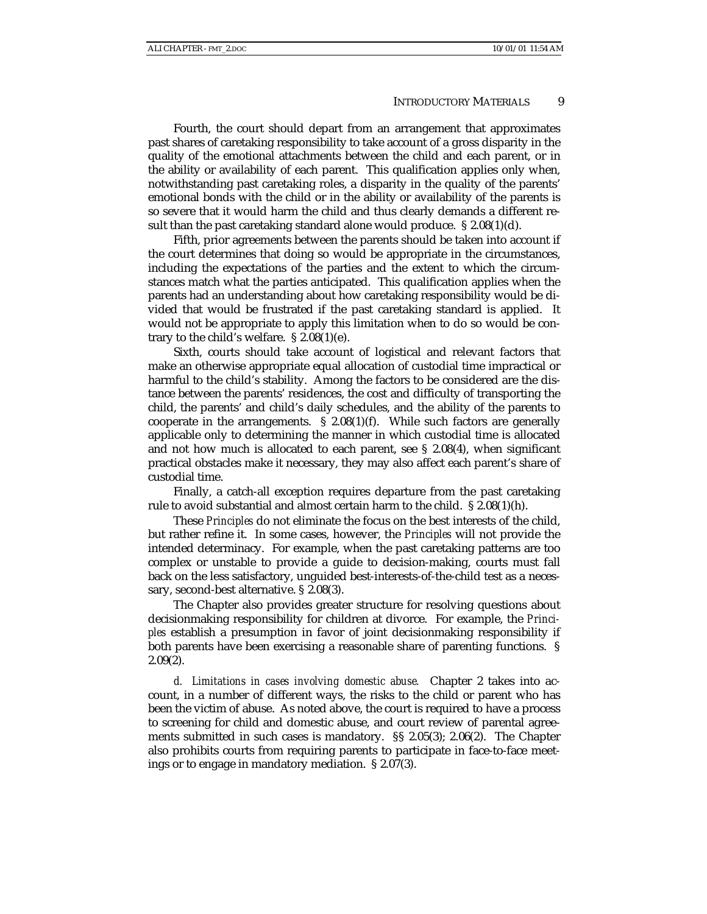Fourth, the court should depart from an arrangement that approximates past shares of caretaking responsibility to take account of a gross disparity in the quality of the emotional attachments between the child and each parent, or in the ability or availability of each parent. This qualification applies only when, notwithstanding past caretaking roles, a disparity in the quality of the parents' emotional bonds with the child or in the ability or availability of the parents is so severe that it would harm the child and thus clearly demands a different result than the past caretaking standard alone would produce. § 2.08(1)(d).

Fifth, prior agreements between the parents should be taken into account if the court determines that doing so would be appropriate in the circumstances, including the expectations of the parties and the extent to which the circumstances match what the parties anticipated. This qualification applies when the parents had an understanding about how caretaking responsibility would be divided that would be frustrated if the past caretaking standard is applied. It would not be appropriate to apply this limitation when to do so would be contrary to the child's welfare. § 2.08(1)(e).

Sixth, courts should take account of logistical and relevant factors that make an otherwise appropriate equal allocation of custodial time impractical or harmful to the child's stability. Among the factors to be considered are the distance between the parents' residences, the cost and difficulty of transporting the child, the parents' and child's daily schedules, and the ability of the parents to cooperate in the arrangements. § 2.08(1)(f). While such factors are generally applicable only to determining the manner in which custodial time is allocated and not how much is allocated to each parent, see § 2.08(4), when significant practical obstacles make it necessary, they may also affect each parent's share of custodial time.

Finally, a catch-all exception requires departure from the past caretaking rule to avoid substantial and almost certain harm to the child. § 2.08(1)(h).

These *Principles* do not eliminate the focus on the best interests of the child, but rather refine it. In some cases, however, the *Principles* will not provide the intended determinacy. For example, when the past caretaking patterns are too complex or unstable to provide a guide to decision-making, courts must fall back on the less satisfactory, unguided best-interests-of-the-child test as a necessary, second-best alternative. § 2.08(3).

The Chapter also provides greater structure for resolving questions about decisionmaking responsibility for children at divorce. For example, the *Principles* establish a presumption in favor of joint decisionmaking responsibility if both parents have been exercising a reasonable share of parenting functions. § 2.09(2).

*d. Limitations in cases involving domestic abuse.* Chapter 2 takes into account, in a number of different ways, the risks to the child or parent who has been the victim of abuse. As noted above, the court is required to have a process to screening for child and domestic abuse, and court review of parental agreements submitted in such cases is mandatory. §§ 2.05(3); 2.06(2). The Chapter also prohibits courts from requiring parents to participate in face-to-face meetings or to engage in mandatory mediation. § 2.07(3).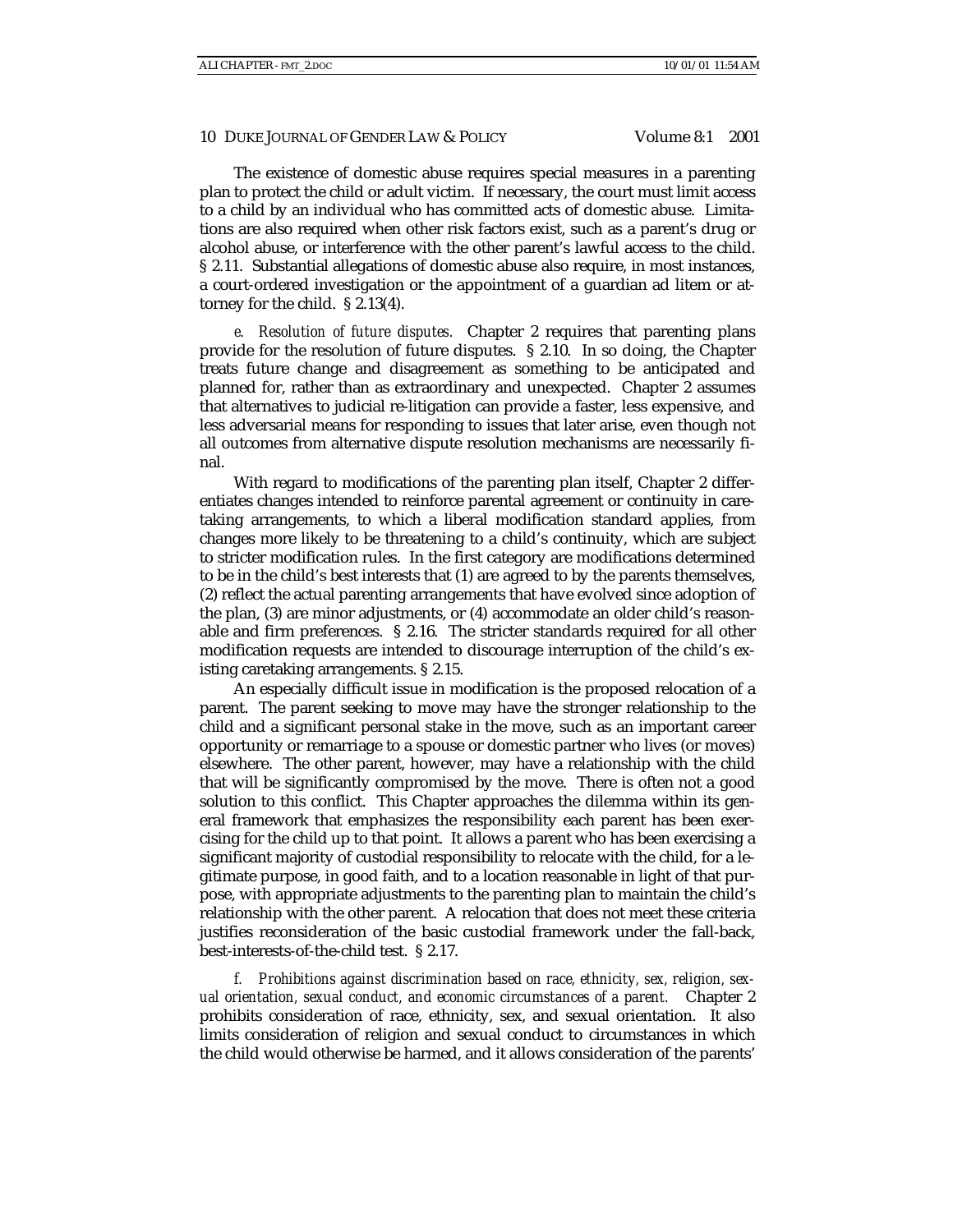The existence of domestic abuse requires special measures in a parenting plan to protect the child or adult victim. If necessary, the court must limit access to a child by an individual who has committed acts of domestic abuse. Limitations are also required when other risk factors exist, such as a parent's drug or alcohol abuse, or interference with the other parent's lawful access to the child. § 2.11. Substantial allegations of domestic abuse also require, in most instances, a court-ordered investigation or the appointment of a guardian ad litem or attorney for the child. § 2.13(4).

*e. Resolution of future disputes.* Chapter 2 requires that parenting plans provide for the resolution of future disputes. § 2.10. In so doing, the Chapter treats future change and disagreement as something to be anticipated and planned for, rather than as extraordinary and unexpected. Chapter 2 assumes that alternatives to judicial re-litigation can provide a faster, less expensive, and less adversarial means for responding to issues that later arise, even though not all outcomes from alternative dispute resolution mechanisms are necessarily final.

With regard to modifications of the parenting plan itself, Chapter 2 differentiates changes intended to reinforce parental agreement or continuity in caretaking arrangements, to which a liberal modification standard applies, from changes more likely to be threatening to a child's continuity, which are subject to stricter modification rules. In the first category are modifications determined to be in the child's best interests that (1) are agreed to by the parents themselves, (2) reflect the actual parenting arrangements that have evolved since adoption of the plan, (3) are minor adjustments, or (4) accommodate an older child's reasonable and firm preferences. § 2.16. The stricter standards required for all other modification requests are intended to discourage interruption of the child's existing caretaking arrangements. § 2.15.

An especially difficult issue in modification is the proposed relocation of a parent. The parent seeking to move may have the stronger relationship to the child and a significant personal stake in the move, such as an important career opportunity or remarriage to a spouse or domestic partner who lives (or moves) elsewhere. The other parent, however, may have a relationship with the child that will be significantly compromised by the move. There is often not a good solution to this conflict. This Chapter approaches the dilemma within its general framework that emphasizes the responsibility each parent has been exercising for the child up to that point. It allows a parent who has been exercising a significant majority of custodial responsibility to relocate with the child, for a legitimate purpose, in good faith, and to a location reasonable in light of that purpose, with appropriate adjustments to the parenting plan to maintain the child's relationship with the other parent. A relocation that does not meet these criteria justifies reconsideration of the basic custodial framework under the fall-back, best-interests-of-the-child test. § 2.17.

*f. Prohibitions against discrimination based on race, ethnicity, sex, religion, sexual orientation, sexual conduct, and economic circumstances of a parent.* Chapter 2 prohibits consideration of race, ethnicity, sex, and sexual orientation. It also limits consideration of religion and sexual conduct to circumstances in which the child would otherwise be harmed, and it allows consideration of the parents'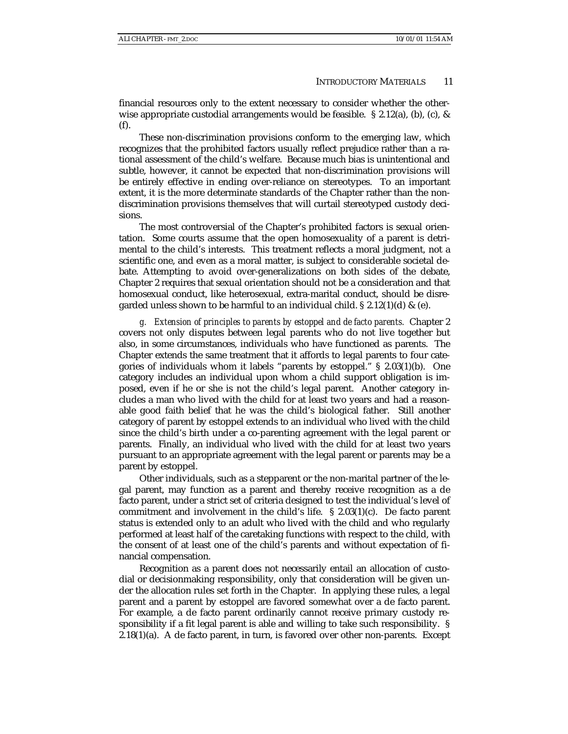financial resources only to the extent necessary to consider whether the otherwise appropriate custodial arrangements would be feasible. § 2.12(a), (b), (c), & (f).

These non-discrimination provisions conform to the emerging law, which recognizes that the prohibited factors usually reflect prejudice rather than a rational assessment of the child's welfare. Because much bias is unintentional and subtle, however, it cannot be expected that non-discrimination provisions will be entirely effective in ending over-reliance on stereotypes. To an important extent, it is the more determinate standards of the Chapter rather than the non-discrimination provisions themselves that will curtail stereotyped custody decisions.

The most controversial of the Chapter's prohibited factors is sexual orientation. Some courts assume that the open homosexuality of a parent is detrimental to the child's interests. This treatment reflects a moral judgment, not a scientific one, and even as a moral matter, is subject to considerable societal debate. Attempting to avoid over-generalizations on both sides of the debate, Chapter 2 requires that sexual orientation should not be a consideration and that homosexual conduct, like heterosexual, extra-marital conduct, should be disregarded unless shown to be harmful to an individual child. § 2.12(1)(d) & (e).

*g. Extension of principles to parents by estoppel and de facto parents.* Chapter 2 covers not only disputes between legal parents who do not live together but also, in some circumstances, individuals who have functioned as parents. The Chapter extends the same treatment that it affords to legal parents to four categories of individuals whom it labels "parents by estoppel." § 2.03(1)(b). One category includes an individual upon whom a child support obligation is imposed, even if he or she is not the child's legal parent. Another category includes a man who lived with the child for at least two years and had a reasonable good faith belief that he was the child's biological father. Still another category of parent by estoppel extends to an individual who lived with the child since the child's birth under a co-parenting agreement with the legal parent or parents. Finally, an individual who lived with the child for at least two years pursuant to an appropriate agreement with the legal parent or parents may be a parent by estoppel.

Other individuals, such as a stepparent or the non-marital partner of the legal parent, may function as a parent and thereby receive recognition as a de facto parent, under a strict set of criteria designed to test the individual's level of commitment and involvement in the child's life. § 2.03(1)(c). De facto parent status is extended only to an adult who lived with the child and who regularly performed at least half of the caretaking functions with respect to the child, with the consent of at least one of the child's parents and without expectation of financial compensation.

Recognition as a parent does not necessarily entail an allocation of custodial or decisionmaking responsibility, only that consideration will be given under the allocation rules set forth in the Chapter. In applying these rules, a legal parent and a parent by estoppel are favored somewhat over a de facto parent. For example, a de facto parent ordinarily cannot receive primary custody responsibility if a fit legal parent is able and willing to take such responsibility. § 2.18(1)(a). A de facto parent, in turn, is favored over other non-parents. Except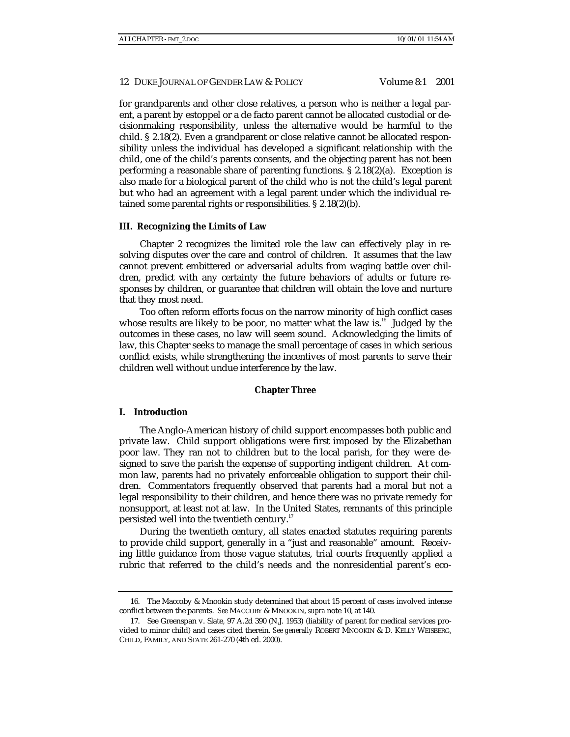for grandparents and other close relatives, a person who is neither a legal parent, a parent by estoppel or a de facto parent cannot be allocated custodial or decisionmaking responsibility, unless the alternative would be harmful to the child. § 2.18(2). Even a grandparent or close relative cannot be allocated responsibility unless the individual has developed a significant relationship with the child, one of the child's parents consents, and the objecting parent has not been performing a reasonable share of parenting functions. § 2.18(2)(a). Exception is also made for a biological parent of the child who is not the child's legal parent but who had an agreement with a legal parent under which the individual retained some parental rights or responsibilities. § 2.18(2)(b).

### III. Recognizing the Limits of Law

Chapter 2 recognizes the limited role the law can effectively play in resolving disputes over the care and control of children. It assumes that the law cannot prevent embittered or adversarial adults from waging battle over children, predict with any certainty the future behaviors of adults or future responses by children, or guarantee that children will obtain the love and nurture that they most need.

Too often reform efforts focus on the narrow minority of high conflict cases whose results are likely to be poor, no matter what the law is.[16] Judged by the outcomes in these cases, no law will seem sound. Acknowledging the limits of law, this Chapter seeks to manage the small percentage of cases in which serious conflict exists, while strengthening the incentives of most parents to serve their children well without undue interference by the law.

## Chapter Three

### I. Introduction

The Anglo-American history of child support encompasses both public and private law. Child support obligations were first imposed by the Elizabethan poor law. They ran not to children but to the local parish, for they were designed to save the parish the expense of supporting indigent children. At common law, parents had no privately enforceable obligation to support their children. Commentators frequently observed that parents had a moral but not a legal responsibility to their children, and hence there was no private remedy for nonsupport, at least not at law. In the United States, remnants of this principle persisted well into the twentieth century.[17]

During the twentieth century, all states enacted statutes requiring parents to provide child support, generally in a "just and reasonable" amount. Receiving little guidance from those vague statutes, trial courts frequently applied a rubric that referred to the child's needs and the nonresidential parent's eco-

---

16. The Maccoby & Mnookin study determined that about 15 percent of cases involved intense conflict between the parents. *See* MACCOBY & MNOOKIN, *supra* note 10, at 140.

17. See Greenspan v. Slate, 97 A.2d 390 (N.J. 1953) (liability of parent for medical services provided to minor child) and cases cited therein. *See generally* ROBERT MNOOKIN & D. KELLY WEISBERG, CHILD, FAMILY, AND STATE 261-270 (4th ed. 2000).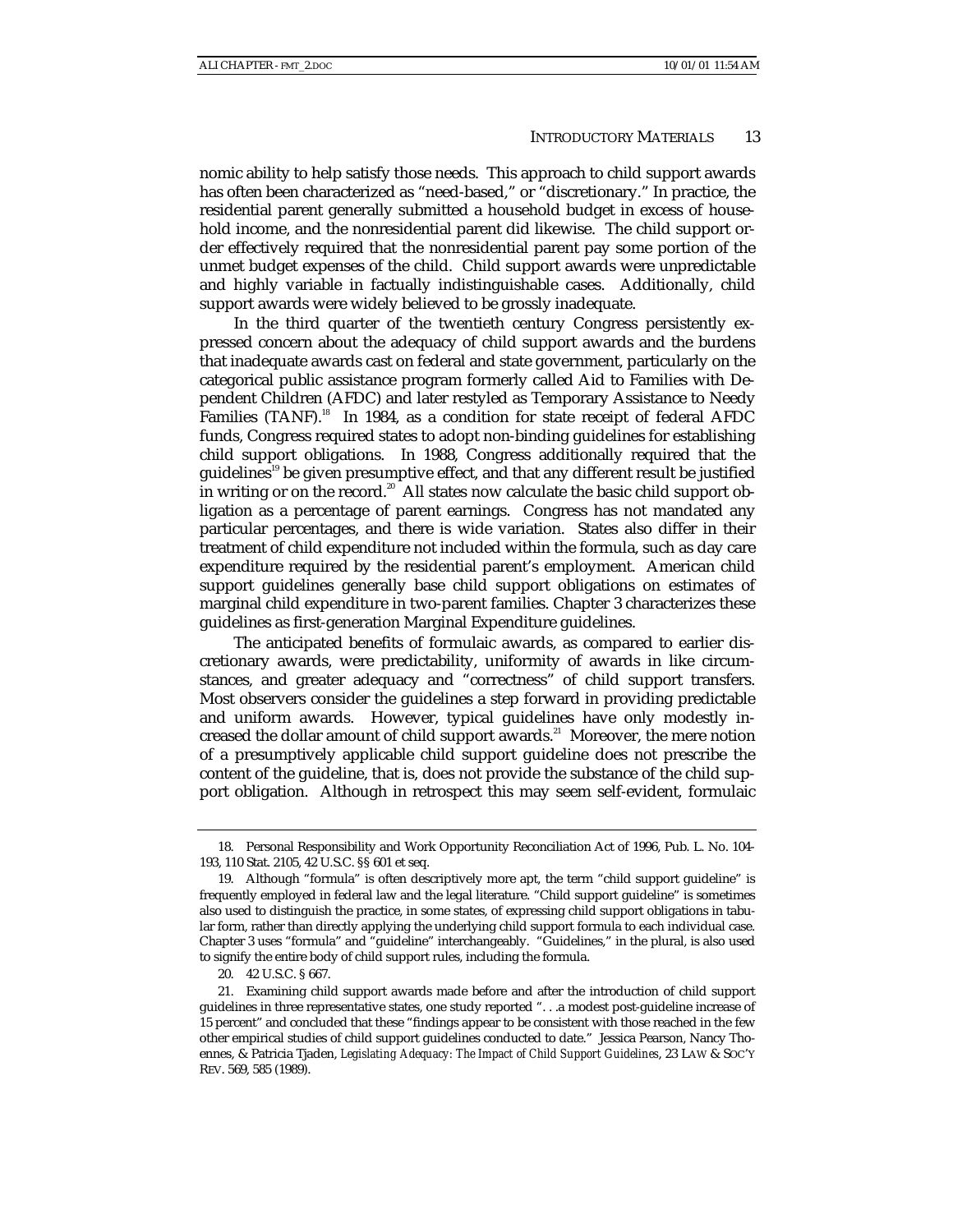nomic ability to help satisfy those needs. This approach to child support awards has often been characterized as "need-based," or "discretionary." In practice, the residential parent generally submitted a household budget in excess of household income, and the nonresidential parent did likewise. The child support order effectively required that the nonresidential parent pay some portion of the unmet budget expenses of the child. Child support awards were unpredictable and highly variable in factually indistinguishable cases. Additionally, child support awards were widely believed to be grossly inadequate.

In the third quarter of the twentieth century Congress persistently expressed concern about the adequacy of child support awards and the burdens that inadequate awards cast on federal and state government, particularly on the categorical public assistance program formerly called Aid to Families with Dependent Children (AFDC) and later restyled as Temporary Assistance to Needy Families (TANF).[18] In 1984, as a condition for state receipt of federal AFDC funds, Congress required states to adopt non-binding guidelines for establishing child support obligations. In 1988, Congress additionally required that the guidelines[19] be given presumptive effect, and that any different result be justified in writing or on the record.[20] All states now calculate the basic child support obligation as a percentage of parent earnings. Congress has not mandated any particular percentages, and there is wide variation. States also differ in their treatment of child expenditure not included within the formula, such as day care expenditure required by the residential parent's employment. American child support guidelines generally base child support obligations on estimates of marginal child expenditure in two-parent families. Chapter 3 characterizes these guidelines as first-generation Marginal Expenditure guidelines.

The anticipated benefits of formulaic awards, as compared to earlier discretionary awards, were predictability, uniformity of awards in like circumstances, and greater adequacy and "correctness" of child support transfers. Most observers consider the guidelines a step forward in providing predictable and uniform awards. However, typical guidelines have only modestly increased the dollar amount of child support awards.[21] Moreover, the mere notion of a presumptively applicable child support guideline does not prescribe the content of the guideline, that is, does not provide the substance of the child support obligation. Although in retrospect this may seem self-evident, formulaic

---

18. Personal Responsibility and Work Opportunity Reconciliation Act of 1996, Pub. L. No. 104-193, 110 Stat. 2105, 42 U.S.C. §§ 601 et seq.

19. Although "formula" is often descriptively more apt, the term "child support guideline" is frequently employed in federal law and the legal literature. "Child support guideline" is sometimes also used to distinguish the practice, in some states, of expressing child support obligations in tabular form, rather than directly applying the underlying child support formula to each individual case. Chapter 3 uses "formula" and "guideline" interchangeably. "Guidelines," in the plural, is also used to signify the entire body of child support rules, including the formula.

20. 42 U.S.C. § 667.

21. Examining child support awards made before and after the introduction of child support guidelines in three representative states, one study reported ". . .a modest post-guideline increase of 15 percent" and concluded that these "findings appear to be consistent with those reached in the few other empirical studies of child support guidelines conducted to date." Jessica Pearson, Nancy Thoennes, & Patricia Tjaden, *Legislating Adequacy: The Impact of Child Support Guidelines*, 23 LAW & SOC'Y REV. 569, 585 (1989).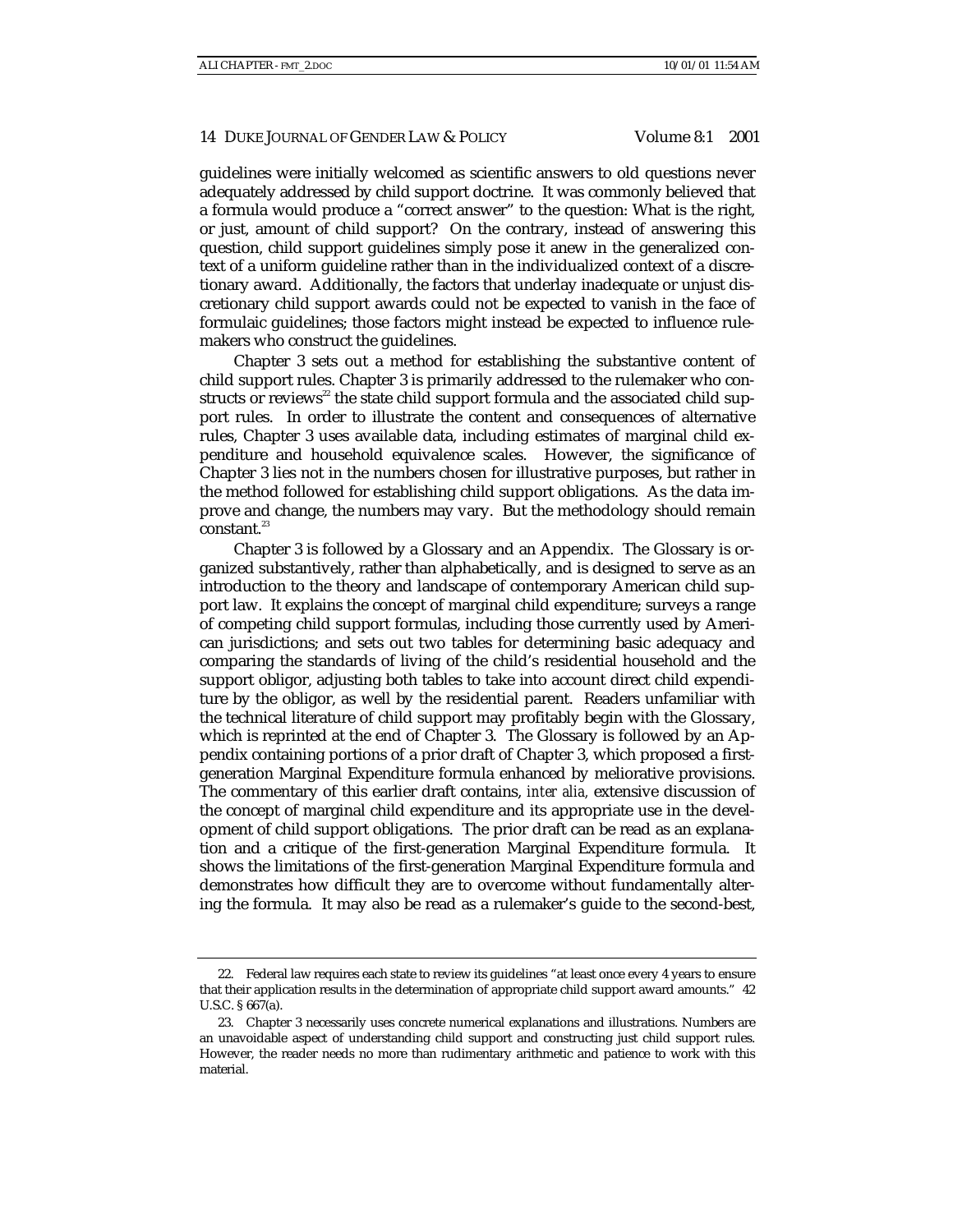guidelines were initially welcomed as scientific answers to old questions never adequately addressed by child support doctrine. It was commonly believed that a formula would produce a "correct answer" to the question: What is the right, or just, amount of child support? On the contrary, instead of answering this question, child support guidelines simply pose it anew in the generalized context of a uniform guideline rather than in the individualized context of a discretionary award. Additionally, the factors that underlay inadequate or unjust discretionary child support awards could not be expected to vanish in the face of formulaic guidelines; those factors might instead be expected to influence rulemakers who construct the guidelines.

Chapter 3 sets out a method for establishing the substantive content of child support rules. Chapter 3 is primarily addressed to the rulemaker who constructs or reviews[22] the state child support formula and the associated child support rules. In order to illustrate the content and consequences of alternative rules, Chapter 3 uses available data, including estimates of marginal child expenditure and household equivalence scales. However, the significance of Chapter 3 lies not in the numbers chosen for illustrative purposes, but rather in the method followed for establishing child support obligations. As the data improve and change, the numbers may vary. But the methodology should remain constant.[23]

Chapter 3 is followed by a Glossary and an Appendix. The Glossary is organized substantively, rather than alphabetically, and is designed to serve as an introduction to the theory and landscape of contemporary American child support law. It explains the concept of marginal child expenditure; surveys a range of competing child support formulas, including those currently used by American jurisdictions; and sets out two tables for determining basic adequacy and comparing the standards of living of the child's residential household and the support obligor, adjusting both tables to take into account direct child expenditure by the obligor, as well by the residential parent. Readers unfamiliar with the technical literature of child support may profitably begin with the Glossary, which is reprinted at the end of Chapter 3. The Glossary is followed by an Appendix containing portions of a prior draft of Chapter 3, which proposed a first-generation Marginal Expenditure formula enhanced by meliorative provisions. The commentary of this earlier draft contains, *inter alia,* extensive discussion of the concept of marginal child expenditure and its appropriate use in the development of child support obligations. The prior draft can be read as an explanation and a critique of the first-generation Marginal Expenditure formula. It shows the limitations of the first-generation Marginal Expenditure formula and demonstrates how difficult they are to overcome without fundamentally altering the formula. It may also be read as a rulemaker's guide to the second-best,

---

22. Federal law requires each state to review its guidelines "at least once every 4 years to ensure that their application results in the determination of appropriate child support award amounts." 42 U.S.C. § 667(a).

23. Chapter 3 necessarily uses concrete numerical explanations and illustrations. Numbers are an unavoidable aspect of understanding child support and constructing just child support rules. However, the reader needs no more than rudimentary arithmetic and patience to work with this material.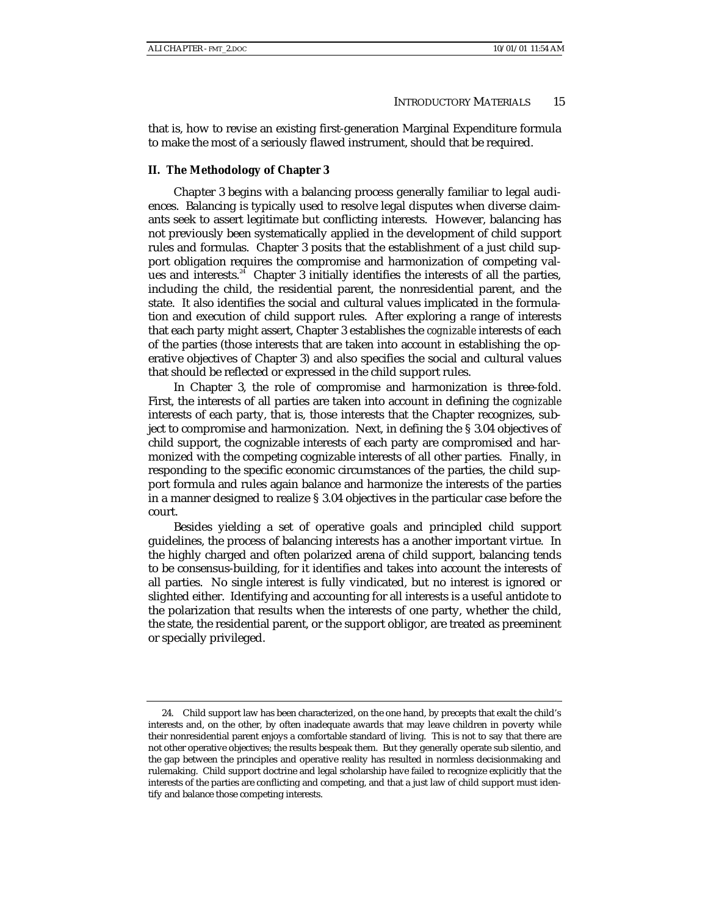that is, how to revise an existing first-generation Marginal Expenditure formula to make the most of a seriously flawed instrument, should that be required.

## II. The Methodology of Chapter 3

Chapter 3 begins with a balancing process generally familiar to legal audiences. Balancing is typically used to resolve legal disputes when diverse claimants seek to assert legitimate but conflicting interests. However, balancing has not previously been systematically applied in the development of child support rules and formulas. Chapter 3 posits that the establishment of a just child support obligation requires the compromise and harmonization of competing values and interests.[24] Chapter 3 initially identifies the interests of all the parties, including the child, the residential parent, the nonresidential parent, and the state. It also identifies the social and cultural values implicated in the formulation and execution of child support rules. After exploring a range of interests that each party might assert, Chapter 3 establishes the *cognizable* interests of each of the parties (those interests that are taken into account in establishing the operative objectives of Chapter 3) and also specifies the social and cultural values that should be reflected or expressed in the child support rules.

In Chapter 3, the role of compromise and harmonization is three-fold. First, the interests of all parties are taken into account in defining the *cognizable* interests of each party, that is, those interests that the Chapter recognizes, subject to compromise and harmonization. Next, in defining the § 3.04 objectives of child support, the cognizable interests of each party are compromised and harmonized with the competing cognizable interests of all other parties. Finally, in responding to the specific economic circumstances of the parties, the child support formula and rules again balance and harmonize the interests of the parties in a manner designed to realize § 3.04 objectives in the particular case before the court.

Besides yielding a set of operative goals and principled child support guidelines, the process of balancing interests has a another important virtue. In the highly charged and often polarized arena of child support, balancing tends to be consensus-building, for it identifies and takes into account the interests of all parties. No single interest is fully vindicated, but no interest is ignored or slighted either. Identifying and accounting for all interests is a useful antidote to the polarization that results when the interests of one party, whether the child, the state, the residential parent, or the support obligor, are treated as preeminent or specially privileged.

---

24. Child support law has been characterized, on the one hand, by precepts that exalt the child's interests and, on the other, by often inadequate awards that may leave children in poverty while their nonresidential parent enjoys a comfortable standard of living. This is not to say that there are not other operative objectives; the results bespeak them. But they generally operate sub silentio, and the gap between the principles and operative reality has resulted in normless decisionmaking and rulemaking. Child support doctrine and legal scholarship have failed to recognize explicitly that the interests of the parties are conflicting and competing, and that a just law of child support must identify and balance those competing interests.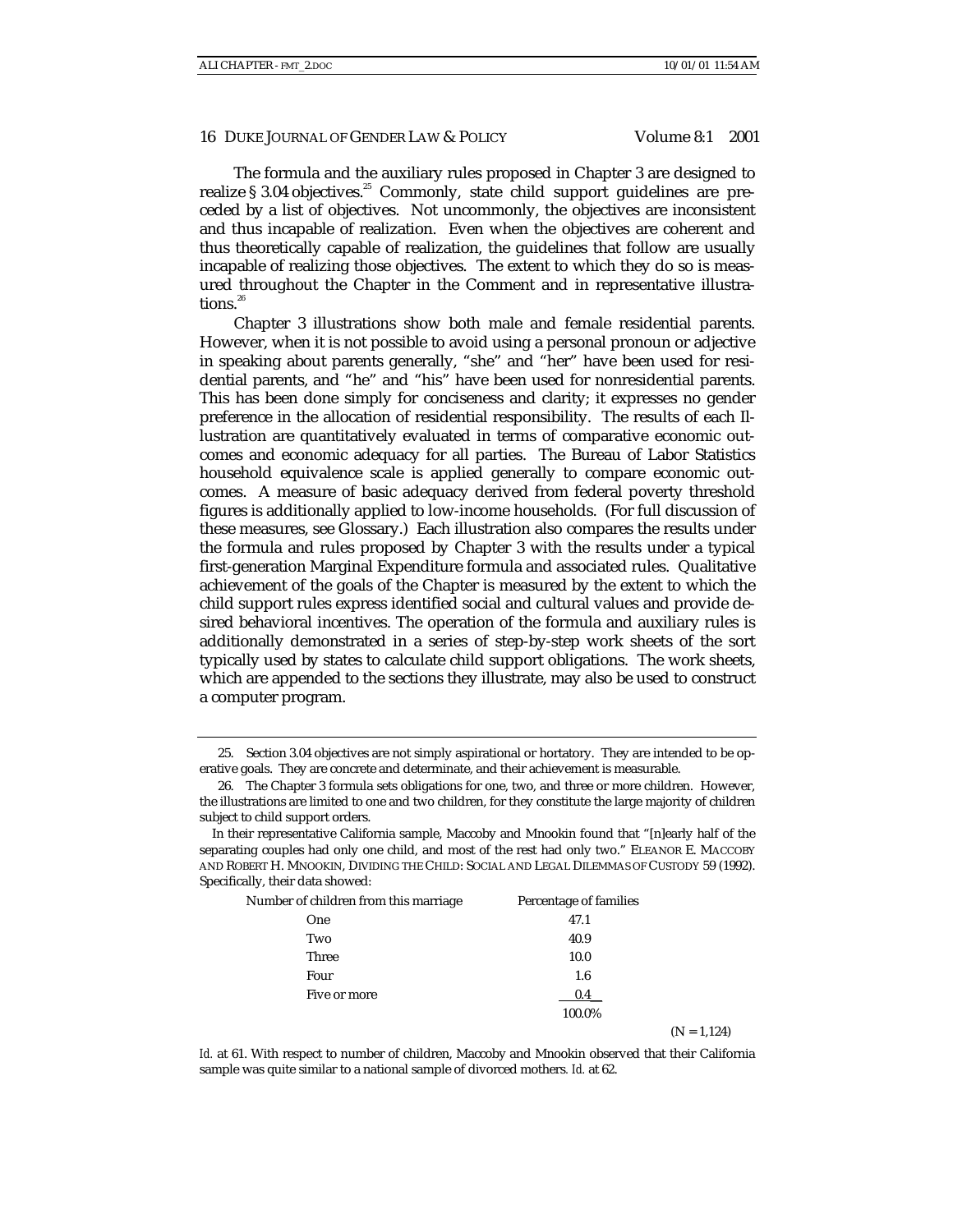The formula and the auxiliary rules proposed in Chapter 3 are designed to realize § 3.04 objectives.[25] Commonly, state child support guidelines are preceded by a list of objectives. Not uncommonly, the objectives are inconsistent and thus incapable of realization. Even when the objectives are coherent and thus theoretically capable of realization, the guidelines that follow are usually incapable of realizing those objectives. The extent to which they do so is measured throughout the Chapter in the Comment and in representative illustrations.[26]

Chapter 3 illustrations show both male and female residential parents. However, when it is not possible to avoid using a personal pronoun or adjective in speaking about parents generally, "she" and "her" have been used for residential parents, and "he" and "his" have been used for nonresidential parents. This has been done simply for conciseness and clarity; it expresses no gender preference in the allocation of residential responsibility. The results of each Illustration are quantitatively evaluated in terms of comparative economic outcomes and economic adequacy for all parties. The Bureau of Labor Statistics household equivalence scale is applied generally to compare economic outcomes. A measure of basic adequacy derived from federal poverty threshold figures is additionally applied to low-income households. (For full discussion of these measures, see Glossary.) Each illustration also compares the results under the formula and rules proposed by Chapter 3 with the results under a typical first-generation Marginal Expenditure formula and associated rules. Qualitative achievement of the goals of the Chapter is measured by the extent to which the child support rules express identified social and cultural values and provide desired behavioral incentives. The operation of the formula and auxiliary rules is additionally demonstrated in a series of step-by-step work sheets of the sort typically used by states to calculate child support obligations. The work sheets, which are appended to the sections they illustrate, may also be used to construct a computer program.

---

25. Section 3.04 objectives are not simply aspirational or hortatory. They are intended to be operative goals. They are concrete and determinate, and their achievement is measurable.

26. The Chapter 3 formula sets obligations for one, two, and three or more children. However, the illustrations are limited to one and two children, for they constitute the large majority of children subject to child support orders.

In their representative California sample, Maccoby and Mnookin found that "[n]early half of the separating couples had only one child, and most of the rest had only two." ELEANOR E. MACCOBY AND ROBERT H. MNOOKIN, DIVIDING THE CHILD: SOCIAL AND LEGAL DILEMMAS OF CUSTODY 59 (1992). Specifically, their data showed:

| Number of children from this marriage | Percentage of families |
|---|---|
| One | 47.1 |
| Two | 40.9 |
| Three | 10.0 |
| Four | 1.6 |
| Five or more | 0.4 |
| | 100.0% |

(N = 1,124)

*Id.* at 61. With respect to number of children, Maccoby and Mnookin observed that their California sample was quite similar to a national sample of divorced mothers. *Id.* at 62.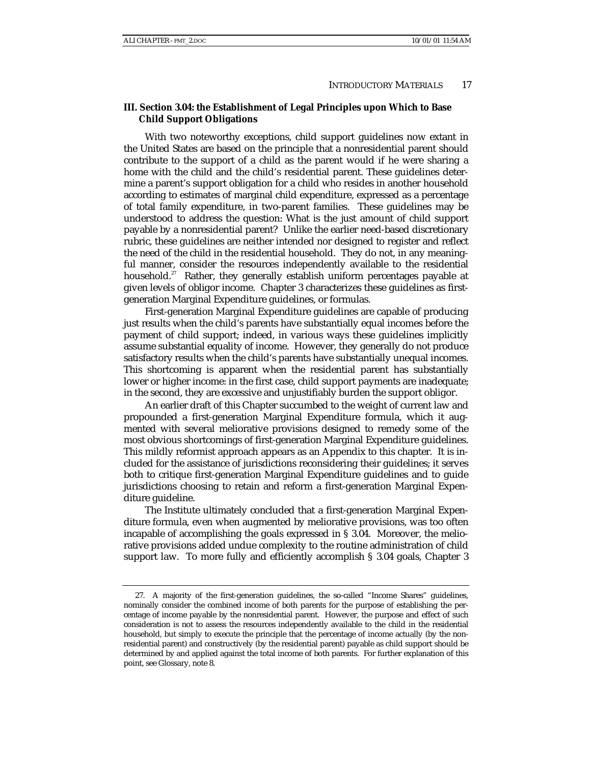### III. Section 3.04: the Establishment of Legal Principles upon Which to Base Child Support Obligations

With two noteworthy exceptions, child support guidelines now extant in the United States are based on the principle that a nonresidential parent should contribute to the support of a child as the parent would if he were sharing a home with the child and the child's residential parent. These guidelines determine a parent's support obligation for a child who resides in another household according to estimates of marginal child expenditure, expressed as a percentage of total family expenditure, in two-parent families. These guidelines may be understood to address the question: What is the just amount of child support payable by a nonresidential parent? Unlike the earlier need-based discretionary rubric, these guidelines are neither intended nor designed to register and reflect the need of the child in the residential household. They do not, in any meaningful manner, consider the resources independently available to the residential household.[27] Rather, they generally establish uniform percentages payable at given levels of obligor income. Chapter 3 characterizes these guidelines as first-generation Marginal Expenditure guidelines, or formulas.

First-generation Marginal Expenditure guidelines are capable of producing just results when the child's parents have substantially equal incomes before the payment of child support; indeed, in various ways these guidelines implicitly assume substantial equality of income. However, they generally do not produce satisfactory results when the child's parents have substantially unequal incomes. This shortcoming is apparent when the residential parent has substantially lower or higher income: in the first case, child support payments are inadequate; in the second, they are excessive and unjustifiably burden the support obligor.

An earlier draft of this Chapter succumbed to the weight of current law and propounded a first-generation Marginal Expenditure formula, which it augmented with several meliorative provisions designed to remedy some of the most obvious shortcomings of first-generation Marginal Expenditure guidelines. This mildly reformist approach appears as an Appendix to this chapter. It is included for the assistance of jurisdictions reconsidering their guidelines; it serves both to critique first-generation Marginal Expenditure guidelines and to guide jurisdictions choosing to retain and reform a first-generation Marginal Expenditure guideline.

The Institute ultimately concluded that a first-generation Marginal Expenditure formula, even when augmented by meliorative provisions, was too often incapable of accomplishing the goals expressed in § 3.04. Moreover, the meliorative provisions added undue complexity to the routine administration of child support law. To more fully and efficiently accomplish § 3.04 goals, Chapter 3

---

27. A majority of the first-generation guidelines, the so-called "Income Shares" guidelines, nominally consider the combined income of both parents for the purpose of establishing the percentage of income payable by the nonresidential parent. However, the purpose and effect of such consideration is not to assess the resources independently available to the child in the residential household, but simply to execute the principle that the percentage of income actually (by the nonresidential parent) and constructively (by the residential parent) payable as child support should be determined by and applied against the total income of both parents. For further explanation of this point, see Glossary, note 8.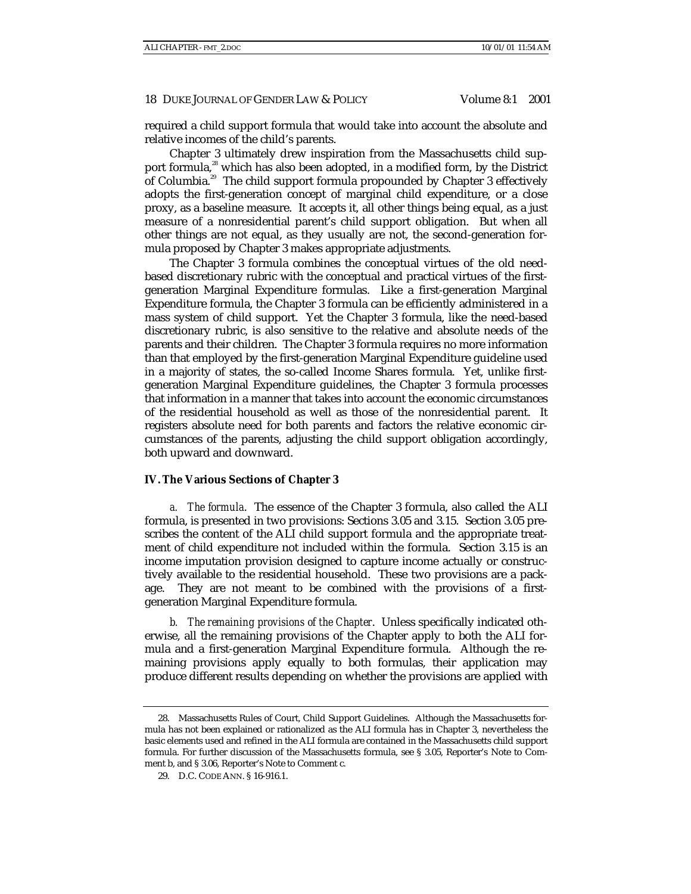required a child support formula that would take into account the absolute and relative incomes of the child's parents.

Chapter 3 ultimately drew inspiration from the Massachusetts child support formula,[28] which has also been adopted, in a modified form, by the District of Columbia.[29] The child support formula propounded by Chapter 3 effectively adopts the first-generation concept of marginal child expenditure, or a close proxy, as a baseline measure. It accepts it, all other things being equal, as a just measure of a nonresidential parent's child support obligation. But when all other things are not equal, as they usually are not, the second-generation formula proposed by Chapter 3 makes appropriate adjustments.

The Chapter 3 formula combines the conceptual virtues of the old need-based discretionary rubric with the conceptual and practical virtues of the first-generation Marginal Expenditure formulas. Like a first-generation Marginal Expenditure formula, the Chapter 3 formula can be efficiently administered in a mass system of child support. Yet the Chapter 3 formula, like the need-based discretionary rubric, is also sensitive to the relative and absolute needs of the parents and their children. The Chapter 3 formula requires no more information than that employed by the first-generation Marginal Expenditure guideline used in a majority of states, the so-called Income Shares formula. Yet, unlike first-generation Marginal Expenditure guidelines, the Chapter 3 formula processes that information in a manner that takes into account the economic circumstances of the residential household as well as those of the nonresidential parent. It registers absolute need for both parents and factors the relative economic circumstances of the parents, adjusting the child support obligation accordingly, both upward and downward.

## IV. The Various Sections of Chapter 3

*a. The formula*. The essence of the Chapter 3 formula, also called the ALI formula, is presented in two provisions: Sections 3.05 and 3.15. Section 3.05 prescribes the content of the ALI child support formula and the appropriate treatment of child expenditure not included within the formula. Section 3.15 is an income imputation provision designed to capture income actually or constructively available to the residential household. These two provisions are a package. They are not meant to be combined with the provisions of a first-generation Marginal Expenditure formula.

*b. The remaining provisions of the Chapter*. Unless specifically indicated otherwise, all the remaining provisions of the Chapter apply to both the ALI formula and a first-generation Marginal Expenditure formula. Although the remaining provisions apply equally to both formulas, their application may produce different results depending on whether the provisions are applied with

---

28. Massachusetts Rules of Court, Child Support Guidelines. Although the Massachusetts formula has not been explained or rationalized as the ALI formula has in Chapter 3, nevertheless the basic elements used and refined in the ALI formula are contained in the Massachusetts child support formula. For further discussion of the Massachusetts formula, see § 3.05, Reporter's Note to Comment b, and § 3.06, Reporter's Note to Comment c.

29. D.C. CODE ANN. § 16-916.1.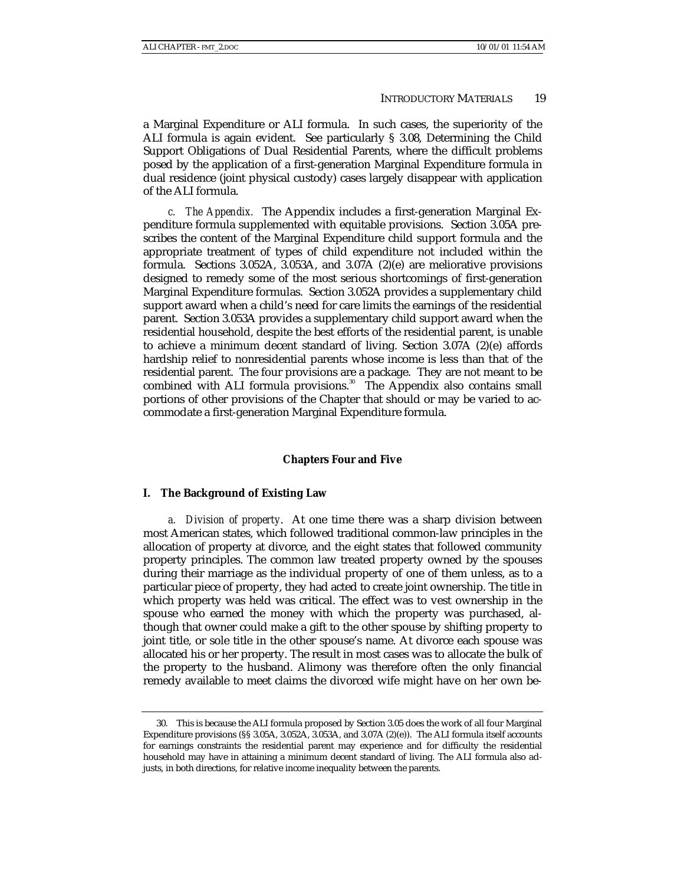a Marginal Expenditure or ALI formula. In such cases, the superiority of the ALI formula is again evident. See particularly § 3.08, Determining the Child Support Obligations of Dual Residential Parents, where the difficult problems posed by the application of a first-generation Marginal Expenditure formula in dual residence (joint physical custody) cases largely disappear with application of the ALI formula.

*c. The Appendix.* The Appendix includes a first-generation Marginal Expenditure formula supplemented with equitable provisions. Section 3.05A prescribes the content of the Marginal Expenditure child support formula and the appropriate treatment of types of child expenditure not included within the formula. Sections 3.052A, 3.053A, and 3.07A (2)(e) are meliorative provisions designed to remedy some of the most serious shortcomings of first-generation Marginal Expenditure formulas. Section 3.052A provides a supplementary child support award when a child's need for care limits the earnings of the residential parent. Section 3.053A provides a supplementary child support award when the residential household, despite the best efforts of the residential parent, is unable to achieve a minimum decent standard of living. Section 3.07A (2)(e) affords hardship relief to nonresidential parents whose income is less than that of the residential parent. The four provisions are a package. They are not meant to be combined with ALI formula provisions.[30] The Appendix also contains small portions of other provisions of the Chapter that should or may be varied to accommodate a first-generation Marginal Expenditure formula.

## Chapters Four and Five

### I. The Background of Existing Law

*a. Division of property*. At one time there was a sharp division between most American states, which followed traditional common-law principles in the allocation of property at divorce, and the eight states that followed community property principles. The common law treated property owned by the spouses during their marriage as the individual property of one of them unless, as to a particular piece of property, they had acted to create joint ownership. The title in which property was held was critical. The effect was to vest ownership in the spouse who earned the money with which the property was purchased, although that owner could make a gift to the other spouse by shifting property to joint title, or sole title in the other spouse's name. At divorce each spouse was allocated his or her property. The result in most cases was to allocate the bulk of the property to the husband. Alimony was therefore often the only financial remedy available to meet claims the divorced wife might have on her own be-

---

30. This is because the ALI formula proposed by Section 3.05 does the work of all four Marginal Expenditure provisions (§§ 3.05A, 3.052A, 3.053A, and 3.07A (2)(e)). The ALI formula itself accounts for earnings constraints the residential parent may experience and for difficulty the residential household may have in attaining a minimum decent standard of living. The ALI formula also adjusts, in both directions, for relative income inequality between the parents.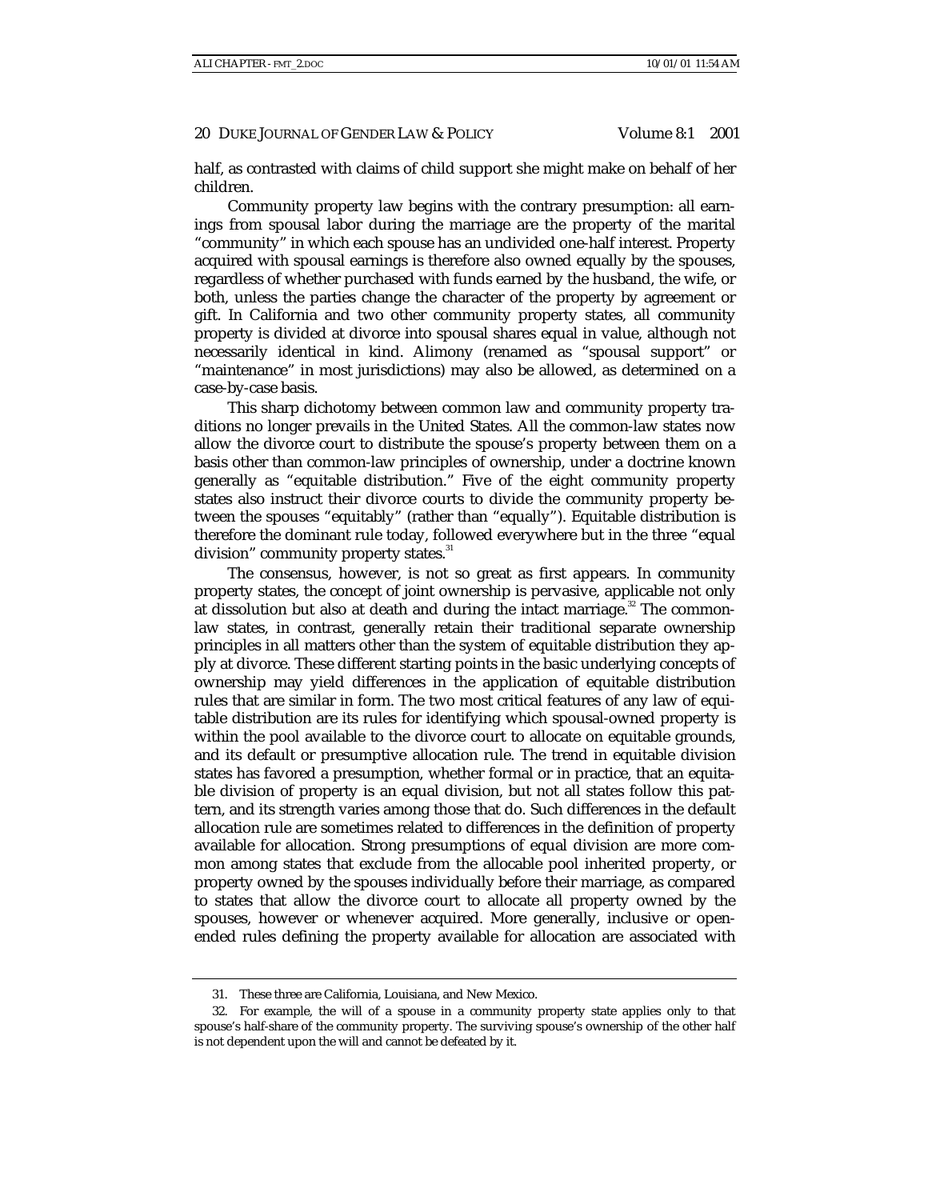half, as contrasted with claims of child support she might make on behalf of her children.

Community property law begins with the contrary presumption: all earnings from spousal labor during the marriage are the property of the marital "community" in which each spouse has an undivided one-half interest. Property acquired with spousal earnings is therefore also owned equally by the spouses, regardless of whether purchased with funds earned by the husband, the wife, or both, unless the parties change the character of the property by agreement or gift. In California and two other community property states, all community property is divided at divorce into spousal shares equal in value, although not necessarily identical in kind. Alimony (renamed as "spousal support" or "maintenance" in most jurisdictions) may also be allowed, as determined on a case-by-case basis.

This sharp dichotomy between common law and community property traditions no longer prevails in the United States. All the common-law states now allow the divorce court to distribute the spouse's property between them on a basis other than common-law principles of ownership, under a doctrine known generally as "equitable distribution." Five of the eight community property states also instruct their divorce courts to divide the community property between the spouses "equitably" (rather than "equally"). Equitable distribution is therefore the dominant rule today, followed everywhere but in the three "equal division" community property states.[31]

The consensus, however, is not so great as first appears. In community property states, the concept of joint ownership is pervasive, applicable not only at dissolution but also at death and during the intact marriage.[32] The common-law states, in contrast, generally retain their traditional separate ownership principles in all matters other than the system of equitable distribution they apply at divorce. These different starting points in the basic underlying concepts of ownership may yield differences in the application of equitable distribution rules that are similar in form. The two most critical features of any law of equitable distribution are its rules for identifying which spousal-owned property is within the pool available to the divorce court to allocate on equitable grounds, and its default or presumptive allocation rule. The trend in equitable division states has favored a presumption, whether formal or in practice, that an equitable division of property is an equal division, but not all states follow this pattern, and its strength varies among those that do. Such differences in the default allocation rule are sometimes related to differences in the definition of property available for allocation. Strong presumptions of equal division are more common among states that exclude from the allocable pool inherited property, or property owned by the spouses individually before their marriage, as compared to states that allow the divorce court to allocate all property owned by the spouses, however or whenever acquired. More generally, inclusive or open-ended rules defining the property available for allocation are associated with

---

31. These three are California, Louisiana, and New Mexico.

32. For example, the will of a spouse in a community property state applies only to that spouse's half-share of the community property. The surviving spouse's ownership of the other half is not dependent upon the will and cannot be defeated by it.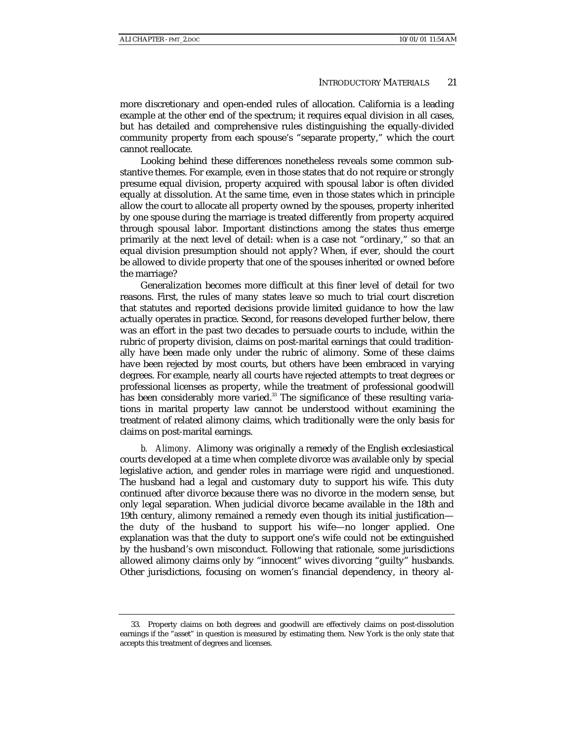more discretionary and open-ended rules of allocation. California is a leading example at the other end of the spectrum; it requires equal division in all cases, but has detailed and comprehensive rules distinguishing the equally-divided community property from each spouse's "separate property," which the court cannot reallocate.

Looking behind these differences nonetheless reveals some common substantive themes. For example, even in those states that do not require or strongly presume equal division, property acquired with spousal labor is often divided equally at dissolution. At the same time, even in those states which in principle allow the court to allocate all property owned by the spouses, property inherited by one spouse during the marriage is treated differently from property acquired through spousal labor. Important distinctions among the states thus emerge primarily at the next level of detail: when is a case not "ordinary," so that an equal division presumption should not apply? When, if ever, should the court be allowed to divide property that one of the spouses inherited or owned before the marriage?

Generalization becomes more difficult at this finer level of detail for two reasons. First, the rules of many states leave so much to trial court discretion that statutes and reported decisions provide limited guidance to how the law actually operates in practice. Second, for reasons developed further below, there was an effort in the past two decades to persuade courts to include, within the rubric of property division, claims on post-marital earnings that could traditionally have been made only under the rubric of alimony. Some of these claims have been rejected by most courts, but others have been embraced in varying degrees. For example, nearly all courts have rejected attempts to treat degrees or professional licenses as property, while the treatment of professional goodwill has been considerably more varied.[33] The significance of these resulting variations in marital property law cannot be understood without examining the treatment of related alimony claims, which traditionally were the only basis for claims on post-marital earnings.

*b. Alimony.* Alimony was originally a remedy of the English ecclesiastical courts developed at a time when complete divorce was available only by special legislative action, and gender roles in marriage were rigid and unquestioned. The husband had a legal and customary duty to support his wife. This duty continued after divorce because there was no divorce in the modern sense, but only legal separation. When judicial divorce became available in the 18th and 19th century, alimony remained a remedy even though its initial justification—the duty of the husband to support his wife—no longer applied. One explanation was that the duty to support one's wife could not be extinguished by the husband's own misconduct. Following that rationale, some jurisdictions allowed alimony claims only by "innocent" wives divorcing "guilty" husbands. Other jurisdictions, focusing on women's financial dependency, in theory al-

33. Property claims on both degrees and goodwill are effectively claims on post-dissolution earnings if the "asset" in question is measured by estimating them. New York is the only state that accepts this treatment of degrees and licenses.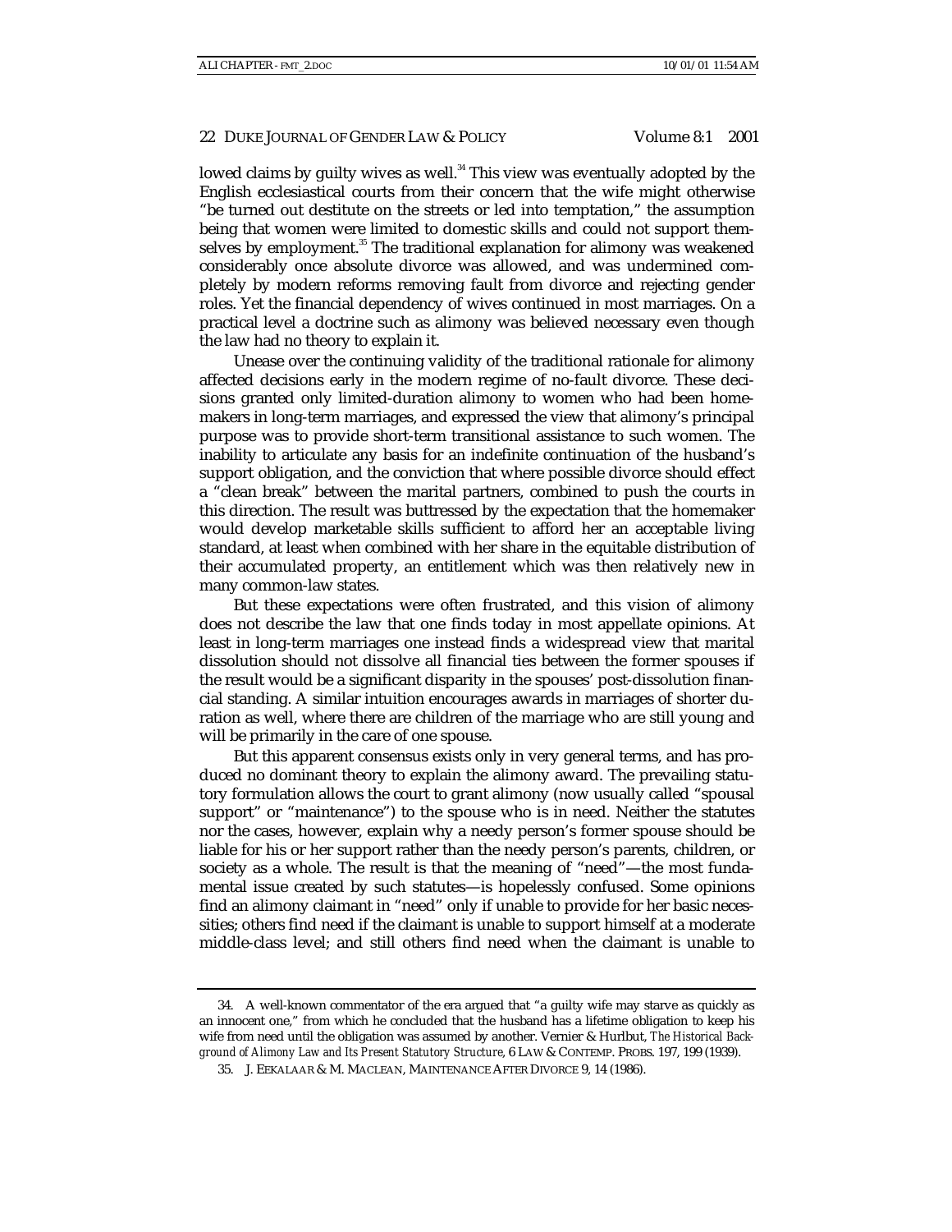lowed claims by guilty wives as well.[34] This view was eventually adopted by the English ecclesiastical courts from their concern that the wife might otherwise "be turned out destitute on the streets or led into temptation," the assumption being that women were limited to domestic skills and could not support themselves by employment.[35] The traditional explanation for alimony was weakened considerably once absolute divorce was allowed, and was undermined completely by modern reforms removing fault from divorce and rejecting gender roles. Yet the financial dependency of wives continued in most marriages. On a practical level a doctrine such as alimony was believed necessary even though the law had no theory to explain it.

Unease over the continuing validity of the traditional rationale for alimony affected decisions early in the modern regime of no-fault divorce. These decisions granted only limited-duration alimony to women who had been homemakers in long-term marriages, and expressed the view that alimony's principal purpose was to provide short-term transitional assistance to such women. The inability to articulate any basis for an indefinite continuation of the husband's support obligation, and the conviction that where possible divorce should effect a "clean break" between the marital partners, combined to push the courts in this direction. The result was buttressed by the expectation that the homemaker would develop marketable skills sufficient to afford her an acceptable living standard, at least when combined with her share in the equitable distribution of their accumulated property, an entitlement which was then relatively new in many common-law states.

But these expectations were often frustrated, and this vision of alimony does not describe the law that one finds today in most appellate opinions. At least in long-term marriages one instead finds a widespread view that marital dissolution should not dissolve all financial ties between the former spouses if the result would be a significant disparity in the spouses' post-dissolution financial standing. A similar intuition encourages awards in marriages of shorter duration as well, where there are children of the marriage who are still young and will be primarily in the care of one spouse.

But this apparent consensus exists only in very general terms, and has produced no dominant theory to explain the alimony award. The prevailing statutory formulation allows the court to grant alimony (now usually called "spousal support" or "maintenance") to the spouse who is in need. Neither the statutes nor the cases, however, explain why a needy person's former spouse should be liable for his or her support rather than the needy person's parents, children, or society as a whole. The result is that the meaning of "need"—the most fundamental issue created by such statutes—is hopelessly confused. Some opinions find an alimony claimant in "need" only if unable to provide for her basic necessities; others find need if the claimant is unable to support himself at a moderate middle-class level; and still others find need when the claimant is unable to

---

34. A well-known commentator of the era argued that "a guilty wife may starve as quickly as an innocent one," from which he concluded that the husband has a lifetime obligation to keep his wife from need until the obligation was assumed by another. Vernier & Hurlbut, *The Historical Background of Alimony Law and Its Present Statutory Structure*, 6 LAW & CONTEMP. PROBS. 197, 199 (1939).

35. J. EEKALAAR & M. MACLEAN, MAINTENANCE AFTER DIVORCE 9, 14 (1986).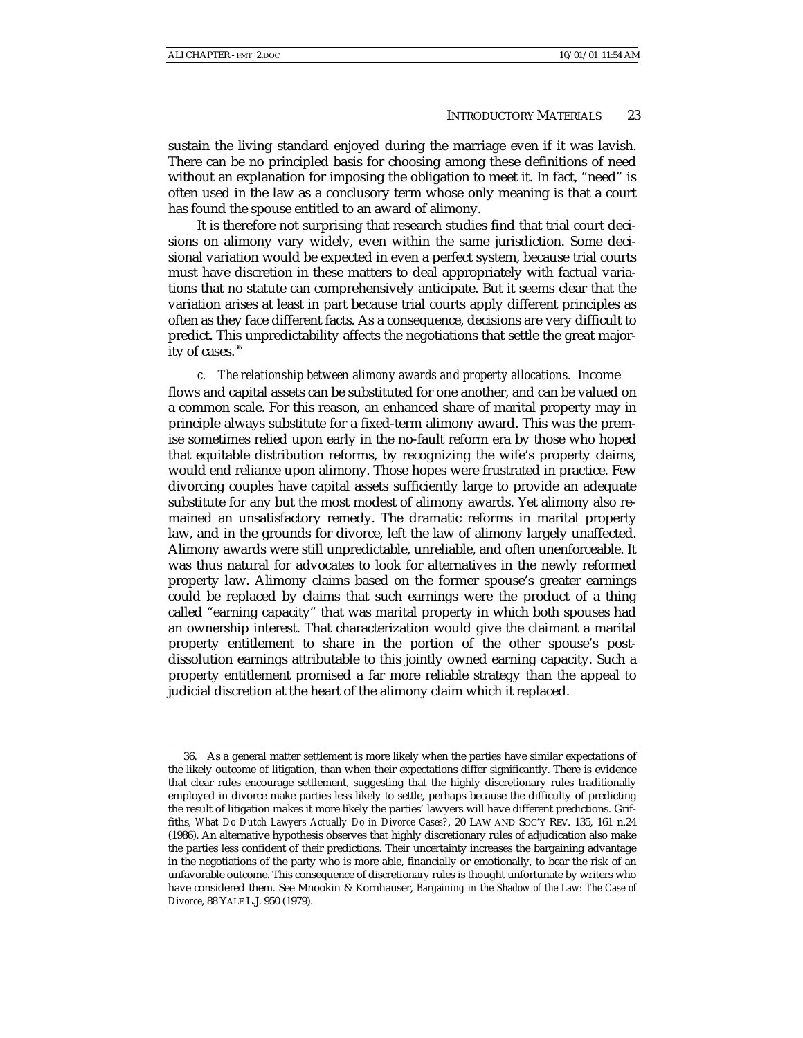sustain the living standard enjoyed during the marriage even if it was lavish. There can be no principled basis for choosing among these definitions of need without an explanation for imposing the obligation to meet it. In fact, "need" is often used in the law as a conclusory term whose only meaning is that a court has found the spouse entitled to an award of alimony.

It is therefore not surprising that research studies find that trial court decisions on alimony vary widely, even within the same jurisdiction. Some decisional variation would be expected in even a perfect system, because trial courts must have discretion in these matters to deal appropriately with factual variations that no statute can comprehensively anticipate. But it seems clear that the variation arises at least in part because trial courts apply different principles as often as they face different facts. As a consequence, decisions are very difficult to predict. This unpredictability affects the negotiations that settle the great majority of cases.[36]

*c. The relationship between alimony awards and property allocations.* Income flows and capital assets can be substituted for one another, and can be valued on a common scale. For this reason, an enhanced share of marital property may in principle always substitute for a fixed-term alimony award. This was the premise sometimes relied upon early in the no-fault reform era by those who hoped that equitable distribution reforms, by recognizing the wife's property claims, would end reliance upon alimony. Those hopes were frustrated in practice. Few divorcing couples have capital assets sufficiently large to provide an adequate substitute for any but the most modest of alimony awards. Yet alimony also remained an unsatisfactory remedy. The dramatic reforms in marital property law, and in the grounds for divorce, left the law of alimony largely unaffected. Alimony awards were still unpredictable, unreliable, and often unenforceable. It was thus natural for advocates to look for alternatives in the newly reformed property law. Alimony claims based on the former spouse's greater earnings could be replaced by claims that such earnings were the product of a thing called "earning capacity" that was marital property in which both spouses had an ownership interest. That characterization would give the claimant a marital property entitlement to share in the portion of the other spouse's post-dissolution earnings attributable to this jointly owned earning capacity. Such a property entitlement promised a far more reliable strategy than the appeal to judicial discretion at the heart of the alimony claim which it replaced.

---

36. As a general matter settlement is more likely when the parties have similar expectations of the likely outcome of litigation, than when their expectations differ significantly. There is evidence that clear rules encourage settlement, suggesting that the highly discretionary rules traditionally employed in divorce make parties less likely to settle, perhaps because the difficulty of predicting the result of litigation makes it more likely the parties' lawyers will have different predictions. Griffiths, *What Do Dutch Lawyers Actually Do in Divorce Cases?*, 20 LAW AND SOC'Y REV. 135, 161 n.24 (1986). An alternative hypothesis observes that highly discretionary rules of adjudication also make the parties less confident of their predictions. Their uncertainty increases the bargaining advantage in the negotiations of the party who is more able, financially or emotionally, to bear the risk of an unfavorable outcome. This consequence of discretionary rules is thought unfortunate by writers who have considered them. See Mnookin & Kornhauser, *Bargaining in the Shadow of the Law: The Case of Divorce*, 88 YALE L.J. 950 (1979).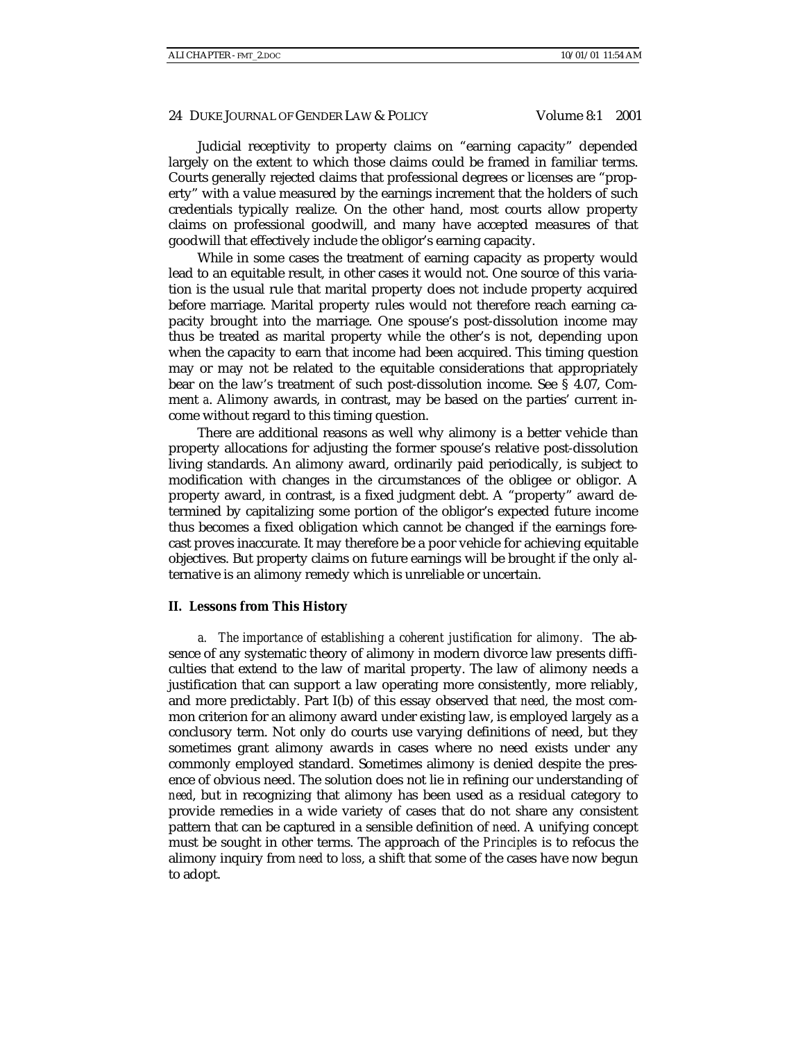Judicial receptivity to property claims on "earning capacity" depended largely on the extent to which those claims could be framed in familiar terms. Courts generally rejected claims that professional degrees or licenses are "property" with a value measured by the earnings increment that the holders of such credentials typically realize. On the other hand, most courts allow property claims on professional goodwill, and many have accepted measures of that goodwill that effectively include the obligor's earning capacity.

While in some cases the treatment of earning capacity as property would lead to an equitable result, in other cases it would not. One source of this variation is the usual rule that marital property does not include property acquired before marriage. Marital property rules would not therefore reach earning capacity brought into the marriage. One spouse's post-dissolution income may thus be treated as marital property while the other's is not, depending upon when the capacity to earn that income had been acquired. This timing question may or may not be related to the equitable considerations that appropriately bear on the law's treatment of such post-dissolution income. See § 4.07, Comment *a*. Alimony awards, in contrast, may be based on the parties' current income without regard to this timing question.

There are additional reasons as well why alimony is a better vehicle than property allocations for adjusting the former spouse's relative post-dissolution living standards. An alimony award, ordinarily paid periodically, is subject to modification with changes in the circumstances of the obligee or obligor. A property award, in contrast, is a fixed judgment debt. A "property" award determined by capitalizing some portion of the obligor's expected future income thus becomes a fixed obligation which cannot be changed if the earnings forecast proves inaccurate. It may therefore be a poor vehicle for achieving equitable objectives. But property claims on future earnings will be brought if the only alternative is an alimony remedy which is unreliable or uncertain.

## II. Lessons from This History

*a. The importance of establishing a coherent justification for alimony.* The absence of any systematic theory of alimony in modern divorce law presents difficulties that extend to the law of marital property. The law of alimony needs a justification that can support a law operating more consistently, more reliably, and more predictably. Part I(b) of this essay observed that *need*, the most common criterion for an alimony award under existing law, is employed largely as a conclusory term. Not only do courts use varying definitions of need, but they sometimes grant alimony awards in cases where no need exists under any commonly employed standard. Sometimes alimony is denied despite the presence of obvious need. The solution does not lie in refining our understanding of *need*, but in recognizing that alimony has been used as a residual category to provide remedies in a wide variety of cases that do not share any consistent pattern that can be captured in a sensible definition of *need*. A unifying concept must be sought in other terms. The approach of the *Principles* is to refocus the alimony inquiry from *need* to *loss*, a shift that some of the cases have now begun to adopt.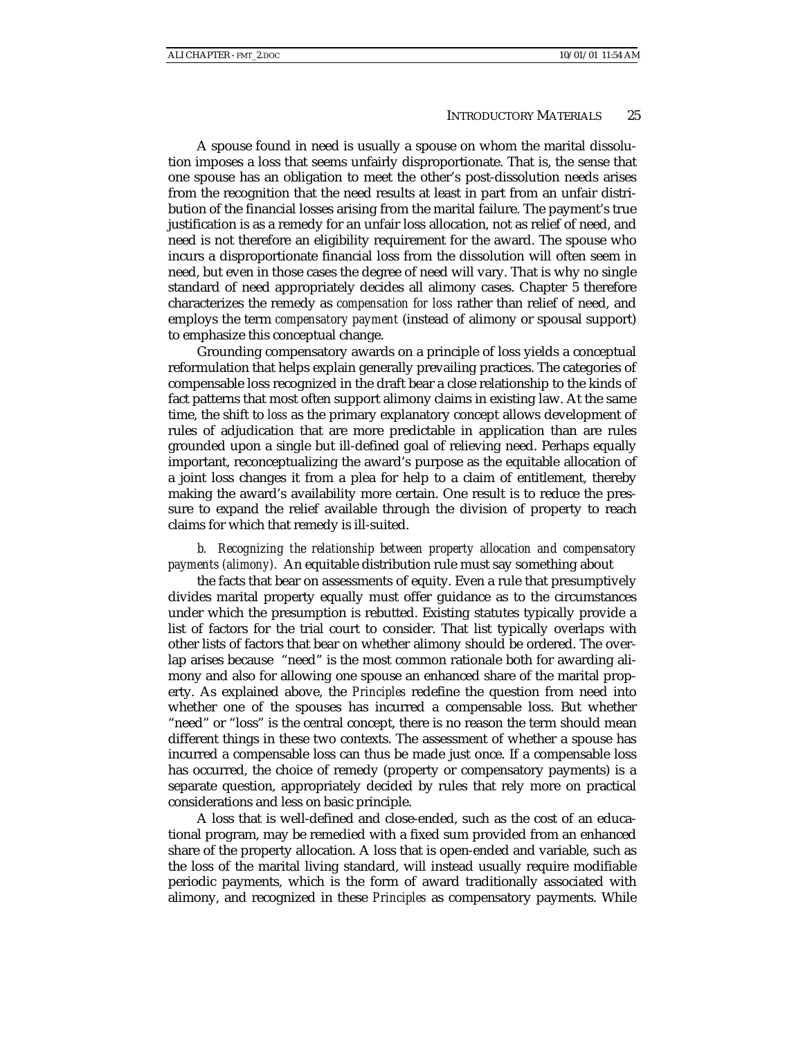A spouse found in need is usually a spouse on whom the marital dissolution imposes a loss that seems unfairly disproportionate. That is, the sense that one spouse has an obligation to meet the other's post-dissolution needs arises from the recognition that the need results at least in part from an unfair distribution of the financial losses arising from the marital failure. The payment's true justification is as a remedy for an unfair loss allocation, not as relief of need, and need is not therefore an eligibility requirement for the award. The spouse who incurs a disproportionate financial loss from the dissolution will often seem in need, but even in those cases the degree of need will vary. That is why no single standard of need appropriately decides all alimony cases. Chapter 5 therefore characterizes the remedy as *compensation for loss* rather than relief of need, and employs the term *compensatory payment* (instead of alimony or spousal support) to emphasize this conceptual change.

Grounding compensatory awards on a principle of loss yields a conceptual reformulation that helps explain generally prevailing practices. The categories of compensable loss recognized in the draft bear a close relationship to the kinds of fact patterns that most often support alimony claims in existing law. At the same time, the shift to *loss* as the primary explanatory concept allows development of rules of adjudication that are more predictable in application than are rules grounded upon a single but ill-defined goal of relieving need. Perhaps equally important, reconceptualizing the award's purpose as the equitable allocation of a joint loss changes it from a plea for help to a claim of entitlement, thereby making the award's availability more certain. One result is to reduce the pressure to expand the relief available through the division of property to reach claims for which that remedy is ill-suited.

*b. Recognizing the relationship between property allocation and compensatory payments (alimony).* An equitable distribution rule must say something about the facts that bear on assessments of equity. Even a rule that presumptively divides marital property equally must offer guidance as to the circumstances under which the presumption is rebutted. Existing statutes typically provide a list of factors for the trial court to consider. That list typically overlaps with other lists of factors that bear on whether alimony should be ordered. The overlap arises because "need" is the most common rationale both for awarding alimony and also for allowing one spouse an enhanced share of the marital property. As explained above, the *Principles* redefine the question from need into whether one of the spouses has incurred a compensable loss. But whether "need" or "loss" is the central concept, there is no reason the term should mean different things in these two contexts. The assessment of whether a spouse has incurred a compensable loss can thus be made just once. If a compensable loss has occurred, the choice of remedy (property or compensatory payments) is a separate question, appropriately decided by rules that rely more on practical considerations and less on basic principle.

A loss that is well-defined and close-ended, such as the cost of an educational program, may be remedied with a fixed sum provided from an enhanced share of the property allocation. A loss that is open-ended and variable, such as the loss of the marital living standard, will instead usually require modifiable periodic payments, which is the form of award traditionally associated with alimony, and recognized in these *Principles* as compensatory payments. While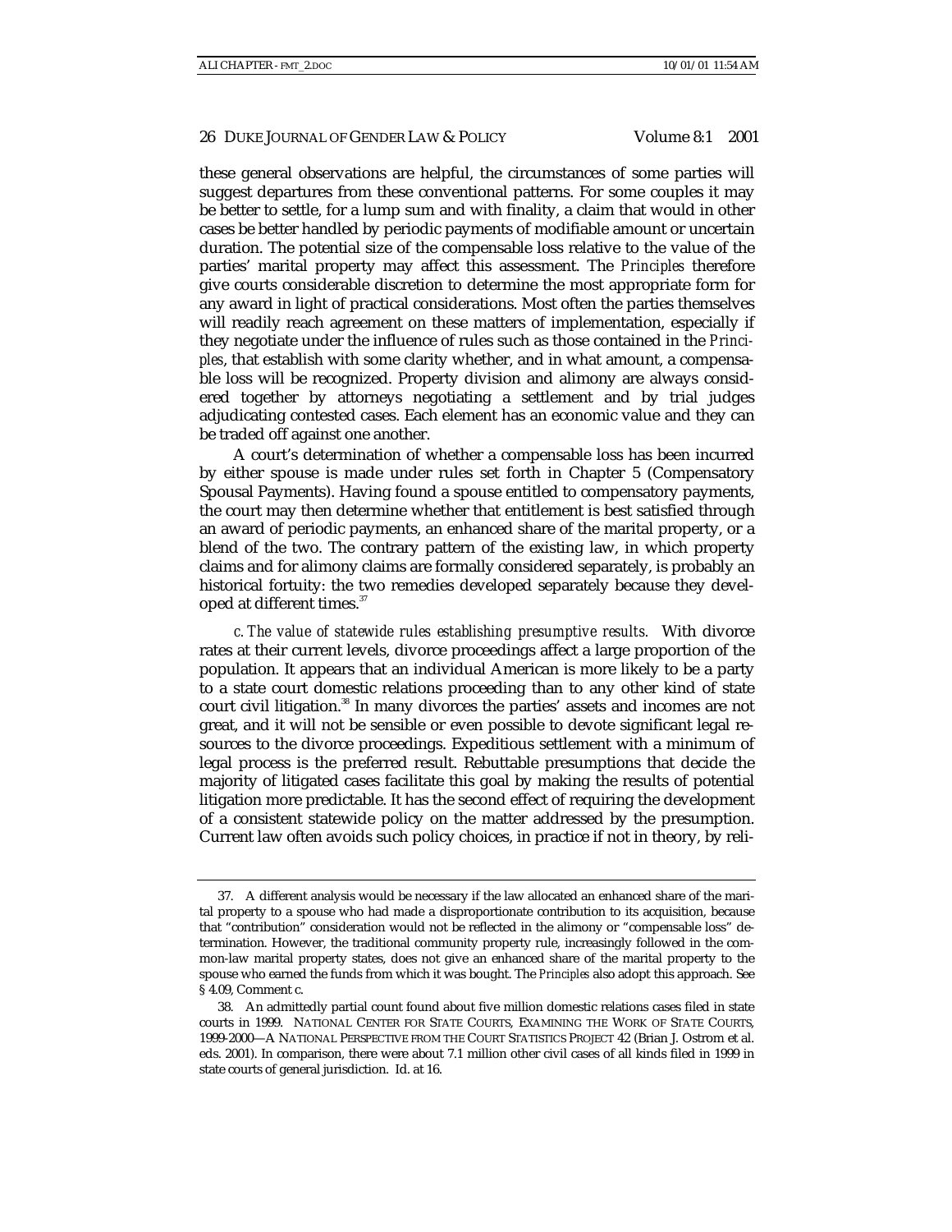these general observations are helpful, the circumstances of some parties will suggest departures from these conventional patterns. For some couples it may be better to settle, for a lump sum and with finality, a claim that would in other cases be better handled by periodic payments of modifiable amount or uncertain duration. The potential size of the compensable loss relative to the value of the parties' marital property may affect this assessment. The *Principles* therefore give courts considerable discretion to determine the most appropriate form for any award in light of practical considerations. Most often the parties themselves will readily reach agreement on these matters of implementation, especially if they negotiate under the influence of rules such as those contained in the *Principles*, that establish with some clarity whether, and in what amount, a compensable loss will be recognized. Property division and alimony are always considered together by attorneys negotiating a settlement and by trial judges adjudicating contested cases. Each element has an economic value and they can be traded off against one another.

A court's determination of whether a compensable loss has been incurred by either spouse is made under rules set forth in Chapter 5 (Compensatory Spousal Payments). Having found a spouse entitled to compensatory payments, the court may then determine whether that entitlement is best satisfied through an award of periodic payments, an enhanced share of the marital property, or a blend of the two. The contrary pattern of the existing law, in which property claims and for alimony claims are formally considered separately, is probably an historical fortuity: the two remedies developed separately because they developed at different times.[37]

*c. The value of statewide rules establishing presumptive results.* With divorce rates at their current levels, divorce proceedings affect a large proportion of the population. It appears that an individual American is more likely to be a party to a state court domestic relations proceeding than to any other kind of state court civil litigation.[38] In many divorces the parties' assets and incomes are not great, and it will not be sensible or even possible to devote significant legal resources to the divorce proceedings. Expeditious settlement with a minimum of legal process is the preferred result. Rebuttable presumptions that decide the majority of litigated cases facilitate this goal by making the results of potential litigation more predictable. It has the second effect of requiring the development of a consistent statewide policy on the matter addressed by the presumption. Current law often avoids such policy choices, in practice if not in theory, by reli-

---

37. A different analysis would be necessary if the law allocated an enhanced share of the marital property to a spouse who had made a disproportionate contribution to its acquisition, because that "contribution" consideration would not be reflected in the alimony or "compensable loss" determination. However, the traditional community property rule, increasingly followed in the common-law marital property states, does not give an enhanced share of the marital property to the spouse who earned the funds from which it was bought. The *Principles* also adopt this approach. See § 4.09, Comment c.

38. An admittedly partial count found about five million domestic relations cases filed in state courts in 1999. NATIONAL CENTER FOR STATE COURTS, EXAMINING THE WORK OF STATE COURTS, 1999-2000—A NATIONAL PERSPECTIVE FROM THE COURT STATISTICS PROJECT 42 (Brian J. Ostrom et al. eds. 2001). In comparison, there were about 7.1 million other civil cases of all kinds filed in 1999 in state courts of general jurisdiction. Id. at 16.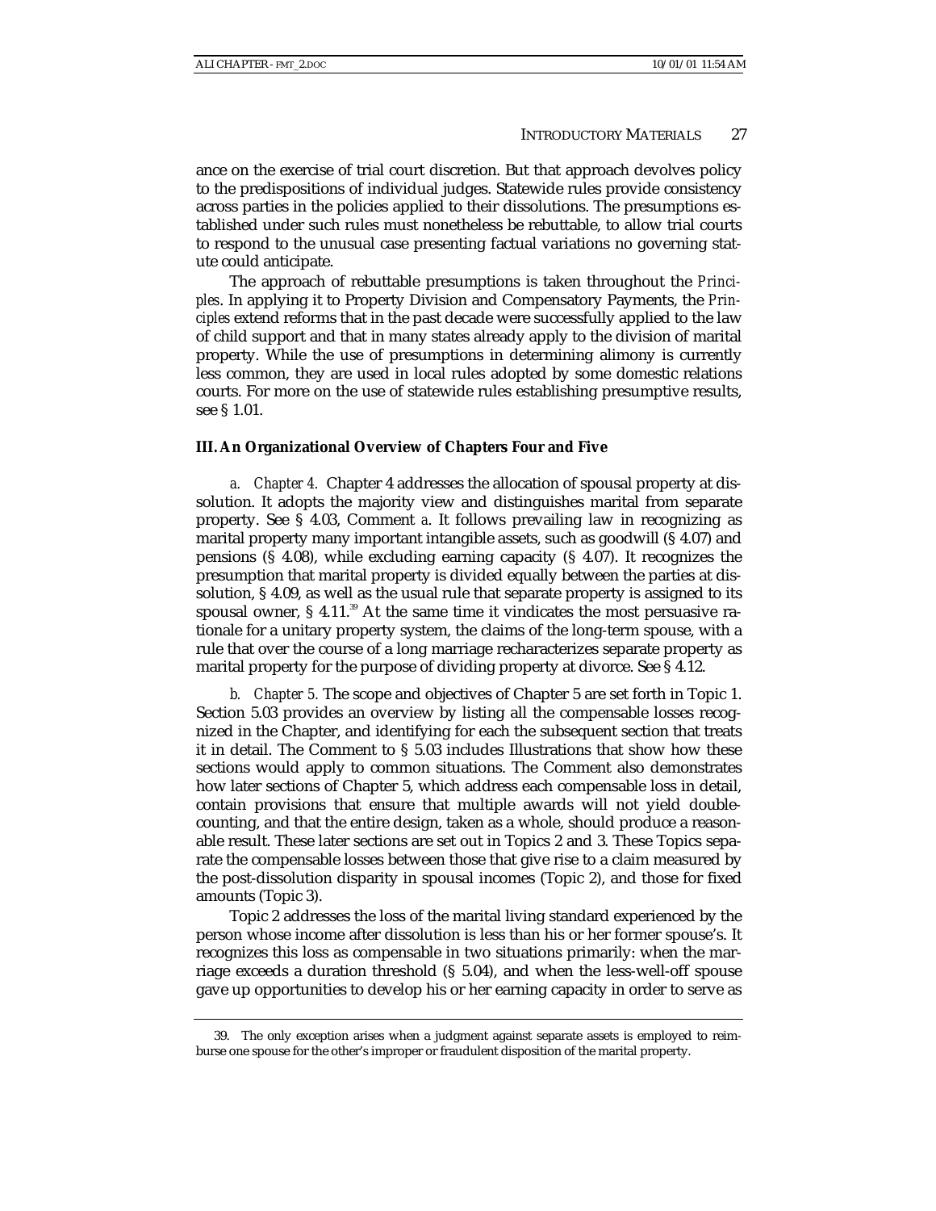ance on the exercise of trial court discretion. But that approach devolves policy to the predispositions of individual judges. Statewide rules provide consistency across parties in the policies applied to their dissolutions. The presumptions established under such rules must nonetheless be rebuttable, to allow trial courts to respond to the unusual case presenting factual variations no governing statute could anticipate.

The approach of rebuttable presumptions is taken throughout the *Principles*. In applying it to Property Division and Compensatory Payments, the *Principles* extend reforms that in the past decade were successfully applied to the law of child support and that in many states already apply to the division of marital property. While the use of presumptions in determining alimony is currently less common, they are used in local rules adopted by some domestic relations courts. For more on the use of statewide rules establishing presumptive results, see § 1.01.

### III. An Organizational Overview of Chapters Four and Five

*a. Chapter 4.* Chapter 4 addresses the allocation of spousal property at dissolution. It adopts the majority view and distinguishes marital from separate property. See § 4.03, Comment *a*. It follows prevailing law in recognizing as marital property many important intangible assets, such as goodwill (§ 4.07) and pensions (§ 4.08), while excluding earning capacity (§ 4.07). It recognizes the presumption that marital property is divided equally between the parties at dissolution, § 4.09, as well as the usual rule that separate property is assigned to its spousal owner, § 4.11.[39] At the same time it vindicates the most persuasive rationale for a unitary property system, the claims of the long-term spouse, with a rule that over the course of a long marriage recharacterizes separate property as marital property for the purpose of dividing property at divorce. See § 4.12.

*b. Chapter 5.* The scope and objectives of Chapter 5 are set forth in Topic 1. Section 5.03 provides an overview by listing all the compensable losses recognized in the Chapter, and identifying for each the subsequent section that treats it in detail. The Comment to § 5.03 includes Illustrations that show how these sections would apply to common situations. The Comment also demonstrates how later sections of Chapter 5, which address each compensable loss in detail, contain provisions that ensure that multiple awards will not yield double-counting, and that the entire design, taken as a whole, should produce a reasonable result. These later sections are set out in Topics 2 and 3. These Topics separate the compensable losses between those that give rise to a claim measured by the post-dissolution disparity in spousal incomes (Topic 2), and those for fixed amounts (Topic 3).

Topic 2 addresses the loss of the marital living standard experienced by the person whose income after dissolution is less than his or her former spouse's. It recognizes this loss as compensable in two situations primarily: when the marriage exceeds a duration threshold (§ 5.04), and when the less-well-off spouse gave up opportunities to develop his or her earning capacity in order to serve as

---

39. The only exception arises when a judgment against separate assets is employed to reimburse one spouse for the other's improper or fraudulent disposition of the marital property.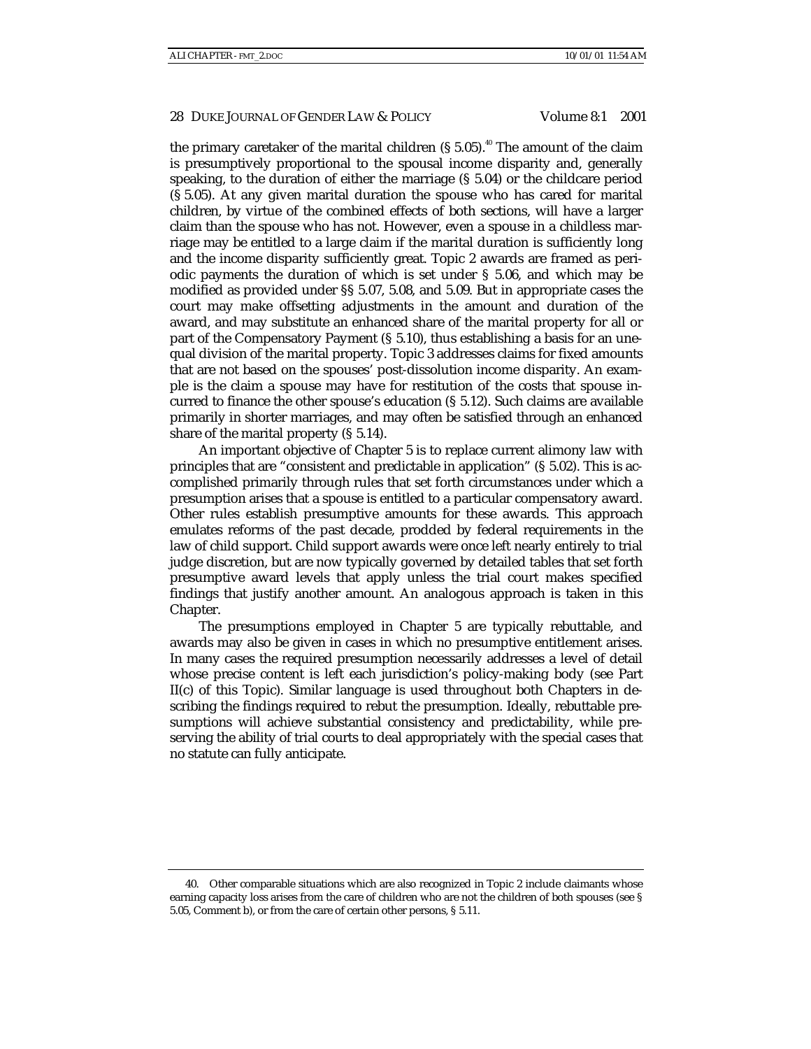the primary caretaker of the marital children (§ 5.05).[40] The amount of the claim is presumptively proportional to the spousal income disparity and, generally speaking, to the duration of either the marriage (§ 5.04) or the childcare period (§ 5.05). At any given marital duration the spouse who has cared for marital children, by virtue of the combined effects of both sections, will have a larger claim than the spouse who has not. However, even a spouse in a childless marriage may be entitled to a large claim if the marital duration is sufficiently long and the income disparity sufficiently great. Topic 2 awards are framed as periodic payments the duration of which is set under § 5.06, and which may be modified as provided under §§ 5.07, 5.08, and 5.09. But in appropriate cases the court may make offsetting adjustments in the amount and duration of the award, and may substitute an enhanced share of the marital property for all or part of the Compensatory Payment (§ 5.10), thus establishing a basis for an unequal division of the marital property. Topic 3 addresses claims for fixed amounts that are not based on the spouses' post-dissolution income disparity. An example is the claim a spouse may have for restitution of the costs that spouse incurred to finance the other spouse's education (§ 5.12). Such claims are available primarily in shorter marriages, and may often be satisfied through an enhanced share of the marital property (§ 5.14).

An important objective of Chapter 5 is to replace current alimony law with principles that are "consistent and predictable in application" (§ 5.02). This is accomplished primarily through rules that set forth circumstances under which a presumption arises that a spouse is entitled to a particular compensatory award. Other rules establish presumptive amounts for these awards. This approach emulates reforms of the past decade, prodded by federal requirements in the law of child support. Child support awards were once left nearly entirely to trial judge discretion, but are now typically governed by detailed tables that set forth presumptive award levels that apply unless the trial court makes specified findings that justify another amount. An analogous approach is taken in this Chapter.

The presumptions employed in Chapter 5 are typically rebuttable, and awards may also be given in cases in which no presumptive entitlement arises. In many cases the required presumption necessarily addresses a level of detail whose precise content is left each jurisdiction's policy-making body (see Part II(c) of this Topic). Similar language is used throughout both Chapters in describing the findings required to rebut the presumption. Ideally, rebuttable presumptions will achieve substantial consistency and predictability, while preserving the ability of trial courts to deal appropriately with the special cases that no statute can fully anticipate.

---

40. Other comparable situations which are also recognized in Topic 2 include claimants whose earning capacity loss arises from the care of children who are not the children of both spouses (see § 5.05, Comment b), or from the care of certain other persons, § 5.11.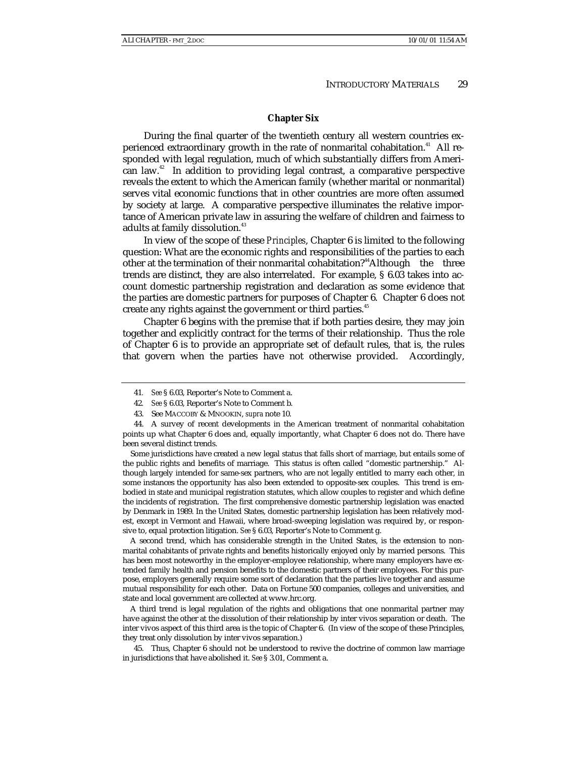### Chapter Six

During the final quarter of the twentieth century all western countries experienced extraordinary growth in the rate of nonmarital cohabitation.[41] All responded with legal regulation, much of which substantially differs from American law.[42] In addition to providing legal contrast, a comparative perspective reveals the extent to which the American family (whether marital or nonmarital) serves vital economic functions that in other countries are more often assumed by society at large. A comparative perspective illuminates the relative importance of American private law in assuring the welfare of children and fairness to adults at family dissolution.[43]

In view of the scope of these *Principles*, Chapter 6 is limited to the following question: What are the economic rights and responsibilities of the parties to each other at the termination of their nonmarital cohabitation?[44]Although the three trends are distinct, they are also interrelated. For example, § 6.03 takes into account domestic partnership registration and declaration as some evidence that the parties are domestic partners for purposes of Chapter 6. Chapter 6 does not create any rights against the government or third parties.[45]

Chapter 6 begins with the premise that if both parties desire, they may join together and explicitly contract for the terms of their relationship. Thus the role of Chapter 6 is to provide an appropriate set of default rules, that is, the rules that govern when the parties have not otherwise provided. Accordingly,

---

41. *See* § 6.03, Reporter's Note to Comment a.

42. *See* § 6.03, Reporter's Note to Comment b.

43. See MACCOBY & MNOOKIN, *supra* note 10.

44. A survey of recent developments in the American treatment of nonmarital cohabitation points up what Chapter 6 does and, equally importantly, what Chapter 6 does not do. There have been several distinct trends.

Some jurisdictions have created a new legal status that falls short of marriage, but entails some of the public rights and benefits of marriage. This status is often called "domestic partnership." Although largely intended for same-sex partners, who are not legally entitled to marry each other, in some instances the opportunity has also been extended to opposite-sex couples. This trend is embodied in state and municipal registration statutes, which allow couples to register and which define the incidents of registration. The first comprehensive domestic partnership legislation was enacted by Denmark in 1989. In the United States, domestic partnership legislation has been relatively modest, except in Vermont and Hawaii, where broad-sweeping legislation was required by, or responsive to, equal protection litigation. *See* § 6.03, Reporter's Note to Comment g.

A second trend, which has considerable strength in the United States, is the extension to nonmarital cohabitants of private rights and benefits historically enjoyed only by married persons. This has been most noteworthy in the employer-employee relationship, where many employers have extended family health and pension benefits to the domestic partners of their employees. For this purpose, employers generally require some sort of declaration that the parties live together and assume mutual responsibility for each other. Data on Fortune 500 companies, colleges and universities, and state and local government are collected at www.hrc.org.

A third trend is legal regulation of the rights and obligations that one nonmarital partner may have against the other at the dissolution of their relationship by inter vivos separation or death. The inter vivos aspect of this third area is the topic of Chapter 6. (In view of the scope of these Principles, they treat only dissolution by inter vivos separation.)

45. Thus, Chapter 6 should not be understood to revive the doctrine of common law marriage in jurisdictions that have abolished it. *See* § 3.01, Comment a.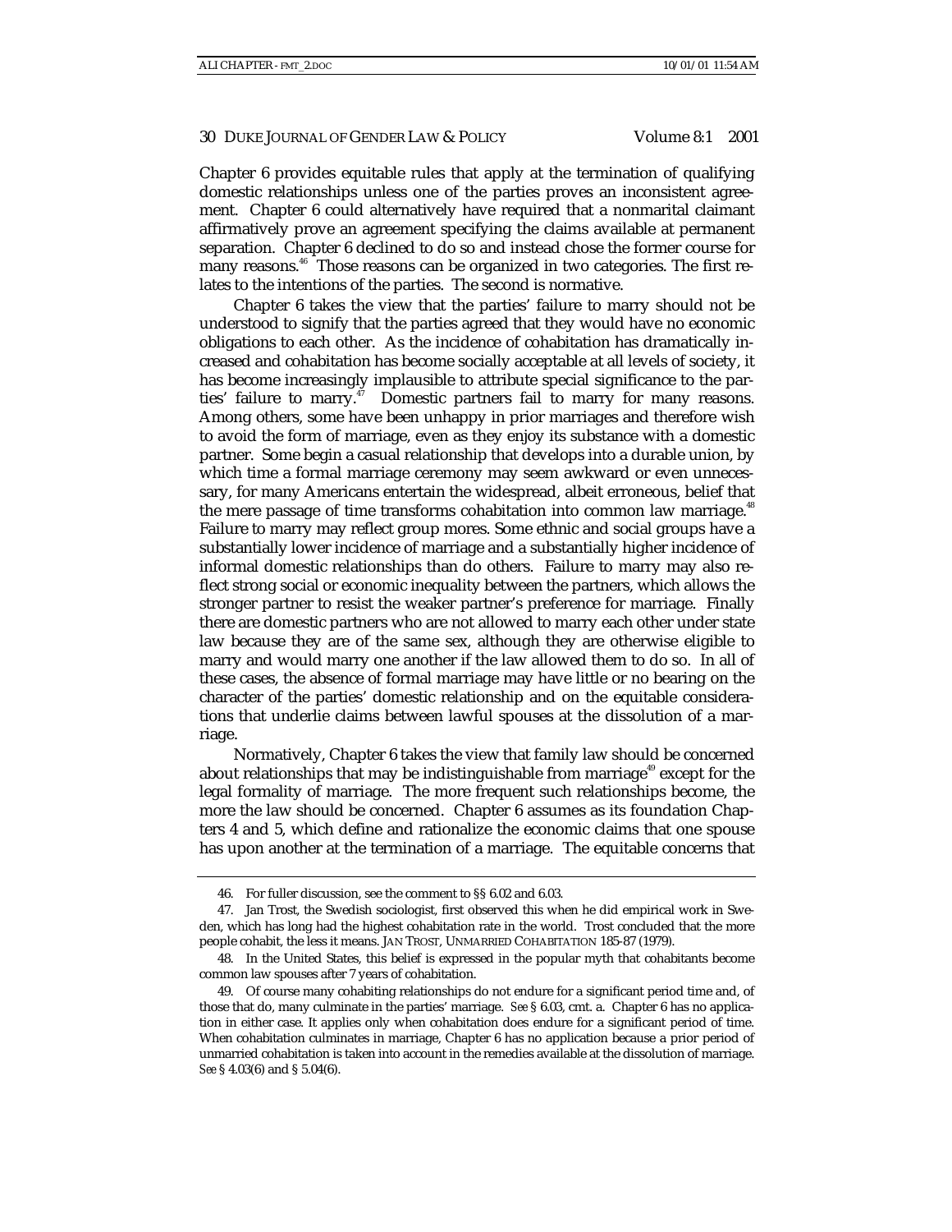Chapter 6 provides equitable rules that apply at the termination of qualifying domestic relationships unless one of the parties proves an inconsistent agreement. Chapter 6 could alternatively have required that a nonmarital claimant affirmatively prove an agreement specifying the claims available at permanent separation. Chapter 6 declined to do so and instead chose the former course for many reasons.[46] Those reasons can be organized in two categories. The first relates to the intentions of the parties. The second is normative.

Chapter 6 takes the view that the parties' failure to marry should not be understood to signify that the parties agreed that they would have no economic obligations to each other. As the incidence of cohabitation has dramatically increased and cohabitation has become socially acceptable at all levels of society, it has become increasingly implausible to attribute special significance to the parties' failure to marry.[47] Domestic partners fail to marry for many reasons. Among others, some have been unhappy in prior marriages and therefore wish to avoid the form of marriage, even as they enjoy its substance with a domestic partner. Some begin a casual relationship that develops into a durable union, by which time a formal marriage ceremony may seem awkward or even unnecessary, for many Americans entertain the widespread, albeit erroneous, belief that the mere passage of time transforms cohabitation into common law marriage.[48] Failure to marry may reflect group mores. Some ethnic and social groups have a substantially lower incidence of marriage and a substantially higher incidence of informal domestic relationships than do others. Failure to marry may also reflect strong social or economic inequality between the partners, which allows the stronger partner to resist the weaker partner's preference for marriage. Finally there are domestic partners who are not allowed to marry each other under state law because they are of the same sex, although they are otherwise eligible to marry and would marry one another if the law allowed them to do so. In all of these cases, the absence of formal marriage may have little or no bearing on the character of the parties' domestic relationship and on the equitable considerations that underlie claims between lawful spouses at the dissolution of a marriage.

Normatively, Chapter 6 takes the view that family law should be concerned about relationships that may be indistinguishable from marriage[49] except for the legal formality of marriage. The more frequent such relationships become, the more the law should be concerned. Chapter 6 assumes as its foundation Chapters 4 and 5, which define and rationalize the economic claims that one spouse has upon another at the termination of a marriage. The equitable concerns that

---

46. For fuller discussion, see the comment to §§ 6.02 and 6.03.

47. Jan Trost, the Swedish sociologist, first observed this when he did empirical work in Sweden, which has long had the highest cohabitation rate in the world. Trost concluded that the more people cohabit, the less it means. JAN TROST, UNMARRIED COHABITATION 185-87 (1979).

48. In the United States, this belief is expressed in the popular myth that cohabitants become common law spouses after 7 years of cohabitation.

49. Of course many cohabiting relationships do not endure for a significant period time and, of those that do, many culminate in the parties' marriage. *See* § 6.03, cmt. a. Chapter 6 has no application in either case. It applies only when cohabitation does endure for a significant period of time. When cohabitation culminates in marriage, Chapter 6 has no application because a prior period of unmarried cohabitation is taken into account in the remedies available at the dissolution of marriage. *See* § 4.03(6) and § 5.04(6).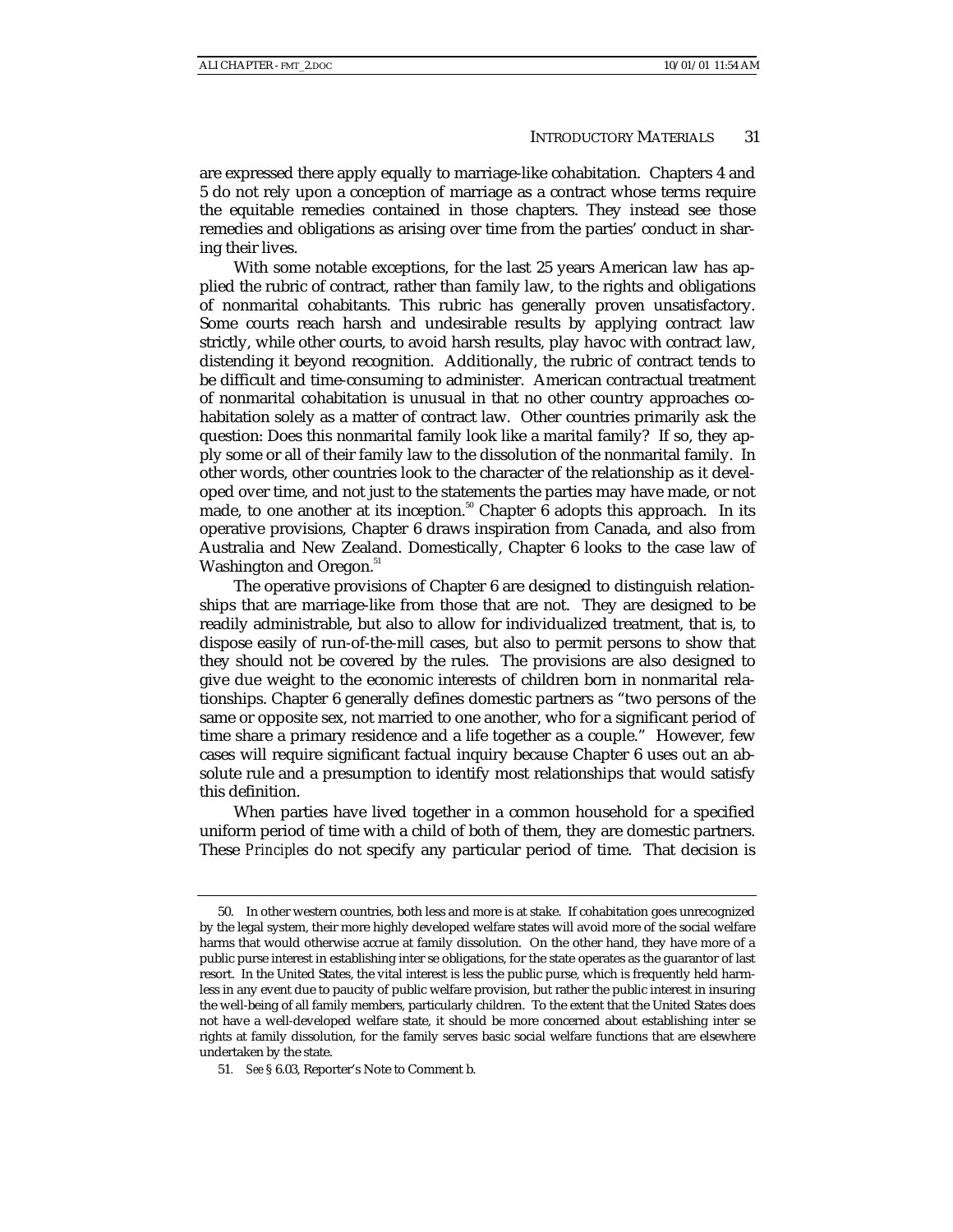are expressed there apply equally to marriage-like cohabitation. Chapters 4 and 5 do not rely upon a conception of marriage as a contract whose terms require the equitable remedies contained in those chapters. They instead see those remedies and obligations as arising over time from the parties' conduct in sharing their lives.

With some notable exceptions, for the last 25 years American law has applied the rubric of contract, rather than family law, to the rights and obligations of nonmarital cohabitants. This rubric has generally proven unsatisfactory. Some courts reach harsh and undesirable results by applying contract law strictly, while other courts, to avoid harsh results, play havoc with contract law, distending it beyond recognition. Additionally, the rubric of contract tends to be difficult and time-consuming to administer. American contractual treatment of nonmarital cohabitation is unusual in that no other country approaches cohabitation solely as a matter of contract law. Other countries primarily ask the question: Does this nonmarital family look like a marital family? If so, they apply some or all of their family law to the dissolution of the nonmarital family. In other words, other countries look to the character of the relationship as it developed over time, and not just to the statements the parties may have made, or not made, to one another at its inception.[50] Chapter 6 adopts this approach. In its operative provisions, Chapter 6 draws inspiration from Canada, and also from Australia and New Zealand. Domestically, Chapter 6 looks to the case law of Washington and Oregon.[51]

The operative provisions of Chapter 6 are designed to distinguish relationships that are marriage-like from those that are not. They are designed to be readily administrable, but also to allow for individualized treatment, that is, to dispose easily of run-of-the-mill cases, but also to permit persons to show that they should not be covered by the rules. The provisions are also designed to give due weight to the economic interests of children born in nonmarital relationships. Chapter 6 generally defines domestic partners as "two persons of the same or opposite sex, not married to one another, who for a significant period of time share a primary residence and a life together as a couple." However, few cases will require significant factual inquiry because Chapter 6 uses out an absolute rule and a presumption to identify most relationships that would satisfy this definition.

When parties have lived together in a common household for a specified uniform period of time with a child of both of them, they are domestic partners. These *Principles* do not specify any particular period of time. That decision is

---

50. In other western countries, both less and more is at stake. If cohabitation goes unrecognized by the legal system, their more highly developed welfare states will avoid more of the social welfare harms that would otherwise accrue at family dissolution. On the other hand, they have more of a public purse interest in establishing inter se obligations, for the state operates as the guarantor of last resort. In the United States, the vital interest is less the public purse, which is frequently held harmless in any event due to paucity of public welfare provision, but rather the public interest in insuring the well-being of all family members, particularly children. To the extent that the United States does not have a well-developed welfare state, it should be more concerned about establishing inter se rights at family dissolution, for the family serves basic social welfare functions that are elsewhere undertaken by the state.

51. *See* § 6.03, Reporter's Note to Comment b.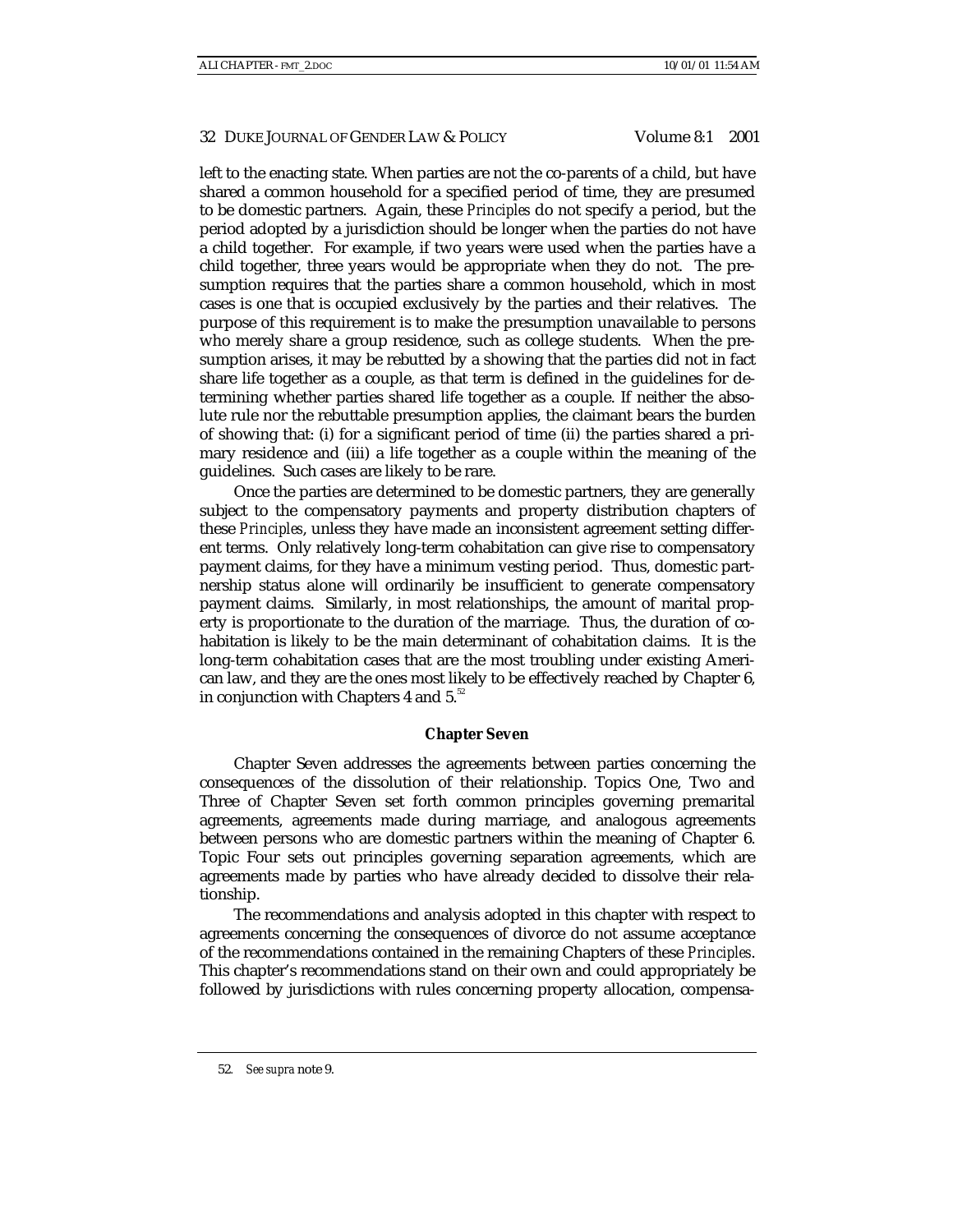left to the enacting state. When parties are not the co-parents of a child, but have shared a common household for a specified period of time, they are presumed to be domestic partners. Again, these *Principles* do not specify a period, but the period adopted by a jurisdiction should be longer when the parties do not have a child together. For example, if two years were used when the parties have a child together, three years would be appropriate when they do not. The presumption requires that the parties share a common household, which in most cases is one that is occupied exclusively by the parties and their relatives. The purpose of this requirement is to make the presumption unavailable to persons who merely share a group residence, such as college students. When the presumption arises, it may be rebutted by a showing that the parties did not in fact share life together as a couple, as that term is defined in the guidelines for determining whether parties shared life together as a couple. If neither the absolute rule nor the rebuttable presumption applies, the claimant bears the burden of showing that: (i) for a significant period of time (ii) the parties shared a primary residence and (iii) a life together as a couple within the meaning of the guidelines. Such cases are likely to be rare.

Once the parties are determined to be domestic partners, they are generally subject to the compensatory payments and property distribution chapters of these *Principles*, unless they have made an inconsistent agreement setting different terms. Only relatively long-term cohabitation can give rise to compensatory payment claims, for they have a minimum vesting period. Thus, domestic partnership status alone will ordinarily be insufficient to generate compensatory payment claims. Similarly, in most relationships, the amount of marital property is proportionate to the duration of the marriage. Thus, the duration of cohabitation is likely to be the main determinant of cohabitation claims. It is the long-term cohabitation cases that are the most troubling under existing American law, and they are the ones most likely to be effectively reached by Chapter 6, in conjunction with Chapters 4 and 5.[52]

### Chapter Seven

Chapter Seven addresses the agreements between parties concerning the consequences of the dissolution of their relationship. Topics One, Two and Three of Chapter Seven set forth common principles governing premarital agreements, agreements made during marriage, and analogous agreements between persons who are domestic partners within the meaning of Chapter 6. Topic Four sets out principles governing separation agreements, which are agreements made by parties who have already decided to dissolve their relationship.

The recommendations and analysis adopted in this chapter with respect to agreements concerning the consequences of divorce do not assume acceptance of the recommendations contained in the remaining Chapters of these *Principles*. This chapter's recommendations stand on their own and could appropriately be followed by jurisdictions with rules concerning property allocation, compensa-

52. *See supra* note 9.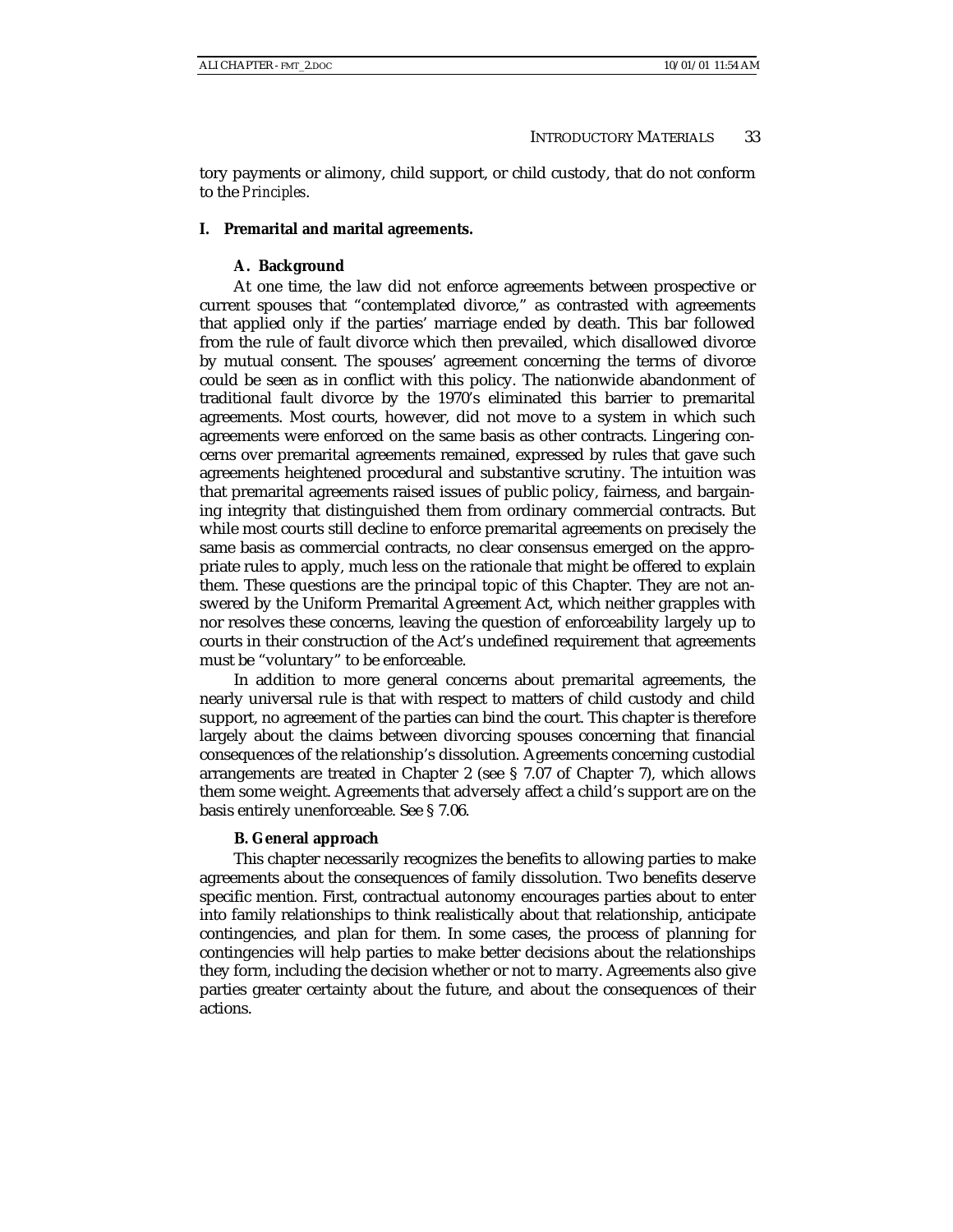tory payments or alimony, child support, or child custody, that do not conform to the *Principles*.

## I. Premarital and marital agreements.

### A. Background

At one time, the law did not enforce agreements between prospective or current spouses that "contemplated divorce," as contrasted with agreements that applied only if the parties' marriage ended by death. This bar followed from the rule of fault divorce which then prevailed, which disallowed divorce by mutual consent. The spouses' agreement concerning the terms of divorce could be seen as in conflict with this policy. The nationwide abandonment of traditional fault divorce by the 1970's eliminated this barrier to premarital agreements. Most courts, however, did not move to a system in which such agreements were enforced on the same basis as other contracts. Lingering concerns over premarital agreements remained, expressed by rules that gave such agreements heightened procedural and substantive scrutiny. The intuition was that premarital agreements raised issues of public policy, fairness, and bargaining integrity that distinguished them from ordinary commercial contracts. But while most courts still decline to enforce premarital agreements on precisely the same basis as commercial contracts, no clear consensus emerged on the appropriate rules to apply, much less on the rationale that might be offered to explain them. These questions are the principal topic of this Chapter. They are not answered by the Uniform Premarital Agreement Act, which neither grapples with nor resolves these concerns, leaving the question of enforceability largely up to courts in their construction of the Act's undefined requirement that agreements must be "voluntary" to be enforceable.

In addition to more general concerns about premarital agreements, the nearly universal rule is that with respect to matters of child custody and child support, no agreement of the parties can bind the court. This chapter is therefore largely about the claims between divorcing spouses concerning that financial consequences of the relationship's dissolution. Agreements concerning custodial arrangements are treated in Chapter 2 (see § 7.07 of Chapter 7), which allows them some weight. Agreements that adversely affect a child's support are on the basis entirely unenforceable. See § 7.06.

### B. General approach

This chapter necessarily recognizes the benefits to allowing parties to make agreements about the consequences of family dissolution. Two benefits deserve specific mention. First, contractual autonomy encourages parties about to enter into family relationships to think realistically about that relationship, anticipate contingencies, and plan for them. In some cases, the process of planning for contingencies will help parties to make better decisions about the relationships they form, including the decision whether or not to marry. Agreements also give parties greater certainty about the future, and about the consequences of their actions.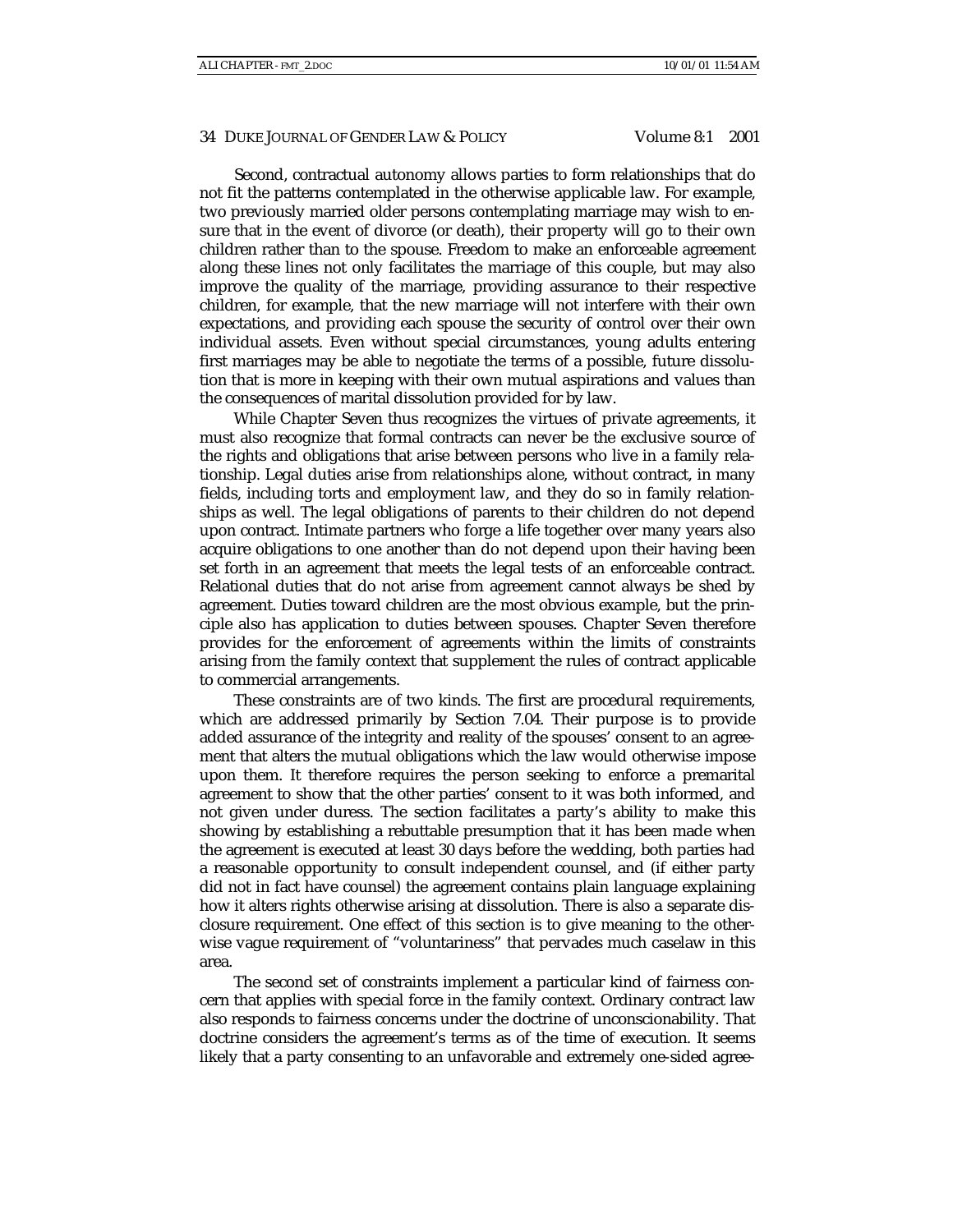Second, contractual autonomy allows parties to form relationships that do not fit the patterns contemplated in the otherwise applicable law. For example, two previously married older persons contemplating marriage may wish to ensure that in the event of divorce (or death), their property will go to their own children rather than to the spouse. Freedom to make an enforceable agreement along these lines not only facilitates the marriage of this couple, but may also improve the quality of the marriage, providing assurance to their respective children, for example, that the new marriage will not interfere with their own expectations, and providing each spouse the security of control over their own individual assets. Even without special circumstances, young adults entering first marriages may be able to negotiate the terms of a possible, future dissolution that is more in keeping with their own mutual aspirations and values than the consequences of marital dissolution provided for by law.

While Chapter Seven thus recognizes the virtues of private agreements, it must also recognize that formal contracts can never be the exclusive source of the rights and obligations that arise between persons who live in a family relationship. Legal duties arise from relationships alone, without contract, in many fields, including torts and employment law, and they do so in family relationships as well. The legal obligations of parents to their children do not depend upon contract. Intimate partners who forge a life together over many years also acquire obligations to one another than do not depend upon their having been set forth in an agreement that meets the legal tests of an enforceable contract. Relational duties that do not arise from agreement cannot always be shed by agreement. Duties toward children are the most obvious example, but the principle also has application to duties between spouses. Chapter Seven therefore provides for the enforcement of agreements within the limits of constraints arising from the family context that supplement the rules of contract applicable to commercial arrangements.

These constraints are of two kinds. The first are procedural requirements, which are addressed primarily by Section 7.04. Their purpose is to provide added assurance of the integrity and reality of the spouses' consent to an agreement that alters the mutual obligations which the law would otherwise impose upon them. It therefore requires the person seeking to enforce a premarital agreement to show that the other parties' consent to it was both informed, and not given under duress. The section facilitates a party's ability to make this showing by establishing a rebuttable presumption that it has been made when the agreement is executed at least 30 days before the wedding, both parties had a reasonable opportunity to consult independent counsel, and (if either party did not in fact have counsel) the agreement contains plain language explaining how it alters rights otherwise arising at dissolution. There is also a separate disclosure requirement. One effect of this section is to give meaning to the otherwise vague requirement of "voluntariness" that pervades much caselaw in this area.

The second set of constraints implement a particular kind of fairness concern that applies with special force in the family context. Ordinary contract law also responds to fairness concerns under the doctrine of unconscionability. That doctrine considers the agreement's terms as of the time of execution. It seems likely that a party consenting to an unfavorable and extremely one-sided agree-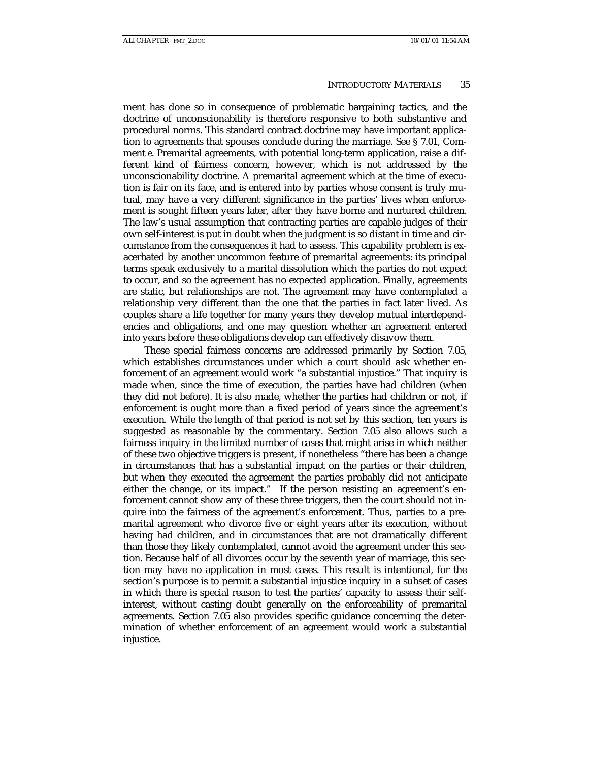ment has done so in consequence of problematic bargaining tactics, and the doctrine of unconscionability is therefore responsive to both substantive and procedural norms. This standard contract doctrine may have important application to agreements that spouses conclude during the marriage. See § 7.01, Comment *e*. Premarital agreements, with potential long-term application, raise a different kind of fairness concern, however, which is not addressed by the unconscionability doctrine. A premarital agreement which at the time of execution is fair on its face, and is entered into by parties whose consent is truly mutual, may have a very different significance in the parties' lives when enforcement is sought fifteen years later, after they have borne and nurtured children. The law's usual assumption that contracting parties are capable judges of their own self-interest is put in doubt when the judgment is so distant in time and circumstance from the consequences it had to assess. This capability problem is exacerbated by another uncommon feature of premarital agreements: its principal terms speak exclusively to a marital dissolution which the parties do not expect to occur, and so the agreement has no expected application. Finally, agreements are static, but relationships are not. The agreement may have contemplated a relationship very different than the one that the parties in fact later lived. As couples share a life together for many years they develop mutual interdependencies and obligations, and one may question whether an agreement entered into years before these obligations develop can effectively disavow them.

These special fairness concerns are addressed primarily by Section 7.05, which establishes circumstances under which a court should ask whether enforcement of an agreement would work "a substantial injustice." That inquiry is made when, since the time of execution, the parties have had children (when they did not before). It is also made, whether the parties had children or not, if enforcement is ought more than a fixed period of years since the agreement's execution. While the length of that period is not set by this section, ten years is suggested as reasonable by the commentary. Section 7.05 also allows such a fairness inquiry in the limited number of cases that might arise in which neither of these two objective triggers is present, if nonetheless "there has been a change in circumstances that has a substantial impact on the parties or their children, but when they executed the agreement the parties probably did not anticipate either the change, or its impact." If the person resisting an agreement's enforcement cannot show any of these three triggers, then the court should not inquire into the fairness of the agreement's enforcement. Thus, parties to a premarital agreement who divorce five or eight years after its execution, without having had children, and in circumstances that are not dramatically different than those they likely contemplated, cannot avoid the agreement under this section. Because half of all divorces occur by the seventh year of marriage, this section may have no application in most cases. This result is intentional, for the section's purpose is to permit a substantial injustice inquiry in a subset of cases in which there is special reason to test the parties' capacity to assess their self-interest, without casting doubt generally on the enforceability of premarital agreements. Section 7.05 also provides specific guidance concerning the determination of whether enforcement of an agreement would work a substantial injustice.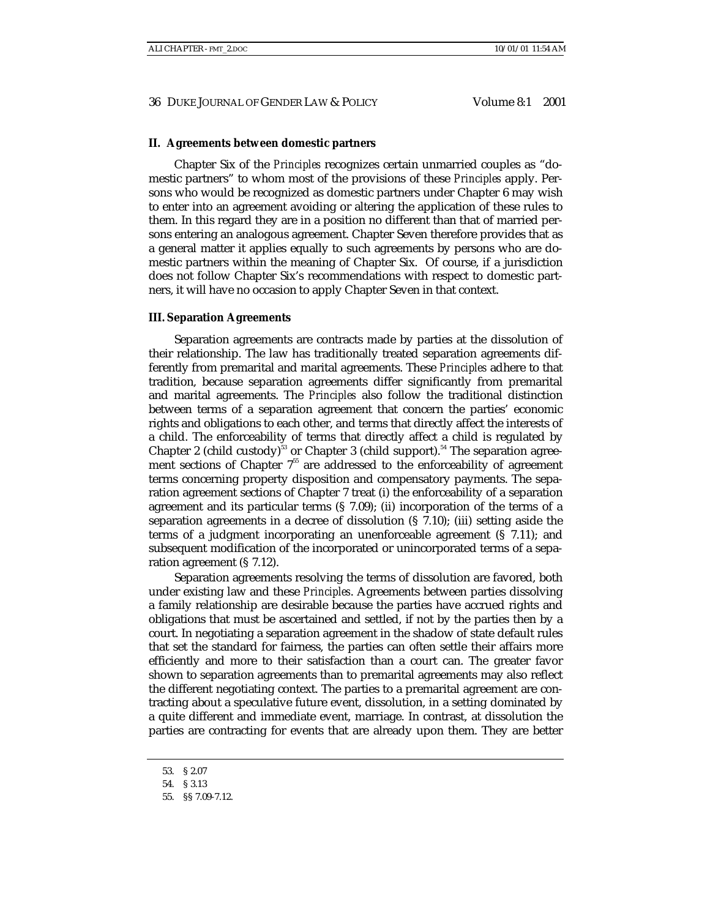**II. Agreements between domestic partners**

Chapter Six of the *Principles* recognizes certain unmarried couples as "domestic partners" to whom most of the provisions of these *Principles* apply. Persons who would be recognized as domestic partners under Chapter 6 may wish to enter into an agreement avoiding or altering the application of these rules to them. In this regard they are in a position no different than that of married persons entering an analogous agreement. Chapter Seven therefore provides that as a general matter it applies equally to such agreements by persons who are domestic partners within the meaning of Chapter Six. Of course, if a jurisdiction does not follow Chapter Six's recommendations with respect to domestic partners, it will have no occasion to apply Chapter Seven in that context.

**III. Separation Agreements**

Separation agreements are contracts made by parties at the dissolution of their relationship. The law has traditionally treated separation agreements differently from premarital and marital agreements. These *Principles* adhere to that tradition, because separation agreements differ significantly from premarital and marital agreements. The *Principles* also follow the traditional distinction between terms of a separation agreement that concern the parties' economic rights and obligations to each other, and terms that directly affect the interests of a child. The enforceability of terms that directly affect a child is regulated by Chapter 2 (child custody)[53] or Chapter 3 (child support).[54] The separation agreement sections of Chapter 7[55] are addressed to the enforceability of agreement terms concerning property disposition and compensatory payments. The separation agreement sections of Chapter 7 treat (i) the enforceability of a separation agreement and its particular terms (§ 7.09); (ii) incorporation of the terms of a separation agreements in a decree of dissolution (§ 7.10); (iii) setting aside the terms of a judgment incorporating an unenforceable agreement (§ 7.11); and subsequent modification of the incorporated or unincorporated terms of a separation agreement (§ 7.12).

Separation agreements resolving the terms of dissolution are favored, both under existing law and these *Principles*. Agreements between parties dissolving a family relationship are desirable because the parties have accrued rights and obligations that must be ascertained and settled, if not by the parties then by a court. In negotiating a separation agreement in the shadow of state default rules that set the standard for fairness, the parties can often settle their affairs more efficiently and more to their satisfaction than a court can. The greater favor shown to separation agreements than to premarital agreements may also reflect the different negotiating context. The parties to a premarital agreement are contracting about a speculative future event, dissolution, in a setting dominated by a quite different and immediate event, marriage. In contrast, at dissolution the parties are contracting for events that are already upon them. They are better

53. § 2.07

54. § 3.13

55. §§ 7.09-7.12.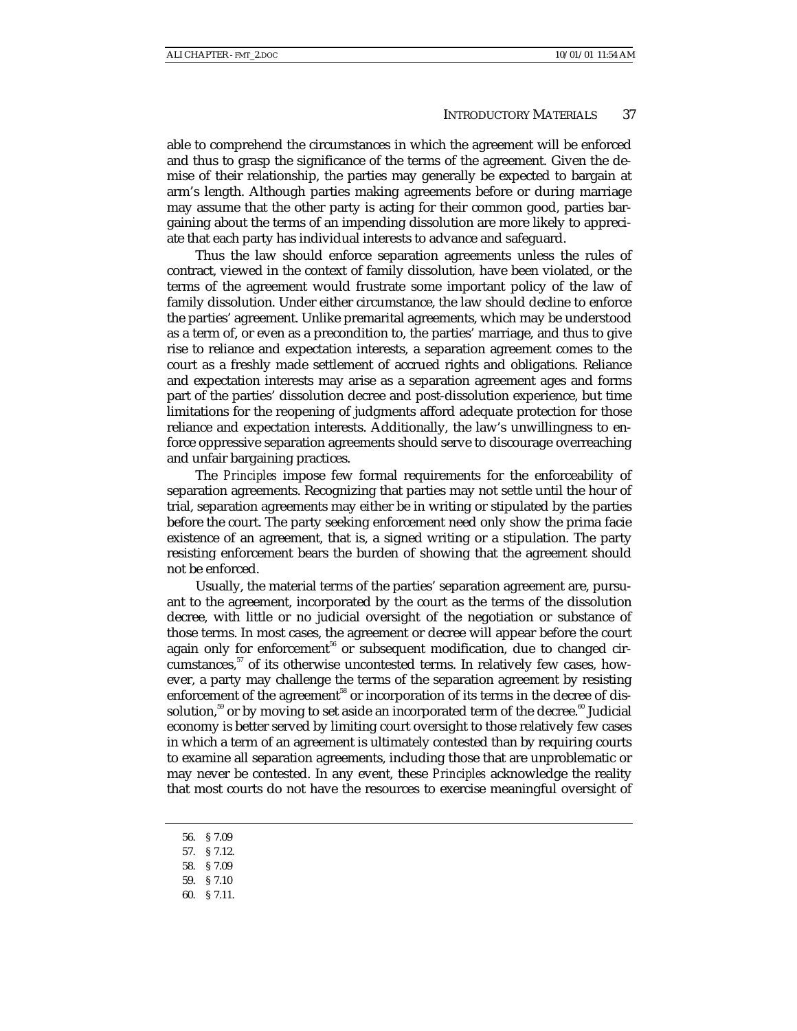able to comprehend the circumstances in which the agreement will be enforced and thus to grasp the significance of the terms of the agreement. Given the demise of their relationship, the parties may generally be expected to bargain at arm's length. Although parties making agreements before or during marriage may assume that the other party is acting for their common good, parties bargaining about the terms of an impending dissolution are more likely to appreciate that each party has individual interests to advance and safeguard.

Thus the law should enforce separation agreements unless the rules of contract, viewed in the context of family dissolution, have been violated, or the terms of the agreement would frustrate some important policy of the law of family dissolution. Under either circumstance, the law should decline to enforce the parties' agreement. Unlike premarital agreements, which may be understood as a term of, or even as a precondition to, the parties' marriage, and thus to give rise to reliance and expectation interests, a separation agreement comes to the court as a freshly made settlement of accrued rights and obligations. Reliance and expectation interests may arise as a separation agreement ages and forms part of the parties' dissolution decree and post-dissolution experience, but time limitations for the reopening of judgments afford adequate protection for those reliance and expectation interests. Additionally, the law's unwillingness to enforce oppressive separation agreements should serve to discourage overreaching and unfair bargaining practices.

The *Principles* impose few formal requirements for the enforceability of separation agreements. Recognizing that parties may not settle until the hour of trial, separation agreements may either be in writing or stipulated by the parties before the court. The party seeking enforcement need only show the prima facie existence of an agreement, that is, a signed writing or a stipulation. The party resisting enforcement bears the burden of showing that the agreement should not be enforced.

Usually, the material terms of the parties' separation agreement are, pursuant to the agreement, incorporated by the court as the terms of the dissolution decree, with little or no judicial oversight of the negotiation or substance of those terms. In most cases, the agreement or decree will appear before the court again only for enforcement[56] or subsequent modification, due to changed circumstances,[57] of its otherwise uncontested terms. In relatively few cases, however, a party may challenge the terms of the separation agreement by resisting enforcement of the agreement[58] or incorporation of its terms in the decree of dissolution,[59] or by moving to set aside an incorporated term of the decree.[60] Judicial economy is better served by limiting court oversight to those relatively few cases in which a term of an agreement is ultimately contested than by requiring courts to examine all separation agreements, including those that are unproblematic or may never be contested. In any event, these *Principles* acknowledge the reality that most courts do not have the resources to exercise meaningful oversight of

---

56. § 7.09

57. § 7.12.

58. § 7.09

59. § 7.10

60. § 7.11.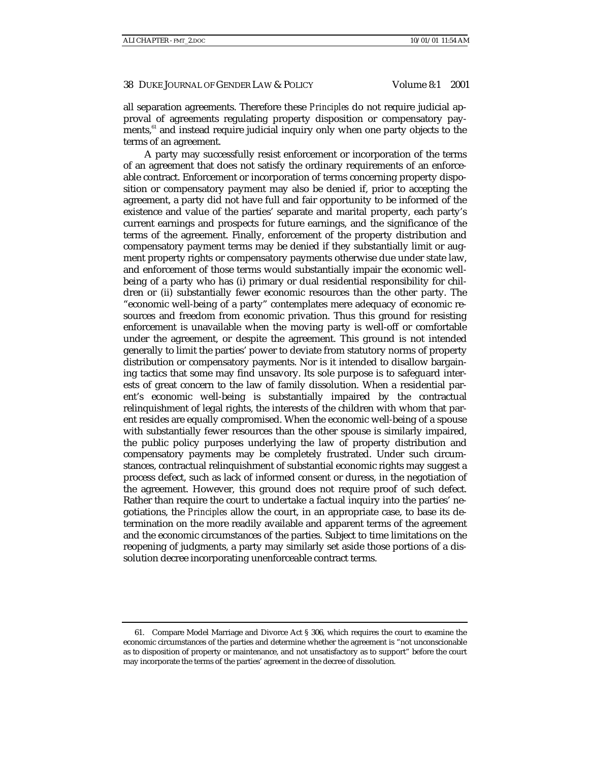all separation agreements. Therefore these *Principles* do not require judicial approval of agreements regulating property disposition or compensatory payments,[61] and instead require judicial inquiry only when one party objects to the terms of an agreement.

A party may successfully resist enforcement or incorporation of the terms of an agreement that does not satisfy the ordinary requirements of an enforceable contract. Enforcement or incorporation of terms concerning property disposition or compensatory payment may also be denied if, prior to accepting the agreement, a party did not have full and fair opportunity to be informed of the existence and value of the parties' separate and marital property, each party's current earnings and prospects for future earnings, and the significance of the terms of the agreement. Finally, enforcement of the property distribution and compensatory payment terms may be denied if they substantially limit or augment property rights or compensatory payments otherwise due under state law, and enforcement of those terms would substantially impair the economic well-being of a party who has (i) primary or dual residential responsibility for children or (ii) substantially fewer economic resources than the other party. The "economic well-being of a party" contemplates mere adequacy of economic resources and freedom from economic privation. Thus this ground for resisting enforcement is unavailable when the moving party is well-off or comfortable under the agreement, or despite the agreement. This ground is not intended generally to limit the parties' power to deviate from statutory norms of property distribution or compensatory payments. Nor is it intended to disallow bargaining tactics that some may find unsavory. Its sole purpose is to safeguard interests of great concern to the law of family dissolution. When a residential parent's economic well-being is substantially impaired by the contractual relinquishment of legal rights, the interests of the children with whom that parent resides are equally compromised. When the economic well-being of a spouse with substantially fewer resources than the other spouse is similarly impaired, the public policy purposes underlying the law of property distribution and compensatory payments may be completely frustrated. Under such circumstances, contractual relinquishment of substantial economic rights may suggest a process defect, such as lack of informed consent or duress, in the negotiation of the agreement. However, this ground does not require proof of such defect. Rather than require the court to undertake a factual inquiry into the parties' negotiations, the *Principles* allow the court, in an appropriate case, to base its determination on the more readily available and apparent terms of the agreement and the economic circumstances of the parties. Subject to time limitations on the reopening of judgments, a party may similarly set aside those portions of a dissolution decree incorporating unenforceable contract terms.

---

61. Compare Model Marriage and Divorce Act § 306, which requires the court to examine the economic circumstances of the parties and determine whether the agreement is "not unconscionable as to disposition of property or maintenance, and not unsatisfactory as to support" before the court may incorporate the terms of the parties' agreement in the decree of dissolution.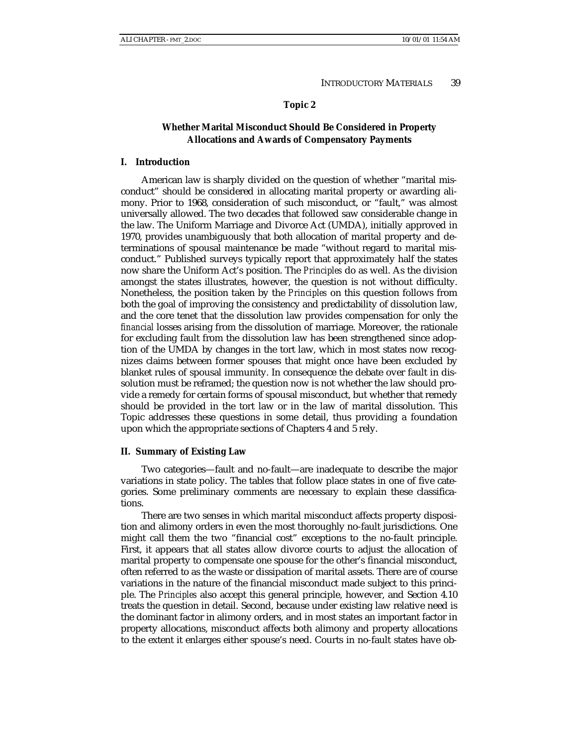## Topic 2

### Whether Marital Misconduct Should Be Considered in Property Allocations and Awards of Compensatory Payments

#### I. Introduction

American law is sharply divided on the question of whether "marital misconduct" should be considered in allocating marital property or awarding alimony. Prior to 1968, consideration of such misconduct, or "fault," was almost universally allowed. The two decades that followed saw considerable change in the law. The Uniform Marriage and Divorce Act (UMDA), initially approved in 1970, provides unambiguously that both allocation of marital property and determinations of spousal maintenance be made "without regard to marital misconduct." Published surveys typically report that approximately half the states now share the Uniform Act's position. The *Principles* do as well. As the division amongst the states illustrates, however, the question is not without difficulty. Nonetheless, the position taken by the *Principles* on this question follows from both the goal of improving the consistency and predictability of dissolution law, and the core tenet that the dissolution law provides compensation for only the *financial* losses arising from the dissolution of marriage. Moreover, the rationale for excluding fault from the dissolution law has been strengthened since adoption of the UMDA by changes in the tort law, which in most states now recognizes claims between former spouses that might once have been excluded by blanket rules of spousal immunity. In consequence the debate over fault in dissolution must be reframed; the question now is not whether the law should provide a remedy for certain forms of spousal misconduct, but whether that remedy should be provided in the tort law or in the law of marital dissolution. This Topic addresses these questions in some detail, thus providing a foundation upon which the appropriate sections of Chapters 4 and 5 rely.

#### II. Summary of Existing Law

Two categories—fault and no-fault—are inadequate to describe the major variations in state policy. The tables that follow place states in one of five categories. Some preliminary comments are necessary to explain these classifications.

There are two senses in which marital misconduct affects property disposition and alimony orders in even the most thoroughly no-fault jurisdictions. One might call them the two "financial cost" exceptions to the no-fault principle. First, it appears that all states allow divorce courts to adjust the allocation of marital property to compensate one spouse for the other's financial misconduct, often referred to as the waste or dissipation of marital assets. There are of course variations in the nature of the financial misconduct made subject to this principle. The *Principles* also accept this general principle, however, and Section 4.10 treats the question in detail. Second, because under existing law relative need is the dominant factor in alimony orders, and in most states an important factor in property allocations, misconduct affects both alimony and property allocations to the extent it enlarges either spouse's need. Courts in no-fault states have ob-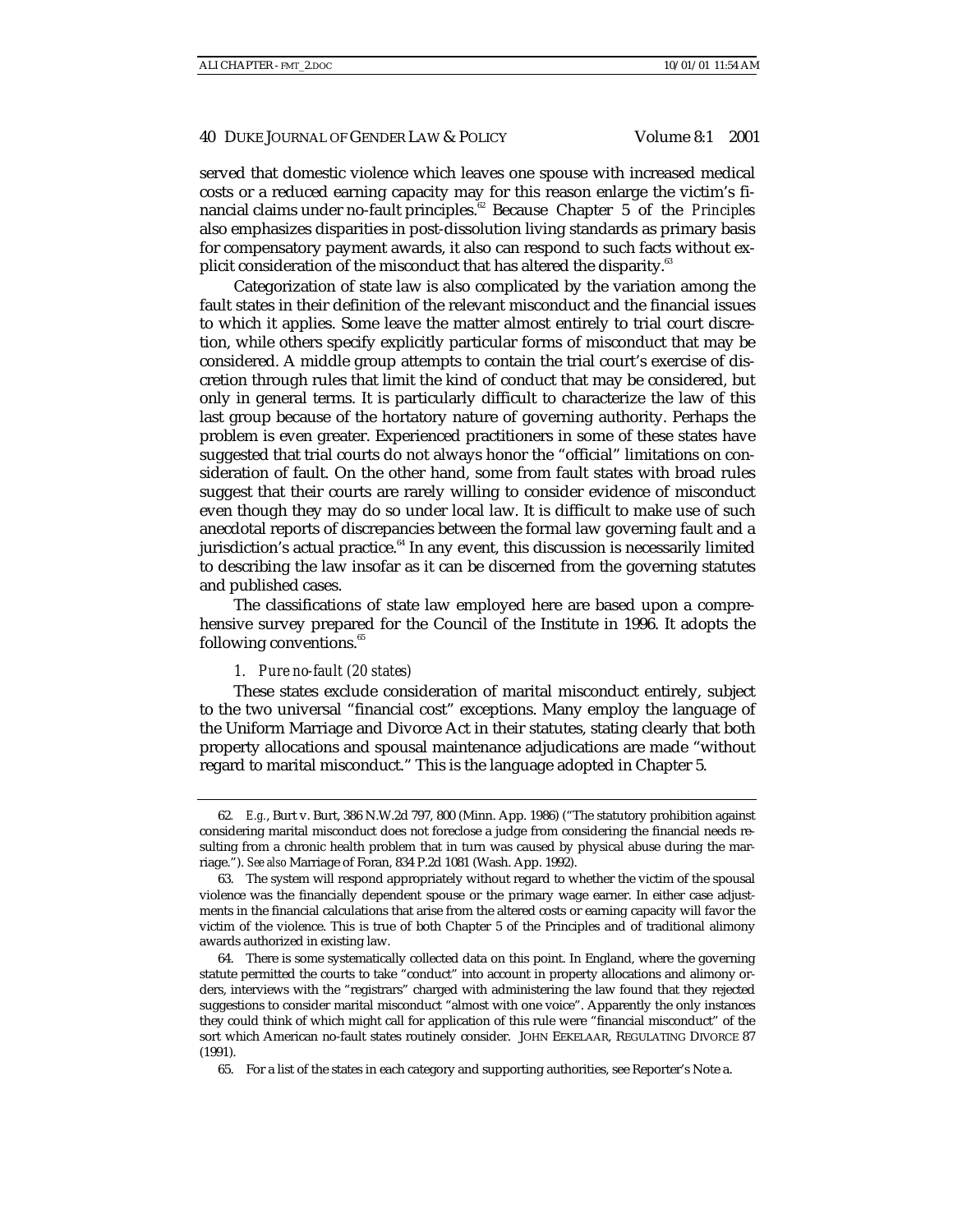served that domestic violence which leaves one spouse with increased medical costs or a reduced earning capacity may for this reason enlarge the victim's financial claims under no-fault principles.[62] Because Chapter 5 of the *Principles* also emphasizes disparities in post-dissolution living standards as primary basis for compensatory payment awards, it also can respond to such facts without explicit consideration of the misconduct that has altered the disparity.[63]

Categorization of state law is also complicated by the variation among the fault states in their definition of the relevant misconduct and the financial issues to which it applies. Some leave the matter almost entirely to trial court discretion, while others specify explicitly particular forms of misconduct that may be considered. A middle group attempts to contain the trial court's exercise of discretion through rules that limit the kind of conduct that may be considered, but only in general terms. It is particularly difficult to characterize the law of this last group because of the hortatory nature of governing authority. Perhaps the problem is even greater. Experienced practitioners in some of these states have suggested that trial courts do not always honor the "official" limitations on consideration of fault. On the other hand, some from fault states with broad rules suggest that their courts are rarely willing to consider evidence of misconduct even though they may do so under local law. It is difficult to make use of such anecdotal reports of discrepancies between the formal law governing fault and a jurisdiction's actual practice.[64] In any event, this discussion is necessarily limited to describing the law insofar as it can be discerned from the governing statutes and published cases.

The classifications of state law employed here are based upon a comprehensive survey prepared for the Council of the Institute in 1996. It adopts the following conventions.[65]

### 1. *Pure no-fault (20 states)*

These states exclude consideration of marital misconduct entirely, subject to the two universal "financial cost" exceptions. Many employ the language of the Uniform Marriage and Divorce Act in their statutes, stating clearly that both property allocations and spousal maintenance adjudications are made "without regard to marital misconduct." This is the language adopted in Chapter 5.

---

62. *E.g.*, Burt v. Burt, 386 N.W.2d 797, 800 (Minn. App. 1986) ("The statutory prohibition against considering marital misconduct does not foreclose a judge from considering the financial needs resulting from a chronic health problem that in turn was caused by physical abuse during the marriage."). *See also* Marriage of Foran, 834 P.2d 1081 (Wash. App. 1992).

63. The system will respond appropriately without regard to whether the victim of the spousal violence was the financially dependent spouse or the primary wage earner. In either case adjustments in the financial calculations that arise from the altered costs or earning capacity will favor the victim of the violence. This is true of both Chapter 5 of the Principles and of traditional alimony awards authorized in existing law.

64. There is some systematically collected data on this point. In England, where the governing statute permitted the courts to take "conduct" into account in property allocations and alimony orders, interviews with the "registrars" charged with administering the law found that they rejected suggestions to consider marital misconduct "almost with one voice". Apparently the only instances they could think of which might call for application of this rule were "financial misconduct" of the sort which American no-fault states routinely consider. JOHN EEKELAAR, REGULATING DIVORCE 87 (1991).

65. For a list of the states in each category and supporting authorities, see Reporter's Note a.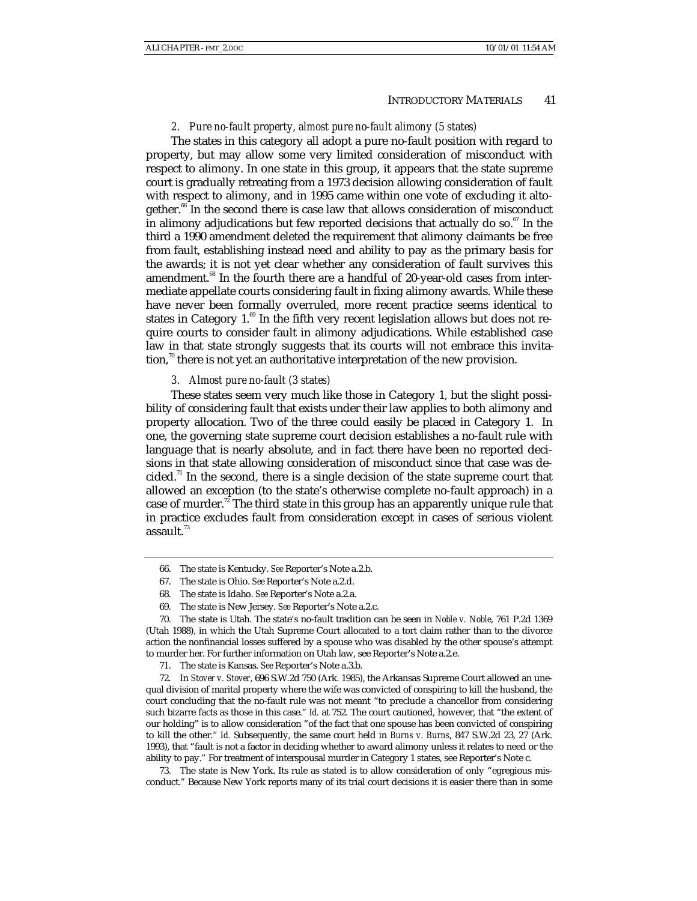*2. Pure no-fault property, almost pure no-fault alimony (5 states)*

The states in this category all adopt a pure no-fault position with regard to property, but may allow some very limited consideration of misconduct with respect to alimony. In one state in this group, it appears that the state supreme court is gradually retreating from a 1973 decision allowing consideration of fault with respect to alimony, and in 1995 came within one vote of excluding it altogether.[66] In the second there is case law that allows consideration of misconduct in alimony adjudications but few reported decisions that actually do so.[67] In the third a 1990 amendment deleted the requirement that alimony claimants be free from fault, establishing instead need and ability to pay as the primary basis for the awards; it is not yet clear whether any consideration of fault survives this amendment.[68] In the fourth there are a handful of 20-year-old cases from intermediate appellate courts considering fault in fixing alimony awards. While these have never been formally overruled, more recent practice seems identical to states in Category 1.[69] In the fifth very recent legislation allows but does not require courts to consider fault in alimony adjudications. While established case law in that state strongly suggests that its courts will not embrace this invitation,[70] there is not yet an authoritative interpretation of the new provision.

*3. Almost pure no-fault (3 states)*

These states seem very much like those in Category 1, but the slight possibility of considering fault that exists under their law applies to both alimony and property allocation. Two of the three could easily be placed in Category 1. In one, the governing state supreme court decision establishes a no-fault rule with language that is nearly absolute, and in fact there have been no reported decisions in that state allowing consideration of misconduct since that case was decided.[71] In the second, there is a single decision of the state supreme court that allowed an exception (to the state's otherwise complete no-fault approach) in a case of murder.[72] The third state in this group has an apparently unique rule that in practice excludes fault from consideration except in cases of serious violent assault.[73]

---

66. The state is Kentucky. *See* Reporter's Note a.2.b.

67. The state is Ohio. *See* Reporter's Note a.2.d.

68. The state is Idaho. *See* Reporter's Note a.2.a.

69. The state is New Jersey. *See* Reporter's Note a.2.c.

70. The state is Utah. The state's no-fault tradition can be seen in *Noble v. Noble*, 761 P.2d 1369 (Utah 1988), in which the Utah Supreme Court allocated to a tort claim rather than to the divorce action the nonfinancial losses suffered by a spouse who was disabled by the other spouse's attempt to murder her. For further information on Utah law, see Reporter's Note a.2.e.

71. The state is Kansas. *See* Reporter's Note a.3.b.

72. In *Stover v. Stover*, 696 S.W.2d 750 (Ark. 1985), the Arkansas Supreme Court allowed an unequal division of marital property where the wife was convicted of conspiring to kill the husband, the court concluding that the no-fault rule was not meant "to preclude a chancellor from considering such bizarre facts as those in this case." *Id.* at 752. The court cautioned, however, that "the extent of our holding" is to allow consideration "of the fact that one spouse has been convicted of conspiring to kill the other." *Id.* Subsequently, the same court held in *Burns v. Burns*, 847 S.W.2d 23, 27 (Ark. 1993), that "fault is not a factor in deciding whether to award alimony unless it relates to need or the ability to pay." For treatment of interspousal murder in Category 1 states, see Reporter's Note c.

73. The state is New York. Its rule as stated is to allow consideration of only "egregious misconduct." Because New York reports many of its trial court decisions it is easier there than in some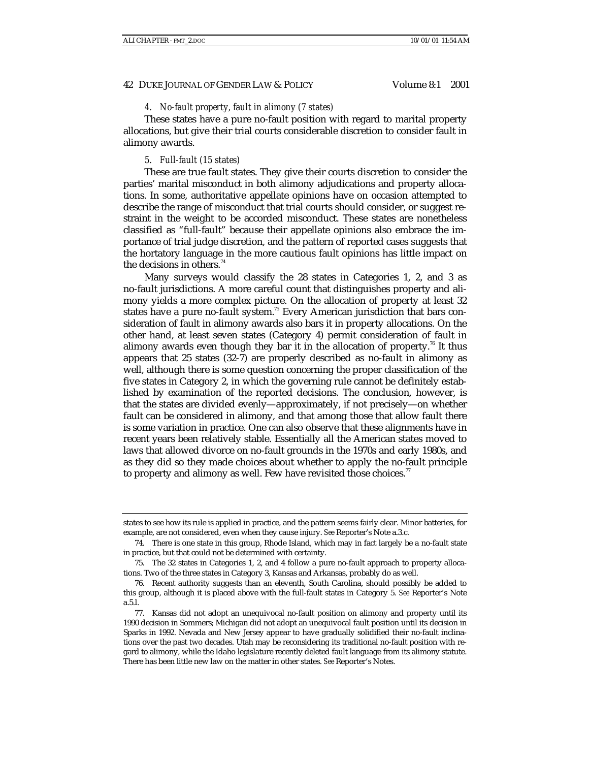*4. No-fault property, fault in alimony (7 states)*

These states have a pure no-fault position with regard to marital property allocations, but give their trial courts considerable discretion to consider fault in alimony awards.

*5. Full-fault (15 states)*

These are true fault states. They give their courts discretion to consider the parties' marital misconduct in both alimony adjudications and property allocations. In some, authoritative appellate opinions have on occasion attempted to describe the range of misconduct that trial courts should consider, or suggest restraint in the weight to be accorded misconduct. These states are nonetheless classified as "full-fault" because their appellate opinions also embrace the importance of trial judge discretion, and the pattern of reported cases suggests that the hortatory language in the more cautious fault opinions has little impact on the decisions in others.[74]

Many surveys would classify the 28 states in Categories 1, 2, and 3 as no-fault jurisdictions. A more careful count that distinguishes property and alimony yields a more complex picture. On the allocation of property at least 32 states have a pure no-fault system.[75] Every American jurisdiction that bars consideration of fault in alimony awards also bars it in property allocations. On the other hand, at least seven states (Category 4) permit consideration of fault in alimony awards even though they bar it in the allocation of property.[76] It thus appears that 25 states (32-7) are properly described as no-fault in alimony as well, although there is some question concerning the proper classification of the five states in Category 2, in which the governing rule cannot be definitely established by examination of the reported decisions. The conclusion, however, is that the states are divided evenly—approximately, if not precisely—on whether fault can be considered in alimony, and that among those that allow fault there is some variation in practice. One can also observe that these alignments have in recent years been relatively stable. Essentially all the American states moved to laws that allowed divorce on no-fault grounds in the 1970s and early 1980s, and as they did so they made choices about whether to apply the no-fault principle to property and alimony as well. Few have revisited those choices.[77]

---

states to see how its rule is applied in practice, and the pattern seems fairly clear. Minor batteries, for example, are not considered, even when they cause injury. *See* Reporter's Note a.3.c.

74. There is one state in this group, Rhode Island, which may in fact largely be a no-fault state in practice, but that could not be determined with certainty.

75. The 32 states in Categories 1, 2, and 4 follow a pure no-fault approach to property allocations. Two of the three states in Category 3, Kansas and Arkansas, probably do as well.

76. Recent authority suggests than an eleventh, South Carolina, should possibly be added to this group, although it is placed above with the full-fault states in Category 5. *See* Reporter's Note a.5.l.

77. Kansas did not adopt an unequivocal no-fault position on alimony and property until its 1990 decision in Sommers; Michigan did not adopt an unequivocal fault position until its decision in Sparks in 1992. Nevada and New Jersey appear to have gradually solidified their no-fault inclinations over the past two decades. Utah may be reconsidering its traditional no-fault position with regard to alimony, while the Idaho legislature recently deleted fault language from its alimony statute. There has been little new law on the matter in other states. *See* Reporter's Notes.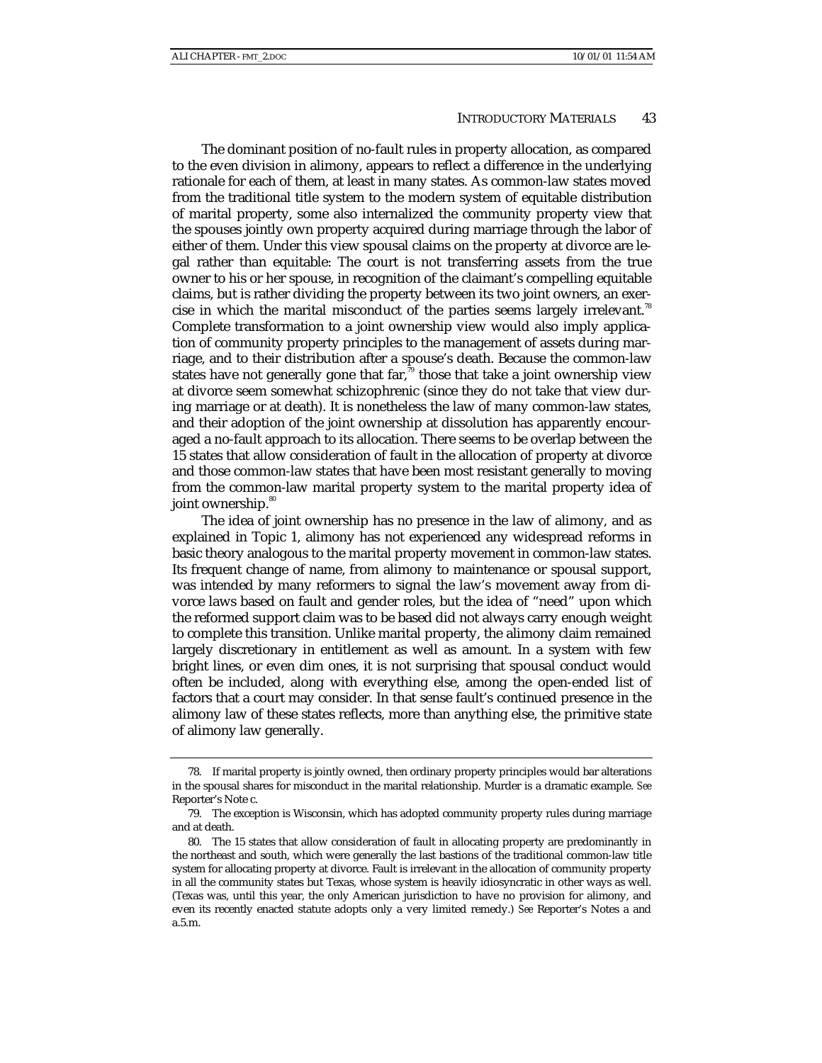The dominant position of no-fault rules in property allocation, as compared to the even division in alimony, appears to reflect a difference in the underlying rationale for each of them, at least in many states. As common-law states moved from the traditional title system to the modern system of equitable distribution of marital property, some also internalized the community property view that the spouses jointly own property acquired during marriage through the labor of either of them. Under this view spousal claims on the property at divorce are legal rather than equitable: The court is not transferring assets from the true owner to his or her spouse, in recognition of the claimant's compelling equitable claims, but is rather dividing the property between its two joint owners, an exercise in which the marital misconduct of the parties seems largely irrelevant.[78] Complete transformation to a joint ownership view would also imply application of community property principles to the management of assets during marriage, and to their distribution after a spouse's death. Because the common-law states have not generally gone that far,[79] those that take a joint ownership view at divorce seem somewhat schizophrenic (since they do not take that view during marriage or at death). It is nonetheless the law of many common-law states, and their adoption of the joint ownership at dissolution has apparently encouraged a no-fault approach to its allocation. There seems to be overlap between the 15 states that allow consideration of fault in the allocation of property at divorce and those common-law states that have been most resistant generally to moving from the common-law marital property system to the marital property idea of joint ownership.[80]

The idea of joint ownership has no presence in the law of alimony, and as explained in Topic 1, alimony has not experienced any widespread reforms in basic theory analogous to the marital property movement in common-law states. Its frequent change of name, from alimony to maintenance or spousal support, was intended by many reformers to signal the law's movement away from divorce laws based on fault and gender roles, but the idea of "need" upon which the reformed support claim was to be based did not always carry enough weight to complete this transition. Unlike marital property, the alimony claim remained largely discretionary in entitlement as well as amount. In a system with few bright lines, or even dim ones, it is not surprising that spousal conduct would often be included, along with everything else, among the open-ended list of factors that a court may consider. In that sense fault's continued presence in the alimony law of these states reflects, more than anything else, the primitive state of alimony law generally.

---

78. If marital property is jointly owned, then ordinary property principles would bar alterations in the spousal shares for misconduct in the marital relationship. Murder is a dramatic example. *See* Reporter's Note c.

79. The exception is Wisconsin, which has adopted community property rules during marriage and at death.

80. The 15 states that allow consideration of fault in allocating property are predominantly in the northeast and south, which were generally the last bastions of the traditional common-law title system for allocating property at divorce. Fault is irrelevant in the allocation of community property in all the community states but Texas, whose system is heavily idiosyncratic in other ways as well. (Texas was, until this year, the only American jurisdiction to have no provision for alimony, and even its recently enacted statute adopts only a very limited remedy.) *See* Reporter's Notes a and a.5.m.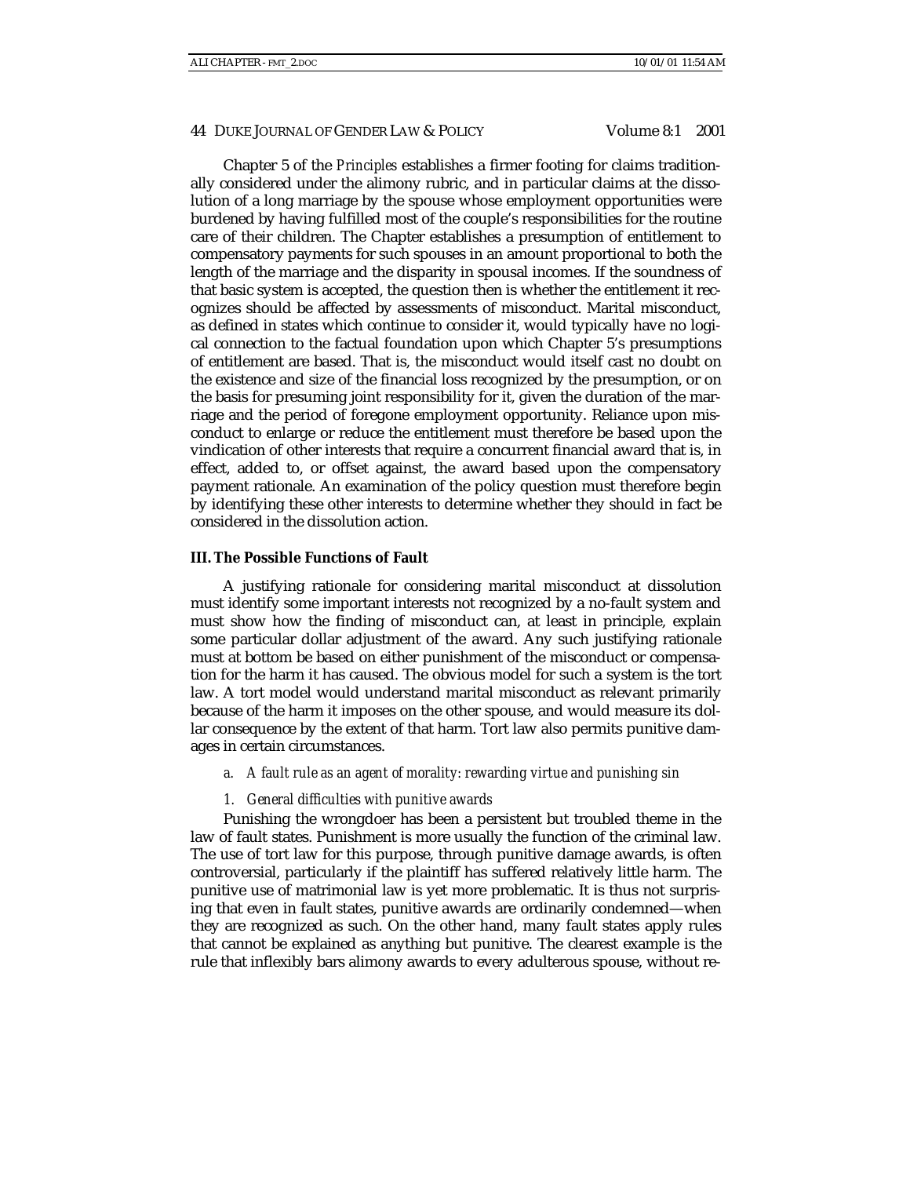Chapter 5 of the *Principles* establishes a firmer footing for claims traditionally considered under the alimony rubric, and in particular claims at the dissolution of a long marriage by the spouse whose employment opportunities were burdened by having fulfilled most of the couple's responsibilities for the routine care of their children. The Chapter establishes a presumption of entitlement to compensatory payments for such spouses in an amount proportional to both the length of the marriage and the disparity in spousal incomes. If the soundness of that basic system is accepted, the question then is whether the entitlement it recognizes should be affected by assessments of misconduct. Marital misconduct, as defined in states which continue to consider it, would typically have no logical connection to the factual foundation upon which Chapter 5's presumptions of entitlement are based. That is, the misconduct would itself cast no doubt on the existence and size of the financial loss recognized by the presumption, or on the basis for presuming joint responsibility for it, given the duration of the marriage and the period of foregone employment opportunity. Reliance upon misconduct to enlarge or reduce the entitlement must therefore be based upon the vindication of other interests that require a concurrent financial award that is, in effect, added to, or offset against, the award based upon the compensatory payment rationale. An examination of the policy question must therefore begin by identifying these other interests to determine whether they should in fact be considered in the dissolution action.

### III. The Possible Functions of Fault

A justifying rationale for considering marital misconduct at dissolution must identify some important interests not recognized by a no-fault system and must show how the finding of misconduct can, at least in principle, explain some particular dollar adjustment of the award. Any such justifying rationale must at bottom be based on either punishment of the misconduct or compensation for the harm it has caused. The obvious model for such a system is the tort law. A tort model would understand marital misconduct as relevant primarily because of the harm it imposes on the other spouse, and would measure its dollar consequence by the extent of that harm. Tort law also permits punitive damages in certain circumstances.

*a. A fault rule as an agent of morality: rewarding virtue and punishing sin*

*1. General difficulties with punitive awards*

Punishing the wrongdoer has been a persistent but troubled theme in the law of fault states. Punishment is more usually the function of the criminal law. The use of tort law for this purpose, through punitive damage awards, is often controversial, particularly if the plaintiff has suffered relatively little harm. The punitive use of matrimonial law is yet more problematic. It is thus not surprising that even in fault states, punitive awards are ordinarily condemned—when they are recognized as such. On the other hand, many fault states apply rules that cannot be explained as anything but punitive. The clearest example is the rule that inflexibly bars alimony awards to every adulterous spouse, without re-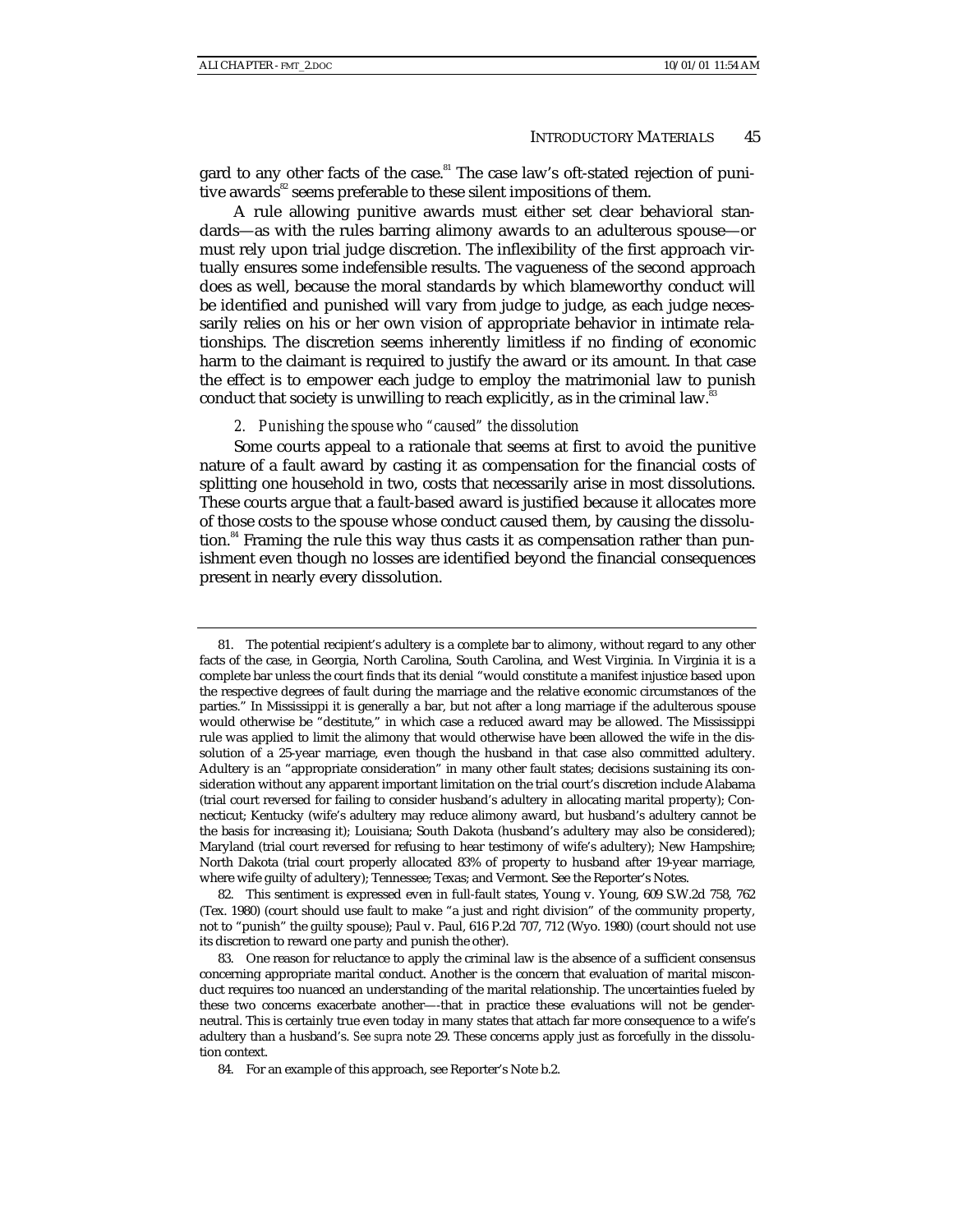gard to any other facts of the case.[81] The case law's oft-stated rejection of punitive awards[82] seems preferable to these silent impositions of them.

A rule allowing punitive awards must either set clear behavioral standards—as with the rules barring alimony awards to an adulterous spouse—or must rely upon trial judge discretion. The inflexibility of the first approach virtually ensures some indefensible results. The vagueness of the second approach does as well, because the moral standards by which blameworthy conduct will be identified and punished will vary from judge to judge, as each judge necessarily relies on his or her own vision of appropriate behavior in intimate relationships. The discretion seems inherently limitless if no finding of economic harm to the claimant is required to justify the award or its amount. In that case the effect is to empower each judge to employ the matrimonial law to punish conduct that society is unwilling to reach explicitly, as in the criminal law.[83]

*2. Punishing the spouse who "caused" the dissolution*

Some courts appeal to a rationale that seems at first to avoid the punitive nature of a fault award by casting it as compensation for the financial costs of splitting one household in two, costs that necessarily arise in most dissolutions. These courts argue that a fault-based award is justified because it allocates more of those costs to the spouse whose conduct caused them, by causing the dissolution.[84] Framing the rule this way thus casts it as compensation rather than punishment even though no losses are identified beyond the financial consequences present in nearly every dissolution.

---

81. The potential recipient's adultery is a complete bar to alimony, without regard to any other facts of the case, in Georgia, North Carolina, South Carolina, and West Virginia. In Virginia it is a complete bar unless the court finds that its denial "would constitute a manifest injustice based upon the respective degrees of fault during the marriage and the relative economic circumstances of the parties." In Mississippi it is generally a bar, but not after a long marriage if the adulterous spouse would otherwise be "destitute," in which case a reduced award may be allowed. The Mississippi rule was applied to limit the alimony that would otherwise have been allowed the wife in the dissolution of a 25-year marriage, even though the husband in that case also committed adultery. Adultery is an "appropriate consideration" in many other fault states; decisions sustaining its consideration without any apparent important limitation on the trial court's discretion include Alabama (trial court reversed for failing to consider husband's adultery in allocating marital property); Connecticut; Kentucky (wife's adultery may reduce alimony award, but husband's adultery cannot be the basis for increasing it); Louisiana; South Dakota (husband's adultery may also be considered); Maryland (trial court reversed for refusing to hear testimony of wife's adultery); New Hampshire; North Dakota (trial court properly allocated 83% of property to husband after 19-year marriage, where wife guilty of adultery); Tennessee; Texas; and Vermont. See the Reporter's Notes.

82. This sentiment is expressed even in full-fault states, Young v. Young, 609 S.W.2d 758, 762 (Tex. 1980) (court should use fault to make "a just and right division" of the community property, not to "punish" the guilty spouse); Paul v. Paul, 616 P.2d 707, 712 (Wyo. 1980) (court should not use its discretion to reward one party and punish the other).

83. One reason for reluctance to apply the criminal law is the absence of a sufficient consensus concerning appropriate marital conduct. Another is the concern that evaluation of marital misconduct requires too nuanced an understanding of the marital relationship. The uncertainties fueled by these two concerns exacerbate another—-that in practice these evaluations will not be gender-neutral. This is certainly true even today in many states that attach far more consequence to a wife's adultery than a husband's. *See supra* note 29. These concerns apply just as forcefully in the dissolution context.

84. For an example of this approach, see Reporter's Note b.2.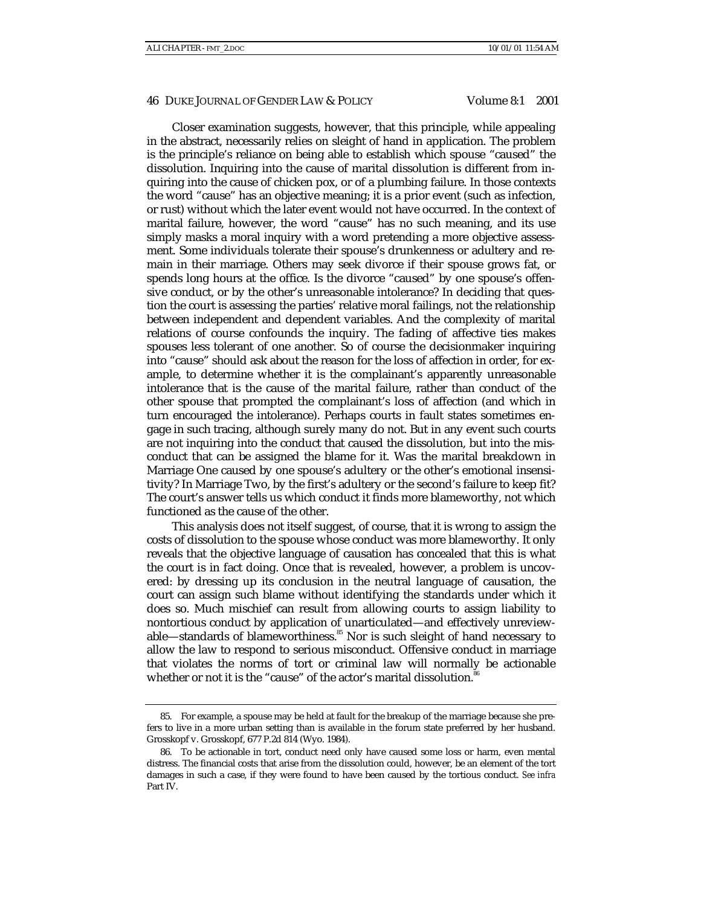Closer examination suggests, however, that this principle, while appealing in the abstract, necessarily relies on sleight of hand in application. The problem is the principle's reliance on being able to establish which spouse "caused" the dissolution. Inquiring into the cause of marital dissolution is different from inquiring into the cause of chicken pox, or of a plumbing failure. In those contexts the word "cause" has an objective meaning; it is a prior event (such as infection, or rust) without which the later event would not have occurred. In the context of marital failure, however, the word "cause" has no such meaning, and its use simply masks a moral inquiry with a word pretending a more objective assessment. Some individuals tolerate their spouse's drunkenness or adultery and remain in their marriage. Others may seek divorce if their spouse grows fat, or spends long hours at the office. Is the divorce "caused" by one spouse's offensive conduct, or by the other's unreasonable intolerance? In deciding that question the court is assessing the parties' relative moral failings, not the relationship between independent and dependent variables. And the complexity of marital relations of course confounds the inquiry. The fading of affective ties makes spouses less tolerant of one another. So of course the decisionmaker inquiring into "cause" should ask about the reason for the loss of affection in order, for example, to determine whether it is the complainant's apparently unreasonable intolerance that is the cause of the marital failure, rather than conduct of the other spouse that prompted the complainant's loss of affection (and which in turn encouraged the intolerance). Perhaps courts in fault states sometimes engage in such tracing, although surely many do not. But in any event such courts are not inquiring into the conduct that caused the dissolution, but into the misconduct that can be assigned the blame for it. Was the marital breakdown in Marriage One caused by one spouse's adultery or the other's emotional insensitivity? In Marriage Two, by the first's adultery or the second's failure to keep fit? The court's answer tells us which conduct it finds more blameworthy, not which functioned as the cause of the other.

This analysis does not itself suggest, of course, that it is wrong to assign the costs of dissolution to the spouse whose conduct was more blameworthy. It only reveals that the objective language of causation has concealed that this is what the court is in fact doing. Once that is revealed, however, a problem is uncovered: by dressing up its conclusion in the neutral language of causation, the court can assign such blame without identifying the standards under which it does so. Much mischief can result from allowing courts to assign liability to nontortious conduct by application of unarticulated—and effectively unreviewable—standards of blameworthiness.[85] Nor is such sleight of hand necessary to allow the law to respond to serious misconduct. Offensive conduct in marriage that violates the norms of tort or criminal law will normally be actionable whether or not it is the "cause" of the actor's marital dissolution.[86]

---

85. For example, a spouse may be held at fault for the breakup of the marriage because she prefers to live in a more urban setting than is available in the forum state preferred by her husband. Grosskopf v. Grosskopf, 677 P.2d 814 (Wyo. 1984).

86. To be actionable in tort, conduct need only have caused some loss or harm, even mental distress. The financial costs that arise from the dissolution could, however, be an element of the tort damages in such a case, if they were found to have been caused by the tortious conduct. *See infra* Part IV.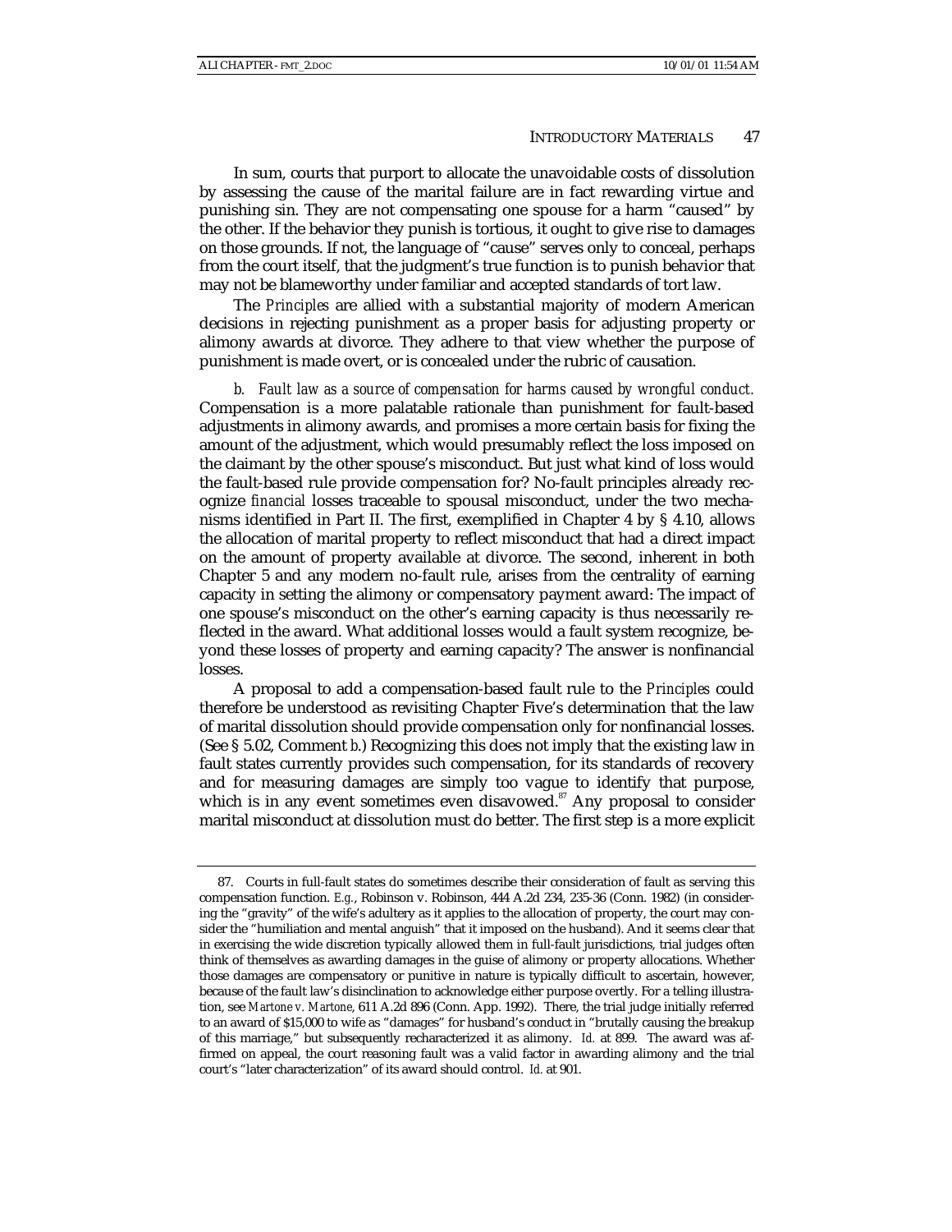In sum, courts that purport to allocate the unavoidable costs of dissolution by assessing the cause of the marital failure are in fact rewarding virtue and punishing sin. They are not compensating one spouse for a harm "caused" by the other. If the behavior they punish is tortious, it ought to give rise to damages on those grounds. If not, the language of "cause" serves only to conceal, perhaps from the court itself, that the judgment's true function is to punish behavior that may not be blameworthy under familiar and accepted standards of tort law.

The *Principles* are allied with a substantial majority of modern American decisions in rejecting punishment as a proper basis for adjusting property or alimony awards at divorce. They adhere to that view whether the purpose of punishment is made overt, or is concealed under the rubric of causation.

*b. Fault law as a source of compensation for harms caused by wrongful conduct.* Compensation is a more palatable rationale than punishment for fault-based adjustments in alimony awards, and promises a more certain basis for fixing the amount of the adjustment, which would presumably reflect the loss imposed on the claimant by the other spouse's misconduct. But just what kind of loss would the fault-based rule provide compensation for? No-fault principles already recognize *financial* losses traceable to spousal misconduct, under the two mechanisms identified in Part II. The first, exemplified in Chapter 4 by § 4.10, allows the allocation of marital property to reflect misconduct that had a direct impact on the amount of property available at divorce. The second, inherent in both Chapter 5 and any modern no-fault rule, arises from the centrality of earning capacity in setting the alimony or compensatory payment award: The impact of one spouse's misconduct on the other's earning capacity is thus necessarily reflected in the award. What additional losses would a fault system recognize, beyond these losses of property and earning capacity? The answer is nonfinancial losses.

A proposal to add a compensation-based fault rule to the *Principles* could therefore be understood as revisiting Chapter Five's determination that the law of marital dissolution should provide compensation only for nonfinancial losses. (See § 5.02, Comment *b*.) Recognizing this does not imply that the existing law in fault states currently provides such compensation, for its standards of recovery and for measuring damages are simply too vague to identify that purpose, which is in any event sometimes even disavowed.[87] Any proposal to consider marital misconduct at dissolution must do better. The first step is a more explicit

---

87. Courts in full-fault states do sometimes describe their consideration of fault as serving this compensation function. *E.g.*, Robinson v. Robinson, 444 A.2d 234, 235-36 (Conn. 1982) (in considering the "gravity" of the wife's adultery as it applies to the allocation of property, the court may consider the "humiliation and mental anguish" that it imposed on the husband). And it seems clear that in exercising the wide discretion typically allowed them in full-fault jurisdictions, trial judges often think of themselves as awarding damages in the guise of alimony or property allocations. Whether those damages are compensatory or punitive in nature is typically difficult to ascertain, however, because of the fault law's disinclination to acknowledge either purpose overtly. For a telling illustration, see *Martone v. Martone*, 611 A.2d 896 (Conn. App. 1992). There, the trial judge initially referred to an award of $15,000 to wife as "damages" for husband's conduct in "brutally causing the breakup of this marriage," but subsequently recharacterized it as alimony. *Id.* at 899. The award was affirmed on appeal, the court reasoning fault was a valid factor in awarding alimony and the trial court's "later characterization" of its award should control. *Id.* at 901.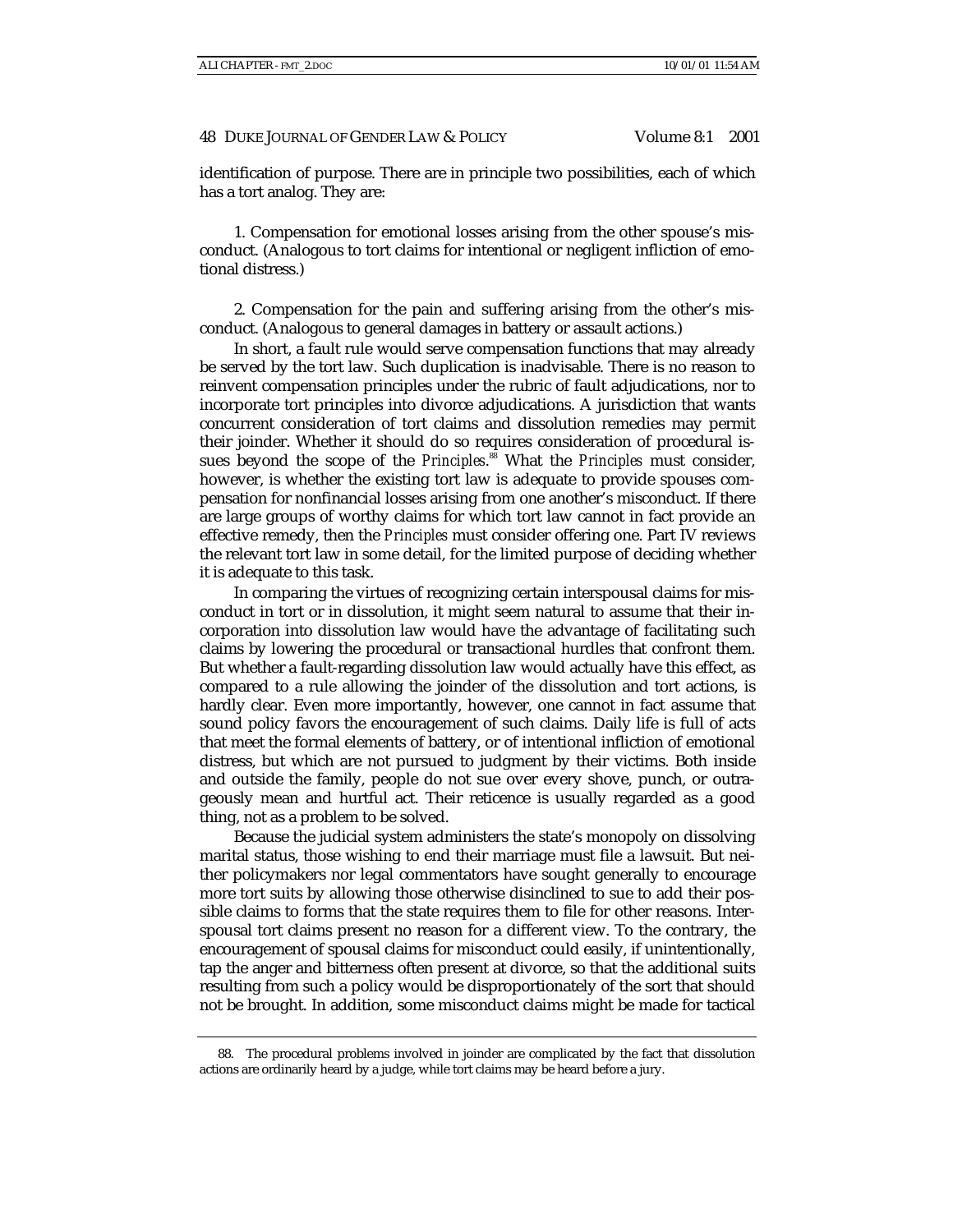identification of purpose. There are in principle two possibilities, each of which has a tort analog. They are:

1. Compensation for emotional losses arising from the other spouse's misconduct. (Analogous to tort claims for intentional or negligent infliction of emotional distress.)

2. Compensation for the pain and suffering arising from the other's misconduct. (Analogous to general damages in battery or assault actions.)

In short, a fault rule would serve compensation functions that may already be served by the tort law. Such duplication is inadvisable. There is no reason to reinvent compensation principles under the rubric of fault adjudications, nor to incorporate tort principles into divorce adjudications. A jurisdiction that wants concurrent consideration of tort claims and dissolution remedies may permit their joinder. Whether it should do so requires consideration of procedural issues beyond the scope of the *Principles*.[88] What the *Principles* must consider, however, is whether the existing tort law is adequate to provide spouses compensation for nonfinancial losses arising from one another's misconduct. If there are large groups of worthy claims for which tort law cannot in fact provide an effective remedy, then the *Principles* must consider offering one. Part IV reviews the relevant tort law in some detail, for the limited purpose of deciding whether it is adequate to this task.

In comparing the virtues of recognizing certain interspousal claims for misconduct in tort or in dissolution, it might seem natural to assume that their incorporation into dissolution law would have the advantage of facilitating such claims by lowering the procedural or transactional hurdles that confront them. But whether a fault-regarding dissolution law would actually have this effect, as compared to a rule allowing the joinder of the dissolution and tort actions, is hardly clear. Even more importantly, however, one cannot in fact assume that sound policy favors the encouragement of such claims. Daily life is full of acts that meet the formal elements of battery, or of intentional infliction of emotional distress, but which are not pursued to judgment by their victims. Both inside and outside the family, people do not sue over every shove, punch, or outrageously mean and hurtful act. Their reticence is usually regarded as a good thing, not as a problem to be solved.

Because the judicial system administers the state's monopoly on dissolving marital status, those wishing to end their marriage must file a lawsuit. But neither policymakers nor legal commentators have sought generally to encourage more tort suits by allowing those otherwise disinclined to sue to add their possible claims to forms that the state requires them to file for other reasons. Interspousal tort claims present no reason for a different view. To the contrary, the encouragement of spousal claims for misconduct could easily, if unintentionally, tap the anger and bitterness often present at divorce, so that the additional suits resulting from such a policy would be disproportionately of the sort that should not be brought. In addition, some misconduct claims might be made for tactical

88. The procedural problems involved in joinder are complicated by the fact that dissolution actions are ordinarily heard by a judge, while tort claims may be heard before a jury.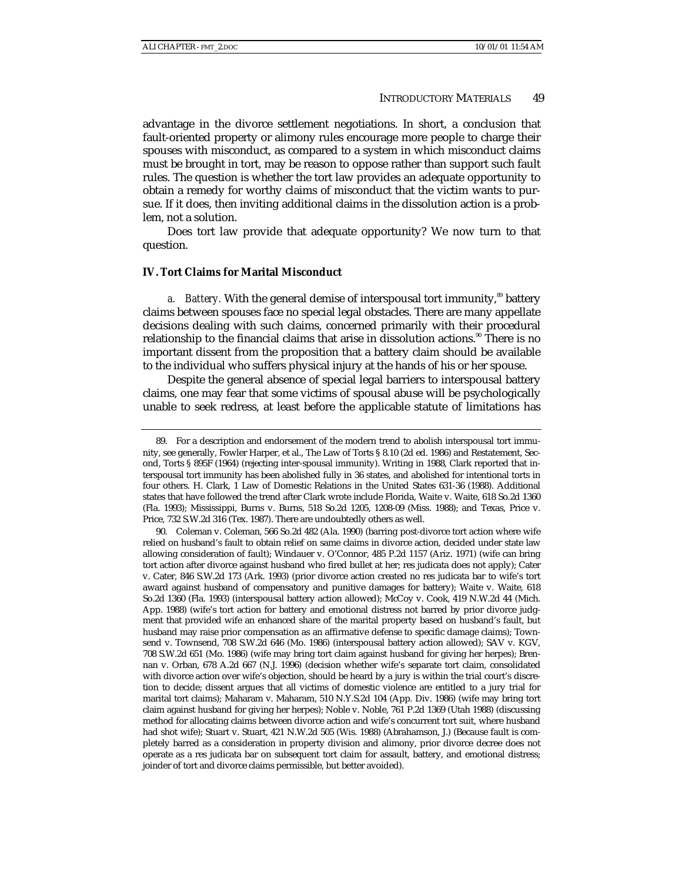advantage in the divorce settlement negotiations. In short, a conclusion that fault-oriented property or alimony rules encourage more people to charge their spouses with misconduct, as compared to a system in which misconduct claims must be brought in tort, may be reason to oppose rather than support such fault rules. The question is whether the tort law provides an adequate opportunity to obtain a remedy for worthy claims of misconduct that the victim wants to pursue. If it does, then inviting additional claims in the dissolution action is a problem, not a solution.

Does tort law provide that adequate opportunity? We now turn to that question.

### IV. Tort Claims for Marital Misconduct

*a. Battery.* With the general demise of interspousal tort immunity,[89] battery claims between spouses face no special legal obstacles. There are many appellate decisions dealing with such claims, concerned primarily with their procedural relationship to the financial claims that arise in dissolution actions.[90] There is no important dissent from the proposition that a battery claim should be available to the individual who suffers physical injury at the hands of his or her spouse.

Despite the general absence of special legal barriers to interspousal battery claims, one may fear that some victims of spousal abuse will be psychologically unable to seek redress, at least before the applicable statute of limitations has

---

89. For a description and endorsement of the modern trend to abolish interspousal tort immunity, see generally, Fowler Harper, et al., The Law of Torts § 8.10 (2d ed. 1986) and Restatement, Second, Torts § 895F (1964) (rejecting inter-spousal immunity). Writing in 1988, Clark reported that interspousal tort immunity has been abolished fully in 36 states, and abolished for intentional torts in four others. H. Clark, 1 Law of Domestic Relations in the United States 631-36 (1988). Additional states that have followed the trend after Clark wrote include Florida, Waite v. Waite, 618 So.2d 1360 (Fla. 1993); Mississippi, Burns v. Burns, 518 So.2d 1205, 1208-09 (Miss. 1988); and Texas, Price v. Price, 732 S.W.2d 316 (Tex. 1987). There are undoubtedly others as well.

90. Coleman v. Coleman, 566 So.2d 482 (Ala. 1990) (barring post-divorce tort action where wife relied on husband's fault to obtain relief on same claims in divorce action, decided under state law allowing consideration of fault); Windauer v. O'Connor, 485 P.2d 1157 (Ariz. 1971) (wife can bring tort action after divorce against husband who fired bullet at her; res judicata does not apply); Cater v. Cater, 846 S.W.2d 173 (Ark. 1993) (prior divorce action created no res judicata bar to wife's tort award against husband of compensatory and punitive damages for battery); Waite v. Waite, 618 So.2d 1360 (Fla. 1993) (interspousal battery action allowed); McCoy v. Cook, 419 N.W.2d 44 (Mich. App. 1988) (wife's tort action for battery and emotional distress not barred by prior divorce judgment that provided wife an enhanced share of the marital property based on husband's fault, but husband may raise prior compensation as an affirmative defense to specific damage claims); Townsend v. Townsend, 708 S.W.2d 646 (Mo. 1986) (interspousal battery action allowed); SAV v. KGV, 708 S.W.2d 651 (Mo. 1986) (wife may bring tort claim against husband for giving her herpes); Brennan v. Orban, 678 A.2d 667 (N.J. 1996) (decision whether wife's separate tort claim, consolidated with divorce action over wife's objection, should be heard by a jury is within the trial court's discretion to decide; dissent argues that all victims of domestic violence are entitled to a jury trial for marital tort claims); Maharam v. Maharam, 510 N.Y.S.2d 104 (App. Div. 1986) (wife may bring tort claim against husband for giving her herpes); Noble v. Noble, 761 P.2d 1369 (Utah 1988) (discussing method for allocating claims between divorce action and wife's concurrent tort suit, where husband had shot wife); Stuart v. Stuart, 421 N.W.2d 505 (Wis. 1988) (Abrahamson, J.) (Because fault is completely barred as a consideration in property division and alimony, prior divorce decree does not operate as a res judicata bar on subsequent tort claim for assault, battery, and emotional distress; joinder of tort and divorce claims permissible, but better avoided).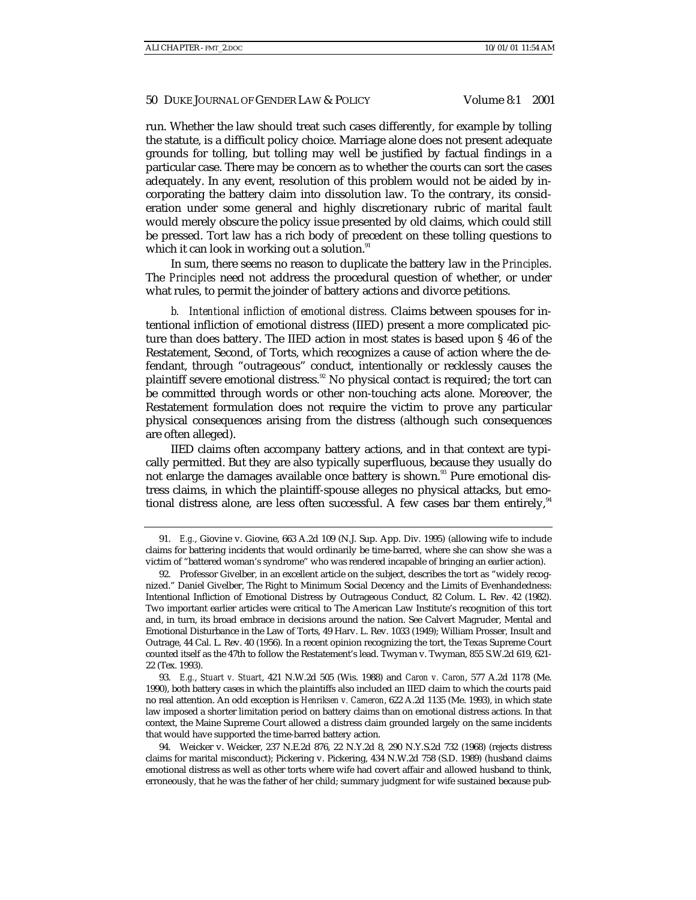run. Whether the law should treat such cases differently, for example by tolling the statute, is a difficult policy choice. Marriage alone does not present adequate grounds for tolling, but tolling may well be justified by factual findings in a particular case. There may be concern as to whether the courts can sort the cases adequately. In any event, resolution of this problem would not be aided by incorporating the battery claim into dissolution law. To the contrary, its consideration under some general and highly discretionary rubric of marital fault would merely obscure the policy issue presented by old claims, which could still be pressed. Tort law has a rich body of precedent on these tolling questions to which it can look in working out a solution.[91]

In sum, there seems no reason to duplicate the battery law in the *Principles*. The *Principles* need not address the procedural question of whether, or under what rules, to permit the joinder of battery actions and divorce petitions.

*b. Intentional infliction of emotional distress.* Claims between spouses for intentional infliction of emotional distress (IIED) present a more complicated picture than does battery. The IIED action in most states is based upon § 46 of the Restatement, Second, of Torts, which recognizes a cause of action where the defendant, through "outrageous" conduct, intentionally or recklessly causes the plaintiff severe emotional distress.[92] No physical contact is required; the tort can be committed through words or other non-touching acts alone. Moreover, the Restatement formulation does not require the victim to prove any particular physical consequences arising from the distress (although such consequences are often alleged).

IIED claims often accompany battery actions, and in that context are typically permitted. But they are also typically superfluous, because they usually do not enlarge the damages available once battery is shown.[93] Pure emotional distress claims, in which the plaintiff-spouse alleges no physical attacks, but emotional distress alone, are less often successful. A few cases bar them entirely,[94]

---

91. *E.g.*, Giovine v. Giovine, 663 A.2d 109 (N.J. Sup. App. Div. 1995) (allowing wife to include claims for battering incidents that would ordinarily be time-barred, where she can show she was a victim of "battered woman's syndrome" who was rendered incapable of bringing an earlier action).

92. Professor Givelber, in an excellent article on the subject, describes the tort as "widely recognized." Daniel Givelber, The Right to Minimum Social Decency and the Limits of Evenhandedness: Intentional Infliction of Emotional Distress by Outrageous Conduct, 82 Colum. L. Rev. 42 (1982). Two important earlier articles were critical to The American Law Institute's recognition of this tort and, in turn, its broad embrace in decisions around the nation. See Calvert Magruder, Mental and Emotional Disturbance in the Law of Torts, 49 Harv. L. Rev. 1033 (1949); William Prosser, Insult and Outrage, 44 Cal. L. Rev. 40 (1956). In a recent opinion recognizing the tort, the Texas Supreme Court counted itself as the 47th to follow the Restatement's lead. Twyman v. Twyman, 855 S.W.2d 619, 621-22 (Tex. 1993).

93. *E.g.*, *Stuart v. Stuart*, 421 N.W.2d 505 (Wis. 1988) and *Caron v. Caron*, 577 A.2d 1178 (Me. 1990), both battery cases in which the plaintiffs also included an IIED claim to which the courts paid no real attention. An odd exception is *Henriksen v. Cameron*, 622 A.2d 1135 (Me. 1993), in which state law imposed a shorter limitation period on battery claims than on emotional distress actions. In that context, the Maine Supreme Court allowed a distress claim grounded largely on the same incidents that would have supported the time-barred battery action.

94. Weicker v. Weicker, 237 N.E.2d 876, 22 N.Y.2d 8, 290 N.Y.S.2d 732 (1968) (rejects distress claims for marital misconduct); Pickering v. Pickering, 434 N.W.2d 758 (S.D. 1989) (husband claims emotional distress as well as other torts where wife had covert affair and allowed husband to think, erroneously, that he was the father of her child; summary judgment for wife sustained because pub-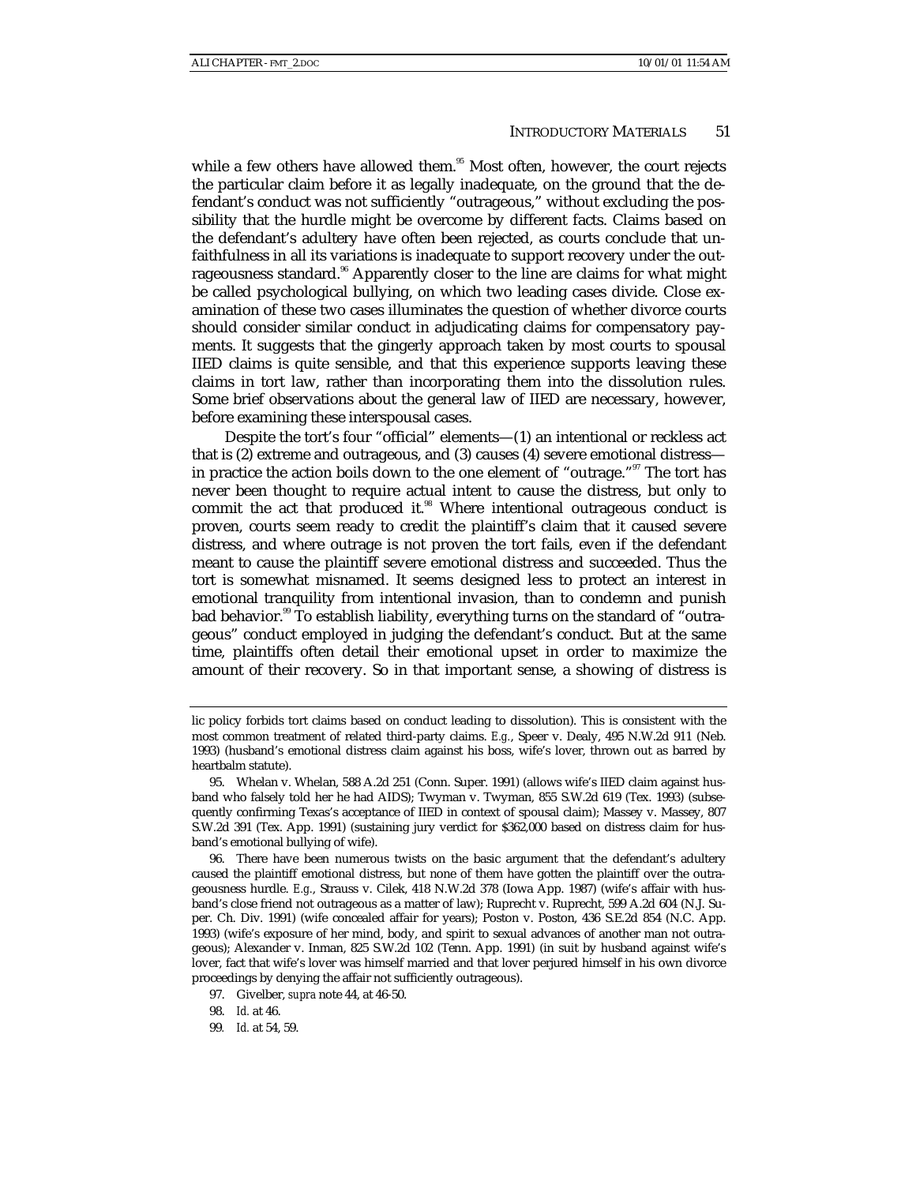while a few others have allowed them.[95] Most often, however, the court rejects the particular claim before it as legally inadequate, on the ground that the defendant's conduct was not sufficiently "outrageous," without excluding the possibility that the hurdle might be overcome by different facts. Claims based on the defendant's adultery have often been rejected, as courts conclude that unfaithfulness in all its variations is inadequate to support recovery under the outrageousness standard.[96] Apparently closer to the line are claims for what might be called psychological bullying, on which two leading cases divide. Close examination of these two cases illuminates the question of whether divorce courts should consider similar conduct in adjudicating claims for compensatory payments. It suggests that the gingerly approach taken by most courts to spousal IIED claims is quite sensible, and that this experience supports leaving these claims in tort law, rather than incorporating them into the dissolution rules. Some brief observations about the general law of IIED are necessary, however, before examining these interspousal cases.

Despite the tort's four "official" elements—(1) an intentional or reckless act that is (2) extreme and outrageous, and (3) causes (4) severe emotional distress—in practice the action boils down to the one element of "outrage."[97] The tort has never been thought to require actual intent to cause the distress, but only to commit the act that produced it.[98] Where intentional outrageous conduct is proven, courts seem ready to credit the plaintiff's claim that it caused severe distress, and where outrage is not proven the tort fails, even if the defendant meant to cause the plaintiff severe emotional distress and succeeded. Thus the tort is somewhat misnamed. It seems designed less to protect an interest in emotional tranquility from intentional invasion, than to condemn and punish bad behavior.[99] To establish liability, everything turns on the standard of "outrageous" conduct employed in judging the defendant's conduct. But at the same time, plaintiffs often detail their emotional upset in order to maximize the amount of their recovery. So in that important sense, a showing of distress is

---

lic policy forbids tort claims based on conduct leading to dissolution). This is consistent with the most common treatment of related third-party claims. *E.g.*, Speer v. Dealy, 495 N.W.2d 911 (Neb. 1993) (husband's emotional distress claim against his boss, wife's lover, thrown out as barred by heartbalm statute).

95. Whelan v. Whelan, 588 A.2d 251 (Conn. Super. 1991) (allows wife's IIED claim against husband who falsely told her he had AIDS); Twyman v. Twyman, 855 S.W.2d 619 (Tex. 1993) (subsequently confirming Texas's acceptance of IIED in context of spousal claim); Massey v. Massey, 807 S.W.2d 391 (Tex. App. 1991) (sustaining jury verdict for $362,000 based on distress claim for husband's emotional bullying of wife).

96. There have been numerous twists on the basic argument that the defendant's adultery caused the plaintiff emotional distress, but none of them have gotten the plaintiff over the outrageousness hurdle. *E.g.*, Strauss v. Cilek, 418 N.W.2d 378 (Iowa App. 1987) (wife's affair with husband's close friend not outrageous as a matter of law); Ruprecht v. Ruprecht, 599 A.2d 604 (N.J. Super. Ch. Div. 1991) (wife concealed affair for years); Poston v. Poston, 436 S.E.2d 854 (N.C. App. 1993) (wife's exposure of her mind, body, and spirit to sexual advances of another man not outrageous); Alexander v. Inman, 825 S.W.2d 102 (Tenn. App. 1991) (in suit by husband against wife's lover, fact that wife's lover was himself married and that lover perjured himself in his own divorce proceedings by denying the affair not sufficiently outrageous).

97. Givelber, *supra* note 44, at 46-50.

98. *Id.* at 46.

99. *Id.* at 54, 59.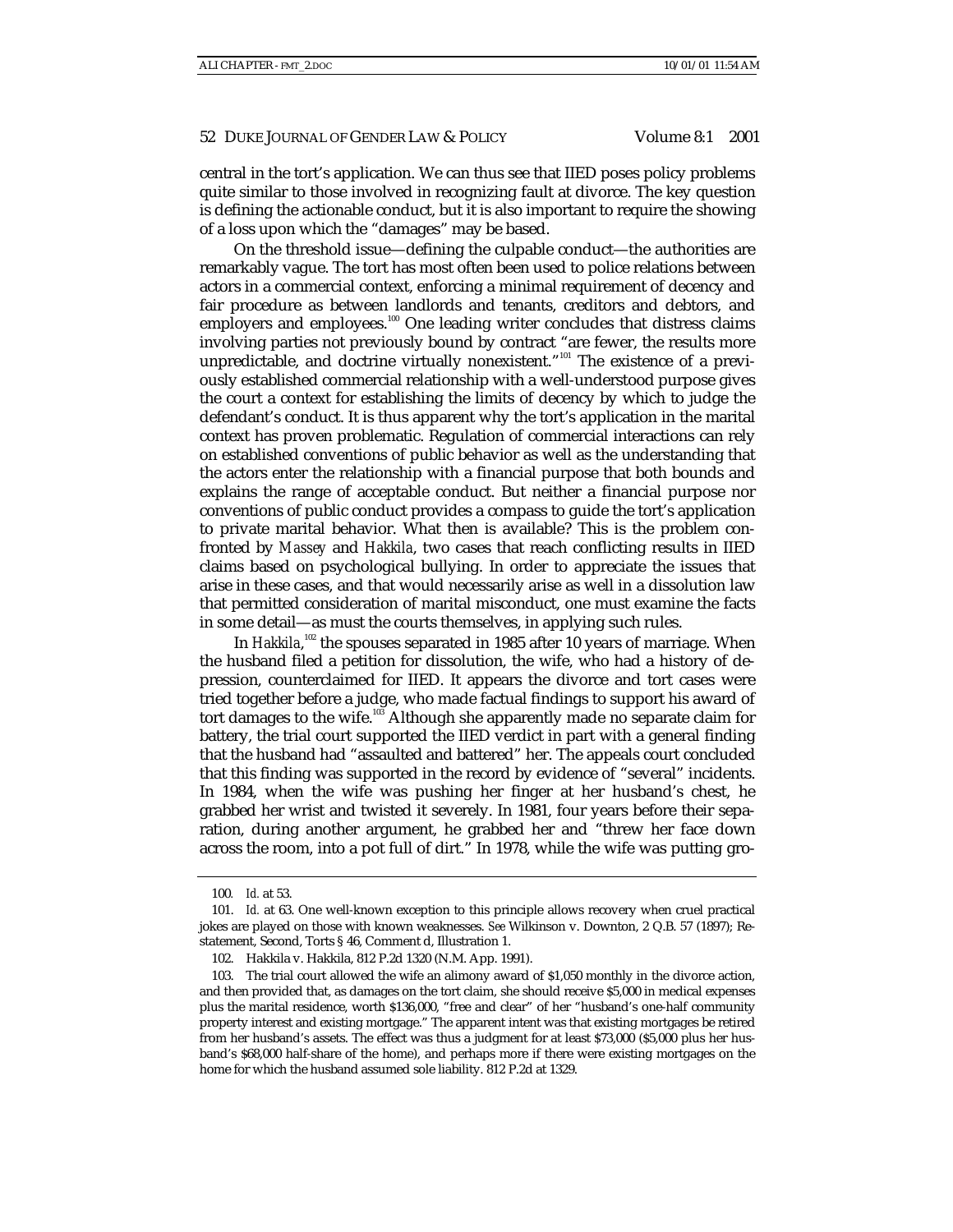central in the tort's application. We can thus see that IIED poses policy problems quite similar to those involved in recognizing fault at divorce. The key question is defining the actionable conduct, but it is also important to require the showing of a loss upon which the "damages" may be based.

On the threshold issue—defining the culpable conduct—the authorities are remarkably vague. The tort has most often been used to police relations between actors in a commercial context, enforcing a minimal requirement of decency and fair procedure as between landlords and tenants, creditors and debtors, and employers and employees.[100] One leading writer concludes that distress claims involving parties not previously bound by contract "are fewer, the results more unpredictable, and doctrine virtually nonexistent."[101] The existence of a previously established commercial relationship with a well-understood purpose gives the court a context for establishing the limits of decency by which to judge the defendant's conduct. It is thus apparent why the tort's application in the marital context has proven problematic. Regulation of commercial interactions can rely on established conventions of public behavior as well as the understanding that the actors enter the relationship with a financial purpose that both bounds and explains the range of acceptable conduct. But neither a financial purpose nor conventions of public conduct provides a compass to guide the tort's application to private marital behavior. What then is available? This is the problem confronted by *Massey* and *Hakkila*, two cases that reach conflicting results in IIED claims based on psychological bullying. In order to appreciate the issues that arise in these cases, and that would necessarily arise as well in a dissolution law that permitted consideration of marital misconduct, one must examine the facts in some detail—as must the courts themselves, in applying such rules.

In *Hakkila*,[102] the spouses separated in 1985 after 10 years of marriage. When the husband filed a petition for dissolution, the wife, who had a history of depression, counterclaimed for IIED. It appears the divorce and tort cases were tried together before a judge, who made factual findings to support his award of tort damages to the wife.[103] Although she apparently made no separate claim for battery, the trial court supported the IIED verdict in part with a general finding that the husband had "assaulted and battered" her. The appeals court concluded that this finding was supported in the record by evidence of "several" incidents. In 1984, when the wife was pushing her finger at her husband's chest, he grabbed her wrist and twisted it severely. In 1981, four years before their separation, during another argument, he grabbed her and "threw her face down across the room, into a pot full of dirt." In 1978, while the wife was putting gro-

---

100. *Id.* at 53.

101. *Id.* at 63. One well-known exception to this principle allows recovery when cruel practical jokes are played on those with known weaknesses. *See* Wilkinson v. Downton, 2 Q.B. 57 (1897); Restatement, Second, Torts § 46, Comment d, Illustration 1.

102. Hakkila v. Hakkila, 812 P.2d 1320 (N.M. App. 1991).

103. The trial court allowed the wife an alimony award of $1,050 monthly in the divorce action, and then provided that, as damages on the tort claim, she should receive $5,000 in medical expenses plus the marital residence, worth $136,000, "free and clear" of her "husband's one-half community property interest and existing mortgage." The apparent intent was that existing mortgages be retired from her husband's assets. The effect was thus a judgment for at least $73,000 ($5,000 plus her husband's $68,000 half-share of the home), and perhaps more if there were existing mortgages on the home for which the husband assumed sole liability. 812 P.2d at 1329.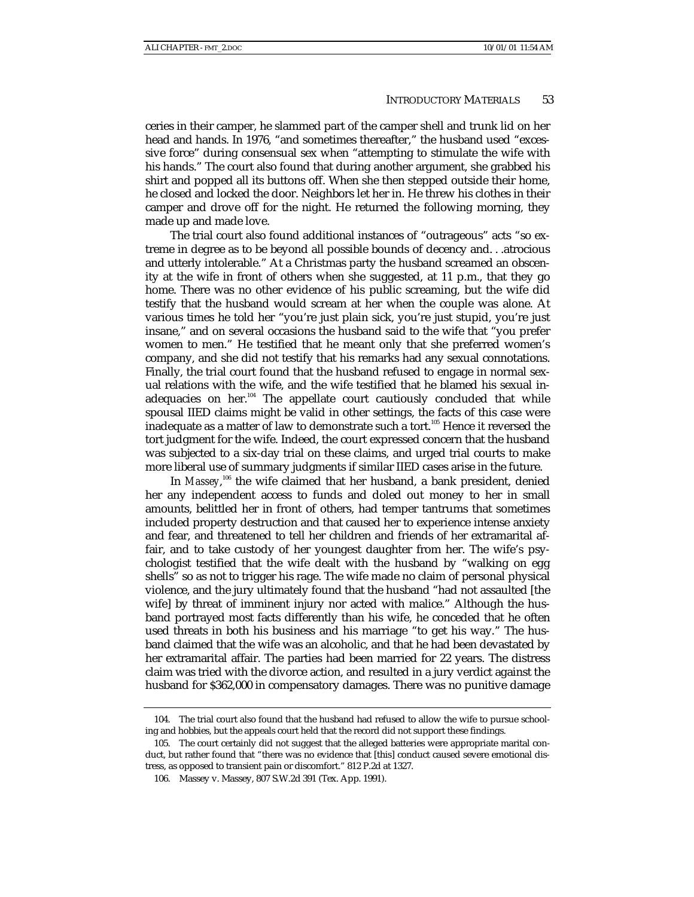ceries in their camper, he slammed part of the camper shell and trunk lid on her head and hands. In 1976, "and sometimes thereafter," the husband used "excessive force" during consensual sex when "attempting to stimulate the wife with his hands." The court also found that during another argument, she grabbed his shirt and popped all its buttons off. When she then stepped outside their home, he closed and locked the door. Neighbors let her in. He threw his clothes in their camper and drove off for the night. He returned the following morning, they made up and made love.

The trial court also found additional instances of "outrageous" acts "so extreme in degree as to be beyond all possible bounds of decency and. . .atrocious and utterly intolerable." At a Christmas party the husband screamed an obscenity at the wife in front of others when she suggested, at 11 p.m., that they go home. There was no other evidence of his public screaming, but the wife did testify that the husband would scream at her when the couple was alone. At various times he told her "you're just plain sick, you're just stupid, you're just insane," and on several occasions the husband said to the wife that "you prefer women to men." He testified that he meant only that she preferred women's company, and she did not testify that his remarks had any sexual connotations. Finally, the trial court found that the husband refused to engage in normal sexual relations with the wife, and the wife testified that he blamed his sexual inadequacies on her.[104] The appellate court cautiously concluded that while spousal IIED claims might be valid in other settings, the facts of this case were inadequate as a matter of law to demonstrate such a tort.[105] Hence it reversed the tort judgment for the wife. Indeed, the court expressed concern that the husband was subjected to a six-day trial on these claims, and urged trial courts to make more liberal use of summary judgments if similar IIED cases arise in the future.

In *Massey*,[106] the wife claimed that her husband, a bank president, denied her any independent access to funds and doled out money to her in small amounts, belittled her in front of others, had temper tantrums that sometimes included property destruction and that caused her to experience intense anxiety and fear, and threatened to tell her children and friends of her extramarital affair, and to take custody of her youngest daughter from her. The wife's psychologist testified that the wife dealt with the husband by "walking on egg shells" so as not to trigger his rage. The wife made no claim of personal physical violence, and the jury ultimately found that the husband "had not assaulted [the wife] by threat of imminent injury nor acted with malice." Although the husband portrayed most facts differently than his wife, he conceded that he often used threats in both his business and his marriage "to get his way." The husband claimed that the wife was an alcoholic, and that he had been devastated by her extramarital affair. The parties had been married for 22 years. The distress claim was tried with the divorce action, and resulted in a jury verdict against the husband for $362,000 in compensatory damages. There was no punitive damage

---

104. The trial court also found that the husband had refused to allow the wife to pursue schooling and hobbies, but the appeals court held that the record did not support these findings.

105. The court certainly did not suggest that the alleged batteries were appropriate marital conduct, but rather found that "there was no evidence that [this] conduct caused severe emotional distress, as opposed to transient pain or discomfort." 812 P.2d at 1327.

106. Massey v. Massey, 807 S.W.2d 391 (Tex. App. 1991).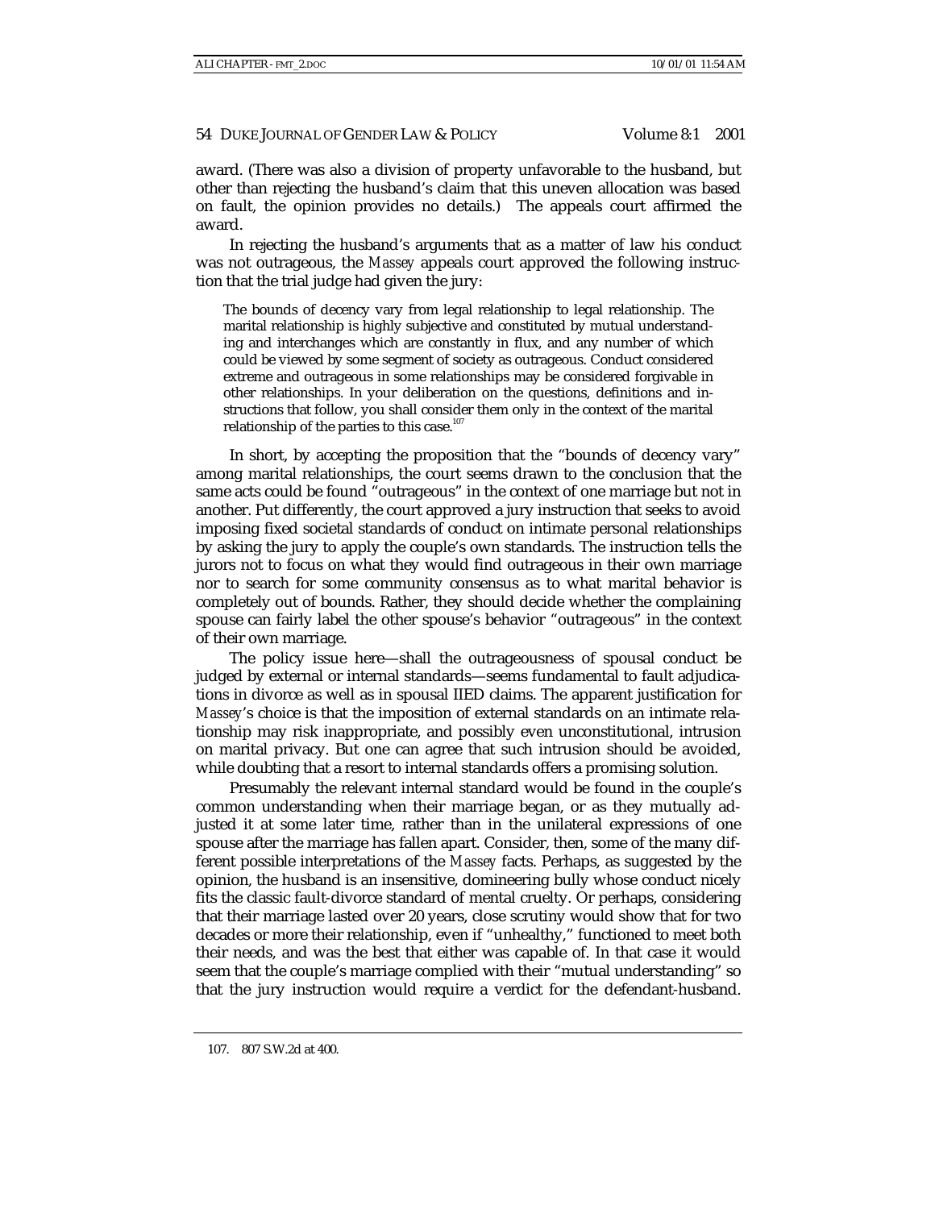award. (There was also a division of property unfavorable to the husband, but other than rejecting the husband's claim that this uneven allocation was based on fault, the opinion provides no details.) The appeals court affirmed the award.

In rejecting the husband's arguments that as a matter of law his conduct was not outrageous, the *Massey* appeals court approved the following instruction that the trial judge had given the jury:

> The bounds of decency vary from legal relationship to legal relationship. The marital relationship is highly subjective and constituted by mutual understanding and interchanges which are constantly in flux, and any number of which could be viewed by some segment of society as outrageous. Conduct considered extreme and outrageous in some relationships may be considered forgivable in other relationships. In your deliberation on the questions, definitions and instructions that follow, you shall consider them only in the context of the marital relationship of the parties to this case.[107]

In short, by accepting the proposition that the "bounds of decency vary" among marital relationships, the court seems drawn to the conclusion that the same acts could be found "outrageous" in the context of one marriage but not in another. Put differently, the court approved a jury instruction that seeks to avoid imposing fixed societal standards of conduct on intimate personal relationships by asking the jury to apply the couple's own standards. The instruction tells the jurors not to focus on what they would find outrageous in their own marriage nor to search for some community consensus as to what marital behavior is completely out of bounds. Rather, they should decide whether the complaining spouse can fairly label the other spouse's behavior "outrageous" in the context of their own marriage.

The policy issue here—shall the outrageousness of spousal conduct be judged by external or internal standards—seems fundamental to fault adjudications in divorce as well as in spousal IIED claims. The apparent justification for *Massey*'s choice is that the imposition of external standards on an intimate relationship may risk inappropriate, and possibly even unconstitutional, intrusion on marital privacy. But one can agree that such intrusion should be avoided, while doubting that a resort to internal standards offers a promising solution.

Presumably the relevant internal standard would be found in the couple's common understanding when their marriage began, or as they mutually adjusted it at some later time, rather than in the unilateral expressions of one spouse after the marriage has fallen apart. Consider, then, some of the many different possible interpretations of the *Massey* facts. Perhaps, as suggested by the opinion, the husband is an insensitive, domineering bully whose conduct nicely fits the classic fault-divorce standard of mental cruelty. Or perhaps, considering that their marriage lasted over 20 years, close scrutiny would show that for two decades or more their relationship, even if "unhealthy," functioned to meet both their needs, and was the best that either was capable of. In that case it would seem that the couple's marriage complied with their "mutual understanding" so that the jury instruction would require a verdict for the defendant-husband.

107. 807 S.W.2d at 400.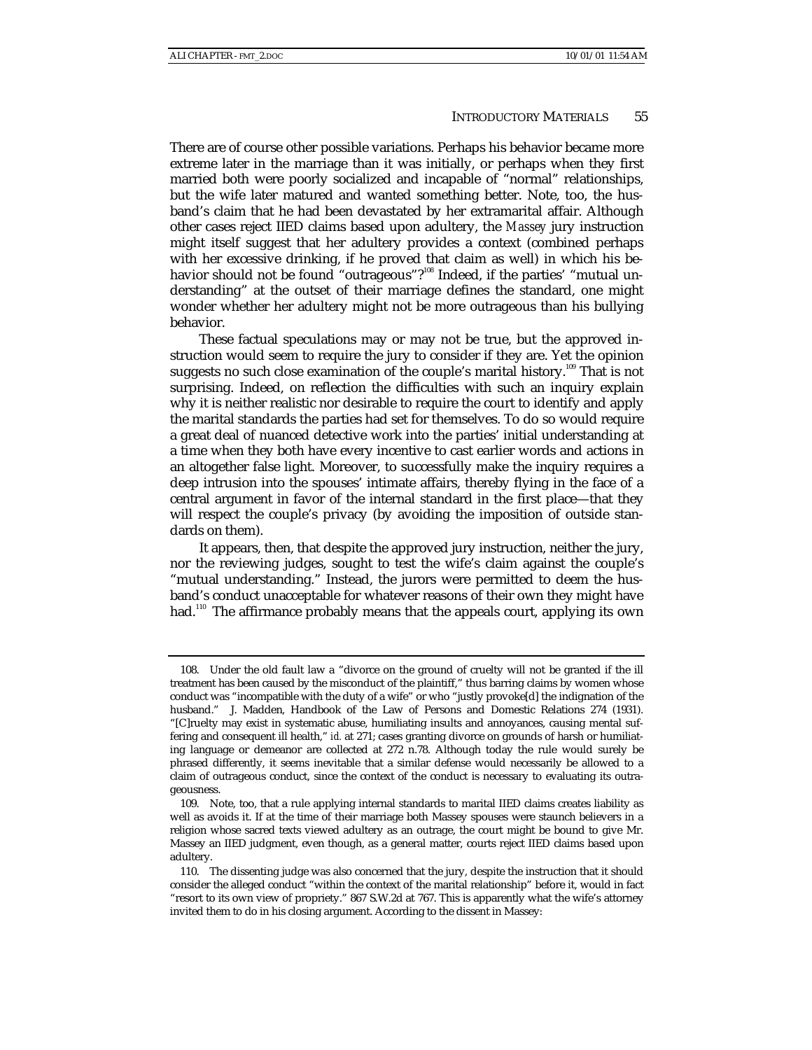There are of course other possible variations. Perhaps his behavior became more extreme later in the marriage than it was initially, or perhaps when they first married both were poorly socialized and incapable of "normal" relationships, but the wife later matured and wanted something better. Note, too, the husband's claim that he had been devastated by her extramarital affair. Although other cases reject IIED claims based upon adultery, the *Massey* jury instruction might itself suggest that her adultery provides a context (combined perhaps with her excessive drinking, if he proved that claim as well) in which his behavior should not be found "outrageous"?[108] Indeed, if the parties' "mutual understanding" at the outset of their marriage defines the standard, one might wonder whether her adultery might not be more outrageous than his bullying behavior.

These factual speculations may or may not be true, but the approved instruction would seem to require the jury to consider if they are. Yet the opinion suggests no such close examination of the couple's marital history.[109] That is not surprising. Indeed, on reflection the difficulties with such an inquiry explain why it is neither realistic nor desirable to require the court to identify and apply the marital standards the parties had set for themselves. To do so would require a great deal of nuanced detective work into the parties' initial understanding at a time when they both have every incentive to cast earlier words and actions in an altogether false light. Moreover, to successfully make the inquiry requires a deep intrusion into the spouses' intimate affairs, thereby flying in the face of a central argument in favor of the internal standard in the first place—that they will respect the couple's privacy (by avoiding the imposition of outside standards on them).

It appears, then, that despite the approved jury instruction, neither the jury, nor the reviewing judges, sought to test the wife's claim against the couple's "mutual understanding." Instead, the jurors were permitted to deem the husband's conduct unacceptable for whatever reasons of their own they might have had.[110] The affirmance probably means that the appeals court, applying its own

---

108. Under the old fault law a "divorce on the ground of cruelty will not be granted if the ill treatment has been caused by the misconduct of the plaintiff," thus barring claims by women whose conduct was "incompatible with the duty of a wife" or who "justly provoke[d] the indignation of the husband." J. Madden, Handbook of the Law of Persons and Domestic Relations 274 (1931). "[C]ruelty may exist in systematic abuse, humiliating insults and annoyances, causing mental suffering and consequent ill health," *id.* at 271; cases granting divorce on grounds of harsh or humiliating language or demeanor are collected at 272 n.78. Although today the rule would surely be phrased differently, it seems inevitable that a similar defense would necessarily be allowed to a claim of outrageous conduct, since the context of the conduct is necessary to evaluating its outrageousness.

109. Note, too, that a rule applying internal standards to marital IIED claims creates liability as well as avoids it. If at the time of their marriage both Massey spouses were staunch believers in a religion whose sacred texts viewed adultery as an outrage, the court might be bound to give Mr. Massey an IIED judgment, even though, as a general matter, courts reject IIED claims based upon adultery.

110. The dissenting judge was also concerned that the jury, despite the instruction that it should consider the alleged conduct "within the context of the marital relationship" before it, would in fact "resort to its own view of propriety." 867 S.W.2d at 767. This is apparently what the wife's attorney invited them to do in his closing argument. According to the dissent in Massey: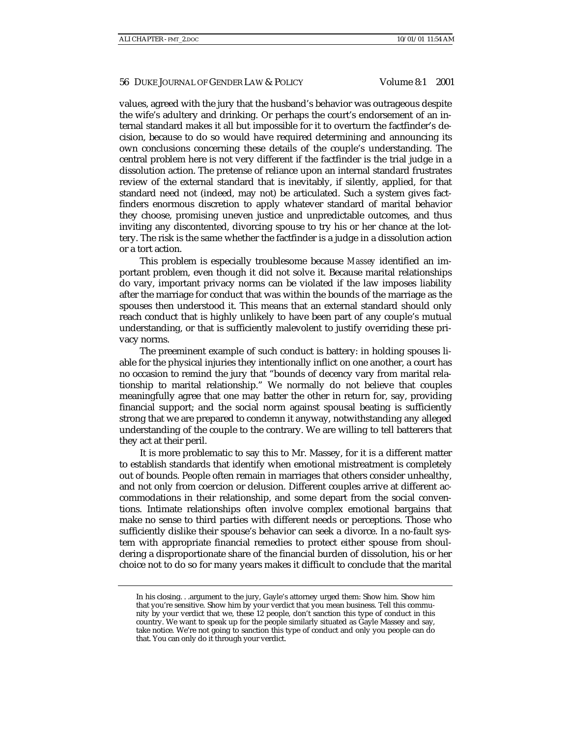values, agreed with the jury that the husband's behavior was outrageous despite the wife's adultery and drinking. Or perhaps the court's endorsement of an internal standard makes it all but impossible for it to overturn the factfinder's decision, because to do so would have required determining and announcing its own conclusions concerning these details of the couple's understanding. The central problem here is not very different if the factfinder is the trial judge in a dissolution action. The pretense of reliance upon an internal standard frustrates review of the external standard that is inevitably, if silently, applied, for that standard need not (indeed, may not) be articulated. Such a system gives factfinders enormous discretion to apply whatever standard of marital behavior they choose, promising uneven justice and unpredictable outcomes, and thus inviting any discontented, divorcing spouse to try his or her chance at the lottery. The risk is the same whether the factfinder is a judge in a dissolution action or a tort action.

This problem is especially troublesome because *Massey* identified an important problem, even though it did not solve it. Because marital relationships do vary, important privacy norms can be violated if the law imposes liability after the marriage for conduct that was within the bounds of the marriage as the spouses then understood it. This means that an external standard should only reach conduct that is highly unlikely to have been part of any couple's mutual understanding, or that is sufficiently malevolent to justify overriding these privacy norms.

The preeminent example of such conduct is battery: in holding spouses liable for the physical injuries they intentionally inflict on one another, a court has no occasion to remind the jury that "bounds of decency vary from marital relationship to marital relationship." We normally do not believe that couples meaningfully agree that one may batter the other in return for, say, providing financial support; and the social norm against spousal beating is sufficiently strong that we are prepared to condemn it anyway, notwithstanding any alleged understanding of the couple to the contrary. We are willing to tell batterers that they act at their peril.

It is more problematic to say this to Mr. Massey, for it is a different matter to establish standards that identify when emotional mistreatment is completely out of bounds. People often remain in marriages that others consider unhealthy, and not only from coercion or delusion. Different couples arrive at different accommodations in their relationship, and some depart from the social conventions. Intimate relationships often involve complex emotional bargains that make no sense to third parties with different needs or perceptions. Those who sufficiently dislike their spouse's behavior can seek a divorce. In a no-fault system with appropriate financial remedies to protect either spouse from shouldering a disproportionate share of the financial burden of dissolution, his or her choice not to do so for many years makes it difficult to conclude that the marital

---

In his closing. . .argument to the jury, Gayle's attorney urged them: Show him. Show him that you're sensitive. Show him by your verdict that you mean business. Tell this community by your verdict that we, these 12 people, don't sanction this type of conduct in this country. We want to speak up for the people similarly situated as Gayle Massey and say, take notice. We're not going to sanction this type of conduct and only you people can do that. You can only do it through your verdict.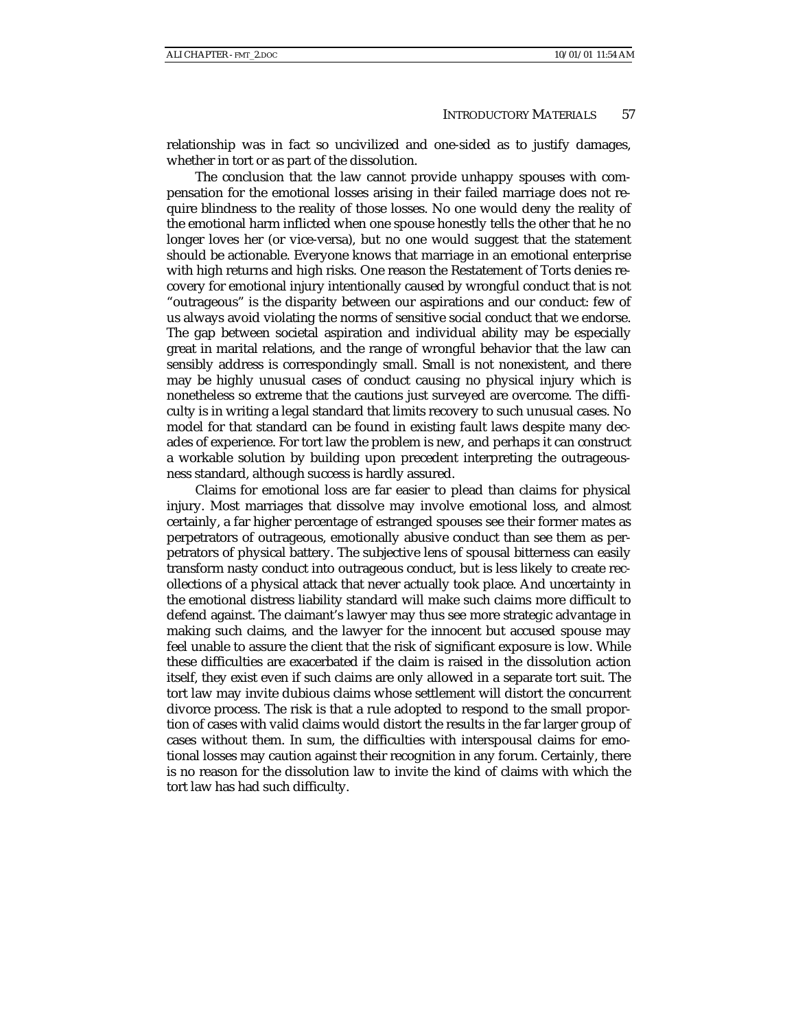relationship was in fact so uncivilized and one-sided as to justify damages, whether in tort or as part of the dissolution.

The conclusion that the law cannot provide unhappy spouses with compensation for the emotional losses arising in their failed marriage does not require blindness to the reality of those losses. No one would deny the reality of the emotional harm inflicted when one spouse honestly tells the other that he no longer loves her (or vice-versa), but no one would suggest that the statement should be actionable. Everyone knows that marriage in an emotional enterprise with high returns and high risks. One reason the Restatement of Torts denies recovery for emotional injury intentionally caused by wrongful conduct that is not "outrageous" is the disparity between our aspirations and our conduct: few of us always avoid violating the norms of sensitive social conduct that we endorse. The gap between societal aspiration and individual ability may be especially great in marital relations, and the range of wrongful behavior that the law can sensibly address is correspondingly small. Small is not nonexistent, and there may be highly unusual cases of conduct causing no physical injury which is nonetheless so extreme that the cautions just surveyed are overcome. The difficulty is in writing a legal standard that limits recovery to such unusual cases. No model for that standard can be found in existing fault laws despite many decades of experience. For tort law the problem is new, and perhaps it can construct a workable solution by building upon precedent interpreting the outrageousness standard, although success is hardly assured.

Claims for emotional loss are far easier to plead than claims for physical injury. Most marriages that dissolve may involve emotional loss, and almost certainly, a far higher percentage of estranged spouses see their former mates as perpetrators of outrageous, emotionally abusive conduct than see them as perpetrators of physical battery. The subjective lens of spousal bitterness can easily transform nasty conduct into outrageous conduct, but is less likely to create recollections of a physical attack that never actually took place. And uncertainty in the emotional distress liability standard will make such claims more difficult to defend against. The claimant's lawyer may thus see more strategic advantage in making such claims, and the lawyer for the innocent but accused spouse may feel unable to assure the client that the risk of significant exposure is low. While these difficulties are exacerbated if the claim is raised in the dissolution action itself, they exist even if such claims are only allowed in a separate tort suit. The tort law may invite dubious claims whose settlement will distort the concurrent divorce process. The risk is that a rule adopted to respond to the small proportion of cases with valid claims would distort the results in the far larger group of cases without them. In sum, the difficulties with interspousal claims for emotional losses may caution against their recognition in any forum. Certainly, there is no reason for the dissolution law to invite the kind of claims with which the tort law has had such difficulty.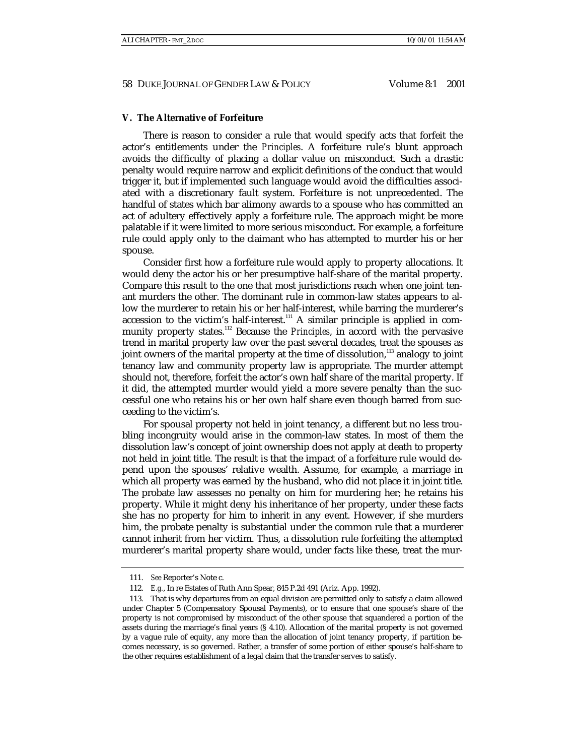### V. The Alternative of Forfeiture

There is reason to consider a rule that would specify acts that forfeit the actor's entitlements under the *Principles*. A forfeiture rule's blunt approach avoids the difficulty of placing a dollar value on misconduct. Such a drastic penalty would require narrow and explicit definitions of the conduct that would trigger it, but if implemented such language would avoid the difficulties associated with a discretionary fault system. Forfeiture is not unprecedented. The handful of states which bar alimony awards to a spouse who has committed an act of adultery effectively apply a forfeiture rule. The approach might be more palatable if it were limited to more serious misconduct. For example, a forfeiture rule could apply only to the claimant who has attempted to murder his or her spouse.

Consider first how a forfeiture rule would apply to property allocations. It would deny the actor his or her presumptive half-share of the marital property. Compare this result to the one that most jurisdictions reach when one joint tenant murders the other. The dominant rule in common-law states appears to allow the murderer to retain his or her half-interest, while barring the murderer's accession to the victim's half-interest.[111] A similar principle is applied in community property states.[112] Because the *Principles*, in accord with the pervasive trend in marital property law over the past several decades, treat the spouses as joint owners of the marital property at the time of dissolution,[113] analogy to joint tenancy law and community property law is appropriate. The murder attempt should not, therefore, forfeit the actor's own half share of the marital property. If it did, the attempted murder would yield a more severe penalty than the successful one who retains his or her own half share even though barred from succeeding to the victim's.

For spousal property not held in joint tenancy, a different but no less troubling incongruity would arise in the common-law states. In most of them the dissolution law's concept of joint ownership does not apply at death to property not held in joint title. The result is that the impact of a forfeiture rule would depend upon the spouses' relative wealth. Assume, for example, a marriage in which all property was earned by the husband, who did not place it in joint title. The probate law assesses no penalty on him for murdering her; he retains his property. While it might deny his inheritance of her property, under these facts she has no property for him to inherit in any event. However, if she murders him, the probate penalty is substantial under the common rule that a murderer cannot inherit from her victim. Thus, a dissolution rule forfeiting the attempted murderer's marital property share would, under facts like these, treat the mur-

---

111. *See* Reporter's Note c.

112. *E.g.*, In re Estates of Ruth Ann Spear, 845 P.2d 491 (Ariz. App. 1992).

113. That is why departures from an equal division are permitted only to satisfy a claim allowed under Chapter 5 (Compensatory Spousal Payments), or to ensure that one spouse's share of the property is not compromised by misconduct of the other spouse that squandered a portion of the assets during the marriage's final years (§ 4.10). Allocation of the marital property is not governed by a vague rule of equity, any more than the allocation of joint tenancy property, if partition becomes necessary, is so governed. Rather, a transfer of some portion of either spouse's half-share to the other requires establishment of a legal claim that the transfer serves to satisfy.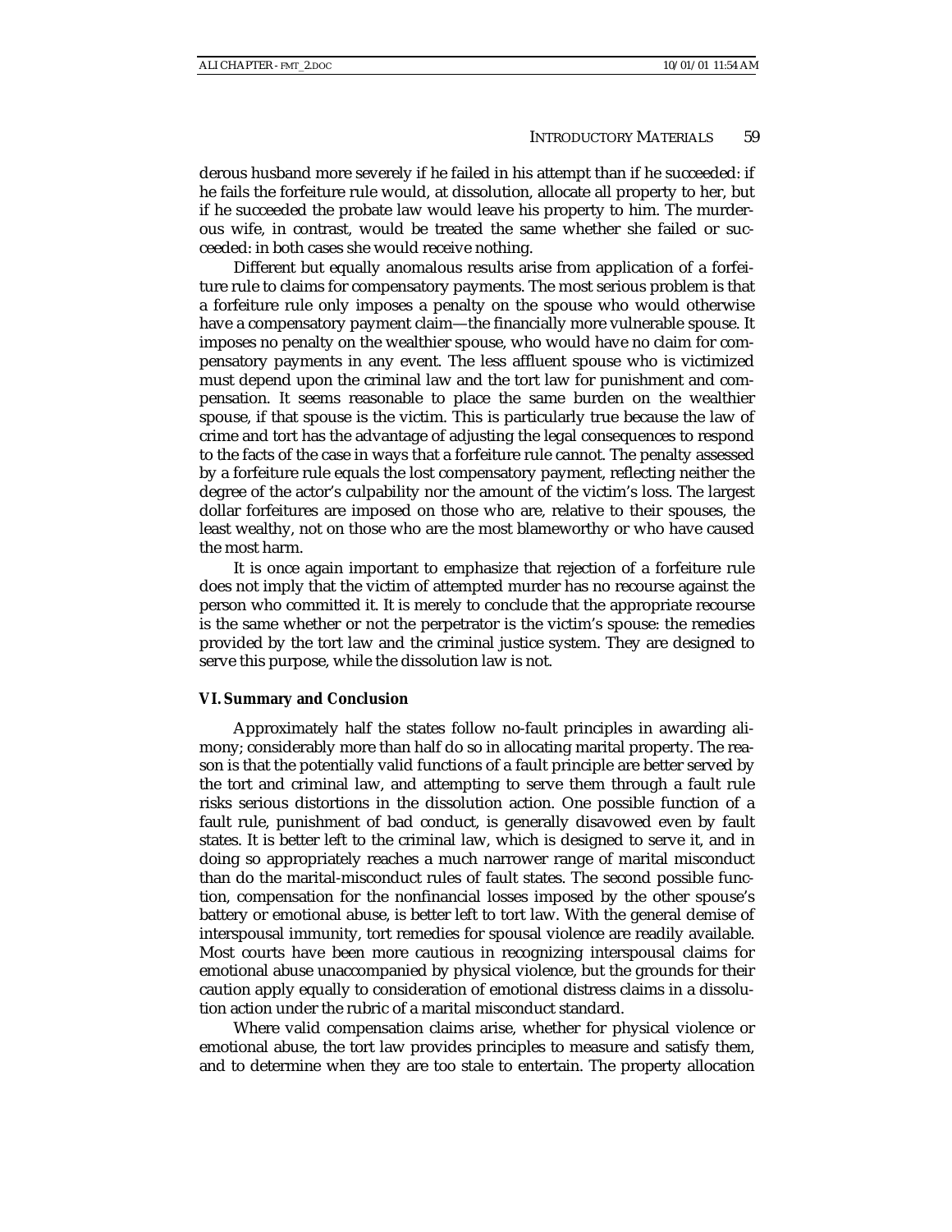derous husband more severely if he failed in his attempt than if he succeeded: if he fails the forfeiture rule would, at dissolution, allocate all property to her, but if he succeeded the probate law would leave his property to him. The murderous wife, in contrast, would be treated the same whether she failed or succeeded: in both cases she would receive nothing.

Different but equally anomalous results arise from application of a forfeiture rule to claims for compensatory payments. The most serious problem is that a forfeiture rule only imposes a penalty on the spouse who would otherwise have a compensatory payment claim—the financially more vulnerable spouse. It imposes no penalty on the wealthier spouse, who would have no claim for compensatory payments in any event. The less affluent spouse who is victimized must depend upon the criminal law and the tort law for punishment and compensation. It seems reasonable to place the same burden on the wealthier spouse, if that spouse is the victim. This is particularly true because the law of crime and tort has the advantage of adjusting the legal consequences to respond to the facts of the case in ways that a forfeiture rule cannot. The penalty assessed by a forfeiture rule equals the lost compensatory payment, reflecting neither the degree of the actor's culpability nor the amount of the victim's loss. The largest dollar forfeitures are imposed on those who are, relative to their spouses, the least wealthy, not on those who are the most blameworthy or who have caused the most harm.

It is once again important to emphasize that rejection of a forfeiture rule does not imply that the victim of attempted murder has no recourse against the person who committed it. It is merely to conclude that the appropriate recourse is the same whether or not the perpetrator is the victim's spouse: the remedies provided by the tort law and the criminal justice system. They are designed to serve this purpose, while the dissolution law is not.

## VI. Summary and Conclusion

Approximately half the states follow no-fault principles in awarding alimony; considerably more than half do so in allocating marital property. The reason is that the potentially valid functions of a fault principle are better served by the tort and criminal law, and attempting to serve them through a fault rule risks serious distortions in the dissolution action. One possible function of a fault rule, punishment of bad conduct, is generally disavowed even by fault states. It is better left to the criminal law, which is designed to serve it, and in doing so appropriately reaches a much narrower range of marital misconduct than do the marital-misconduct rules of fault states. The second possible function, compensation for the nonfinancial losses imposed by the other spouse's battery or emotional abuse, is better left to tort law. With the general demise of interspousal immunity, tort remedies for spousal violence are readily available. Most courts have been more cautious in recognizing interspousal claims for emotional abuse unaccompanied by physical violence, but the grounds for their caution apply equally to consideration of emotional distress claims in a dissolution action under the rubric of a marital misconduct standard.

Where valid compensation claims arise, whether for physical violence or emotional abuse, the tort law provides principles to measure and satisfy them, and to determine when they are too stale to entertain. The property allocation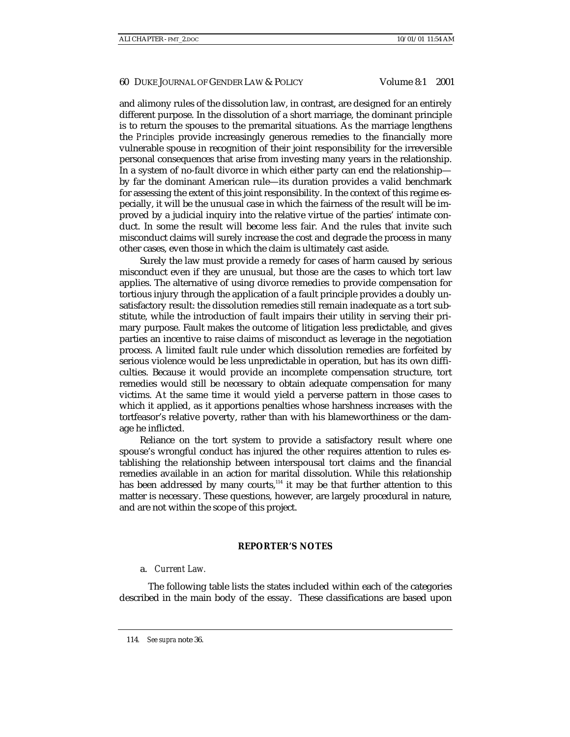and alimony rules of the dissolution law, in contrast, are designed for an entirely different purpose. In the dissolution of a short marriage, the dominant principle is to return the spouses to the premarital situations. As the marriage lengthens the *Principles* provide increasingly generous remedies to the financially more vulnerable spouse in recognition of their joint responsibility for the irreversible personal consequences that arise from investing many years in the relationship. In a system of no-fault divorce in which either party can end the relationship—by far the dominant American rule—its duration provides a valid benchmark for assessing the extent of this joint responsibility. In the context of this regime especially, it will be the unusual case in which the fairness of the result will be improved by a judicial inquiry into the relative virtue of the parties' intimate conduct. In some the result will become less fair. And the rules that invite such misconduct claims will surely increase the cost and degrade the process in many other cases, even those in which the claim is ultimately cast aside.

Surely the law must provide a remedy for cases of harm caused by serious misconduct even if they are unusual, but those are the cases to which tort law applies. The alternative of using divorce remedies to provide compensation for tortious injury through the application of a fault principle provides a doubly unsatisfactory result: the dissolution remedies still remain inadequate as a tort substitute, while the introduction of fault impairs their utility in serving their primary purpose. Fault makes the outcome of litigation less predictable, and gives parties an incentive to raise claims of misconduct as leverage in the negotiation process. A limited fault rule under which dissolution remedies are forfeited by serious violence would be less unpredictable in operation, but has its own difficulties. Because it would provide an incomplete compensation structure, tort remedies would still be necessary to obtain adequate compensation for many victims. At the same time it would yield a perverse pattern in those cases to which it applied, as it apportions penalties whose harshness increases with the tortfeasor's relative poverty, rather than with his blameworthiness or the damage he inflicted.

Reliance on the tort system to provide a satisfactory result where one spouse's wrongful conduct has injured the other requires attention to rules establishing the relationship between interspousal tort claims and the financial remedies available in an action for marital dissolution. While this relationship has been addressed by many courts,[114] it may be that further attention to this matter is necessary. These questions, however, are largely procedural in nature, and are not within the scope of this project.

## REPORTER'S NOTES

a. *Current Law.*

The following table lists the states included within each of the categories described in the main body of the essay. These classifications are based upon

---

114. *See supra* note 36.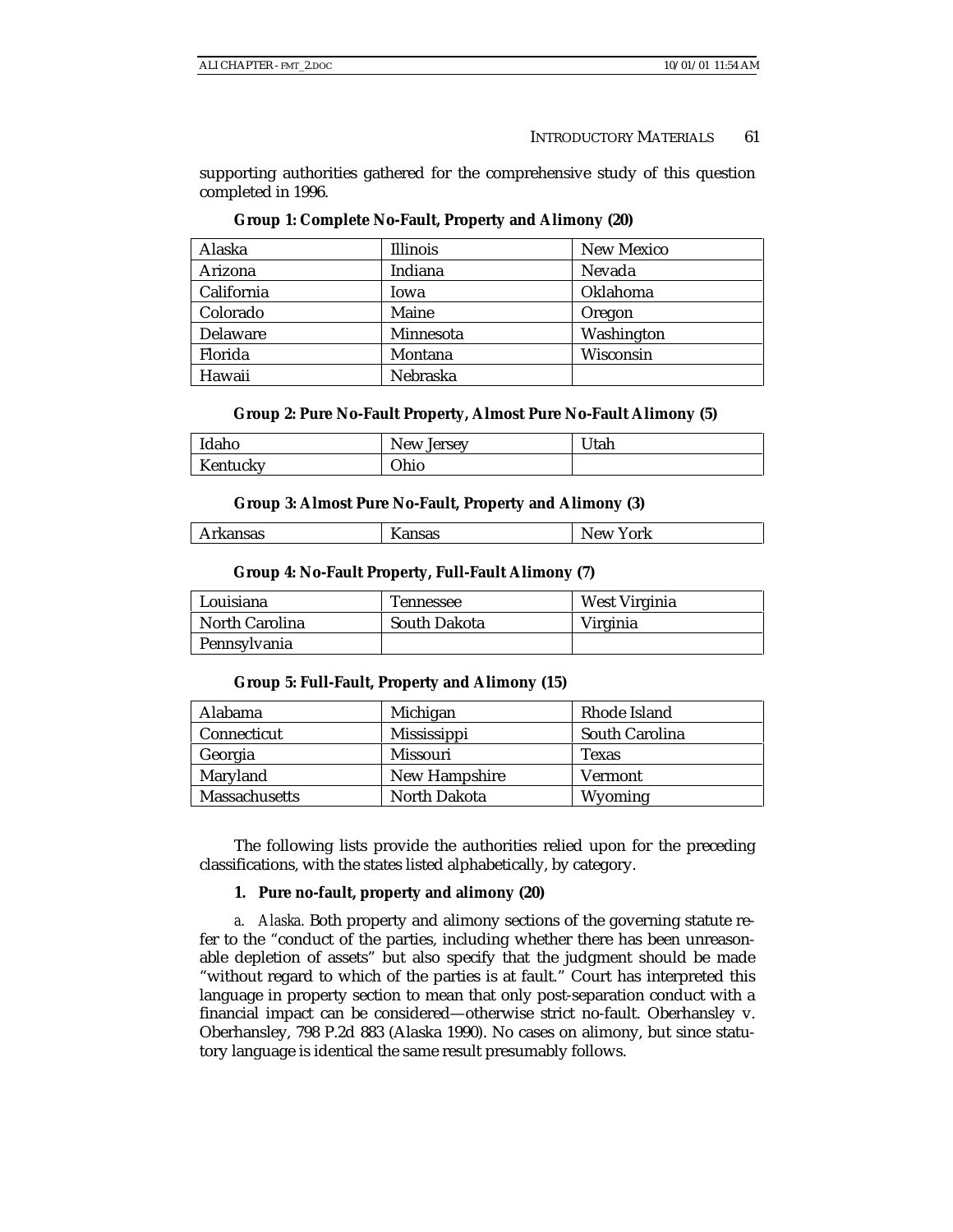supporting authorities gathered for the comprehensive study of this question completed in 1996.

**Group 1: Complete No-Fault, Property and Alimony (20)**

| | | |
|---|---|---|
| Alaska | Illinois | New Mexico |
| Arizona | Indiana | Nevada |
| California | Iowa | Oklahoma |
| Colorado | Maine | Oregon |
| Delaware | Minnesota | Washington |
| Florida | Montana | Wisconsin |
| Hawaii | Nebraska | |

**Group 2: Pure No-Fault Property, Almost Pure No-Fault Alimony (5)**

| | | |
|---|---|---|
| Idaho | New Jersey | Utah |
| Kentucky | Ohio | |

**Group 3: Almost Pure No-Fault, Property and Alimony (3)**

| | | |
|---|---|---|
| Arkansas | Kansas | New York |

**Group 4: No-Fault Property, Full-Fault Alimony (7)**

| | | |
|---|---|---|
| Louisiana | Tennessee | West Virginia |
| North Carolina | South Dakota | Virginia |
| Pennsylvania | | |

**Group 5: Full-Fault, Property and Alimony (15)**

| | | |
|---|---|---|
| Alabama | Michigan | Rhode Island |
| Connecticut | Mississippi | South Carolina |
| Georgia | Missouri | Texas |
| Maryland | New Hampshire | Vermont |
| Massachusetts | North Dakota | Wyoming |

The following lists provide the authorities relied upon for the preceding classifications, with the states listed alphabetically, by category.

**1. Pure no-fault, property and alimony (20)**

*a. Alaska.* Both property and alimony sections of the governing statute refer to the "conduct of the parties, including whether there has been unreasonable depletion of assets" but also specify that the judgment should be made "without regard to which of the parties is at fault." Court has interpreted this language in property section to mean that only post-separation conduct with a financial impact can be considered—otherwise strict no-fault. Oberhansley v. Oberhansley, 798 P.2d 883 (Alaska 1990). No cases on alimony, but since statutory language is identical the same result presumably follows.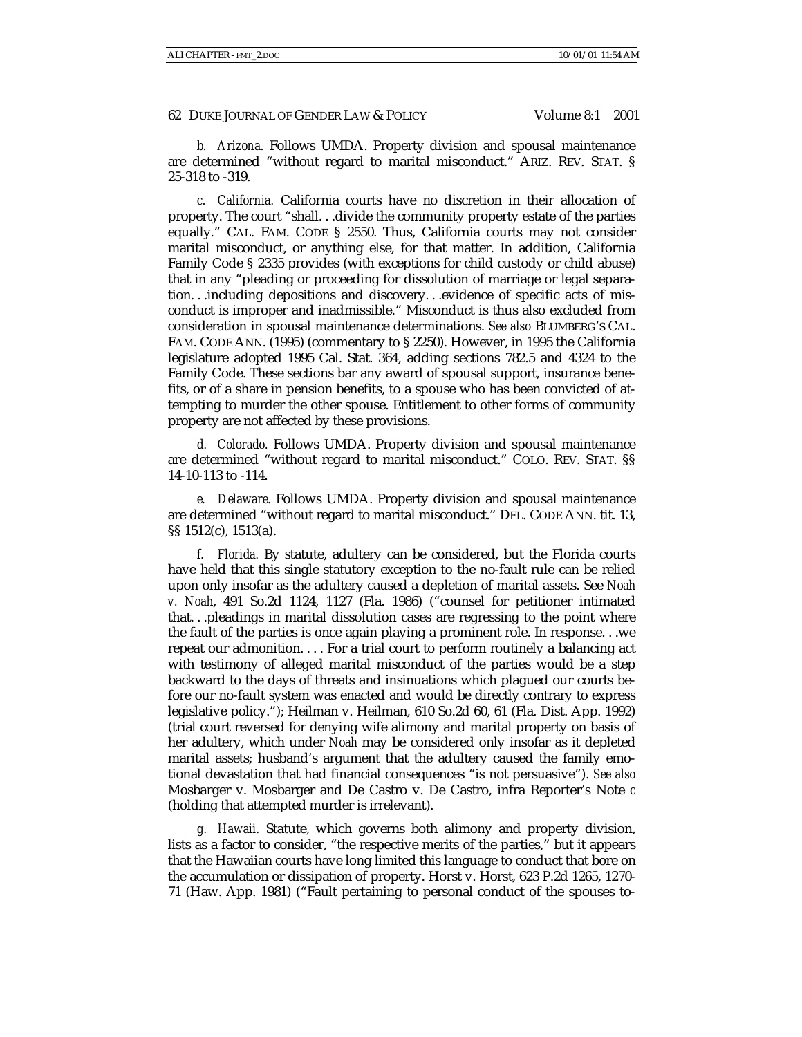*b. Arizona.* Follows UMDA. Property division and spousal maintenance are determined "without regard to marital misconduct." ARIZ. REV. STAT. § 25-318 to -319.

*c. California.* California courts have no discretion in their allocation of property. The court "shall. . .divide the community property estate of the parties equally." CAL. FAM. CODE § 2550. Thus, California courts may not consider marital misconduct, or anything else, for that matter. In addition, California Family Code § 2335 provides (with exceptions for child custody or child abuse) that in any "pleading or proceeding for dissolution of marriage or legal separation. . .including depositions and discovery. . .evidence of specific acts of misconduct is improper and inadmissible." Misconduct is thus also excluded from consideration in spousal maintenance determinations. *See also* BLUMBERG'S CAL. FAM. CODE ANN. (1995) (commentary to § 2250). However, in 1995 the California legislature adopted 1995 Cal. Stat. 364, adding sections 782.5 and 4324 to the Family Code. These sections bar any award of spousal support, insurance benefits, or of a share in pension benefits, to a spouse who has been convicted of attempting to murder the other spouse. Entitlement to other forms of community property are not affected by these provisions.

*d. Colorado.* Follows UMDA. Property division and spousal maintenance are determined "without regard to marital misconduct." COLO. REV. STAT. §§ 14-10-113 to -114.

*e. Delaware.* Follows UMDA. Property division and spousal maintenance are determined "without regard to marital misconduct." DEL. CODE ANN. tit. 13, §§ 1512(c), 1513(a).

*f. Florida.* By statute, adultery can be considered, but the Florida courts have held that this single statutory exception to the no-fault rule can be relied upon only insofar as the adultery caused a depletion of marital assets. See *Noah v. Noah*, 491 So.2d 1124, 1127 (Fla. 1986) ("counsel for petitioner intimated that. . .pleadings in marital dissolution cases are regressing to the point where the fault of the parties is once again playing a prominent role. In response. . .we repeat our admonition. . . . For a trial court to perform routinely a balancing act with testimony of alleged marital misconduct of the parties would be a step backward to the days of threats and insinuations which plagued our courts before our no-fault system was enacted and would be directly contrary to express legislative policy."); Heilman v. Heilman, 610 So.2d 60, 61 (Fla. Dist. App. 1992) (trial court reversed for denying wife alimony and marital property on basis of her adultery, which under *Noah* may be considered only insofar as it depleted marital assets; husband's argument that the adultery caused the family emotional devastation that had financial consequences "is not persuasive"). *See also* Mosbarger v. Mosbarger and De Castro v. De Castro, infra Reporter's Note *c* (holding that attempted murder is irrelevant).

*g. Hawaii.* Statute, which governs both alimony and property division, lists as a factor to consider, "the respective merits of the parties," but it appears that the Hawaiian courts have long limited this language to conduct that bore on the accumulation or dissipation of property. Horst v. Horst, 623 P.2d 1265, 1270-71 (Haw. App. 1981) ("Fault pertaining to personal conduct of the spouses to-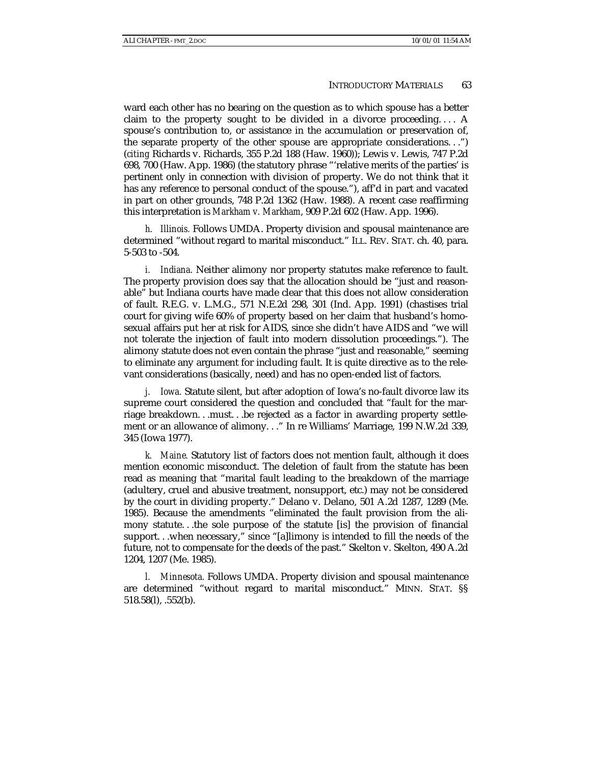ward each other has no bearing on the question as to which spouse has a better claim to the property sought to be divided in a divorce proceeding. . . . A spouse's contribution to, or assistance in the accumulation or preservation of, the separate property of the other spouse are appropriate considerations. . .") (*citing* Richards v. Richards, 355 P.2d 188 (Haw. 1960)); Lewis v. Lewis, 747 P.2d 698, 700 (Haw. App. 1986) (the statutory phrase "'relative merits of the parties' is pertinent only in connection with division of property. We do not think that it has any reference to personal conduct of the spouse."), aff'd in part and vacated in part on other grounds, 748 P.2d 1362 (Haw. 1988). A recent case reaffirming this interpretation is *Markham v. Markham*, 909 P.2d 602 (Haw. App. 1996).

*h. Illinois.* Follows UMDA. Property division and spousal maintenance are determined "without regard to marital misconduct." ILL. REV. STAT. ch. 40, para. 5-503 to -504.

*i. Indiana.* Neither alimony nor property statutes make reference to fault. The property provision does say that the allocation should be "just and reasonable" but Indiana courts have made clear that this does not allow consideration of fault. R.E.G. v. L.M.G., 571 N.E.2d 298, 301 (Ind. App. 1991) (chastises trial court for giving wife 60% of property based on her claim that husband's homosexual affairs put her at risk for AIDS, since she didn't have AIDS and "we will not tolerate the injection of fault into modern dissolution proceedings."). The alimony statute does not even contain the phrase "just and reasonable," seeming to eliminate any argument for including fault. It is quite directive as to the relevant considerations (basically, need) and has no open-ended list of factors.

*j. Iowa.* Statute silent, but after adoption of Iowa's no-fault divorce law its supreme court considered the question and concluded that "fault for the marriage breakdown. . .must. . .be rejected as a factor in awarding property settlement or an allowance of alimony. . ." In re Williams' Marriage, 199 N.W.2d 339, 345 (Iowa 1977).

*k. Maine.* Statutory list of factors does not mention fault, although it does mention economic misconduct. The deletion of fault from the statute has been read as meaning that "marital fault leading to the breakdown of the marriage (adultery, cruel and abusive treatment, nonsupport, etc.) may not be considered by the court in dividing property." Delano v. Delano, 501 A.2d 1287, 1289 (Me. 1985). Because the amendments "eliminated the fault provision from the alimony statute. . .the sole purpose of the statute [is] the provision of financial support. . .when necessary," since "[a]limony is intended to fill the needs of the future, not to compensate for the deeds of the past." Skelton v. Skelton, 490 A.2d 1204, 1207 (Me. 1985).

*l. Minnesota.* Follows UMDA. Property division and spousal maintenance are determined "without regard to marital misconduct." MINN. STAT. §§ 518.58(l), .552(b).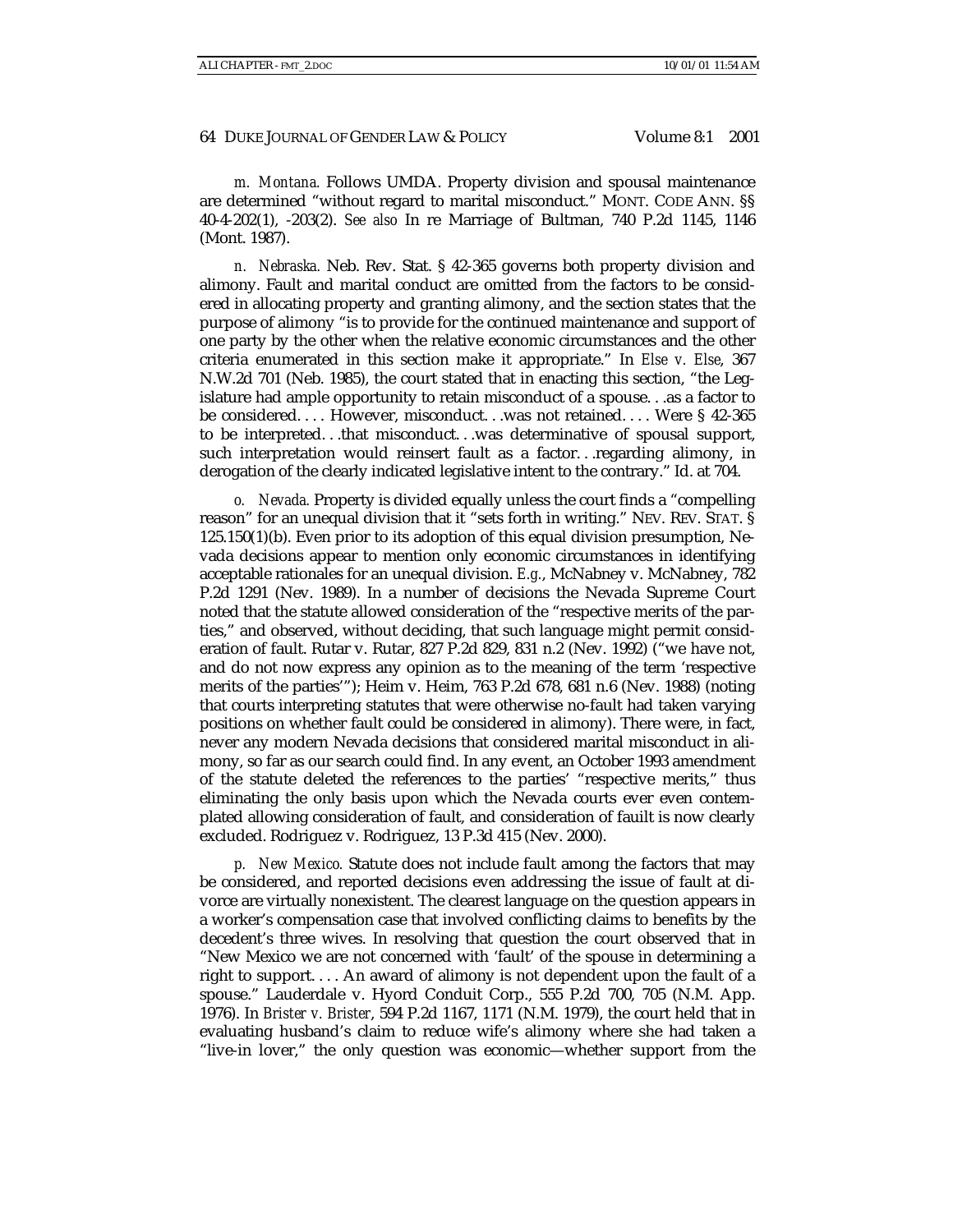*m. Montana.* Follows UMDA. Property division and spousal maintenance are determined "without regard to marital misconduct." MONT. CODE ANN. §§ 40-4-202(1), -203(2). *See also* In re Marriage of Bultman, 740 P.2d 1145, 1146 (Mont. 1987).

*n. Nebraska.* Neb. Rev. Stat. § 42-365 governs both property division and alimony. Fault and marital conduct are omitted from the factors to be considered in allocating property and granting alimony, and the section states that the purpose of alimony "is to provide for the continued maintenance and support of one party by the other when the relative economic circumstances and the other criteria enumerated in this section make it appropriate." In *Else v. Else*, 367 N.W.2d 701 (Neb. 1985), the court stated that in enacting this section, "the Legislature had ample opportunity to retain misconduct of a spouse. . .as a factor to be considered. . . . However, misconduct. . .was not retained. . . . Were § 42-365 to be interpreted. . .that misconduct. . .was determinative of spousal support, such interpretation would reinsert fault as a factor. . .regarding alimony, in derogation of the clearly indicated legislative intent to the contrary." Id. at 704.

*o. Nevada.* Property is divided equally unless the court finds a "compelling reason" for an unequal division that it "sets forth in writing." NEV. REV. STAT. § 125.150(1)(b). Even prior to its adoption of this equal division presumption, Nevada decisions appear to mention only economic circumstances in identifying acceptable rationales for an unequal division. *E.g.*, McNabney v. McNabney, 782 P.2d 1291 (Nev. 1989). In a number of decisions the Nevada Supreme Court noted that the statute allowed consideration of the "respective merits of the parties," and observed, without deciding, that such language might permit consideration of fault. Rutar v. Rutar, 827 P.2d 829, 831 n.2 (Nev. 1992) ("we have not, and do not now express any opinion as to the meaning of the term 'respective merits of the parties'"); Heim v. Heim, 763 P.2d 678, 681 n.6 (Nev. 1988) (noting that courts interpreting statutes that were otherwise no-fault had taken varying positions on whether fault could be considered in alimony). There were, in fact, never any modern Nevada decisions that considered marital misconduct in alimony, so far as our search could find. In any event, an October 1993 amendment of the statute deleted the references to the parties' "respective merits," thus eliminating the only basis upon which the Nevada courts ever even contemplated allowing consideration of fault, and consideration of fauilt is now clearly excluded. Rodriguez v. Rodriguez, 13 P.3d 415 (Nev. 2000).

*p. New Mexico.* Statute does not include fault among the factors that may be considered, and reported decisions even addressing the issue of fault at divorce are virtually nonexistent. The clearest language on the question appears in a worker's compensation case that involved conflicting claims to benefits by the decedent's three wives. In resolving that question the court observed that in "New Mexico we are not concerned with 'fault' of the spouse in determining a right to support. . . . An award of alimony is not dependent upon the fault of a spouse." Lauderdale v. Hyord Conduit Corp., 555 P.2d 700, 705 (N.M. App. 1976). In *Brister v. Brister*, 594 P.2d 1167, 1171 (N.M. 1979), the court held that in evaluating husband's claim to reduce wife's alimony where she had taken a "live-in lover," the only question was economic—whether support from the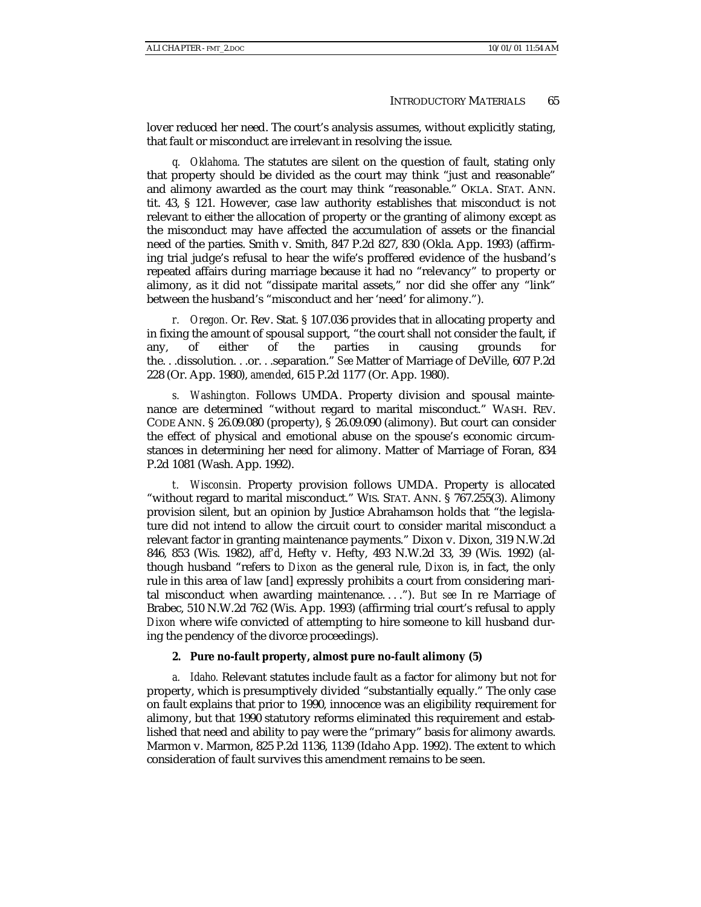lover reduced her need. The court's analysis assumes, without explicitly stating, that fault or misconduct are irrelevant in resolving the issue.

*q. Oklahoma.* The statutes are silent on the question of fault, stating only that property should be divided as the court may think "just and reasonable" and alimony awarded as the court may think "reasonable." OKLA. STAT. ANN. tit. 43, § 121. However, case law authority establishes that misconduct is not relevant to either the allocation of property or the granting of alimony except as the misconduct may have affected the accumulation of assets or the financial need of the parties. Smith v. Smith, 847 P.2d 827, 830 (Okla. App. 1993) (affirming trial judge's refusal to hear the wife's proffered evidence of the husband's repeated affairs during marriage because it had no "relevancy" to property or alimony, as it did not "dissipate marital assets," nor did she offer any "link" between the husband's "misconduct and her 'need' for alimony.").

*r. Oregon.* Or. Rev. Stat. § 107.036 provides that in allocating property and in fixing the amount of spousal support, "the court shall not consider the fault, if any, of either of the parties in causing grounds for the. . .dissolution. . .or. . .separation." *See* Matter of Marriage of DeVille, 607 P.2d 228 (Or. App. 1980), *amended*, 615 P.2d 1177 (Or. App. 1980).

*s. Washington.* Follows UMDA. Property division and spousal maintenance are determined "without regard to marital misconduct." WASH. REV. CODE ANN. § 26.09.080 (property), § 26.09.090 (alimony). But court can consider the effect of physical and emotional abuse on the spouse's economic circumstances in determining her need for alimony. Matter of Marriage of Foran, 834 P.2d 1081 (Wash. App. 1992).

*t. Wisconsin.* Property provision follows UMDA. Property is allocated "without regard to marital misconduct." WIS. STAT. ANN. § 767.255(3). Alimony provision silent, but an opinion by Justice Abrahamson holds that "the legislature did not intend to allow the circuit court to consider marital misconduct a relevant factor in granting maintenance payments." Dixon v. Dixon, 319 N.W.2d 846, 853 (Wis. 1982), *aff'd*, Hefty v. Hefty, 493 N.W.2d 33, 39 (Wis. 1992) (although husband "refers to *Dixon* as the general rule, *Dixon* is, in fact, the only rule in this area of law [and] expressly prohibits a court from considering marital misconduct when awarding maintenance. . . ."). *But see* In re Marriage of Brabec, 510 N.W.2d 762 (Wis. App. 1993) (affirming trial court's refusal to apply *Dixon* where wife convicted of attempting to hire someone to kill husband during the pendency of the divorce proceedings).

**2. Pure no-fault property, almost pure no-fault alimony (5)**

*a. Idaho.* Relevant statutes include fault as a factor for alimony but not for property, which is presumptively divided "substantially equally." The only case on fault explains that prior to 1990, innocence was an eligibility requirement for alimony, but that 1990 statutory reforms eliminated this requirement and established that need and ability to pay were the "primary" basis for alimony awards. Marmon v. Marmon, 825 P.2d 1136, 1139 (Idaho App. 1992). The extent to which consideration of fault survives this amendment remains to be seen.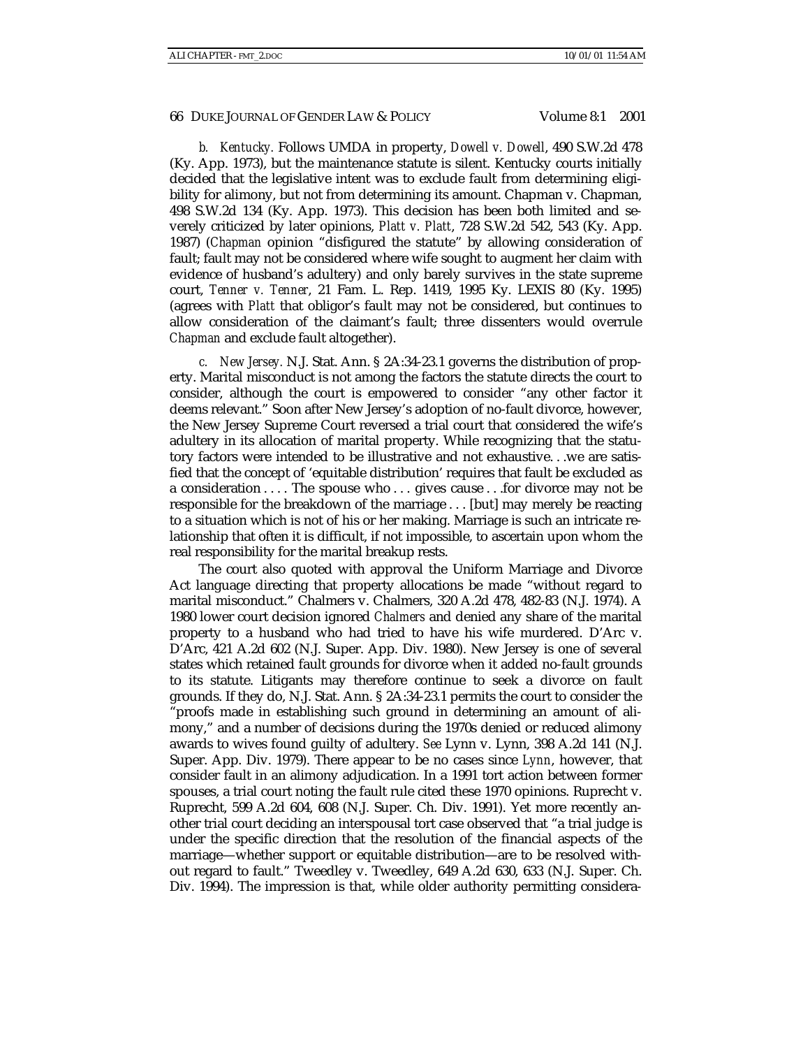*b. Kentucky.* Follows UMDA in property, *Dowell v. Dowell*, 490 S.W.2d 478 (Ky. App. 1973), but the maintenance statute is silent. Kentucky courts initially decided that the legislative intent was to exclude fault from determining eligibility for alimony, but not from determining its amount. Chapman v. Chapman, 498 S.W.2d 134 (Ky. App. 1973). This decision has been both limited and severely criticized by later opinions, *Platt v. Platt*, 728 S.W.2d 542, 543 (Ky. App. 1987) (*Chapman* opinion "disfigured the statute" by allowing consideration of fault; fault may not be considered where wife sought to augment her claim with evidence of husband's adultery) and only barely survives in the state supreme court, *Tenner v. Tenner*, 21 Fam. L. Rep. 1419, 1995 Ky. LEXIS 80 (Ky. 1995) (agrees with *Platt* that obligor's fault may not be considered, but continues to allow consideration of the claimant's fault; three dissenters would overrule *Chapman* and exclude fault altogether).

*c. New Jersey.* N.J. Stat. Ann. § 2A:34-23.1 governs the distribution of property. Marital misconduct is not among the factors the statute directs the court to consider, although the court is empowered to consider "any other factor it deems relevant." Soon after New Jersey's adoption of no-fault divorce, however, the New Jersey Supreme Court reversed a trial court that considered the wife's adultery in its allocation of marital property. While recognizing that the statutory factors were intended to be illustrative and not exhaustive. . .we are satisfied that the concept of 'equitable distribution' requires that fault be excluded as a consideration . . . . The spouse who . . . gives cause . . .for divorce may not be responsible for the breakdown of the marriage . . . [but] may merely be reacting to a situation which is not of his or her making. Marriage is such an intricate relationship that often it is difficult, if not impossible, to ascertain upon whom the real responsibility for the marital breakup rests.

The court also quoted with approval the Uniform Marriage and Divorce Act language directing that property allocations be made "without regard to marital misconduct." Chalmers v. Chalmers, 320 A.2d 478, 482-83 (N.J. 1974). A 1980 lower court decision ignored *Chalmers* and denied any share of the marital property to a husband who had tried to have his wife murdered. D'Arc v. D'Arc, 421 A.2d 602 (N.J. Super. App. Div. 1980). New Jersey is one of several states which retained fault grounds for divorce when it added no-fault grounds to its statute. Litigants may therefore continue to seek a divorce on fault grounds. If they do, N.J. Stat. Ann. § 2A:34-23.1 permits the court to consider the "proofs made in establishing such ground in determining an amount of alimony," and a number of decisions during the 1970s denied or reduced alimony awards to wives found guilty of adultery. *See* Lynn v. Lynn, 398 A.2d 141 (N.J. Super. App. Div. 1979). There appear to be no cases since *Lynn*, however, that consider fault in an alimony adjudication. In a 1991 tort action between former spouses, a trial court noting the fault rule cited these 1970 opinions. Ruprecht v. Ruprecht, 599 A.2d 604, 608 (N.J. Super. Ch. Div. 1991). Yet more recently another trial court deciding an interspousal tort case observed that "a trial judge is under the specific direction that the resolution of the financial aspects of the marriage—whether support or equitable distribution—are to be resolved without regard to fault." Tweedley v. Tweedley, 649 A.2d 630, 633 (N.J. Super. Ch. Div. 1994). The impression is that, while older authority permitting considera-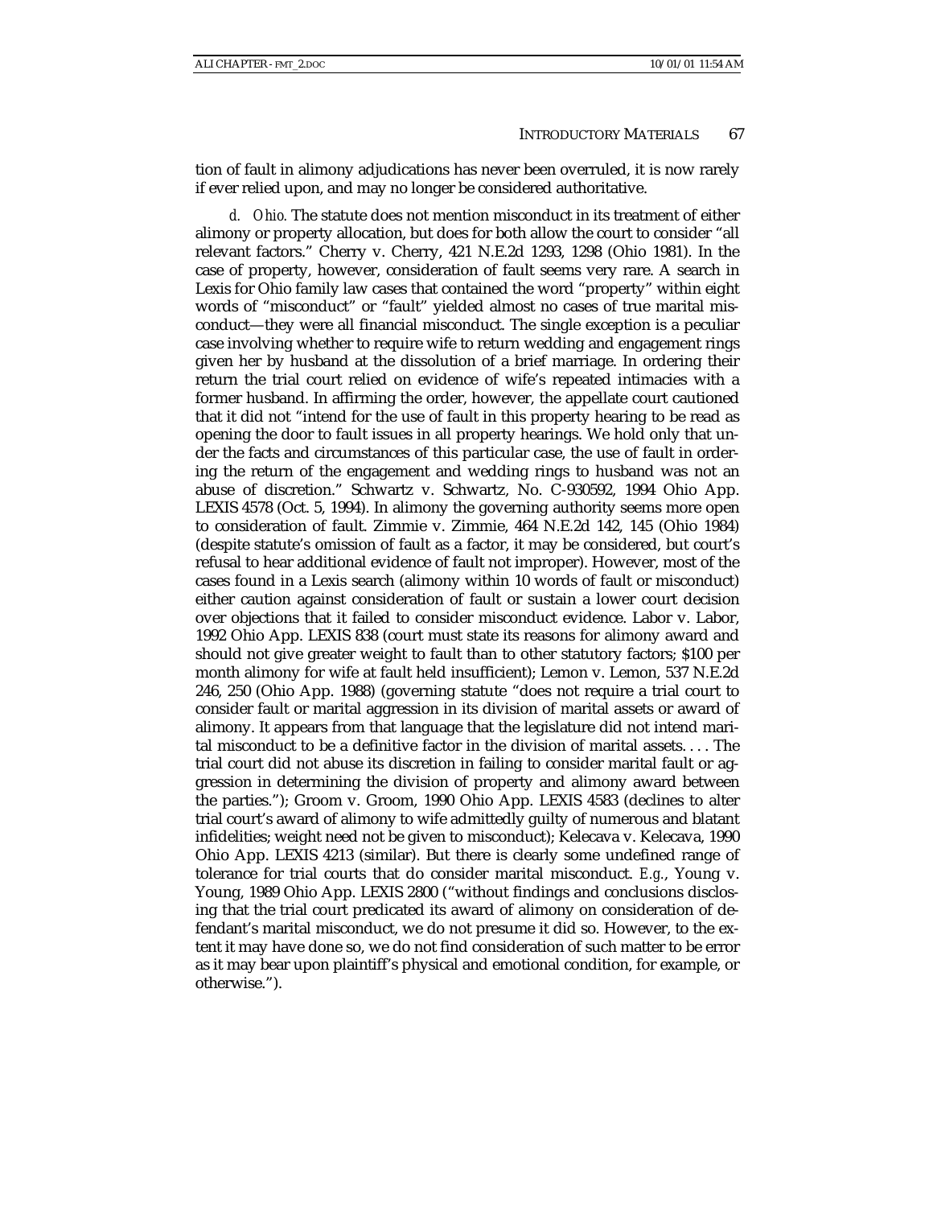tion of fault in alimony adjudications has never been overruled, it is now rarely if ever relied upon, and may no longer be considered authoritative.

*d. Ohio.* The statute does not mention misconduct in its treatment of either alimony or property allocation, but does for both allow the court to consider "all relevant factors." Cherry v. Cherry, 421 N.E.2d 1293, 1298 (Ohio 1981). In the case of property, however, consideration of fault seems very rare. A search in Lexis for Ohio family law cases that contained the word "property" within eight words of "misconduct" or "fault" yielded almost no cases of true marital misconduct—they were all financial misconduct. The single exception is a peculiar case involving whether to require wife to return wedding and engagement rings given her by husband at the dissolution of a brief marriage. In ordering their return the trial court relied on evidence of wife's repeated intimacies with a former husband. In affirming the order, however, the appellate court cautioned that it did not "intend for the use of fault in this property hearing to be read as opening the door to fault issues in all property hearings. We hold only that under the facts and circumstances of this particular case, the use of fault in ordering the return of the engagement and wedding rings to husband was not an abuse of discretion." Schwartz v. Schwartz, No. C-930592, 1994 Ohio App. LEXIS 4578 (Oct. 5, 1994). In alimony the governing authority seems more open to consideration of fault. Zimmie v. Zimmie, 464 N.E.2d 142, 145 (Ohio 1984) (despite statute's omission of fault as a factor, it may be considered, but court's refusal to hear additional evidence of fault not improper). However, most of the cases found in a Lexis search (alimony within 10 words of fault or misconduct) either caution against consideration of fault or sustain a lower court decision over objections that it failed to consider misconduct evidence. Labor v. Labor, 1992 Ohio App. LEXIS 838 (court must state its reasons for alimony award and should not give greater weight to fault than to other statutory factors; $100 per month alimony for wife at fault held insufficient); Lemon v. Lemon, 537 N.E.2d 246, 250 (Ohio App. 1988) (governing statute "does not require a trial court to consider fault or marital aggression in its division of marital assets or award of alimony. It appears from that language that the legislature did not intend marital misconduct to be a definitive factor in the division of marital assets. . . . The trial court did not abuse its discretion in failing to consider marital fault or aggression in determining the division of property and alimony award between the parties."); Groom v. Groom, 1990 Ohio App. LEXIS 4583 (declines to alter trial court's award of alimony to wife admittedly guilty of numerous and blatant infidelities; weight need not be given to misconduct); Kelecava v. Kelecava, 1990 Ohio App. LEXIS 4213 (similar). But there is clearly some undefined range of tolerance for trial courts that do consider marital misconduct. *E.g.*, Young v. Young, 1989 Ohio App. LEXIS 2800 ("without findings and conclusions disclosing that the trial court predicated its award of alimony on consideration of defendant's marital misconduct, we do not presume it did so. However, to the extent it may have done so, we do not find consideration of such matter to be error as it may bear upon plaintiff's physical and emotional condition, for example, or otherwise.").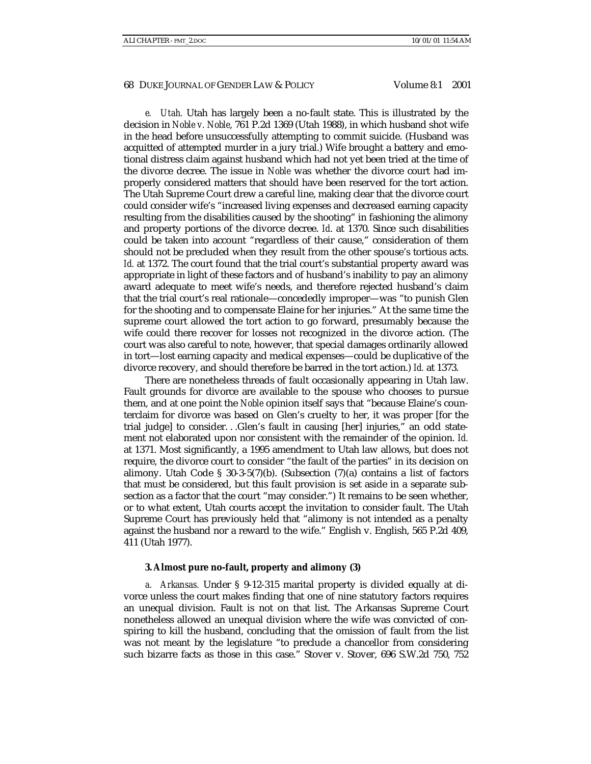*e. Utah.* Utah has largely been a no-fault state. This is illustrated by the decision in *Noble v. Noble*, 761 P.2d 1369 (Utah 1988), in which husband shot wife in the head before unsuccessfully attempting to commit suicide. (Husband was acquitted of attempted murder in a jury trial.) Wife brought a battery and emotional distress claim against husband which had not yet been tried at the time of the divorce decree. The issue in *Noble* was whether the divorce court had improperly considered matters that should have been reserved for the tort action. The Utah Supreme Court drew a careful line, making clear that the divorce court could consider wife's "increased living expenses and decreased earning capacity resulting from the disabilities caused by the shooting" in fashioning the alimony and property portions of the divorce decree. *Id.* at 1370. Since such disabilities could be taken into account "regardless of their cause," consideration of them should not be precluded when they result from the other spouse's tortious acts. *Id.* at 1372. The court found that the trial court's substantial property award was appropriate in light of these factors and of husband's inability to pay an alimony award adequate to meet wife's needs, and therefore rejected husband's claim that the trial court's real rationale—concededly improper—was "to punish Glen for the shooting and to compensate Elaine for her injuries." At the same time the supreme court allowed the tort action to go forward, presumably because the wife could there recover for losses not recognized in the divorce action. (The court was also careful to note, however, that special damages ordinarily allowed in tort—lost earning capacity and medical expenses—could be duplicative of the divorce recovery, and should therefore be barred in the tort action.) *Id.* at 1373.

There are nonetheless threads of fault occasionally appearing in Utah law. Fault grounds for divorce are available to the spouse who chooses to pursue them, and at one point the *Noble* opinion itself says that "because Elaine's counterclaim for divorce was based on Glen's cruelty to her, it was proper [for the trial judge] to consider. . .Glen's fault in causing [her] injuries," an odd statement not elaborated upon nor consistent with the remainder of the opinion. *Id.* at 1371. Most significantly, a 1995 amendment to Utah law allows, but does not require, the divorce court to consider "the fault of the parties" in its decision on alimony. Utah Code § 30-3-5(7)(b). (Subsection (7)(a) contains a list of factors that must be considered, but this fault provision is set aside in a separate subsection as a factor that the court "may consider.") It remains to be seen whether, or to what extent, Utah courts accept the invitation to consider fault. The Utah Supreme Court has previously held that "alimony is not intended as a penalty against the husband nor a reward to the wife." English v. English, 565 P.2d 409, 411 (Utah 1977).

**3. Almost pure no-fault, property and alimony (3)**

*a. Arkansas.* Under § 9-12-315 marital property is divided equally at divorce unless the court makes finding that one of nine statutory factors requires an unequal division. Fault is not on that list. The Arkansas Supreme Court nonetheless allowed an unequal division where the wife was convicted of conspiring to kill the husband, concluding that the omission of fault from the list was not meant by the legislature "to preclude a chancellor from considering such bizarre facts as those in this case." Stover v. Stover, 696 S.W.2d 750, 752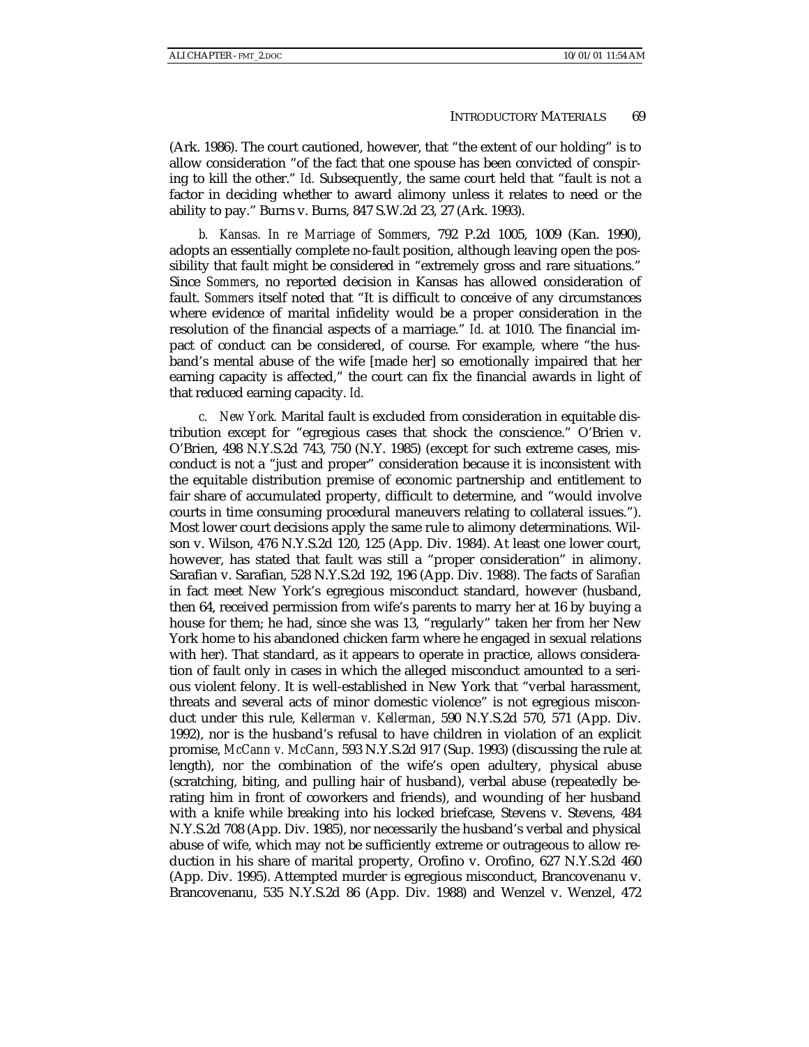(Ark. 1986). The court cautioned, however, that "the extent of our holding" is to allow consideration "of the fact that one spouse has been convicted of conspiring to kill the other." *Id.* Subsequently, the same court held that "fault is not a factor in deciding whether to award alimony unless it relates to need or the ability to pay." Burns v. Burns, 847 S.W.2d 23, 27 (Ark. 1993).

*b. Kansas. In re Marriage of Sommers*, 792 P.2d 1005, 1009 (Kan. 1990), adopts an essentially complete no-fault position, although leaving open the possibility that fault might be considered in "extremely gross and rare situations." Since *Sommers*, no reported decision in Kansas has allowed consideration of fault. *Sommers* itself noted that "It is difficult to conceive of any circumstances where evidence of marital infidelity would be a proper consideration in the resolution of the financial aspects of a marriage." *Id.* at 1010. The financial impact of conduct can be considered, of course. For example, where "the husband's mental abuse of the wife [made her] so emotionally impaired that her earning capacity is affected," the court can fix the financial awards in light of that reduced earning capacity. *Id.*

*c. New York.* Marital fault is excluded from consideration in equitable distribution except for "egregious cases that shock the conscience." O'Brien v. O'Brien, 498 N.Y.S.2d 743, 750 (N.Y. 1985) (except for such extreme cases, misconduct is not a "just and proper" consideration because it is inconsistent with the equitable distribution premise of economic partnership and entitlement to fair share of accumulated property, difficult to determine, and "would involve courts in time consuming procedural maneuvers relating to collateral issues."). Most lower court decisions apply the same rule to alimony determinations. Wilson v. Wilson, 476 N.Y.S.2d 120, 125 (App. Div. 1984). At least one lower court, however, has stated that fault was still a "proper consideration" in alimony. Sarafian v. Sarafian, 528 N.Y.S.2d 192, 196 (App. Div. 1988). The facts of *Sarafian* in fact meet New York's egregious misconduct standard, however (husband, then 64, received permission from wife's parents to marry her at 16 by buying a house for them; he had, since she was 13, "regularly" taken her from her New York home to his abandoned chicken farm where he engaged in sexual relations with her). That standard, as it appears to operate in practice, allows consideration of fault only in cases in which the alleged misconduct amounted to a serious violent felony. It is well-established in New York that "verbal harassment, threats and several acts of minor domestic violence" is not egregious misconduct under this rule, *Kellerman v. Kellerman*, 590 N.Y.S.2d 570, 571 (App. Div. 1992), nor is the husband's refusal to have children in violation of an explicit promise, *McCann v. McCann*, 593 N.Y.S.2d 917 (Sup. 1993) (discussing the rule at length), nor the combination of the wife's open adultery, physical abuse (scratching, biting, and pulling hair of husband), verbal abuse (repeatedly berating him in front of coworkers and friends), and wounding of her husband with a knife while breaking into his locked briefcase, Stevens v. Stevens, 484 N.Y.S.2d 708 (App. Div. 1985), nor necessarily the husband's verbal and physical abuse of wife, which may not be sufficiently extreme or outrageous to allow reduction in his share of marital property, Orofino v. Orofino, 627 N.Y.S.2d 460 (App. Div. 1995). Attempted murder is egregious misconduct, Brancovenanu v. Brancovenanu, 535 N.Y.S.2d 86 (App. Div. 1988) and Wenzel v. Wenzel, 472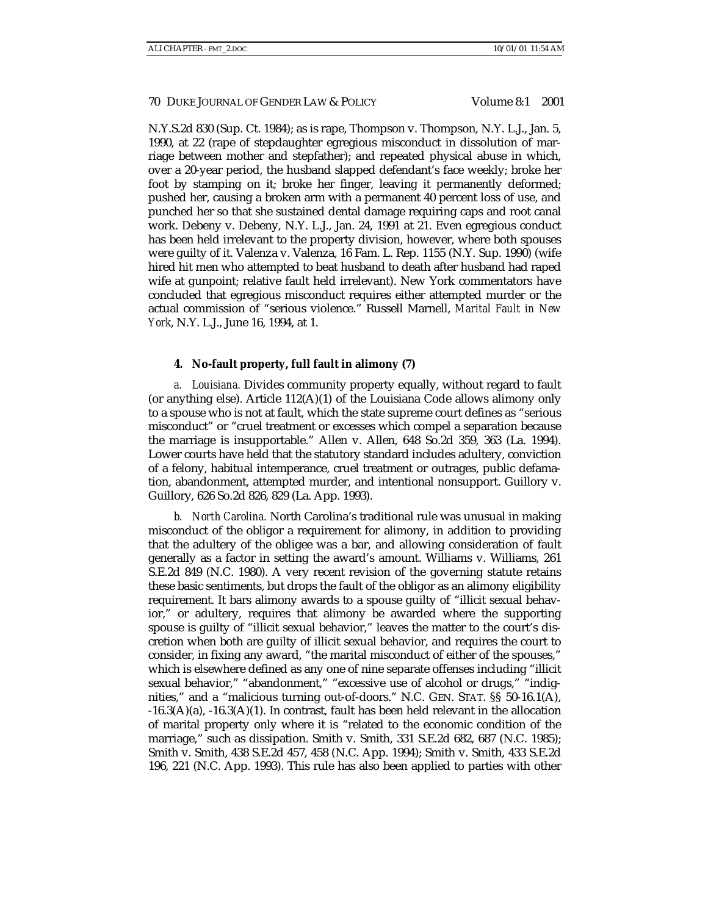N.Y.S.2d 830 (Sup. Ct. 1984); as is rape, Thompson v. Thompson, N.Y. L.J., Jan. 5, 1990, at 22 (rape of stepdaughter egregious misconduct in dissolution of marriage between mother and stepfather); and repeated physical abuse in which, over a 20-year period, the husband slapped defendant's face weekly; broke her foot by stamping on it; broke her finger, leaving it permanently deformed; pushed her, causing a broken arm with a permanent 40 percent loss of use, and punched her so that she sustained dental damage requiring caps and root canal work. Debeny v. Debeny, N.Y. L.J., Jan. 24, 1991 at 21. Even egregious conduct has been held irrelevant to the property division, however, where both spouses were guilty of it. Valenza v. Valenza, 16 Fam. L. Rep. 1155 (N.Y. Sup. 1990) (wife hired hit men who attempted to beat husband to death after husband had raped wife at gunpoint; relative fault held irrelevant). New York commentators have concluded that egregious misconduct requires either attempted murder or the actual commission of "serious violence." Russell Marnell, *Marital Fault in New York*, N.Y. L.J., June 16, 1994, at 1.

#### 4. No-fault property, full fault in alimony (7)

*a. Louisiana.* Divides community property equally, without regard to fault (or anything else). Article 112(A)(1) of the Louisiana Code allows alimony only to a spouse who is not at fault, which the state supreme court defines as "serious misconduct" or "cruel treatment or excesses which compel a separation because the marriage is insupportable." Allen v. Allen, 648 So.2d 359, 363 (La. 1994). Lower courts have held that the statutory standard includes adultery, conviction of a felony, habitual intemperance, cruel treatment or outrages, public defamation, abandonment, attempted murder, and intentional nonsupport. Guillory v. Guillory, 626 So.2d 826, 829 (La. App. 1993).

*b. North Carolina.* North Carolina's traditional rule was unusual in making misconduct of the obligor a requirement for alimony, in addition to providing that the adultery of the obligee was a bar, and allowing consideration of fault generally as a factor in setting the award's amount. Williams v. Williams, 261 S.E.2d 849 (N.C. 1980). A very recent revision of the governing statute retains these basic sentiments, but drops the fault of the obligor as an alimony eligibility requirement. It bars alimony awards to a spouse guilty of "illicit sexual behavior," or adultery, requires that alimony be awarded where the supporting spouse is guilty of "illicit sexual behavior," leaves the matter to the court's discretion when both are guilty of illicit sexual behavior, and requires the court to consider, in fixing any award, "the marital misconduct of either of the spouses," which is elsewhere defined as any one of nine separate offenses including "illicit sexual behavior," "abandonment," "excessive use of alcohol or drugs," "indignities," and a "malicious turning out-of-doors." N.C. GEN. STAT. §§ 50-16.1(A), -16.3(A)(a), -16.3(A)(1). In contrast, fault has been held relevant in the allocation of marital property only where it is "related to the economic condition of the marriage," such as dissipation. Smith v. Smith, 331 S.E.2d 682, 687 (N.C. 1985); Smith v. Smith, 438 S.E.2d 457, 458 (N.C. App. 1994); Smith v. Smith, 433 S.E.2d 196, 221 (N.C. App. 1993). This rule has also been applied to parties with other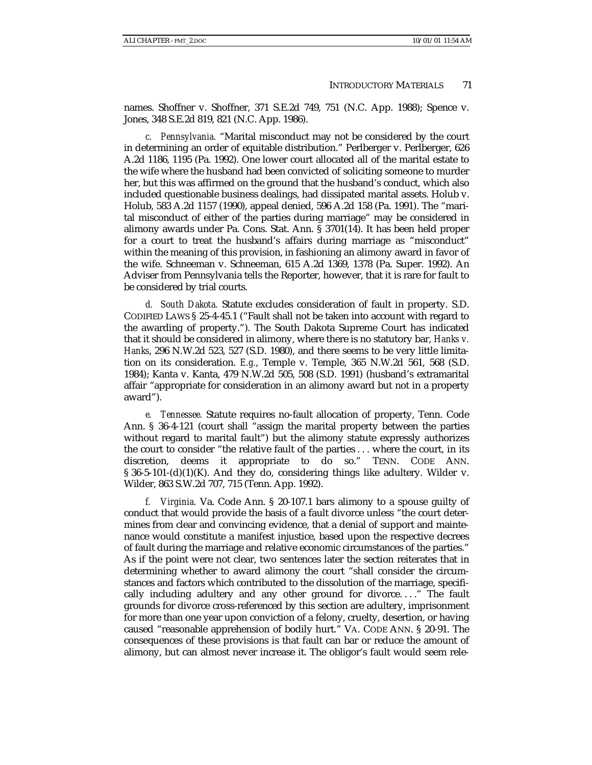names. Shoffner v. Shoffner, 371 S.E.2d 749, 751 (N.C. App. 1988); Spence v. Jones, 348 S.E.2d 819, 821 (N.C. App. 1986).

*c. Pennsylvania.* "Marital misconduct may not be considered by the court in determining an order of equitable distribution." Perlberger v. Perlberger, 626 A.2d 1186, 1195 (Pa. 1992). One lower court allocated all of the marital estate to the wife where the husband had been convicted of soliciting someone to murder her, but this was affirmed on the ground that the husband's conduct, which also included questionable business dealings, had dissipated marital assets. Holub v. Holub, 583 A.2d 1157 (1990), appeal denied, 596 A.2d 158 (Pa. 1991). The "marital misconduct of either of the parties during marriage" may be considered in alimony awards under Pa. Cons. Stat. Ann. § 3701(14). It has been held proper for a court to treat the husband's affairs during marriage as "misconduct" within the meaning of this provision, in fashioning an alimony award in favor of the wife. Schneeman v. Schneeman, 615 A.2d 1369, 1378 (Pa. Super. 1992). An Adviser from Pennsylvania tells the Reporter, however, that it is rare for fault to be considered by trial courts.

*d. South Dakota.* Statute excludes consideration of fault in property. S.D. CODIFIED LAWS § 25-4-45.1 ("Fault shall not be taken into account with regard to the awarding of property."). The South Dakota Supreme Court has indicated that it should be considered in alimony, where there is no statutory bar, *Hanks v. Hanks*, 296 N.W.2d 523, 527 (S.D. 1980), and there seems to be very little limitation on its consideration. *E.g.*, Temple v. Temple, 365 N.W.2d 561, 568 (S.D. 1984); Kanta v. Kanta, 479 N.W.2d 505, 508 (S.D. 1991) (husband's extramarital affair "appropriate for consideration in an alimony award but not in a property award").

*e. Tennessee.* Statute requires no-fault allocation of property, Tenn. Code Ann. § 36-4-121 (court shall "assign the marital property between the parties without regard to marital fault") but the alimony statute expressly authorizes the court to consider "the relative fault of the parties . . . where the court, in its discretion, deems it appropriate to do so." TENN. CODE ANN. § 36-5-101-(d)(1)(K). And they do, considering things like adultery. Wilder v. Wilder, 863 S.W.2d 707, 715 (Tenn. App. 1992).

*f. Virginia.* Va. Code Ann. § 20-107.1 bars alimony to a spouse guilty of conduct that would provide the basis of a fault divorce unless "the court determines from clear and convincing evidence, that a denial of support and maintenance would constitute a manifest injustice, based upon the respective decrees of fault during the marriage and relative economic circumstances of the parties." As if the point were not clear, two sentences later the section reiterates that in determining whether to award alimony the court "shall consider the circumstances and factors which contributed to the dissolution of the marriage, specifically including adultery and any other ground for divorce. . . ." The fault grounds for divorce cross-referenced by this section are adultery, imprisonment for more than one year upon conviction of a felony, cruelty, desertion, or having caused "reasonable apprehension of bodily hurt." VA. CODE ANN. § 20-91. The consequences of these provisions is that fault can bar or reduce the amount of alimony, but can almost never increase it. The obligor's fault would seem rele-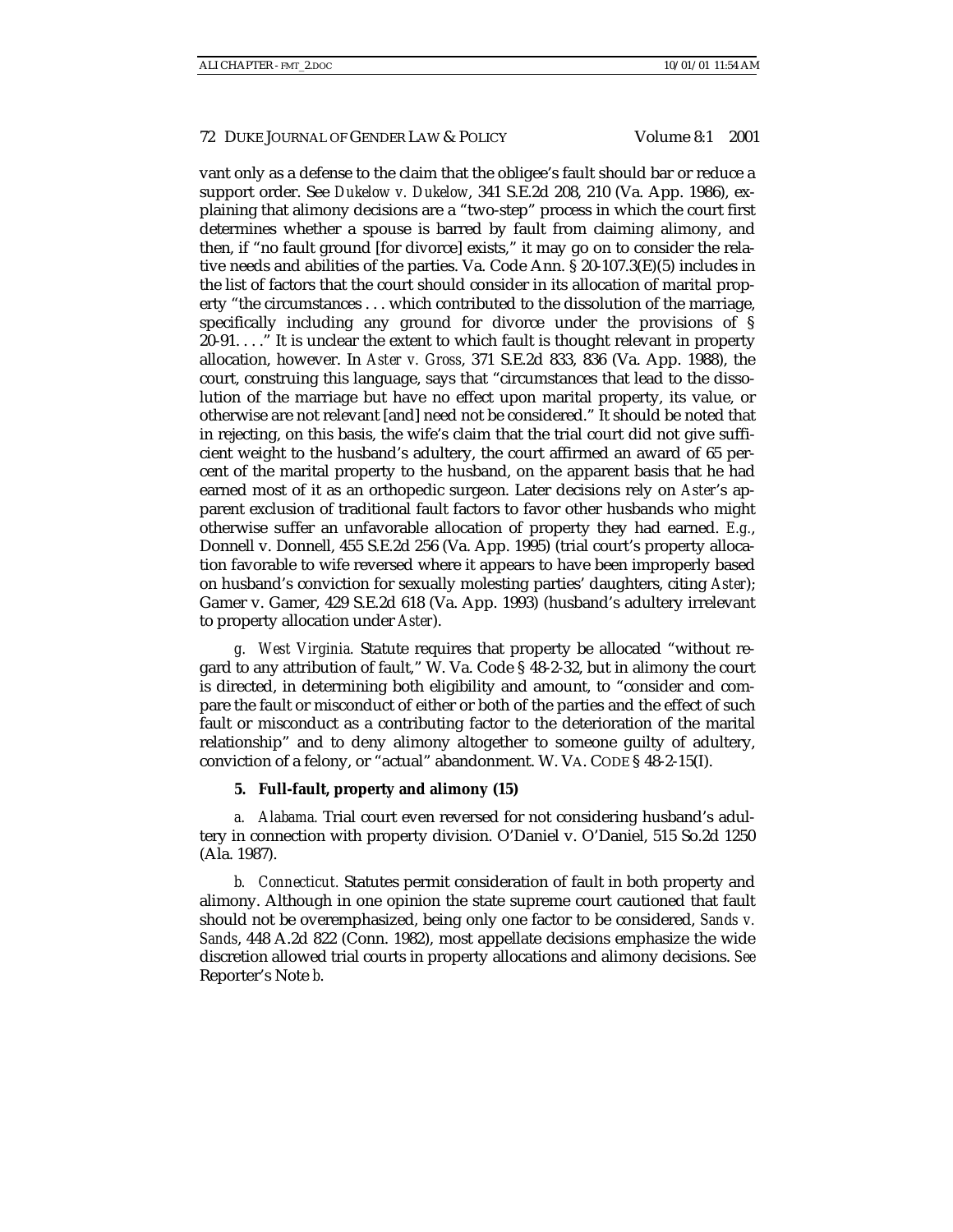vant only as a defense to the claim that the obligee's fault should bar or reduce a support order. See *Dukelow v. Dukelow*, 341 S.E.2d 208, 210 (Va. App. 1986), explaining that alimony decisions are a "two-step" process in which the court first determines whether a spouse is barred by fault from claiming alimony, and then, if "no fault ground [for divorce] exists," it may go on to consider the relative needs and abilities of the parties. Va. Code Ann. § 20-107.3(E)(5) includes in the list of factors that the court should consider in its allocation of marital property "the circumstances . . . which contributed to the dissolution of the marriage, specifically including any ground for divorce under the provisions of § 20-91. . . ." It is unclear the extent to which fault is thought relevant in property allocation, however. In *Aster v. Gross*, 371 S.E.2d 833, 836 (Va. App. 1988), the court, construing this language, says that "circumstances that lead to the dissolution of the marriage but have no effect upon marital property, its value, or otherwise are not relevant [and] need not be considered." It should be noted that in rejecting, on this basis, the wife's claim that the trial court did not give sufficient weight to the husband's adultery, the court affirmed an award of 65 percent of the marital property to the husband, on the apparent basis that he had earned most of it as an orthopedic surgeon. Later decisions rely on *Aster*'s apparent exclusion of traditional fault factors to favor other husbands who might otherwise suffer an unfavorable allocation of property they had earned. *E.g.*, Donnell v. Donnell, 455 S.E.2d 256 (Va. App. 1995) (trial court's property allocation favorable to wife reversed where it appears to have been improperly based on husband's conviction for sexually molesting parties' daughters, citing *Aster*); Gamer v. Gamer, 429 S.E.2d 618 (Va. App. 1993) (husband's adultery irrelevant to property allocation under *Aster*).

*g. West Virginia.* Statute requires that property be allocated "without regard to any attribution of fault," W. Va. Code § 48-2-32, but in alimony the court is directed, in determining both eligibility and amount, to "consider and compare the fault or misconduct of either or both of the parties and the effect of such fault or misconduct as a contributing factor to the deterioration of the marital relationship" and to deny alimony altogether to someone guilty of adultery, conviction of a felony, or "actual" abandonment. W. VA. CODE § 48-2-15(I).

**5. Full-fault, property and alimony (15)**

*a. Alabama.* Trial court even reversed for not considering husband's adultery in connection with property division. O'Daniel v. O'Daniel, 515 So.2d 1250 (Ala. 1987).

*b. Connecticut.* Statutes permit consideration of fault in both property and alimony. Although in one opinion the state supreme court cautioned that fault should not be overemphasized, being only one factor to be considered, *Sands v. Sands*, 448 A.2d 822 (Conn. 1982), most appellate decisions emphasize the wide discretion allowed trial courts in property allocations and alimony decisions. *See* Reporter's Note *b*.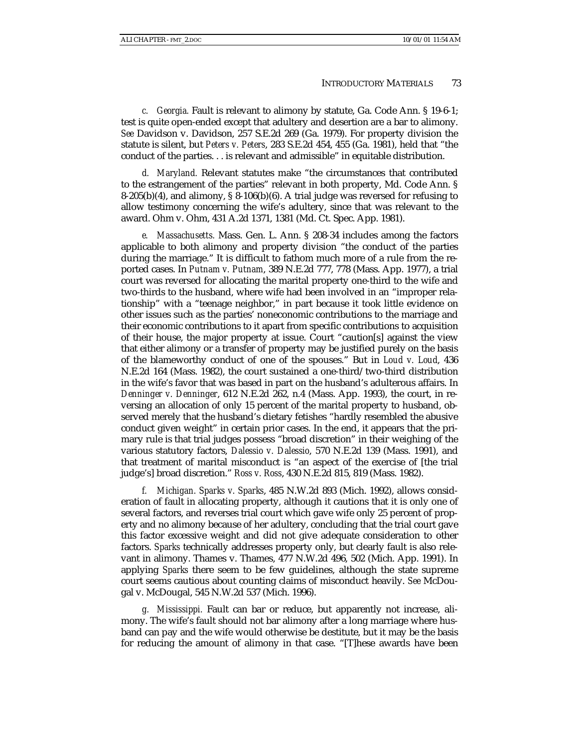*c. Georgia.* Fault is relevant to alimony by statute, Ga. Code Ann. § 19-6-1; test is quite open-ended except that adultery and desertion are a bar to alimony. *See* Davidson v. Davidson, 257 S.E.2d 269 (Ga. 1979). For property division the statute is silent, but *Peters v. Peters*, 283 S.E.2d 454, 455 (Ga. 1981), held that "the conduct of the parties. . . is relevant and admissible" in equitable distribution.

*d. Maryland.* Relevant statutes make "the circumstances that contributed to the estrangement of the parties" relevant in both property, Md. Code Ann. § 8-205(b)(4), and alimony, § 8-106(b)(6). A trial judge was reversed for refusing to allow testimony concerning the wife's adultery, since that was relevant to the award. Ohm v. Ohm, 431 A.2d 1371, 1381 (Md. Ct. Spec. App. 1981).

*e. Massachusetts.* Mass. Gen. L. Ann. § 208-34 includes among the factors applicable to both alimony and property division "the conduct of the parties during the marriage." It is difficult to fathom much more of a rule from the reported cases. In *Putnam v. Putnam*, 389 N.E.2d 777, 778 (Mass. App. 1977), a trial court was reversed for allocating the marital property one-third to the wife and two-thirds to the husband, where wife had been involved in an "improper relationship" with a "teenage neighbor," in part because it took little evidence on other issues such as the parties' noneconomic contributions to the marriage and their economic contributions to it apart from specific contributions to acquisition of their house, the major property at issue. Court "caution[s] against the view that either alimony or a transfer of property may be justified purely on the basis of the blameworthy conduct of one of the spouses." But in *Loud v. Loud*, 436 N.E.2d 164 (Mass. 1982), the court sustained a one-third/two-third distribution in the wife's favor that was based in part on the husband's adulterous affairs. In *Denninger v. Denninger*, 612 N.E.2d 262, n.4 (Mass. App. 1993), the court, in reversing an allocation of only 15 percent of the marital property to husband, observed merely that the husband's dietary fetishes "hardly resembled the abusive conduct given weight" in certain prior cases. In the end, it appears that the primary rule is that trial judges possess "broad discretion" in their weighing of the various statutory factors, *Dalessio v. Dalessio*, 570 N.E.2d 139 (Mass. 1991), and that treatment of marital misconduct is "an aspect of the exercise of [the trial judge's] broad discretion." *Ross v. Ross*, 430 N.E.2d 815, 819 (Mass. 1982).

*f. Michigan. Sparks v. Sparks*, 485 N.W.2d 893 (Mich. 1992), allows consideration of fault in allocating property, although it cautions that it is only one of several factors, and reverses trial court which gave wife only 25 percent of property and no alimony because of her adultery, concluding that the trial court gave this factor excessive weight and did not give adequate consideration to other factors. *Sparks* technically addresses property only, but clearly fault is also relevant in alimony. Thames v. Thames, 477 N.W.2d 496, 502 (Mich. App. 1991). In applying *Sparks* there seem to be few guidelines, although the state supreme court seems cautious about counting claims of misconduct heavily. *See* McDougal v. McDougal, 545 N.W.2d 537 (Mich. 1996).

*g. Mississippi.* Fault can bar or reduce, but apparently not increase, alimony. The wife's fault should not bar alimony after a long marriage where husband can pay and the wife would otherwise be destitute, but it may be the basis for reducing the amount of alimony in that case. "[T]hese awards have been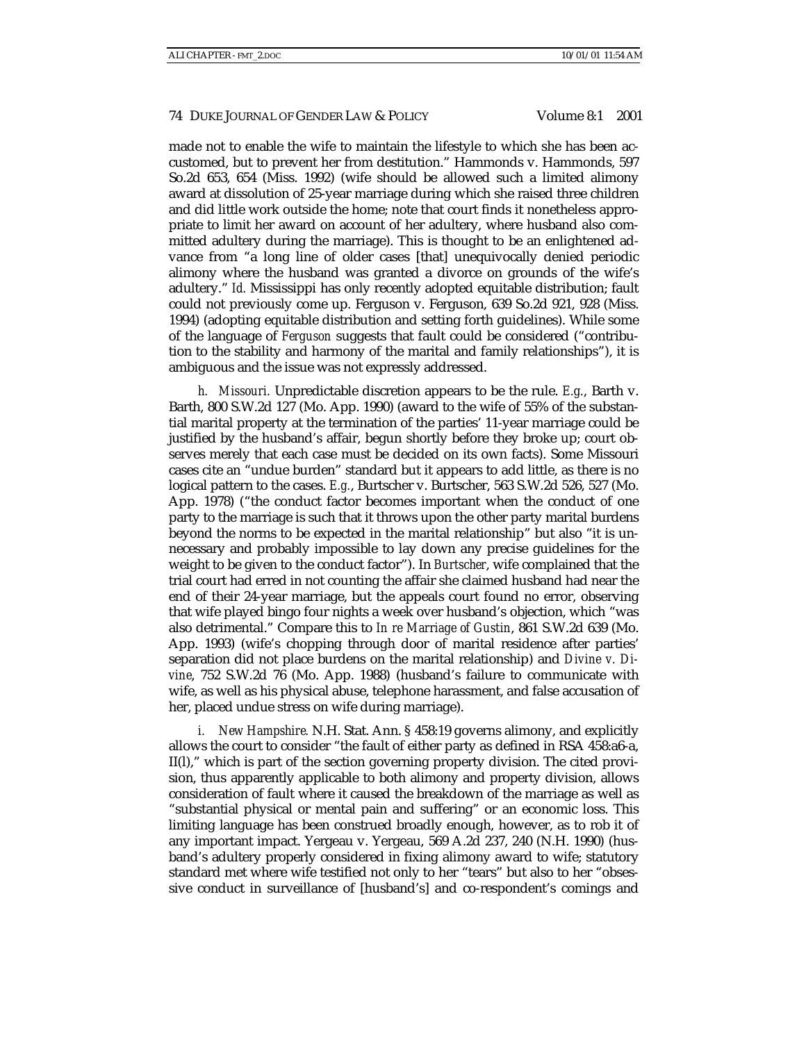made not to enable the wife to maintain the lifestyle to which she has been accustomed, but to prevent her from destitution." Hammonds v. Hammonds, 597 So.2d 653, 654 (Miss. 1992) (wife should be allowed such a limited alimony award at dissolution of 25-year marriage during which she raised three children and did little work outside the home; note that court finds it nonetheless appropriate to limit her award on account of her adultery, where husband also committed adultery during the marriage). This is thought to be an enlightened advance from "a long line of older cases [that] unequivocally denied periodic alimony where the husband was granted a divorce on grounds of the wife's adultery." *Id.* Mississippi has only recently adopted equitable distribution; fault could not previously come up. Ferguson v. Ferguson, 639 So.2d 921, 928 (Miss. 1994) (adopting equitable distribution and setting forth guidelines). While some of the language of *Ferguson* suggests that fault could be considered ("contribution to the stability and harmony of the marital and family relationships"), it is ambiguous and the issue was not expressly addressed.

*h. Missouri.* Unpredictable discretion appears to be the rule. *E.g.*, Barth v. Barth, 800 S.W.2d 127 (Mo. App. 1990) (award to the wife of 55% of the substantial marital property at the termination of the parties' 11-year marriage could be justified by the husband's affair, begun shortly before they broke up; court observes merely that each case must be decided on its own facts). Some Missouri cases cite an "undue burden" standard but it appears to add little, as there is no logical pattern to the cases. *E.g.*, Burtscher v. Burtscher, 563 S.W.2d 526, 527 (Mo. App. 1978) ("the conduct factor becomes important when the conduct of one party to the marriage is such that it throws upon the other party marital burdens beyond the norms to be expected in the marital relationship" but also "it is unnecessary and probably impossible to lay down any precise guidelines for the weight to be given to the conduct factor"). In *Burtscher*, wife complained that the trial court had erred in not counting the affair she claimed husband had near the end of their 24-year marriage, but the appeals court found no error, observing that wife played bingo four nights a week over husband's objection, which "was also detrimental." Compare this to *In re Marriage of Gustin*, 861 S.W.2d 639 (Mo. App. 1993) (wife's chopping through door of marital residence after parties' separation did not place burdens on the marital relationship) and *Divine v. Divine*, 752 S.W.2d 76 (Mo. App. 1988) (husband's failure to communicate with wife, as well as his physical abuse, telephone harassment, and false accusation of her, placed undue stress on wife during marriage).

*i. New Hampshire.* N.H. Stat. Ann. § 458:19 governs alimony, and explicitly allows the court to consider "the fault of either party as defined in RSA 458:a6-a, II(l)," which is part of the section governing property division. The cited provision, thus apparently applicable to both alimony and property division, allows consideration of fault where it caused the breakdown of the marriage as well as "substantial physical or mental pain and suffering" or an economic loss. This limiting language has been construed broadly enough, however, as to rob it of any important impact. Yergeau v. Yergeau, 569 A.2d 237, 240 (N.H. 1990) (husband's adultery properly considered in fixing alimony award to wife; statutory standard met where wife testified not only to her "tears" but also to her "obsessive conduct in surveillance of [husband's] and co-respondent's comings and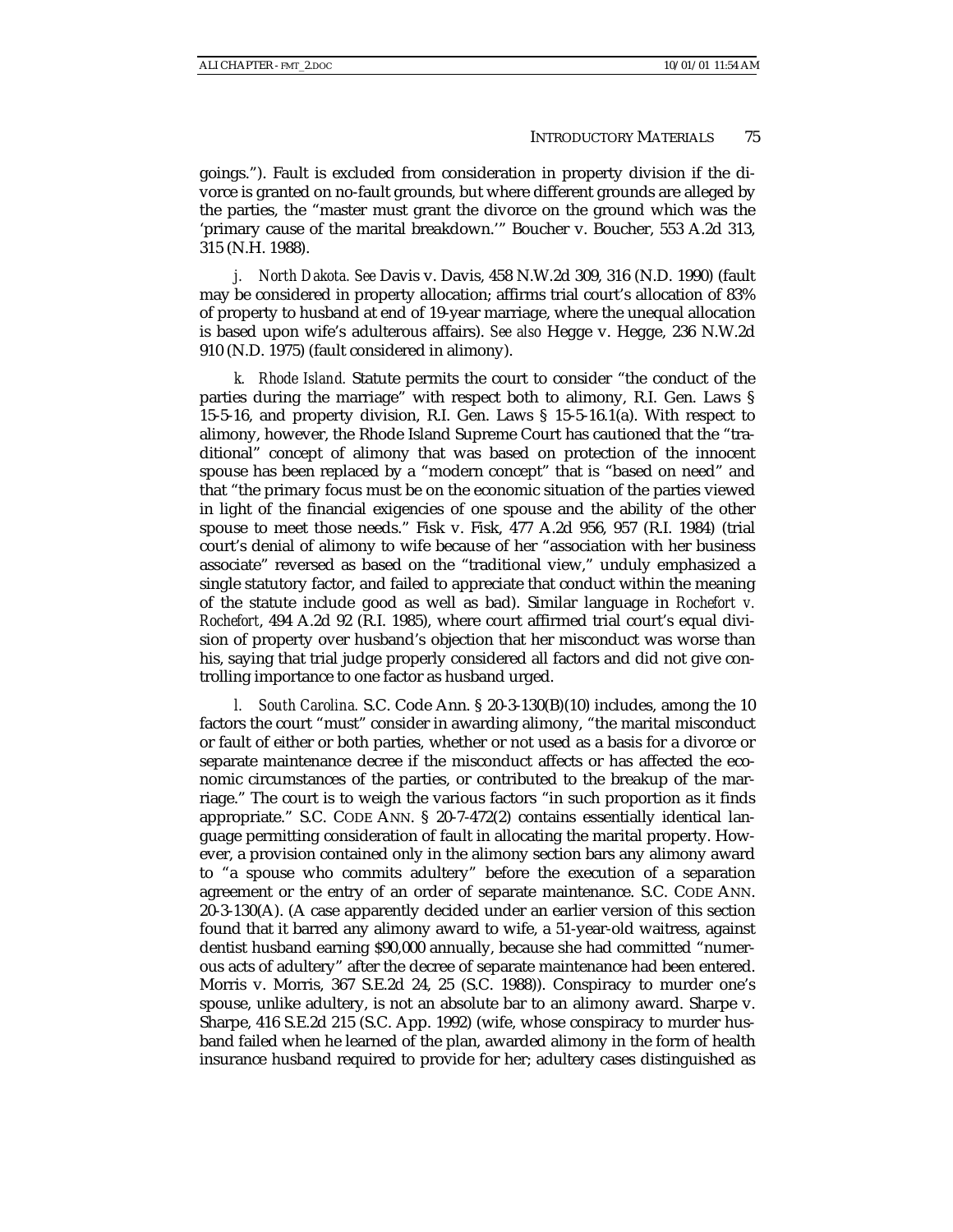goings."). Fault is excluded from consideration in property division if the divorce is granted on no-fault grounds, but where different grounds are alleged by the parties, the "master must grant the divorce on the ground which was the 'primary cause of the marital breakdown.'" Boucher v. Boucher, 553 A.2d 313, 315 (N.H. 1988).

*j. North Dakota. See* Davis v. Davis, 458 N.W.2d 309, 316 (N.D. 1990) (fault may be considered in property allocation; affirms trial court's allocation of 83% of property to husband at end of 19-year marriage, where the unequal allocation is based upon wife's adulterous affairs). *See also* Hegge v. Hegge, 236 N.W.2d 910 (N.D. 1975) (fault considered in alimony).

*k. Rhode Island.* Statute permits the court to consider "the conduct of the parties during the marriage" with respect both to alimony, R.I. Gen. Laws § 15-5-16, and property division, R.I. Gen. Laws § 15-5-16.1(a). With respect to alimony, however, the Rhode Island Supreme Court has cautioned that the "traditional" concept of alimony that was based on protection of the innocent spouse has been replaced by a "modern concept" that is "based on need" and that "the primary focus must be on the economic situation of the parties viewed in light of the financial exigencies of one spouse and the ability of the other spouse to meet those needs." Fisk v. Fisk, 477 A.2d 956, 957 (R.I. 1984) (trial court's denial of alimony to wife because of her "association with her business associate" reversed as based on the "traditional view," unduly emphasized a single statutory factor, and failed to appreciate that conduct within the meaning of the statute include good as well as bad). Similar language in *Rochefort v. Rochefort*, 494 A.2d 92 (R.I. 1985), where court affirmed trial court's equal division of property over husband's objection that her misconduct was worse than his, saying that trial judge properly considered all factors and did not give controlling importance to one factor as husband urged.

*l. South Carolina.* S.C. Code Ann. § 20-3-130(B)(10) includes, among the 10 factors the court "must" consider in awarding alimony, "the marital misconduct or fault of either or both parties, whether or not used as a basis for a divorce or separate maintenance decree if the misconduct affects or has affected the economic circumstances of the parties, or contributed to the breakup of the marriage." The court is to weigh the various factors "in such proportion as it finds appropriate." S.C. CODE ANN. § 20-7-472(2) contains essentially identical language permitting consideration of fault in allocating the marital property. However, a provision contained only in the alimony section bars any alimony award to "a spouse who commits adultery" before the execution of a separation agreement or the entry of an order of separate maintenance. S.C. CODE ANN. 20-3-130(A). (A case apparently decided under an earlier version of this section found that it barred any alimony award to wife, a 51-year-old waitress, against dentist husband earning $90,000 annually, because she had committed "numerous acts of adultery" after the decree of separate maintenance had been entered. Morris v. Morris, 367 S.E.2d 24, 25 (S.C. 1988)). Conspiracy to murder one's spouse, unlike adultery, is not an absolute bar to an alimony award. Sharpe v. Sharpe, 416 S.E.2d 215 (S.C. App. 1992) (wife, whose conspiracy to murder husband failed when he learned of the plan, awarded alimony in the form of health insurance husband required to provide for her; adultery cases distinguished as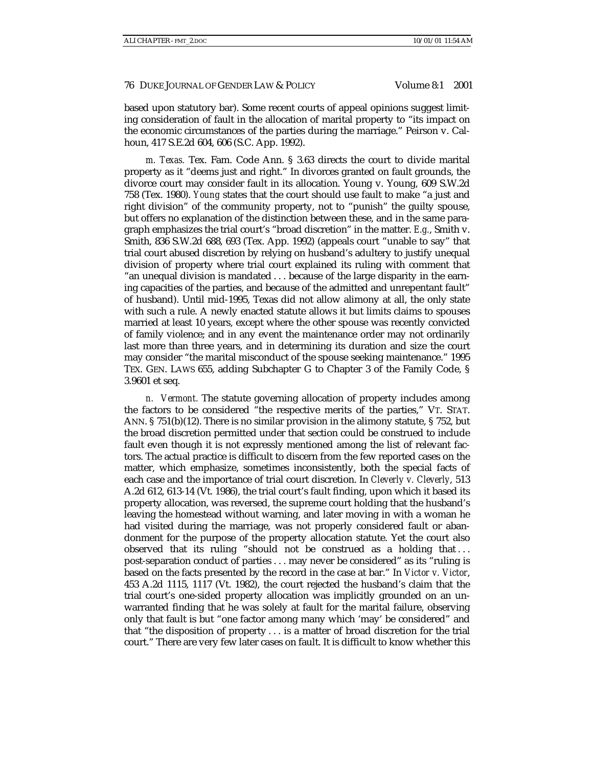based upon statutory bar). Some recent courts of appeal opinions suggest limiting consideration of fault in the allocation of marital property to "its impact on the economic circumstances of the parties during the marriage." Peirson v. Calhoun, 417 S.E.2d 604, 606 (S.C. App. 1992).

*m. Texas.* Tex. Fam. Code Ann. § 3.63 directs the court to divide marital property as it "deems just and right." In divorces granted on fault grounds, the divorce court may consider fault in its allocation. Young v. Young, 609 S.W.2d 758 (Tex. 1980). *Young* states that the court should use fault to make "a just and right division" of the community property, not to "punish" the guilty spouse, but offers no explanation of the distinction between these, and in the same paragraph emphasizes the trial court's "broad discretion" in the matter. *E.g.*, Smith v. Smith, 836 S.W.2d 688, 693 (Tex. App. 1992) (appeals court "unable to say" that trial court abused discretion by relying on husband's adultery to justify unequal division of property where trial court explained its ruling with comment that "an unequal division is mandated . . . because of the large disparity in the earning capacities of the parties, and because of the admitted and unrepentant fault" of husband). Until mid-1995, Texas did not allow alimony at all, the only state with such a rule. A newly enacted statute allows it but limits claims to spouses married at least 10 years, except where the other spouse was recently convicted of family violence; and in any event the maintenance order may not ordinarily last more than three years, and in determining its duration and size the court may consider "the marital misconduct of the spouse seeking maintenance." 1995 TEX. GEN. LAWS 655, adding Subchapter G to Chapter 3 of the Family Code, § 3.9601 et seq.

*n. Vermont.* The statute governing allocation of property includes among the factors to be considered "the respective merits of the parties," VT. STAT. ANN. § 751(b)(12). There is no similar provision in the alimony statute, § 752, but the broad discretion permitted under that section could be construed to include fault even though it is not expressly mentioned among the list of relevant factors. The actual practice is difficult to discern from the few reported cases on the matter, which emphasize, sometimes inconsistently, both the special facts of each case and the importance of trial court discretion. In *Cleverly v. Cleverly*, 513 A.2d 612, 613-14 (Vt. 1986), the trial court's fault finding, upon which it based its property allocation, was reversed, the supreme court holding that the husband's leaving the homestead without warning, and later moving in with a woman he had visited during the marriage, was not properly considered fault or abandonment for the purpose of the property allocation statute. Yet the court also observed that its ruling "should not be construed as a holding that . . . post-separation conduct of parties . . . may never be considered" as its "ruling is based on the facts presented by the record in the case at bar." In *Victor v. Victor*, 453 A.2d 1115, 1117 (Vt. 1982), the court rejected the husband's claim that the trial court's one-sided property allocation was implicitly grounded on an unwarranted finding that he was solely at fault for the marital failure, observing only that fault is but "one factor among many which 'may' be considered" and that "the disposition of property . . . is a matter of broad discretion for the trial court." There are very few later cases on fault. It is difficult to know whether this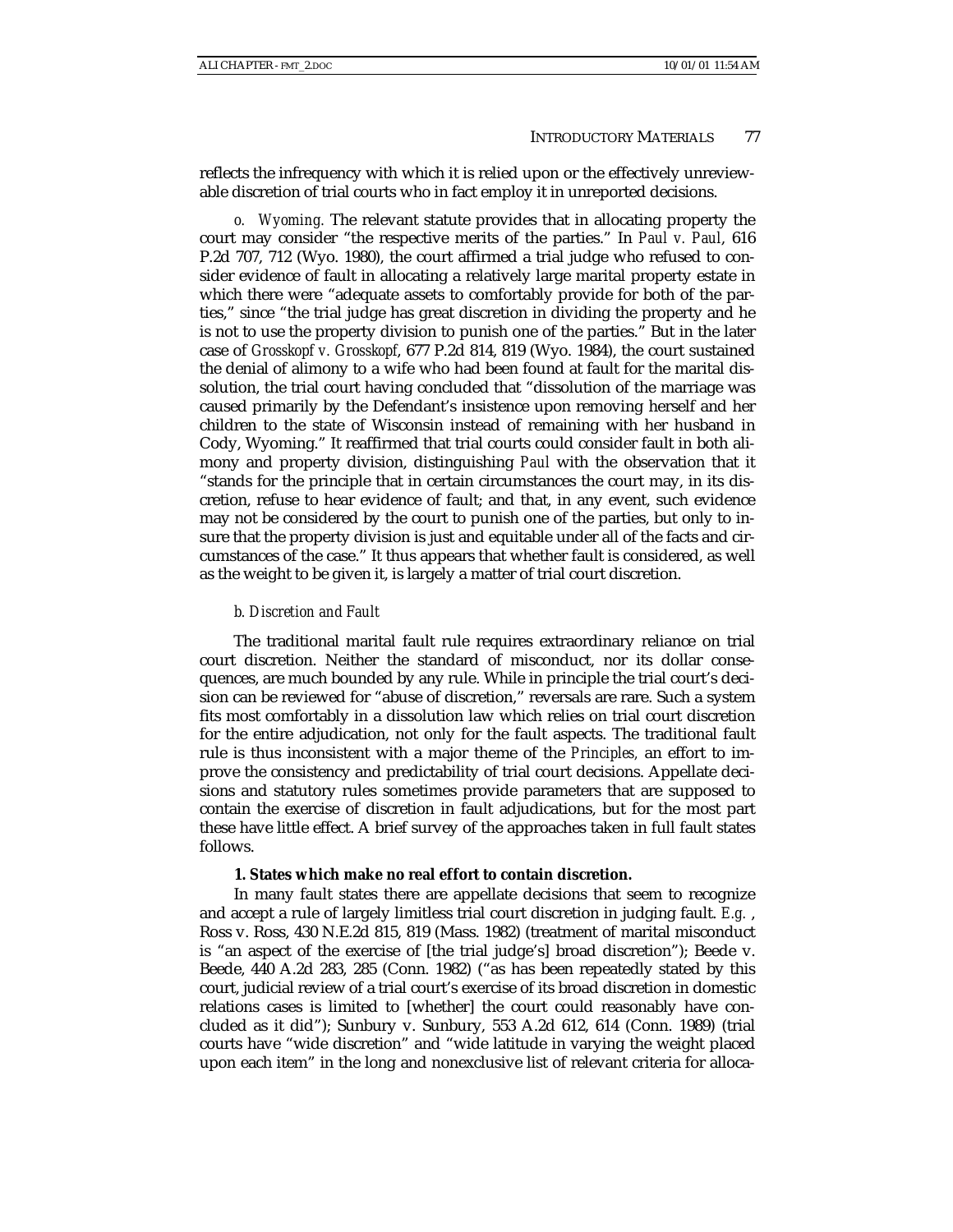reflects the infrequency with which it is relied upon or the effectively unreviewable discretion of trial courts who in fact employ it in unreported decisions.

*o. Wyoming.* The relevant statute provides that in allocating property the court may consider "the respective merits of the parties." In *Paul v. Paul*, 616 P.2d 707, 712 (Wyo. 1980), the court affirmed a trial judge who refused to consider evidence of fault in allocating a relatively large marital property estate in which there were "adequate assets to comfortably provide for both of the parties," since "the trial judge has great discretion in dividing the property and he is not to use the property division to punish one of the parties." But in the later case of *Grosskopf v. Grosskopf*, 677 P.2d 814, 819 (Wyo. 1984), the court sustained the denial of alimony to a wife who had been found at fault for the marital dissolution, the trial court having concluded that "dissolution of the marriage was caused primarily by the Defendant's insistence upon removing herself and her children to the state of Wisconsin instead of remaining with her husband in Cody, Wyoming." It reaffirmed that trial courts could consider fault in both alimony and property division, distinguishing *Paul* with the observation that it "stands for the principle that in certain circumstances the court may, in its discretion, refuse to hear evidence of fault; and that, in any event, such evidence may not be considered by the court to punish one of the parties, but only to insure that the property division is just and equitable under all of the facts and circumstances of the case." It thus appears that whether fault is considered, as well as the weight to be given it, is largely a matter of trial court discretion.

*b. Discretion and Fault*

The traditional marital fault rule requires extraordinary reliance on trial court discretion. Neither the standard of misconduct, nor its dollar consequences, are much bounded by any rule. While in principle the trial court's decision can be reviewed for "abuse of discretion," reversals are rare. Such a system fits most comfortably in a dissolution law which relies on trial court discretion for the entire adjudication, not only for the fault aspects. The traditional fault rule is thus inconsistent with a major theme of the *Principles,* an effort to improve the consistency and predictability of trial court decisions. Appellate decisions and statutory rules sometimes provide parameters that are supposed to contain the exercise of discretion in fault adjudications, but for the most part these have little effect. A brief survey of the approaches taken in full fault states follows.

**1. States which make no real effort to contain discretion.**

In many fault states there are appellate decisions that seem to recognize and accept a rule of largely limitless trial court discretion in judging fault. *E.g.*, Ross v. Ross, 430 N.E.2d 815, 819 (Mass. 1982) (treatment of marital misconduct is "an aspect of the exercise of [the trial judge's] broad discretion"); Beede v. Beede, 440 A.2d 283, 285 (Conn. 1982) ("as has been repeatedly stated by this court, judicial review of a trial court's exercise of its broad discretion in domestic relations cases is limited to [whether] the court could reasonably have concluded as it did"); Sunbury v. Sunbury, 553 A.2d 612, 614 (Conn. 1989) (trial courts have "wide discretion" and "wide latitude in varying the weight placed upon each item" in the long and nonexclusive list of relevant criteria for alloca-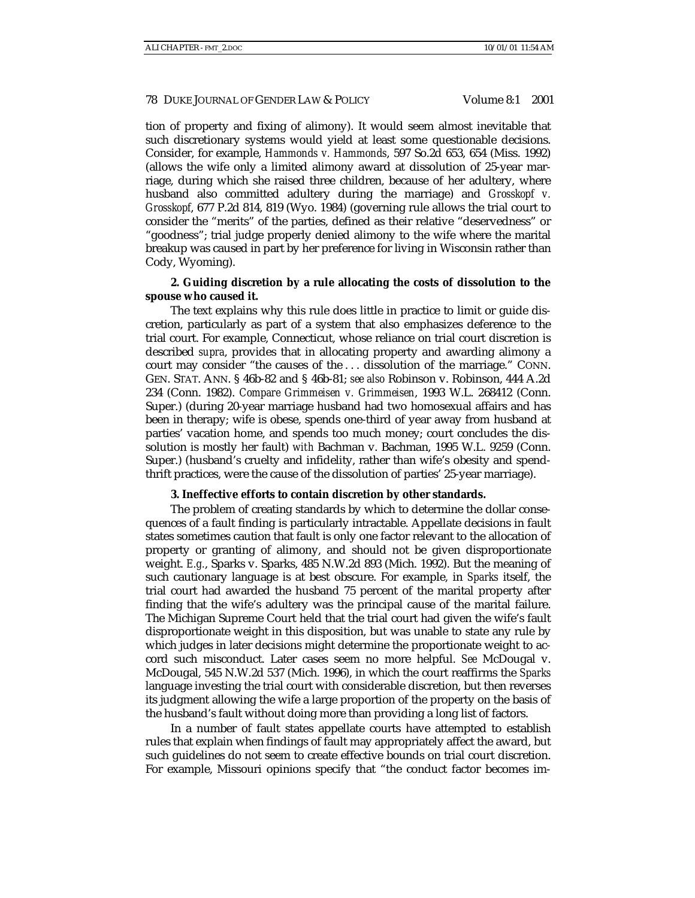tion of property and fixing of alimony). It would seem almost inevitable that such discretionary systems would yield at least some questionable decisions. Consider, for example, *Hammonds v. Hammonds*, 597 So.2d 653, 654 (Miss. 1992) (allows the wife only a limited alimony award at dissolution of 25-year marriage, during which she raised three children, because of her adultery, where husband also committed adultery during the marriage) and *Grosskopf v. Grosskopf*, 677 P.2d 814, 819 (Wyo. 1984) (governing rule allows the trial court to consider the "merits" of the parties, defined as their relative "deservedness" or "goodness"; trial judge properly denied alimony to the wife where the marital breakup was caused in part by her preference for living in Wisconsin rather than Cody, Wyoming).

**2. Guiding discretion by a rule allocating the costs of dissolution to the spouse who caused it.**

The text explains why this rule does little in practice to limit or guide discretion, particularly as part of a system that also emphasizes deference to the trial court. For example, Connecticut, whose reliance on trial court discretion is described *supra*, provides that in allocating property and awarding alimony a court may consider "the causes of the . . . dissolution of the marriage." CONN. GEN. STAT. ANN. § 46b-82 and § 46b-81; *see also* Robinson v. Robinson, 444 A.2d 234 (Conn. 1982). *Compare Grimmeisen v. Grimmeisen*, 1993 W.L. 268412 (Conn. Super.) (during 20-year marriage husband had two homosexual affairs and has been in therapy; wife is obese, spends one-third of year away from husband at parties' vacation home, and spends too much money; court concludes the dissolution is mostly her fault) *with* Bachman v. Bachman, 1995 W.L. 9259 (Conn. Super.) (husband's cruelty and infidelity, rather than wife's obesity and spendthrift practices, were the cause of the dissolution of parties' 25-year marriage).

**3. Ineffective efforts to contain discretion by other standards.**

The problem of creating standards by which to determine the dollar consequences of a fault finding is particularly intractable. Appellate decisions in fault states sometimes caution that fault is only one factor relevant to the allocation of property or granting of alimony, and should not be given disproportionate weight. *E.g.*, Sparks v. Sparks, 485 N.W.2d 893 (Mich. 1992). But the meaning of such cautionary language is at best obscure. For example, in *Sparks* itself, the trial court had awarded the husband 75 percent of the marital property after finding that the wife's adultery was the principal cause of the marital failure. The Michigan Supreme Court held that the trial court had given the wife's fault disproportionate weight in this disposition, but was unable to state any rule by which judges in later decisions might determine the proportionate weight to accord such misconduct. Later cases seem no more helpful. *See* McDougal v. McDougal, 545 N.W.2d 537 (Mich. 1996), in which the court reaffirms the *Sparks* language investing the trial court with considerable discretion, but then reverses its judgment allowing the wife a large proportion of the property on the basis of the husband's fault without doing more than providing a long list of factors.

In a number of fault states appellate courts have attempted to establish rules that explain when findings of fault may appropriately affect the award, but such guidelines do not seem to create effective bounds on trial court discretion. For example, Missouri opinions specify that "the conduct factor becomes im-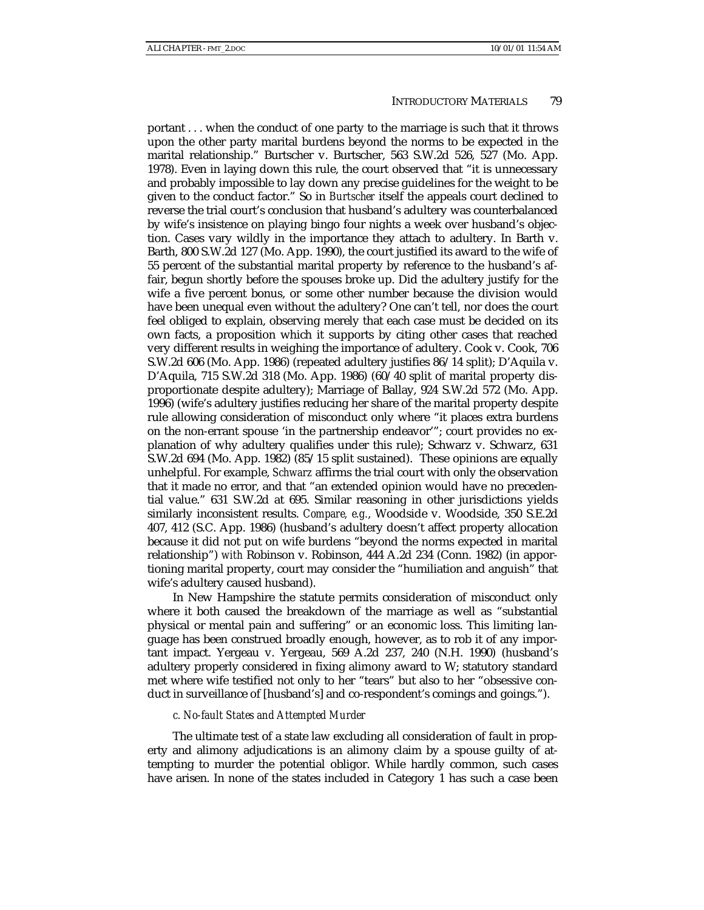portant . . . when the conduct of one party to the marriage is such that it throws upon the other party marital burdens beyond the norms to be expected in the marital relationship." Burtscher v. Burtscher, 563 S.W.2d 526, 527 (Mo. App. 1978). Even in laying down this rule, the court observed that "it is unnecessary and probably impossible to lay down any precise guidelines for the weight to be given to the conduct factor." So in *Burtscher* itself the appeals court declined to reverse the trial court's conclusion that husband's adultery was counterbalanced by wife's insistence on playing bingo four nights a week over husband's objection. Cases vary wildly in the importance they attach to adultery. In Barth v. Barth, 800 S.W.2d 127 (Mo. App. 1990), the court justified its award to the wife of 55 percent of the substantial marital property by reference to the husband's affair, begun shortly before the spouses broke up. Did the adultery justify for the wife a five percent bonus, or some other number because the division would have been unequal even without the adultery? One can't tell, nor does the court feel obliged to explain, observing merely that each case must be decided on its own facts, a proposition which it supports by citing other cases that reached very different results in weighing the importance of adultery. Cook v. Cook, 706 S.W.2d 606 (Mo. App. 1986) (repeated adultery justifies 86/14 split); D'Aquila v. D'Aquila, 715 S.W.2d 318 (Mo. App. 1986) (60/40 split of marital property disproportionate despite adultery); Marriage of Ballay, 924 S.W.2d 572 (Mo. App. 1996) (wife's adultery justifies reducing her share of the marital property despite rule allowing consideration of misconduct only where "it places extra burdens on the non-errant spouse 'in the partnership endeavor'"; court provides no explanation of why adultery qualifies under this rule); Schwarz v. Schwarz, 631 S.W.2d 694 (Mo. App. 1982) (85/15 split sustained). These opinions are equally unhelpful. For example, *Schwarz* affirms the trial court with only the observation that it made no error, and that "an extended opinion would have no precedential value." 631 S.W.2d at 695. Similar reasoning in other jurisdictions yields similarly inconsistent results. *Compare, e.g.*, Woodside v. Woodside, 350 S.E.2d 407, 412 (S.C. App. 1986) (husband's adultery doesn't affect property allocation because it did not put on wife burdens "beyond the norms expected in marital relationship") *with* Robinson v. Robinson, 444 A.2d 234 (Conn. 1982) (in apportioning marital property, court may consider the "humiliation and anguish" that wife's adultery caused husband).

In New Hampshire the statute permits consideration of misconduct only where it both caused the breakdown of the marriage as well as "substantial physical or mental pain and suffering" or an economic loss. This limiting language has been construed broadly enough, however, as to rob it of any important impact. Yergeau v. Yergeau, 569 A.2d 237, 240 (N.H. 1990) (husband's adultery properly considered in fixing alimony award to W; statutory standard met where wife testified not only to her "tears" but also to her "obsessive conduct in surveillance of [husband's] and co-respondent's comings and goings.").

*c. No-fault States and Attempted Murder*

The ultimate test of a state law excluding all consideration of fault in property and alimony adjudications is an alimony claim by a spouse guilty of attempting to murder the potential obligor. While hardly common, such cases have arisen. In none of the states included in Category 1 has such a case been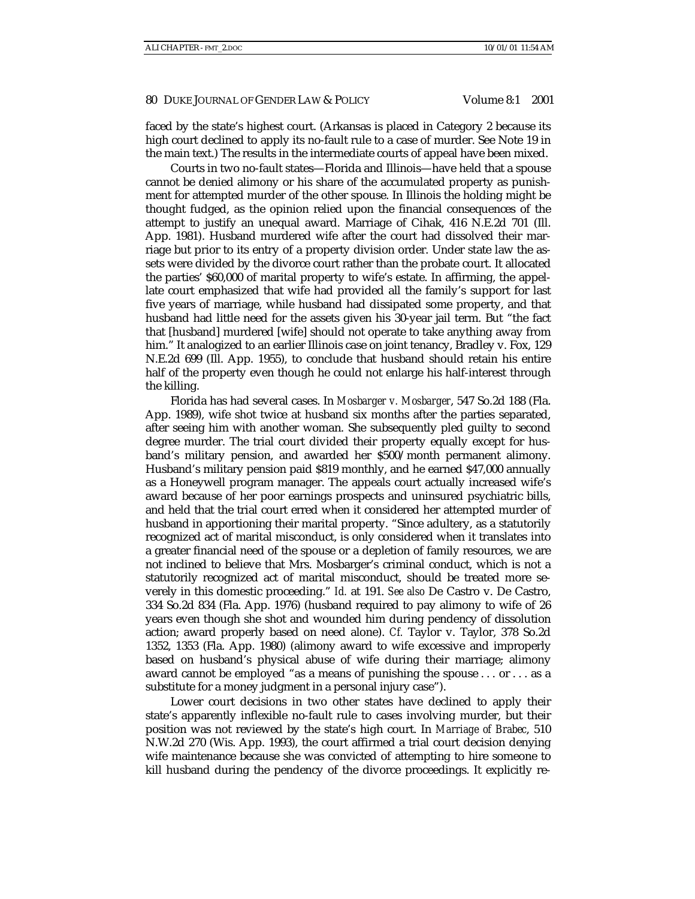faced by the state's highest court. (Arkansas is placed in Category 2 because its high court declined to apply its no-fault rule to a case of murder. See Note 19 in the main text.) The results in the intermediate courts of appeal have been mixed.

Courts in two no-fault states—Florida and Illinois—have held that a spouse cannot be denied alimony or his share of the accumulated property as punishment for attempted murder of the other spouse. In Illinois the holding might be thought fudged, as the opinion relied upon the financial consequences of the attempt to justify an unequal award. Marriage of Cihak, 416 N.E.2d 701 (Ill. App. 1981). Husband murdered wife after the court had dissolved their marriage but prior to its entry of a property division order. Under state law the assets were divided by the divorce court rather than the probate court. It allocated the parties' $60,000 of marital property to wife's estate. In affirming, the appellate court emphasized that wife had provided all the family's support for last five years of marriage, while husband had dissipated some property, and that husband had little need for the assets given his 30-year jail term. But "the fact that [husband] murdered [wife] should not operate to take anything away from him." It analogized to an earlier Illinois case on joint tenancy, Bradley v. Fox, 129 N.E.2d 699 (Ill. App. 1955), to conclude that husband should retain his entire half of the property even though he could not enlarge his half-interest through the killing.

Florida has had several cases. In *Mosbarger v. Mosbarger*, 547 So.2d 188 (Fla. App. 1989), wife shot twice at husband six months after the parties separated, after seeing him with another woman. She subsequently pled guilty to second degree murder. The trial court divided their property equally except for husband's military pension, and awarded her $500/month permanent alimony. Husband's military pension paid $819 monthly, and he earned $47,000 annually as a Honeywell program manager. The appeals court actually increased wife's award because of her poor earnings prospects and uninsured psychiatric bills, and held that the trial court erred when it considered her attempted murder of husband in apportioning their marital property. "Since adultery, as a statutorily recognized act of marital misconduct, is only considered when it translates into a greater financial need of the spouse or a depletion of family resources, we are not inclined to believe that Mrs. Mosbarger's criminal conduct, which is not a statutorily recognized act of marital misconduct, should be treated more severely in this domestic proceeding." *Id.* at 191. *See also* De Castro v. De Castro, 334 So.2d 834 (Fla. App. 1976) (husband required to pay alimony to wife of 26 years even though she shot and wounded him during pendency of dissolution action; award properly based on need alone). *Cf.* Taylor v. Taylor, 378 So.2d 1352, 1353 (Fla. App. 1980) (alimony award to wife excessive and improperly based on husband's physical abuse of wife during their marriage; alimony award cannot be employed "as a means of punishing the spouse . . . or . . . as a substitute for a money judgment in a personal injury case").

Lower court decisions in two other states have declined to apply their state's apparently inflexible no-fault rule to cases involving murder, but their position was not reviewed by the state's high court. In *Marriage of Brabec*, 510 N.W.2d 270 (Wis. App. 1993), the court affirmed a trial court decision denying wife maintenance because she was convicted of attempting to hire someone to kill husband during the pendency of the divorce proceedings. It explicitly re-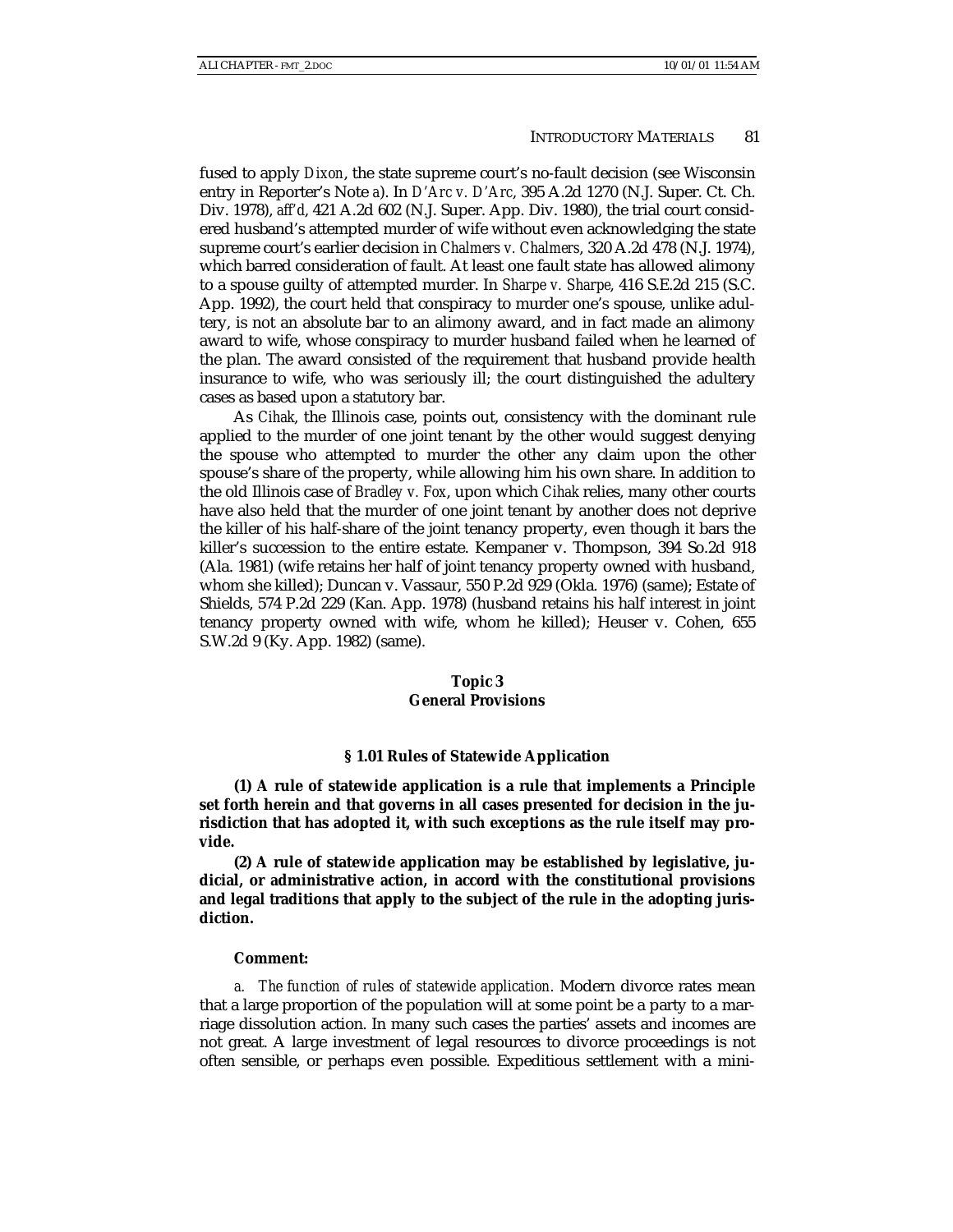fused to apply *Dixon*, the state supreme court's no-fault decision (see Wisconsin entry in Reporter's Note *a*). In *D'Arc v. D'Arc*, 395 A.2d 1270 (N.J. Super. Ct. Ch. Div. 1978), *aff'd*, 421 A.2d 602 (N.J. Super. App. Div. 1980), the trial court considered husband's attempted murder of wife without even acknowledging the state supreme court's earlier decision in *Chalmers v. Chalmers*, 320 A.2d 478 (N.J. 1974), which barred consideration of fault. At least one fault state has allowed alimony to a spouse guilty of attempted murder. In *Sharpe v. Sharpe*, 416 S.E.2d 215 (S.C. App. 1992), the court held that conspiracy to murder one's spouse, unlike adultery, is not an absolute bar to an alimony award, and in fact made an alimony award to wife, whose conspiracy to murder husband failed when he learned of the plan. The award consisted of the requirement that husband provide health insurance to wife, who was seriously ill; the court distinguished the adultery cases as based upon a statutory bar.

As *Cihak*, the Illinois case, points out, consistency with the dominant rule applied to the murder of one joint tenant by the other would suggest denying the spouse who attempted to murder the other any claim upon the other spouse's share of the property, while allowing him his own share. In addition to the old Illinois case of *Bradley v. Fox*, upon which *Cihak* relies, many other courts have also held that the murder of one joint tenant by another does not deprive the killer of his half-share of the joint tenancy property, even though it bars the killer's succession to the entire estate. Kempaner v. Thompson, 394 So.2d 918 (Ala. 1981) (wife retains her half of joint tenancy property owned with husband, whom she killed); Duncan v. Vassaur, 550 P.2d 929 (Okla. 1976) (same); Estate of Shields, 574 P.2d 229 (Kan. App. 1978) (husband retains his half interest in joint tenancy property owned with wife, whom he killed); Heuser v. Cohen, 655 S.W.2d 9 (Ky. App. 1982) (same).

## Topic 3
## General Provisions

### § 1.01 Rules of Statewide Application

**(1) A rule of statewide application is a rule that implements a Principle set forth herein and that governs in all cases presented for decision in the jurisdiction that has adopted it, with such exceptions as the rule itself may provide.**

**(2) A rule of statewide application may be established by legislative, judicial, or administrative action, in accord with the constitutional provisions and legal traditions that apply to the subject of the rule in the adopting jurisdiction.**

**Comment:**

*a. The function of rules of statewide application.* Modern divorce rates mean that a large proportion of the population will at some point be a party to a marriage dissolution action. In many such cases the parties' assets and incomes are not great. A large investment of legal resources to divorce proceedings is not often sensible, or perhaps even possible. Expeditious settlement with a mini-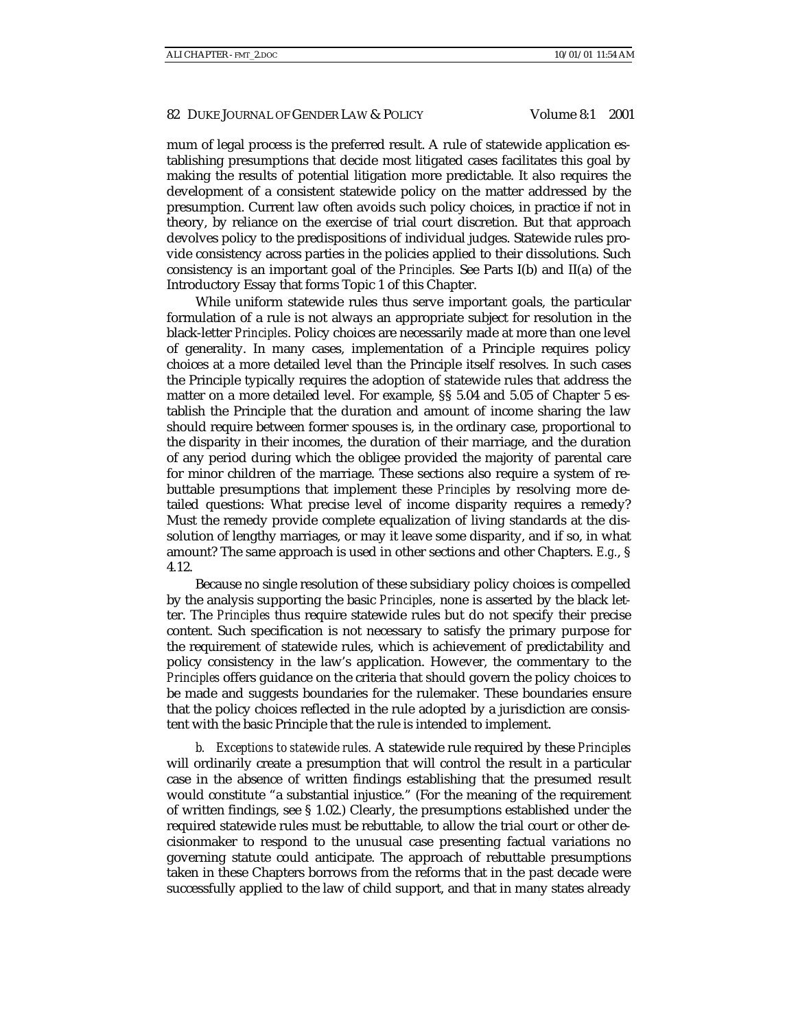mum of legal process is the preferred result. A rule of statewide application establishing presumptions that decide most litigated cases facilitates this goal by making the results of potential litigation more predictable. It also requires the development of a consistent statewide policy on the matter addressed by the presumption. Current law often avoids such policy choices, in practice if not in theory, by reliance on the exercise of trial court discretion. But that approach devolves policy to the predispositions of individual judges. Statewide rules provide consistency across parties in the policies applied to their dissolutions. Such consistency is an important goal of the *Principles.* See Parts I(b) and II(a) of the Introductory Essay that forms Topic 1 of this Chapter.

While uniform statewide rules thus serve important goals, the particular formulation of a rule is not always an appropriate subject for resolution in the black-letter *Principles*. Policy choices are necessarily made at more than one level of generality. In many cases, implementation of a Principle requires policy choices at a more detailed level than the Principle itself resolves. In such cases the Principle typically requires the adoption of statewide rules that address the matter on a more detailed level. For example, §§ 5.04 and 5.05 of Chapter 5 establish the Principle that the duration and amount of income sharing the law should require between former spouses is, in the ordinary case, proportional to the disparity in their incomes, the duration of their marriage, and the duration of any period during which the obligee provided the majority of parental care for minor children of the marriage. These sections also require a system of rebuttable presumptions that implement these *Principles* by resolving more detailed questions: What precise level of income disparity requires a remedy? Must the remedy provide complete equalization of living standards at the dissolution of lengthy marriages, or may it leave some disparity, and if so, in what amount? The same approach is used in other sections and other Chapters. *E.g.*, § 4.12.

Because no single resolution of these subsidiary policy choices is compelled by the analysis supporting the basic *Principles*, none is asserted by the black letter. The *Principles* thus require statewide rules but do not specify their precise content. Such specification is not necessary to satisfy the primary purpose for the requirement of statewide rules, which is achievement of predictability and policy consistency in the law's application. However, the commentary to the *Principles* offers guidance on the criteria that should govern the policy choices to be made and suggests boundaries for the rulemaker. These boundaries ensure that the policy choices reflected in the rule adopted by a jurisdiction are consistent with the basic Principle that the rule is intended to implement.

*b. Exceptions to statewide rules.* A statewide rule required by these *Principles* will ordinarily create a presumption that will control the result in a particular case in the absence of written findings establishing that the presumed result would constitute "a substantial injustice." (For the meaning of the requirement of written findings, see § 1.02.) Clearly, the presumptions established under the required statewide rules must be rebuttable, to allow the trial court or other decisionmaker to respond to the unusual case presenting factual variations no governing statute could anticipate. The approach of rebuttable presumptions taken in these Chapters borrows from the reforms that in the past decade were successfully applied to the law of child support, and that in many states already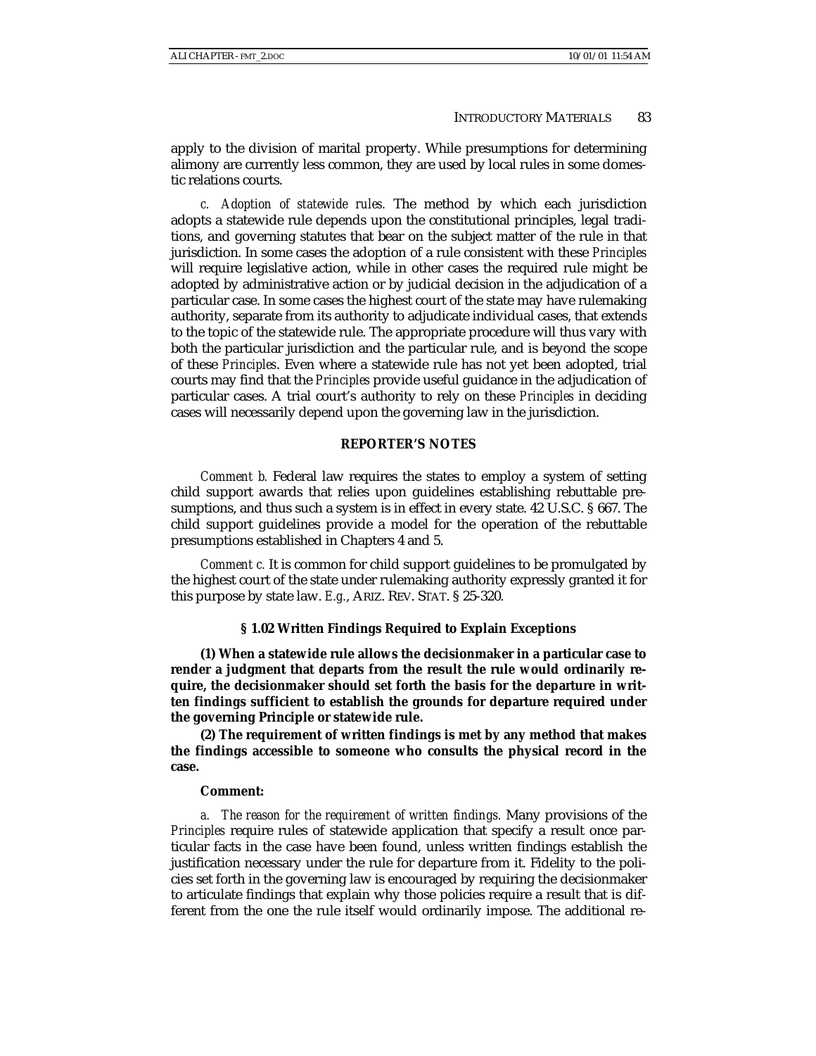apply to the division of marital property. While presumptions for determining alimony are currently less common, they are used by local rules in some domestic relations courts.

*c. Adoption of statewide rules.* The method by which each jurisdiction adopts a statewide rule depends upon the constitutional principles, legal traditions, and governing statutes that bear on the subject matter of the rule in that jurisdiction. In some cases the adoption of a rule consistent with these *Principles* will require legislative action, while in other cases the required rule might be adopted by administrative action or by judicial decision in the adjudication of a particular case. In some cases the highest court of the state may have rulemaking authority, separate from its authority to adjudicate individual cases, that extends to the topic of the statewide rule. The appropriate procedure will thus vary with both the particular jurisdiction and the particular rule, and is beyond the scope of these *Principles*. Even where a statewide rule has not yet been adopted, trial courts may find that the *Principles* provide useful guidance in the adjudication of particular cases. A trial court's authority to rely on these *Principles* in deciding cases will necessarily depend upon the governing law in the jurisdiction.

**REPORTER'S NOTES**

*Comment b.* Federal law requires the states to employ a system of setting child support awards that relies upon guidelines establishing rebuttable presumptions, and thus such a system is in effect in every state. 42 U.S.C. § 667. The child support guidelines provide a model for the operation of the rebuttable presumptions established in Chapters 4 and 5.

*Comment c.* It is common for child support guidelines to be promulgated by the highest court of the state under rulemaking authority expressly granted it for this purpose by state law. *E.g.*, ARIZ. REV. STAT. § 25-320.

**§ 1.02 Written Findings Required to Explain Exceptions**

**(1) When a statewide rule allows the decisionmaker in a particular case to render a judgment that departs from the result the rule would ordinarily require, the decisionmaker should set forth the basis for the departure in written findings sufficient to establish the grounds for departure required under the governing Principle or statewide rule.**

**(2) The requirement of written findings is met by any method that makes the findings accessible to someone who consults the physical record in the case.**

**Comment:**

*a. The reason for the requirement of written findings.* Many provisions of the *Principles* require rules of statewide application that specify a result once particular facts in the case have been found, unless written findings establish the justification necessary under the rule for departure from it. Fidelity to the policies set forth in the governing law is encouraged by requiring the decisionmaker to articulate findings that explain why those policies require a result that is different from the one the rule itself would ordinarily impose. The additional re-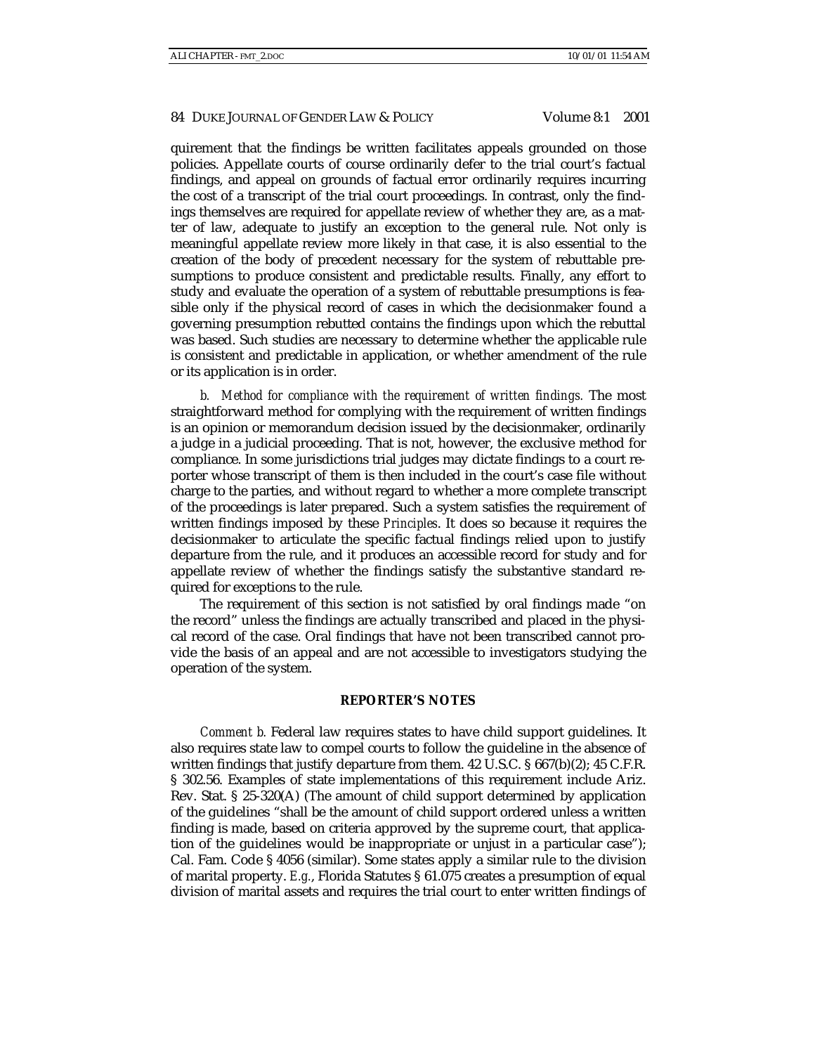quirement that the findings be written facilitates appeals grounded on those policies. Appellate courts of course ordinarily defer to the trial court's factual findings, and appeal on grounds of factual error ordinarily requires incurring the cost of a transcript of the trial court proceedings. In contrast, only the findings themselves are required for appellate review of whether they are, as a matter of law, adequate to justify an exception to the general rule. Not only is meaningful appellate review more likely in that case, it is also essential to the creation of the body of precedent necessary for the system of rebuttable presumptions to produce consistent and predictable results. Finally, any effort to study and evaluate the operation of a system of rebuttable presumptions is feasible only if the physical record of cases in which the decisionmaker found a governing presumption rebutted contains the findings upon which the rebuttal was based. Such studies are necessary to determine whether the applicable rule is consistent and predictable in application, or whether amendment of the rule or its application is in order.

*b. Method for compliance with the requirement of written findings.* The most straightforward method for complying with the requirement of written findings is an opinion or memorandum decision issued by the decisionmaker, ordinarily a judge in a judicial proceeding. That is not, however, the exclusive method for compliance. In some jurisdictions trial judges may dictate findings to a court reporter whose transcript of them is then included in the court's case file without charge to the parties, and without regard to whether a more complete transcript of the proceedings is later prepared. Such a system satisfies the requirement of written findings imposed by these *Principles*. It does so because it requires the decisionmaker to articulate the specific factual findings relied upon to justify departure from the rule, and it produces an accessible record for study and for appellate review of whether the findings satisfy the substantive standard required for exceptions to the rule.

The requirement of this section is not satisfied by oral findings made "on the record" unless the findings are actually transcribed and placed in the physical record of the case. Oral findings that have not been transcribed cannot provide the basis of an appeal and are not accessible to investigators studying the operation of the system.

**REPORTER'S NOTES**

*Comment b.* Federal law requires states to have child support guidelines. It also requires state law to compel courts to follow the guideline in the absence of written findings that justify departure from them. 42 U.S.C. § 667(b)(2); 45 C.F.R. § 302.56. Examples of state implementations of this requirement include Ariz. Rev. Stat. § 25-320(A) (The amount of child support determined by application of the guidelines "shall be the amount of child support ordered unless a written finding is made, based on criteria approved by the supreme court, that application of the guidelines would be inappropriate or unjust in a particular case"); Cal. Fam. Code § 4056 (similar). Some states apply a similar rule to the division of marital property. *E.g.*, Florida Statutes § 61.075 creates a presumption of equal division of marital assets and requires the trial court to enter written findings of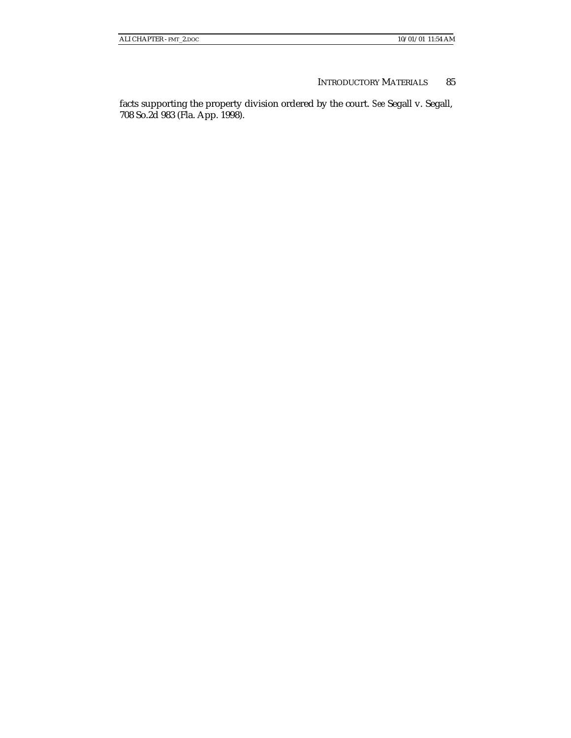facts supporting the property division ordered by the court. *See* Segall v. Segall, 708 So.2d 983 (Fla. App. 1998).